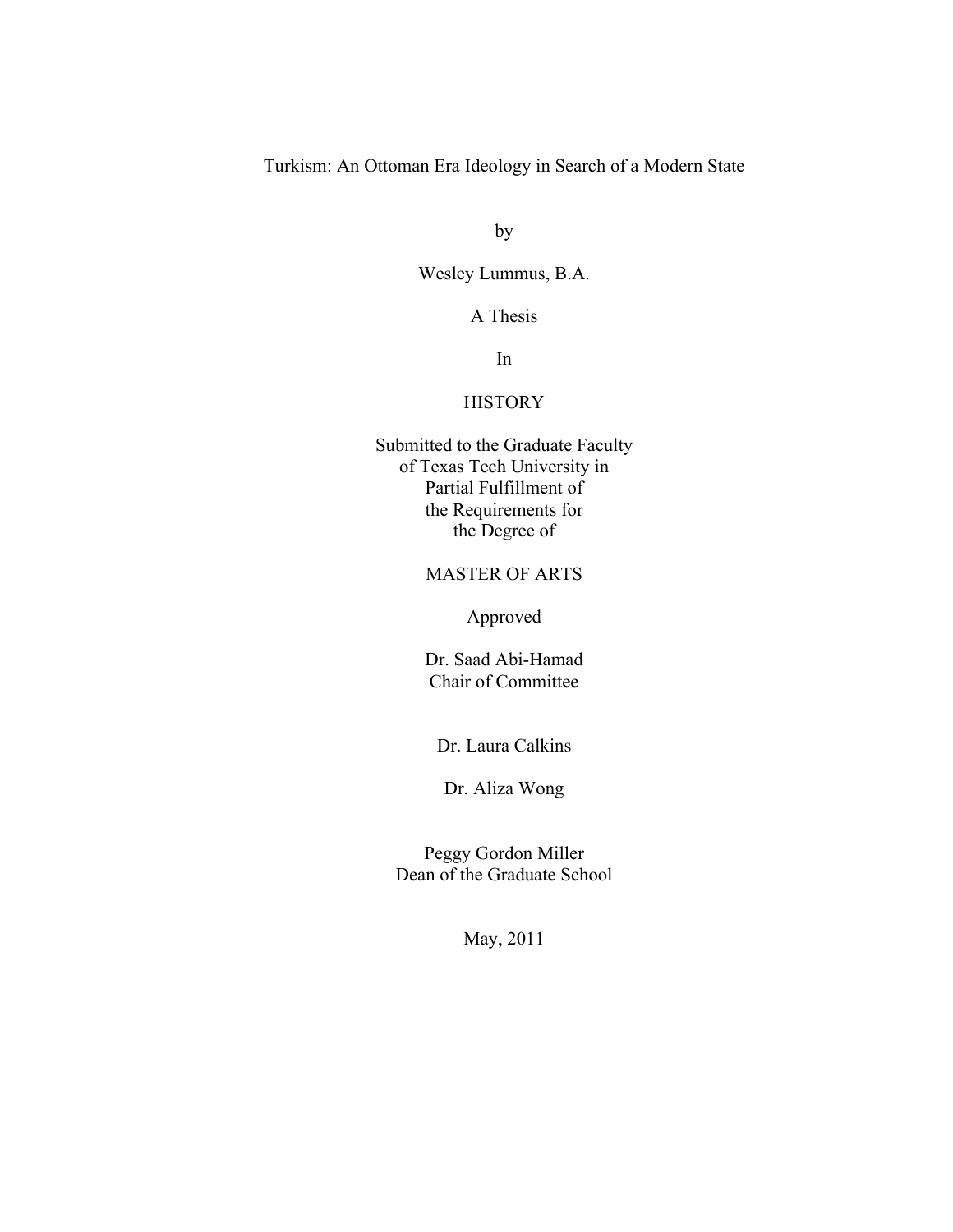# Turkism: An Ottoman Era Ideology in Search of a Modern State

by

Wesley Lummus, B.A.

A Thesis

In

HISTORY

Submitted to the Graduate Faculty
of Texas Tech University in
Partial Fulfillment of
the Requirements for
the Degree of

MASTER OF ARTS

Approved

Dr. Saad Abi-Hamad
Chair of Committee

Dr. Laura Calkins

Dr. Aliza Wong

Peggy Gordon Miller
Dean of the Graduate School

May, 2011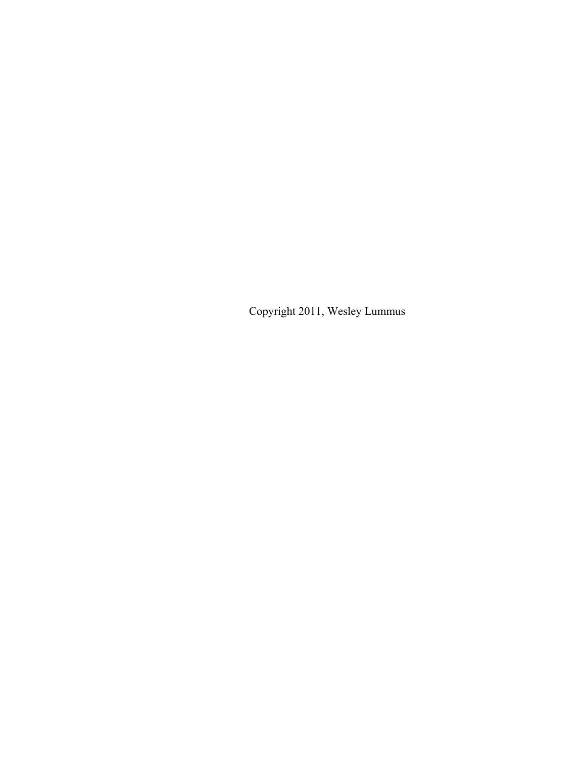Copyright 2011, Wesley Lummus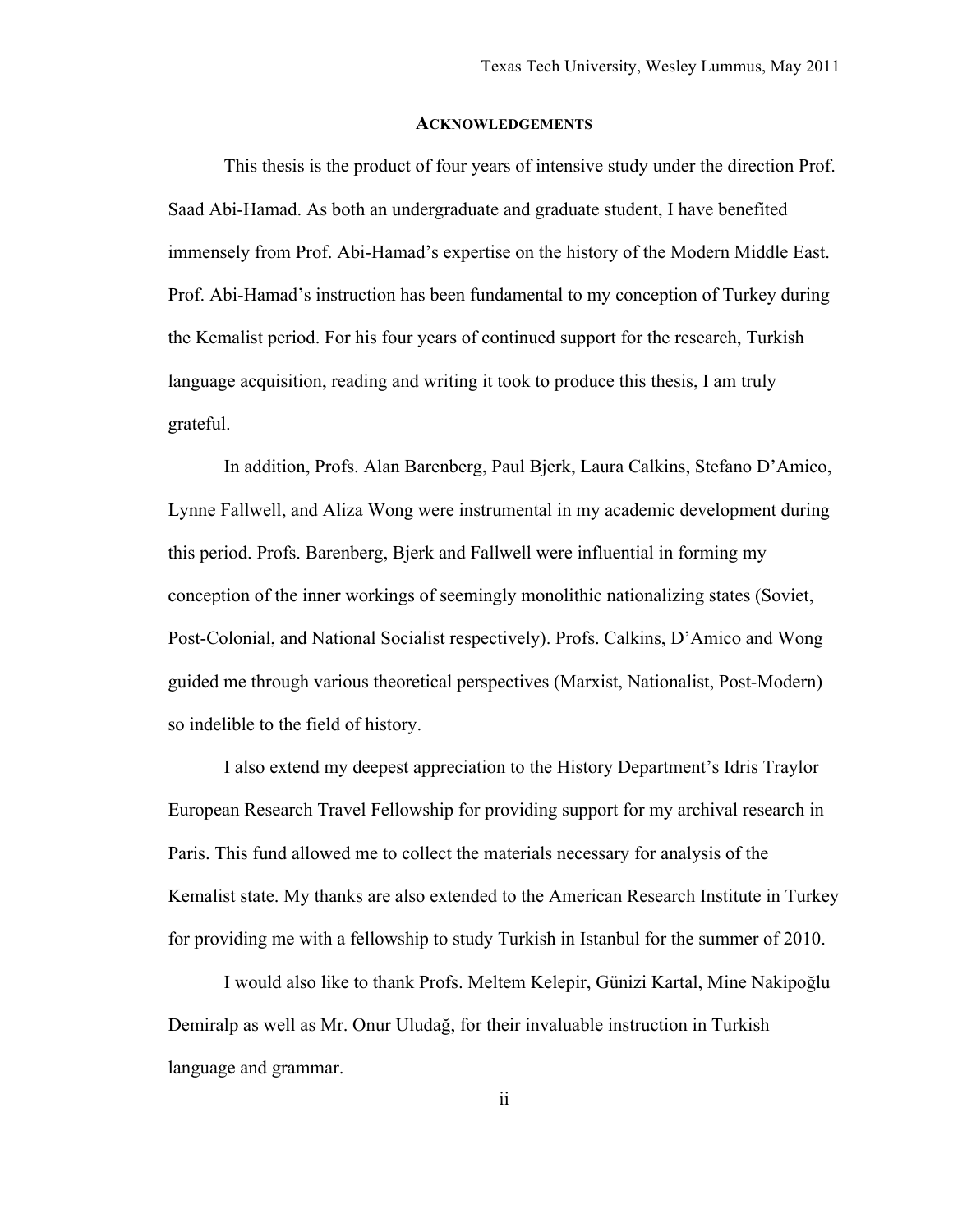## ACKNOWLEDGEMENTS

This thesis is the product of four years of intensive study under the direction Prof. Saad Abi-Hamad. As both an undergraduate and graduate student, I have benefited immensely from Prof. Abi-Hamad's expertise on the history of the Modern Middle East. Prof. Abi-Hamad's instruction has been fundamental to my conception of Turkey during the Kemalist period. For his four years of continued support for the research, Turkish language acquisition, reading and writing it took to produce this thesis, I am truly grateful.

In addition, Profs. Alan Barenberg, Paul Bjerk, Laura Calkins, Stefano D'Amico, Lynne Fallwell, and Aliza Wong were instrumental in my academic development during this period. Profs. Barenberg, Bjerk and Fallwell were influential in forming my conception of the inner workings of seemingly monolithic nationalizing states (Soviet, Post-Colonial, and National Socialist respectively). Profs. Calkins, D'Amico and Wong guided me through various theoretical perspectives (Marxist, Nationalist, Post-Modern) so indelible to the field of history.

I also extend my deepest appreciation to the History Department's Idris Traylor European Research Travel Fellowship for providing support for my archival research in Paris. This fund allowed me to collect the materials necessary for analysis of the Kemalist state. My thanks are also extended to the American Research Institute in Turkey for providing me with a fellowship to study Turkish in Istanbul for the summer of 2010.

I would also like to thank Profs. Meltem Kelepir, Günizi Kartal, Mine Nakipoğlu Demiralp as well as Mr. Onur Uludağ, for their invaluable instruction in Turkish language and grammar.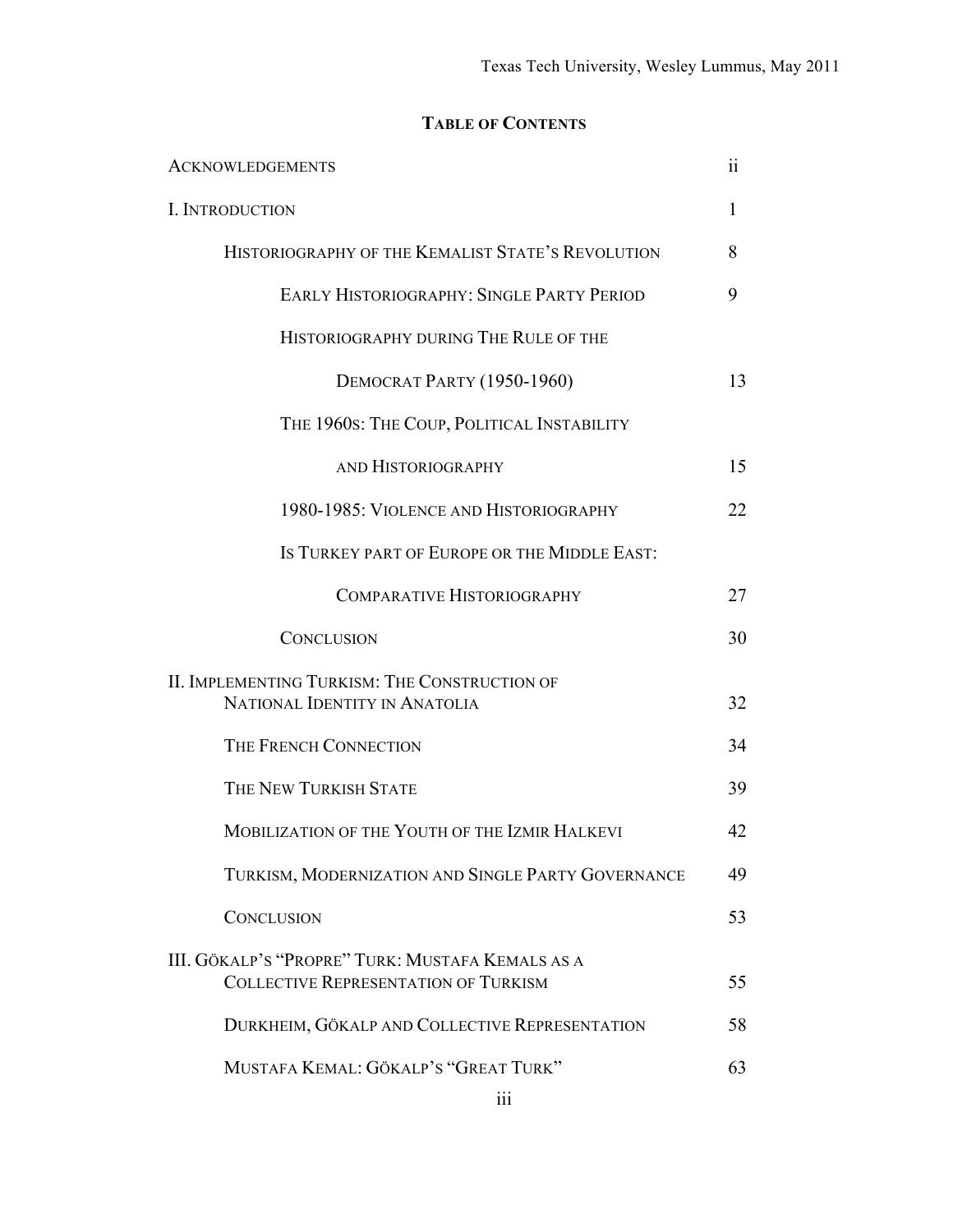## TABLE OF CONTENTS

ACKNOWLEDGEMENTS ii

I. INTRODUCTION 1

- HISTORIOGRAPHY OF THE KEMALIST STATE'S REVOLUTION 8
  - EARLY HISTORIOGRAPHY: SINGLE PARTY PERIOD 9
  - HISTORIOGRAPHY DURING THE RULE OF THE DEMOCRAT PARTY (1950-1960) 13
  - THE 1960S: THE COUP, POLITICAL INSTABILITY AND HISTORIOGRAPHY 15
  - 1980-1985: VIOLENCE AND HISTORIOGRAPHY 22
  - IS TURKEY PART OF EUROPE OR THE MIDDLE EAST: COMPARATIVE HISTORIOGRAPHY 27
  - CONCLUSION 30

II. IMPLEMENTING TURKISM: THE CONSTRUCTION OF NATIONAL IDENTITY IN ANATOLIA 32

- THE FRENCH CONNECTION 34
- THE NEW TURKISH STATE 39
- MOBILIZATION OF THE YOUTH OF THE IZMIR HALKEVI 42
- TURKISM, MODERNIZATION AND SINGLE PARTY GOVERNANCE 49
- CONCLUSION 53

III. GÖKALP'S "PROPRE" TURK: MUSTAFA KEMALS AS A COLLECTIVE REPRESENTATION OF TURKISM 55

- DURKHEIM, GÖKALP AND COLLECTIVE REPRESENTATION 58
- MUSTAFA KEMAL: GÖKALP'S "GREAT TURK" 63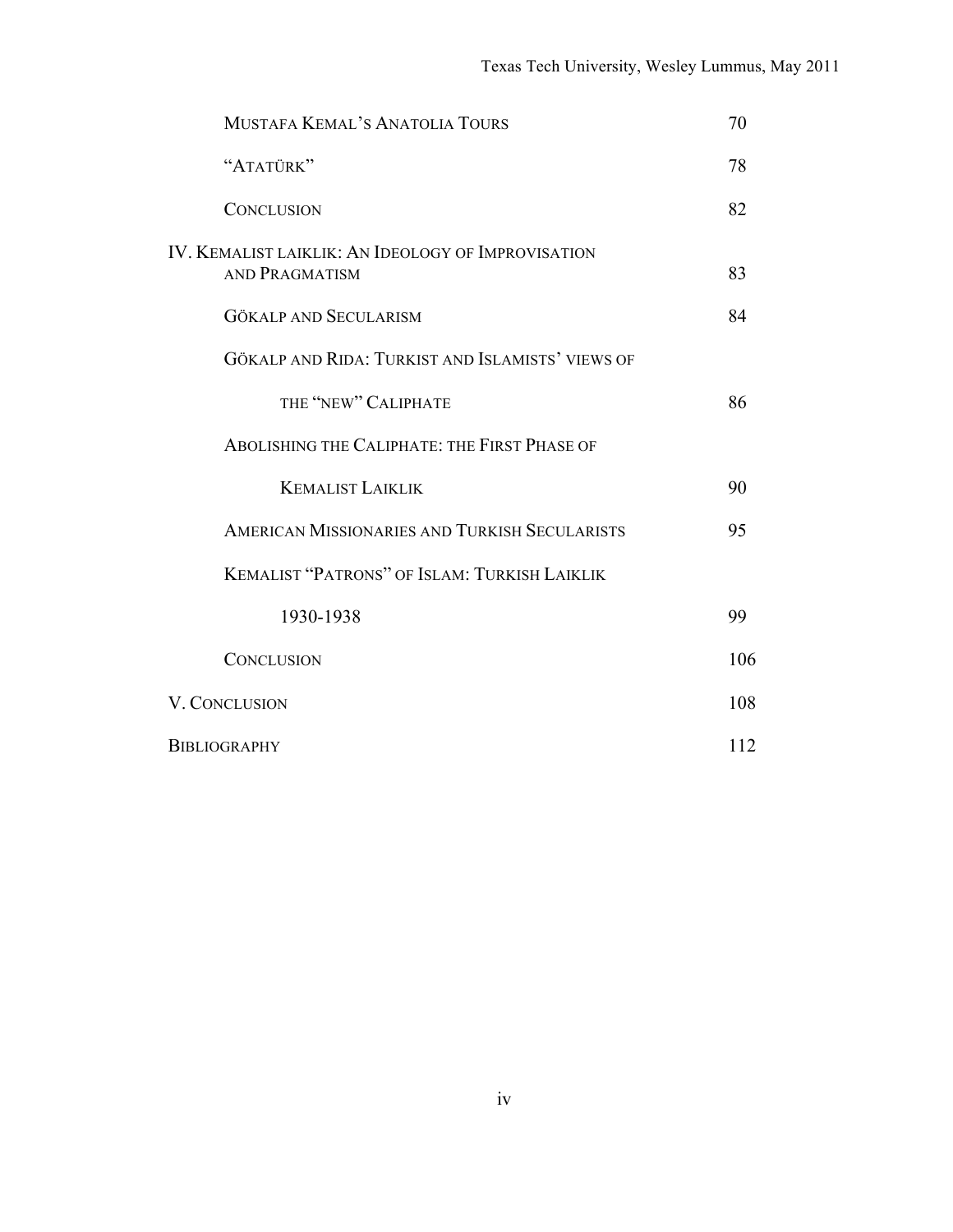| | |
|---|---|
| Mustafa Kemal's Anatolia Tours | 70 |
| "Atatürk" | 78 |
| Conclusion | 82 |
| IV. Kemalist laiklik: An Ideology of Improvisation and Pragmatism | 83 |
| Gökalp and Secularism | 84 |
| Gökalp and Rida: Turkist and Islamists' views of the "new" Caliphate | 86 |
| Abolishing the Caliphate: the First Phase of Kemalist Laiklik | 90 |
| American Missionaries and Turkish Secularists | 95 |
| Kemalist "Patrons" of Islam: Turkish Laiklik 1930-1938 | 99 |
| Conclusion | 106 |
| V. Conclusion | 108 |
| Bibliography | 112 |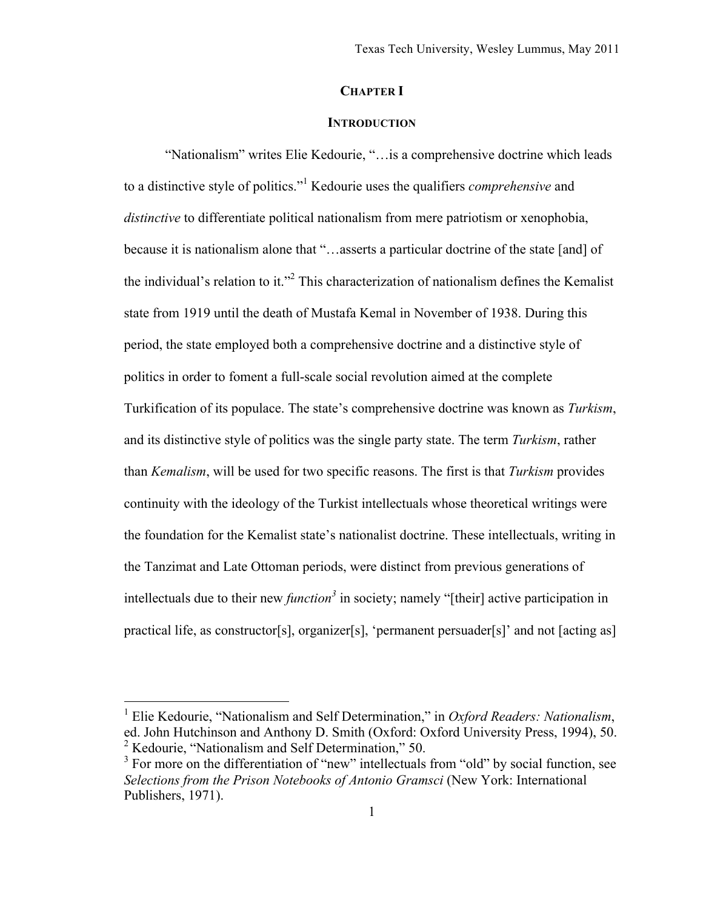# CHAPTER I

## INTRODUCTION

"Nationalism" writes Elie Kedourie, "…is a comprehensive doctrine which leads to a distinctive style of politics."[1] Kedourie uses the qualifiers *comprehensive* and *distinctive* to differentiate political nationalism from mere patriotism or xenophobia, because it is nationalism alone that "…asserts a particular doctrine of the state [and] of the individual's relation to it."[2] This characterization of nationalism defines the Kemalist state from 1919 until the death of Mustafa Kemal in November of 1938. During this period, the state employed both a comprehensive doctrine and a distinctive style of politics in order to foment a full-scale social revolution aimed at the complete Turkification of its populace. The state's comprehensive doctrine was known as *Turkism*, and its distinctive style of politics was the single party state. The term *Turkism*, rather than *Kemalism*, will be used for two specific reasons. The first is that *Turkism* provides continuity with the ideology of the Turkist intellectuals whose theoretical writings were the foundation for the Kemalist state's nationalist doctrine. These intellectuals, writing in the Tanzimat and Late Ottoman periods, were distinct from previous generations of intellectuals due to their new *function*[3] in society; namely "[their] active participation in practical life, as constructor[s], organizer[s], 'permanent persuader[s]' and not [acting as]

---

[1] Elie Kedourie, "Nationalism and Self Determination," in *Oxford Readers: Nationalism*, ed. John Hutchinson and Anthony D. Smith (Oxford: Oxford University Press, 1994), 50.

[2] Kedourie, "Nationalism and Self Determination," 50.

[3] For more on the differentiation of "new" intellectuals from "old" by social function, see *Selections from the Prison Notebooks of Antonio Gramsci* (New York: International Publishers, 1971).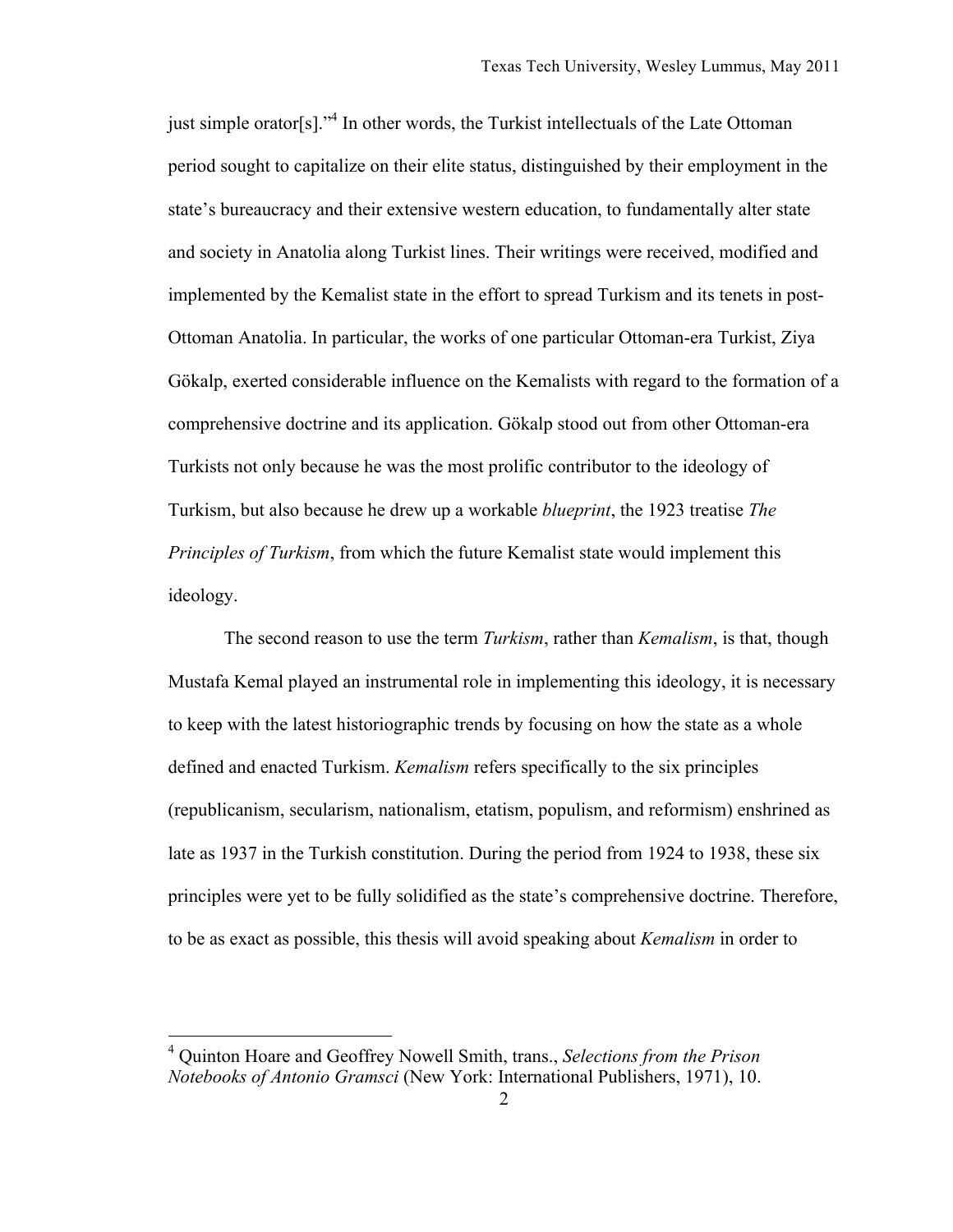just simple orator[s]."[4] In other words, the Turkist intellectuals of the Late Ottoman period sought to capitalize on their elite status, distinguished by their employment in the state's bureaucracy and their extensive western education, to fundamentally alter state and society in Anatolia along Turkist lines. Their writings were received, modified and implemented by the Kemalist state in the effort to spread Turkism and its tenets in post-Ottoman Anatolia. In particular, the works of one particular Ottoman-era Turkist, Ziya Gökalp, exerted considerable influence on the Kemalists with regard to the formation of a comprehensive doctrine and its application. Gökalp stood out from other Ottoman-era Turkists not only because he was the most prolific contributor to the ideology of Turkism, but also because he drew up a workable *blueprint*, the 1923 treatise *The Principles of Turkism*, from which the future Kemalist state would implement this ideology.

The second reason to use the term *Turkism*, rather than *Kemalism*, is that, though Mustafa Kemal played an instrumental role in implementing this ideology, it is necessary to keep with the latest historiographic trends by focusing on how the state as a whole defined and enacted Turkism. *Kemalism* refers specifically to the six principles (republicanism, secularism, nationalism, etatism, populism, and reformism) enshrined as late as 1937 in the Turkish constitution. During the period from 1924 to 1938, these six principles were yet to be fully solidified as the state's comprehensive doctrine. Therefore, to be as exact as possible, this thesis will avoid speaking about *Kemalism* in order to

[4] Quinton Hoare and Geoffrey Nowell Smith, trans., *Selections from the Prison Notebooks of Antonio Gramsci* (New York: International Publishers, 1971), 10.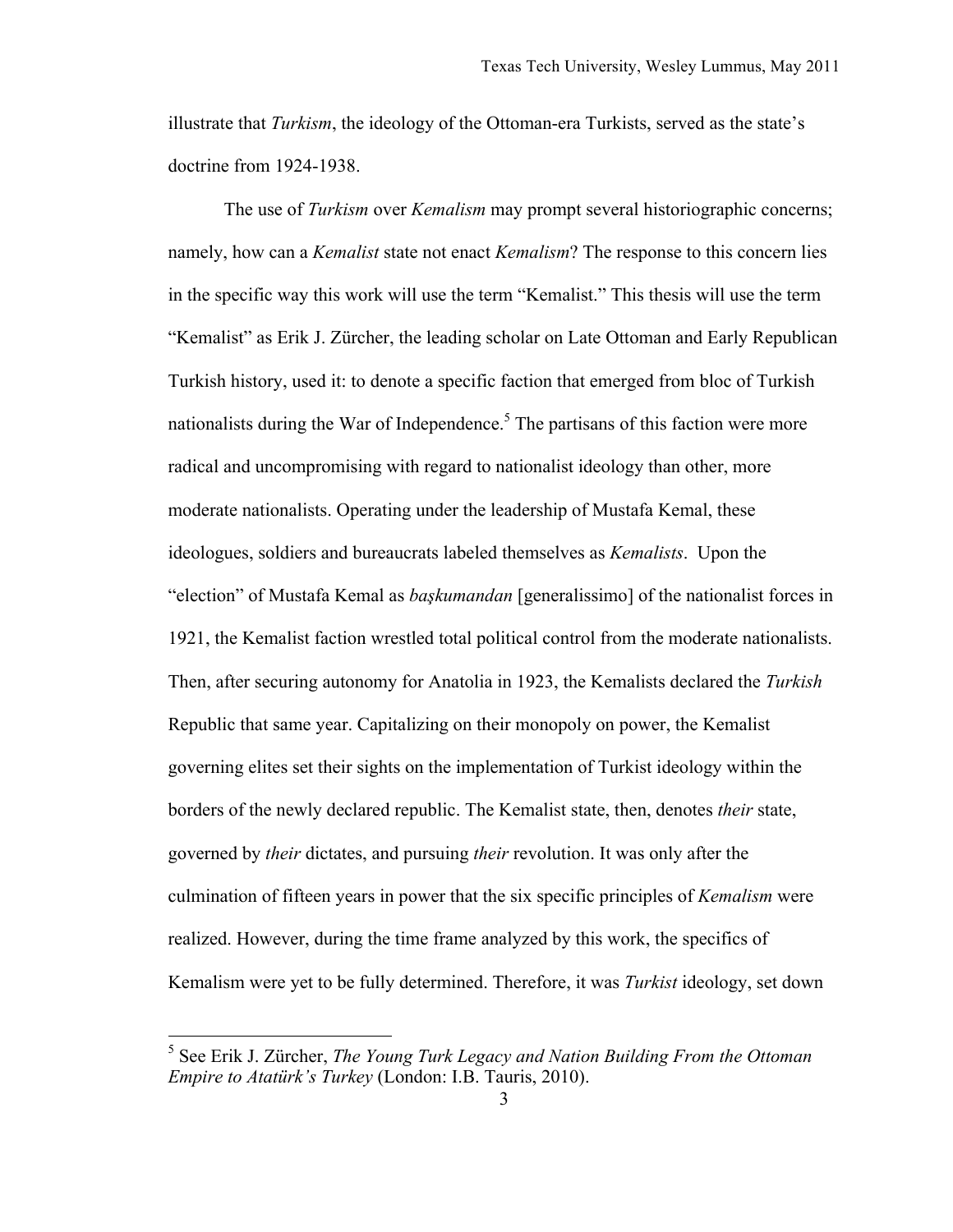illustrate that *Turkism*, the ideology of the Ottoman-era Turkists, served as the state's doctrine from 1924-1938.

The use of *Turkism* over *Kemalism* may prompt several historiographic concerns; namely, how can a *Kemalist* state not enact *Kemalism*? The response to this concern lies in the specific way this work will use the term "Kemalist." This thesis will use the term "Kemalist" as Erik J. Zürcher, the leading scholar on Late Ottoman and Early Republican Turkish history, used it: to denote a specific faction that emerged from bloc of Turkish nationalists during the War of Independence.[5] The partisans of this faction were more radical and uncompromising with regard to nationalist ideology than other, more moderate nationalists. Operating under the leadership of Mustafa Kemal, these ideologues, soldiers and bureaucrats labeled themselves as *Kemalists*. Upon the "election" of Mustafa Kemal as *başkumandan* [generalissimo] of the nationalist forces in 1921, the Kemalist faction wrestled total political control from the moderate nationalists. Then, after securing autonomy for Anatolia in 1923, the Kemalists declared the *Turkish* Republic that same year. Capitalizing on their monopoly on power, the Kemalist governing elites set their sights on the implementation of Turkist ideology within the borders of the newly declared republic. The Kemalist state, then, denotes *their* state, governed by *their* dictates, and pursuing *their* revolution. It was only after the culmination of fifteen years in power that the six specific principles of *Kemalism* were realized. However, during the time frame analyzed by this work, the specifics of Kemalism were yet to be fully determined. Therefore, it was *Turkist* ideology, set down

[5] See Erik J. Zürcher, *The Young Turk Legacy and Nation Building From the Ottoman Empire to Atatürk's Turkey* (London: I.B. Tauris, 2010).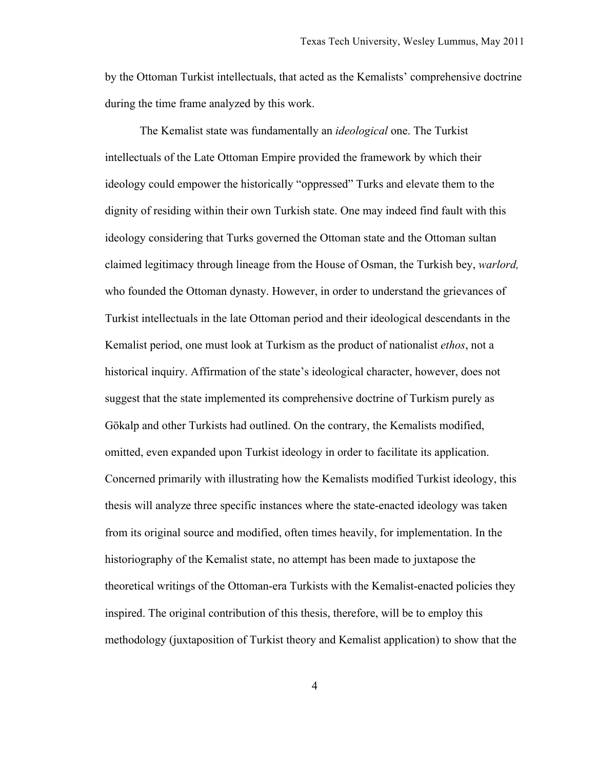by the Ottoman Turkist intellectuals, that acted as the Kemalists' comprehensive doctrine during the time frame analyzed by this work.

The Kemalist state was fundamentally an *ideological* one. The Turkist intellectuals of the Late Ottoman Empire provided the framework by which their ideology could empower the historically "oppressed" Turks and elevate them to the dignity of residing within their own Turkish state. One may indeed find fault with this ideology considering that Turks governed the Ottoman state and the Ottoman sultan claimed legitimacy through lineage from the House of Osman, the Turkish bey, *warlord,* who founded the Ottoman dynasty. However, in order to understand the grievances of Turkist intellectuals in the late Ottoman period and their ideological descendants in the Kemalist period, one must look at Turkism as the product of nationalist *ethos*, not a historical inquiry. Affirmation of the state's ideological character, however, does not suggest that the state implemented its comprehensive doctrine of Turkism purely as Gökalp and other Turkists had outlined. On the contrary, the Kemalists modified, omitted, even expanded upon Turkist ideology in order to facilitate its application. Concerned primarily with illustrating how the Kemalists modified Turkist ideology, this thesis will analyze three specific instances where the state-enacted ideology was taken from its original source and modified, often times heavily, for implementation. In the historiography of the Kemalist state, no attempt has been made to juxtapose the theoretical writings of the Ottoman-era Turkists with the Kemalist-enacted policies they inspired. The original contribution of this thesis, therefore, will be to employ this methodology (juxtaposition of Turkist theory and Kemalist application) to show that the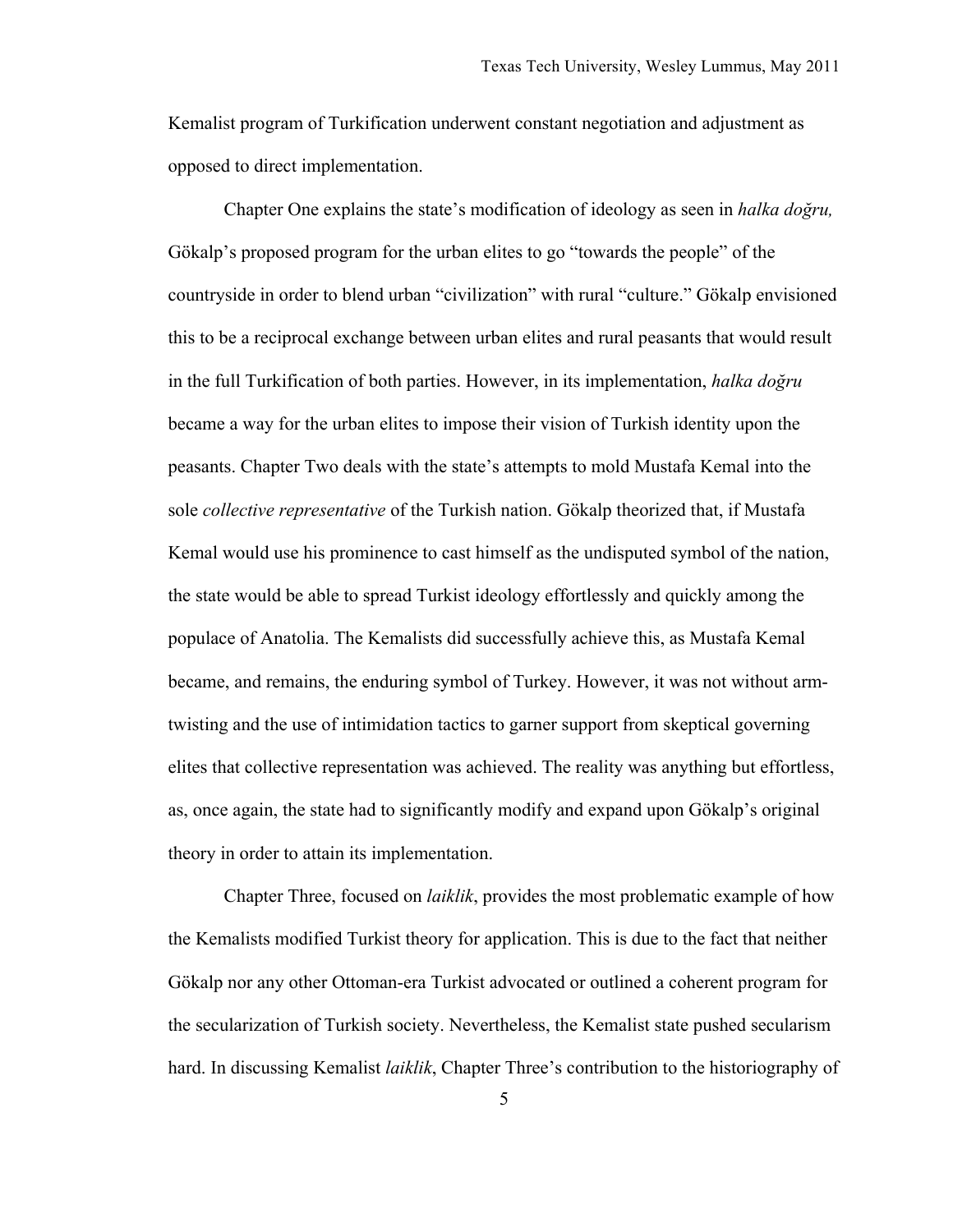Kemalist program of Turkification underwent constant negotiation and adjustment as opposed to direct implementation.

Chapter One explains the state's modification of ideology as seen in *halka doğru,* Gökalp's proposed program for the urban elites to go "towards the people" of the countryside in order to blend urban "civilization" with rural "culture." Gökalp envisioned this to be a reciprocal exchange between urban elites and rural peasants that would result in the full Turkification of both parties. However, in its implementation, *halka doğru* became a way for the urban elites to impose their vision of Turkish identity upon the peasants. Chapter Two deals with the state's attempts to mold Mustafa Kemal into the sole *collective representative* of the Turkish nation. Gökalp theorized that, if Mustafa Kemal would use his prominence to cast himself as the undisputed symbol of the nation, the state would be able to spread Turkist ideology effortlessly and quickly among the populace of Anatolia. The Kemalists did successfully achieve this, as Mustafa Kemal became, and remains, the enduring symbol of Turkey. However, it was not without arm-twisting and the use of intimidation tactics to garner support from skeptical governing elites that collective representation was achieved. The reality was anything but effortless, as, once again, the state had to significantly modify and expand upon Gökalp's original theory in order to attain its implementation.

Chapter Three, focused on *laiklik*, provides the most problematic example of how the Kemalists modified Turkist theory for application. This is due to the fact that neither Gökalp nor any other Ottoman-era Turkist advocated or outlined a coherent program for the secularization of Turkish society. Nevertheless, the Kemalist state pushed secularism hard. In discussing Kemalist *laiklik*, Chapter Three's contribution to the historiography of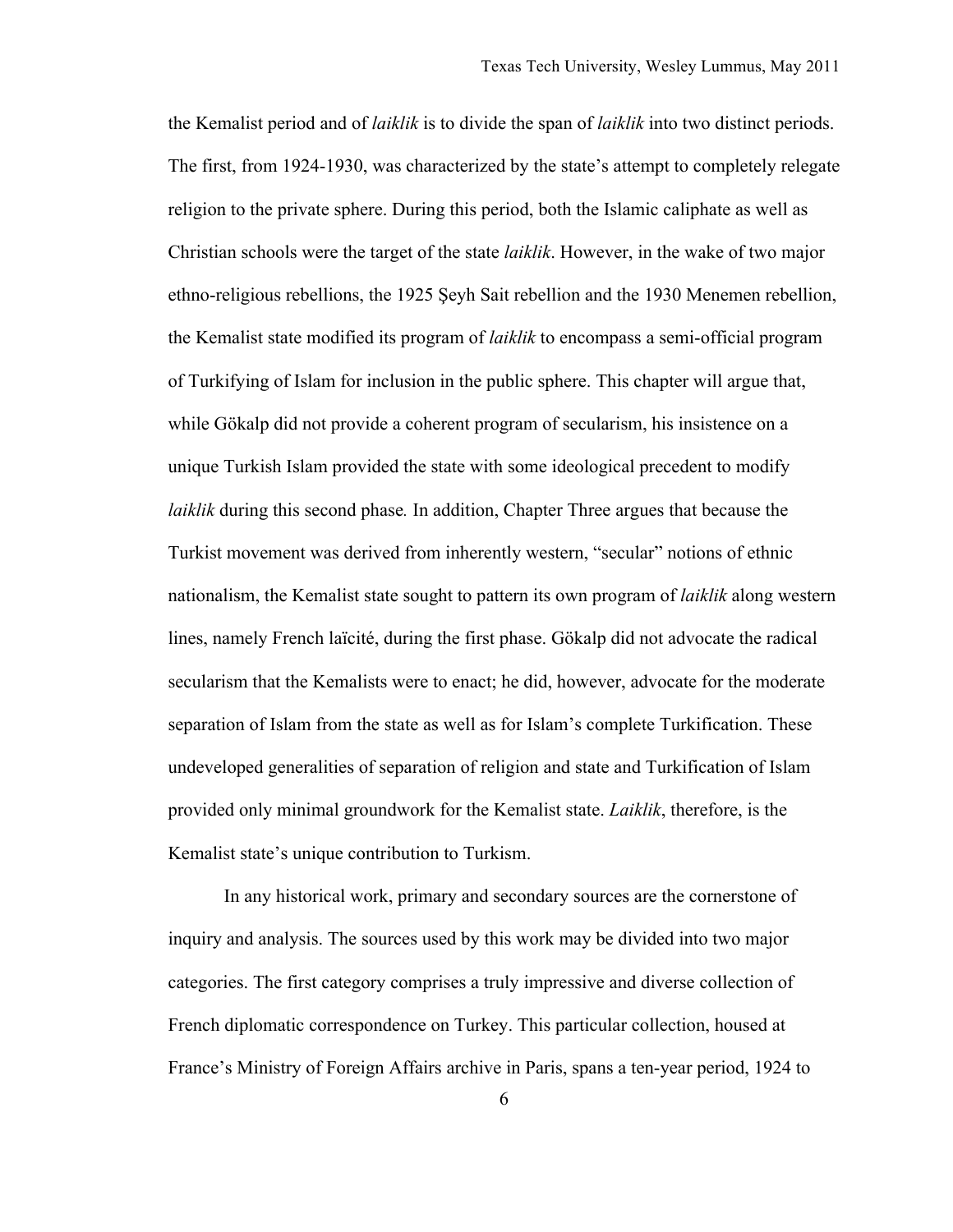the Kemalist period and of *laiklik* is to divide the span of *laiklik* into two distinct periods. The first, from 1924-1930, was characterized by the state's attempt to completely relegate religion to the private sphere. During this period, both the Islamic caliphate as well as Christian schools were the target of the state *laiklik*. However, in the wake of two major ethno-religious rebellions, the 1925 Şeyh Sait rebellion and the 1930 Menemen rebellion, the Kemalist state modified its program of *laiklik* to encompass a semi-official program of Turkifying of Islam for inclusion in the public sphere. This chapter will argue that, while Gökalp did not provide a coherent program of secularism, his insistence on a unique Turkish Islam provided the state with some ideological precedent to modify *laiklik* during this second phase*.* In addition, Chapter Three argues that because the Turkist movement was derived from inherently western, "secular" notions of ethnic nationalism, the Kemalist state sought to pattern its own program of *laiklik* along western lines, namely French laïcité, during the first phase. Gökalp did not advocate the radical secularism that the Kemalists were to enact; he did, however, advocate for the moderate separation of Islam from the state as well as for Islam's complete Turkification. These undeveloped generalities of separation of religion and state and Turkification of Islam provided only minimal groundwork for the Kemalist state. *Laiklik*, therefore, is the Kemalist state's unique contribution to Turkism.

In any historical work, primary and secondary sources are the cornerstone of inquiry and analysis. The sources used by this work may be divided into two major categories. The first category comprises a truly impressive and diverse collection of French diplomatic correspondence on Turkey. This particular collection, housed at France's Ministry of Foreign Affairs archive in Paris, spans a ten-year period, 1924 to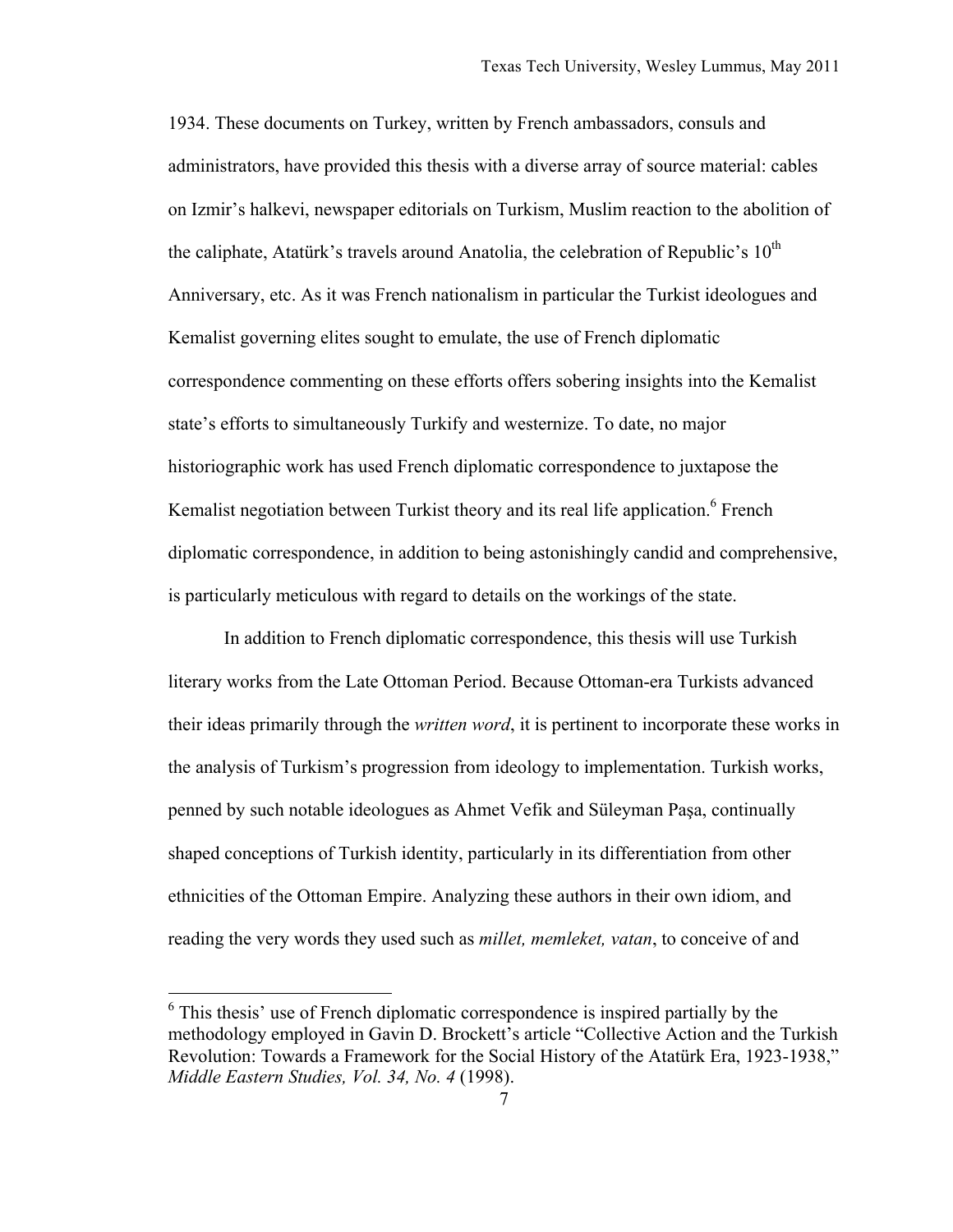1934. These documents on Turkey, written by French ambassadors, consuls and administrators, have provided this thesis with a diverse array of source material: cables on Izmir's halkevi, newspaper editorials on Turkism, Muslim reaction to the abolition of the caliphate, Atatürk's travels around Anatolia, the celebration of Republic's 10th Anniversary, etc. As it was French nationalism in particular the Turkist ideologues and Kemalist governing elites sought to emulate, the use of French diplomatic correspondence commenting on these efforts offers sobering insights into the Kemalist state's efforts to simultaneously Turkify and westernize. To date, no major historiographic work has used French diplomatic correspondence to juxtapose the Kemalist negotiation between Turkist theory and its real life application.[6] French diplomatic correspondence, in addition to being astonishingly candid and comprehensive, is particularly meticulous with regard to details on the workings of the state.

In addition to French diplomatic correspondence, this thesis will use Turkish literary works from the Late Ottoman Period. Because Ottoman-era Turkists advanced their ideas primarily through the *written word*, it is pertinent to incorporate these works in the analysis of Turkism's progression from ideology to implementation. Turkish works, penned by such notable ideologues as Ahmet Vefik and Süleyman Paşa, continually shaped conceptions of Turkish identity, particularly in its differentiation from other ethnicities of the Ottoman Empire. Analyzing these authors in their own idiom, and reading the very words they used such as *millet, memleket, vatan*, to conceive of and

[6] This thesis' use of French diplomatic correspondence is inspired partially by the methodology employed in Gavin D. Brockett's article "Collective Action and the Turkish Revolution: Towards a Framework for the Social History of the Atatürk Era, 1923-1938," *Middle Eastern Studies, Vol. 34, No. 4* (1998).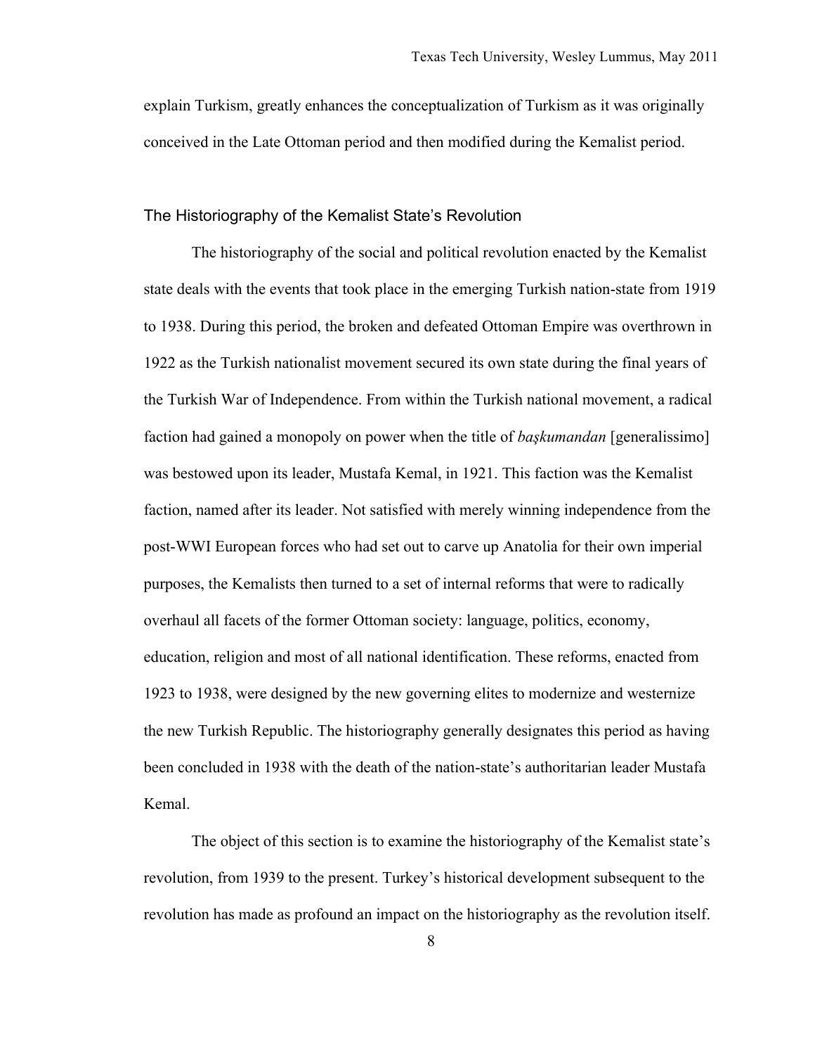explain Turkism, greatly enhances the conceptualization of Turkism as it was originally conceived in the Late Ottoman period and then modified during the Kemalist period.

## The Historiography of the Kemalist State's Revolution

The historiography of the social and political revolution enacted by the Kemalist state deals with the events that took place in the emerging Turkish nation-state from 1919 to 1938. During this period, the broken and defeated Ottoman Empire was overthrown in 1922 as the Turkish nationalist movement secured its own state during the final years of the Turkish War of Independence. From within the Turkish national movement, a radical faction had gained a monopoly on power when the title of *başkumandan* [generalissimo] was bestowed upon its leader, Mustafa Kemal, in 1921. This faction was the Kemalist faction, named after its leader. Not satisfied with merely winning independence from the post-WWI European forces who had set out to carve up Anatolia for their own imperial purposes, the Kemalists then turned to a set of internal reforms that were to radically overhaul all facets of the former Ottoman society: language, politics, economy, education, religion and most of all national identification. These reforms, enacted from 1923 to 1938, were designed by the new governing elites to modernize and westernize the new Turkish Republic. The historiography generally designates this period as having been concluded in 1938 with the death of the nation-state's authoritarian leader Mustafa Kemal.

The object of this section is to examine the historiography of the Kemalist state's revolution, from 1939 to the present. Turkey's historical development subsequent to the revolution has made as profound an impact on the historiography as the revolution itself.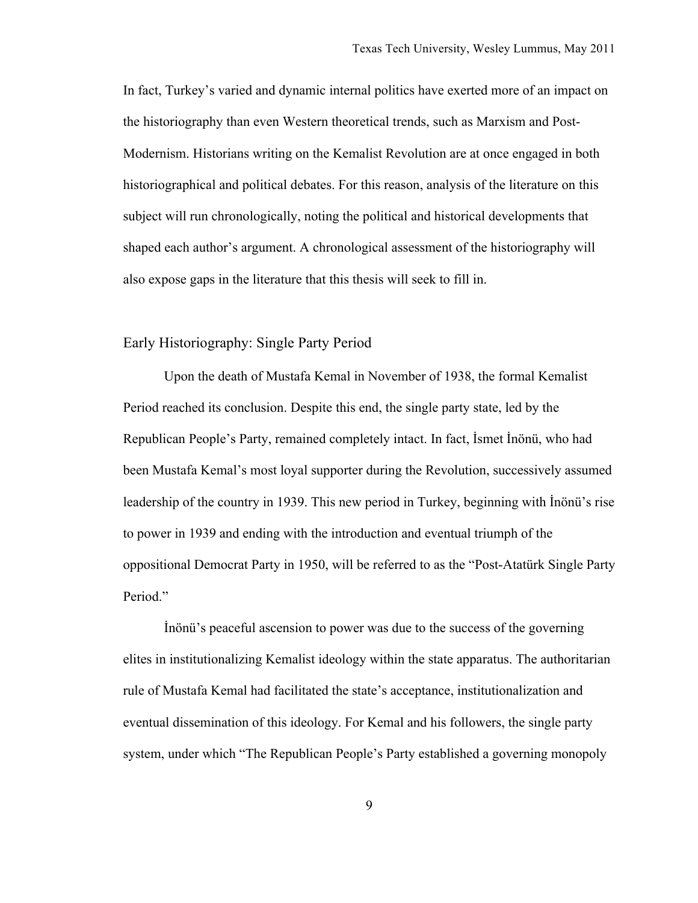In fact, Turkey's varied and dynamic internal politics have exerted more of an impact on the historiography than even Western theoretical trends, such as Marxism and Post-Modernism. Historians writing on the Kemalist Revolution are at once engaged in both historiographical and political debates. For this reason, analysis of the literature on this subject will run chronologically, noting the political and historical developments that shaped each author's argument. A chronological assessment of the historiography will also expose gaps in the literature that this thesis will seek to fill in.

## Early Historiography: Single Party Period

Upon the death of Mustafa Kemal in November of 1938, the formal Kemalist Period reached its conclusion. Despite this end, the single party state, led by the Republican People's Party, remained completely intact. In fact, İsmet İnönü, who had been Mustafa Kemal's most loyal supporter during the Revolution, successively assumed leadership of the country in 1939. This new period in Turkey, beginning with İnönü's rise to power in 1939 and ending with the introduction and eventual triumph of the oppositional Democrat Party in 1950, will be referred to as the "Post-Atatürk Single Party Period."

İnönü's peaceful ascension to power was due to the success of the governing elites in institutionalizing Kemalist ideology within the state apparatus. The authoritarian rule of Mustafa Kemal had facilitated the state's acceptance, institutionalization and eventual dissemination of this ideology. For Kemal and his followers, the single party system, under which "The Republican People's Party established a governing monopoly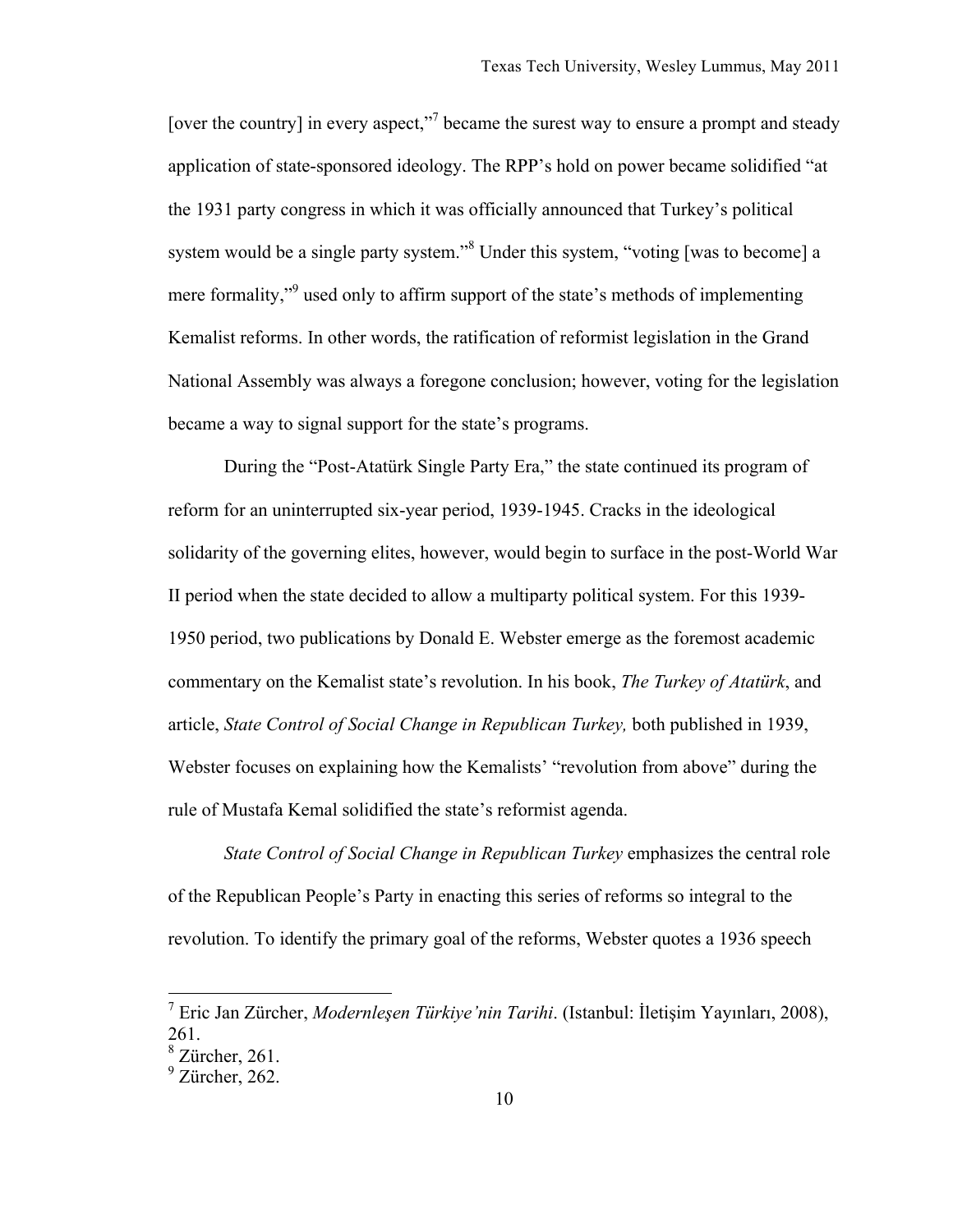[over the country] in every aspect,”[7] became the surest way to ensure a prompt and steady application of state-sponsored ideology. The RPP’s hold on power became solidified “at the 1931 party congress in which it was officially announced that Turkey’s political system would be a single party system.”[8] Under this system, “voting [was to become] a mere formality,”[9] used only to affirm support of the state’s methods of implementing Kemalist reforms. In other words, the ratification of reformist legislation in the Grand National Assembly was always a foregone conclusion; however, voting for the legislation became a way to signal support for the state’s programs.

During the “Post-Atatürk Single Party Era,” the state continued its program of reform for an uninterrupted six-year period, 1939-1945. Cracks in the ideological solidarity of the governing elites, however, would begin to surface in the post-World War II period when the state decided to allow a multiparty political system. For this 1939-1950 period, two publications by Donald E. Webster emerge as the foremost academic commentary on the Kemalist state’s revolution. In his book, *The Turkey of Atatürk*, and article, *State Control of Social Change in Republican Turkey,* both published in 1939, Webster focuses on explaining how the Kemalists’ “revolution from above” during the rule of Mustafa Kemal solidified the state’s reformist agenda.

*State Control of Social Change in Republican Turkey* emphasizes the central role of the Republican People’s Party in enacting this series of reforms so integral to the revolution. To identify the primary goal of the reforms, Webster quotes a 1936 speech

---

[7] Eric Jan Zürcher, *Modernleşen Türkiye’nin Tarihi*. (Istanbul: İletişim Yayınları, 2008), 261.
[8] Zürcher, 261.
[9] Zürcher, 262.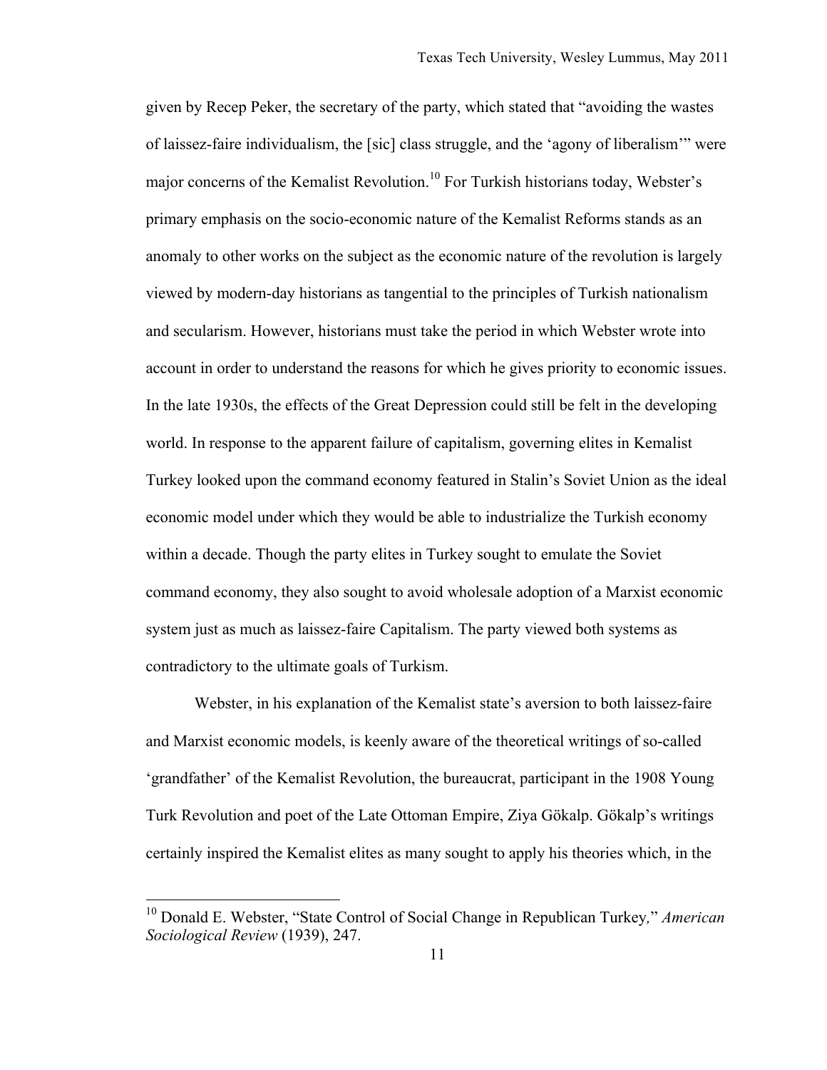given by Recep Peker, the secretary of the party, which stated that "avoiding the wastes of laissez-faire individualism, the [sic] class struggle, and the 'agony of liberalism'" were major concerns of the Kemalist Revolution.[10] For Turkish historians today, Webster's primary emphasis on the socio-economic nature of the Kemalist Reforms stands as an anomaly to other works on the subject as the economic nature of the revolution is largely viewed by modern-day historians as tangential to the principles of Turkish nationalism and secularism. However, historians must take the period in which Webster wrote into account in order to understand the reasons for which he gives priority to economic issues. In the late 1930s, the effects of the Great Depression could still be felt in the developing world. In response to the apparent failure of capitalism, governing elites in Kemalist Turkey looked upon the command economy featured in Stalin's Soviet Union as the ideal economic model under which they would be able to industrialize the Turkish economy within a decade. Though the party elites in Turkey sought to emulate the Soviet command economy, they also sought to avoid wholesale adoption of a Marxist economic system just as much as laissez-faire Capitalism. The party viewed both systems as contradictory to the ultimate goals of Turkism.

Webster, in his explanation of the Kemalist state's aversion to both laissez-faire and Marxist economic models, is keenly aware of the theoretical writings of so-called 'grandfather' of the Kemalist Revolution, the bureaucrat, participant in the 1908 Young Turk Revolution and poet of the Late Ottoman Empire, Ziya Gökalp. Gökalp's writings certainly inspired the Kemalist elites as many sought to apply his theories which, in the

---

[10] Donald E. Webster, "State Control of Social Change in Republican Turkey," *American Sociological Review* (1939), 247.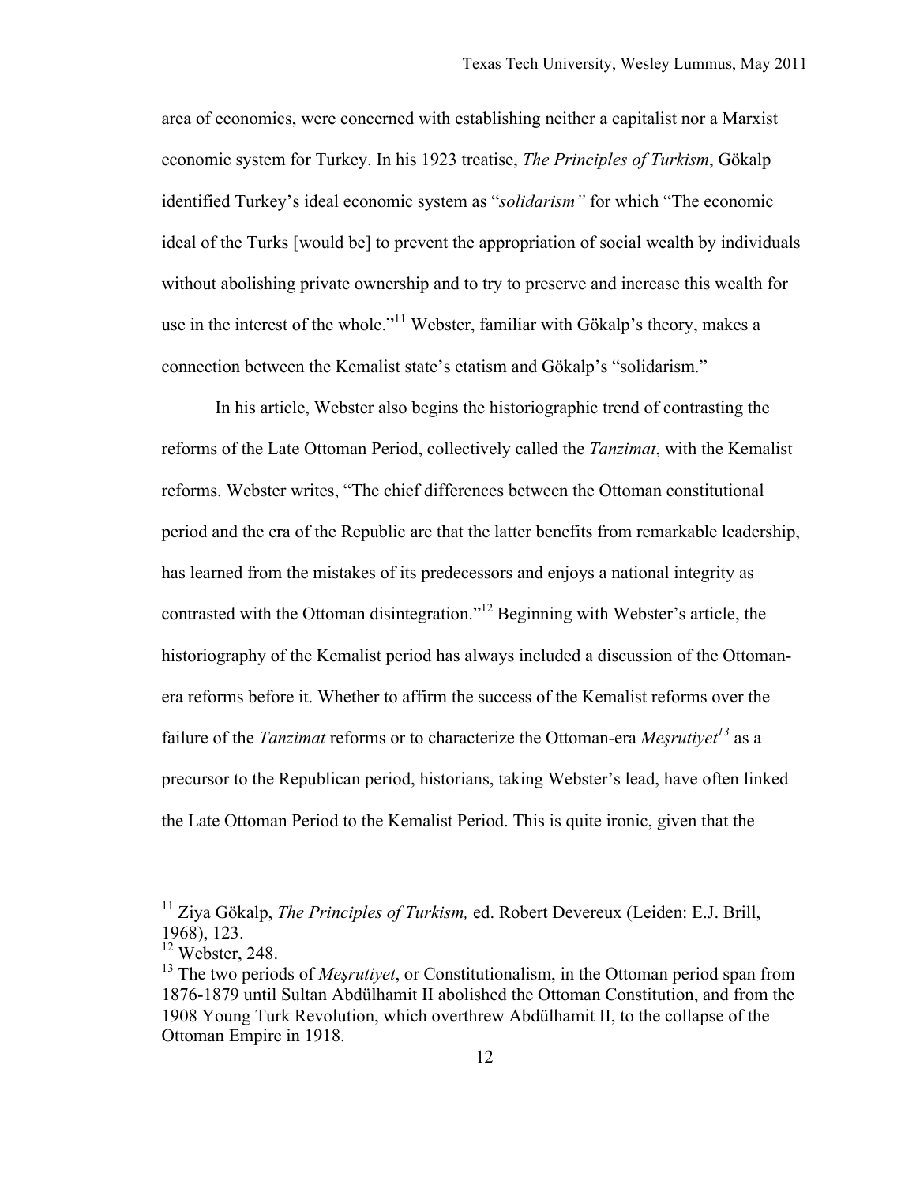area of economics, were concerned with establishing neither a capitalist nor a Marxist economic system for Turkey. In his 1923 treatise, *The Principles of Turkism*, Gökalp identified Turkey's ideal economic system as "*solidarism"* for which "The economic ideal of the Turks [would be] to prevent the appropriation of social wealth by individuals without abolishing private ownership and to try to preserve and increase this wealth for use in the interest of the whole."[11] Webster, familiar with Gökalp's theory, makes a connection between the Kemalist state's etatism and Gökalp's "solidarism."

In his article, Webster also begins the historiographic trend of contrasting the reforms of the Late Ottoman Period, collectively called the *Tanzimat*, with the Kemalist reforms. Webster writes, "The chief differences between the Ottoman constitutional period and the era of the Republic are that the latter benefits from remarkable leadership, has learned from the mistakes of its predecessors and enjoys a national integrity as contrasted with the Ottoman disintegration."[12] Beginning with Webster's article, the historiography of the Kemalist period has always included a discussion of the Ottoman-era reforms before it. Whether to affirm the success of the Kemalist reforms over the failure of the *Tanzimat* reforms or to characterize the Ottoman-era *Meşrutiyet*[13] as a precursor to the Republican period, historians, taking Webster's lead, have often linked the Late Ottoman Period to the Kemalist Period. This is quite ironic, given that the

---

[11] Ziya Gökalp, *The Principles of Turkism,* ed. Robert Devereux (Leiden: E.J. Brill, 1968), 123.

[12] Webster, 248.

[13] The two periods of *Meşrutiyet*, or Constitutionalism, in the Ottoman period span from 1876-1879 until Sultan Abdülhamit II abolished the Ottoman Constitution, and from the 1908 Young Turk Revolution, which overthrew Abdülhamit II, to the collapse of the Ottoman Empire in 1918.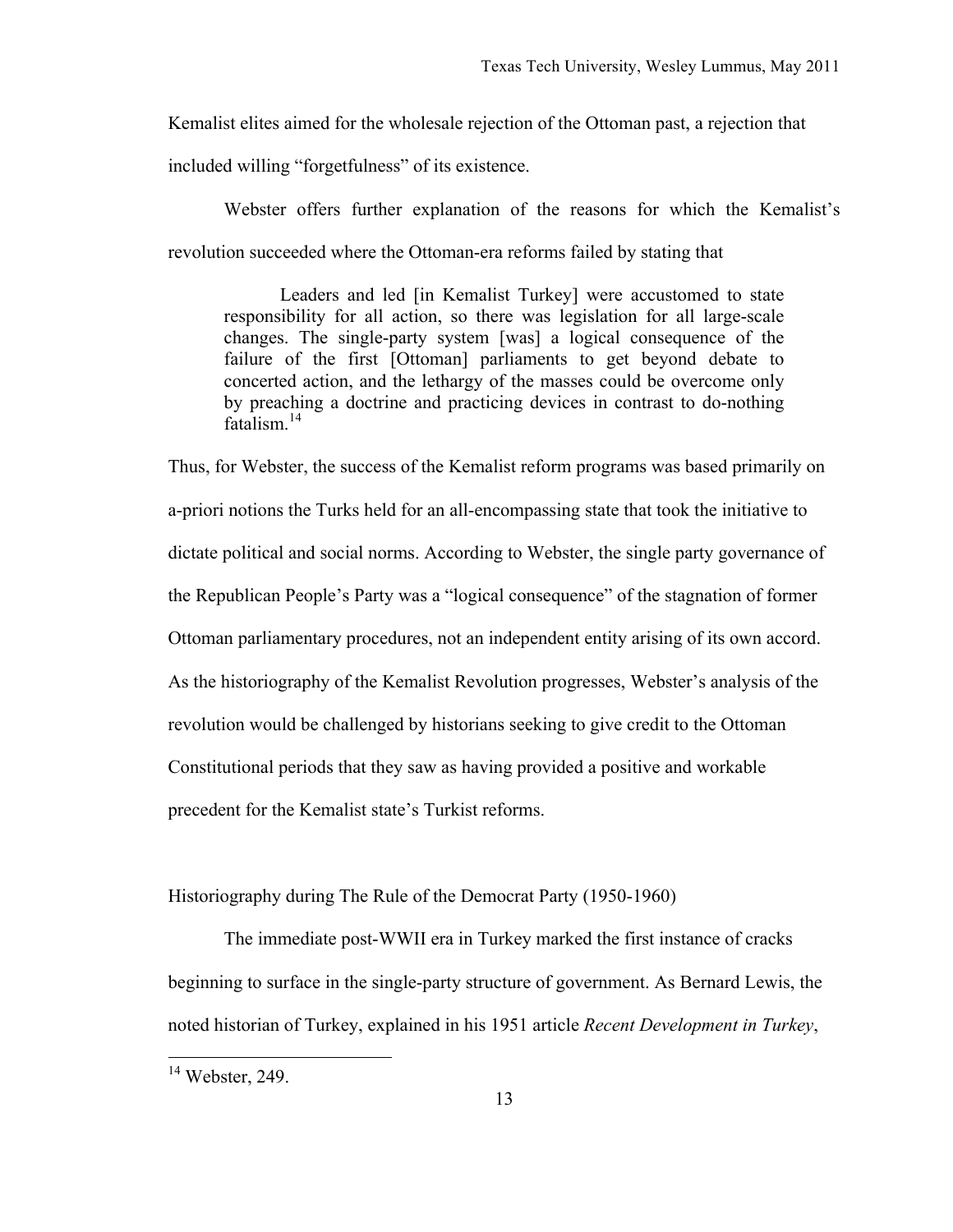Kemalist elites aimed for the wholesale rejection of the Ottoman past, a rejection that included willing "forgetfulness" of its existence.

Webster offers further explanation of the reasons for which the Kemalist's revolution succeeded where the Ottoman-era reforms failed by stating that

> Leaders and led [in Kemalist Turkey] were accustomed to state responsibility for all action, so there was legislation for all large-scale changes. The single-party system [was] a logical consequence of the failure of the first [Ottoman] parliaments to get beyond debate to concerted action, and the lethargy of the masses could be overcome only by preaching a doctrine and practicing devices in contrast to do-nothing fatalism.[14]

Thus, for Webster, the success of the Kemalist reform programs was based primarily on a-priori notions the Turks held for an all-encompassing state that took the initiative to dictate political and social norms. According to Webster, the single party governance of the Republican People's Party was a "logical consequence" of the stagnation of former Ottoman parliamentary procedures, not an independent entity arising of its own accord. As the historiography of the Kemalist Revolution progresses, Webster's analysis of the revolution would be challenged by historians seeking to give credit to the Ottoman Constitutional periods that they saw as having provided a positive and workable precedent for the Kemalist state's Turkist reforms.

## Historiography during The Rule of the Democrat Party (1950-1960)

The immediate post-WWII era in Turkey marked the first instance of cracks beginning to surface in the single-party structure of government. As Bernard Lewis, the noted historian of Turkey, explained in his 1951 article *Recent Development in Turkey*,

---

[14] Webster, 249.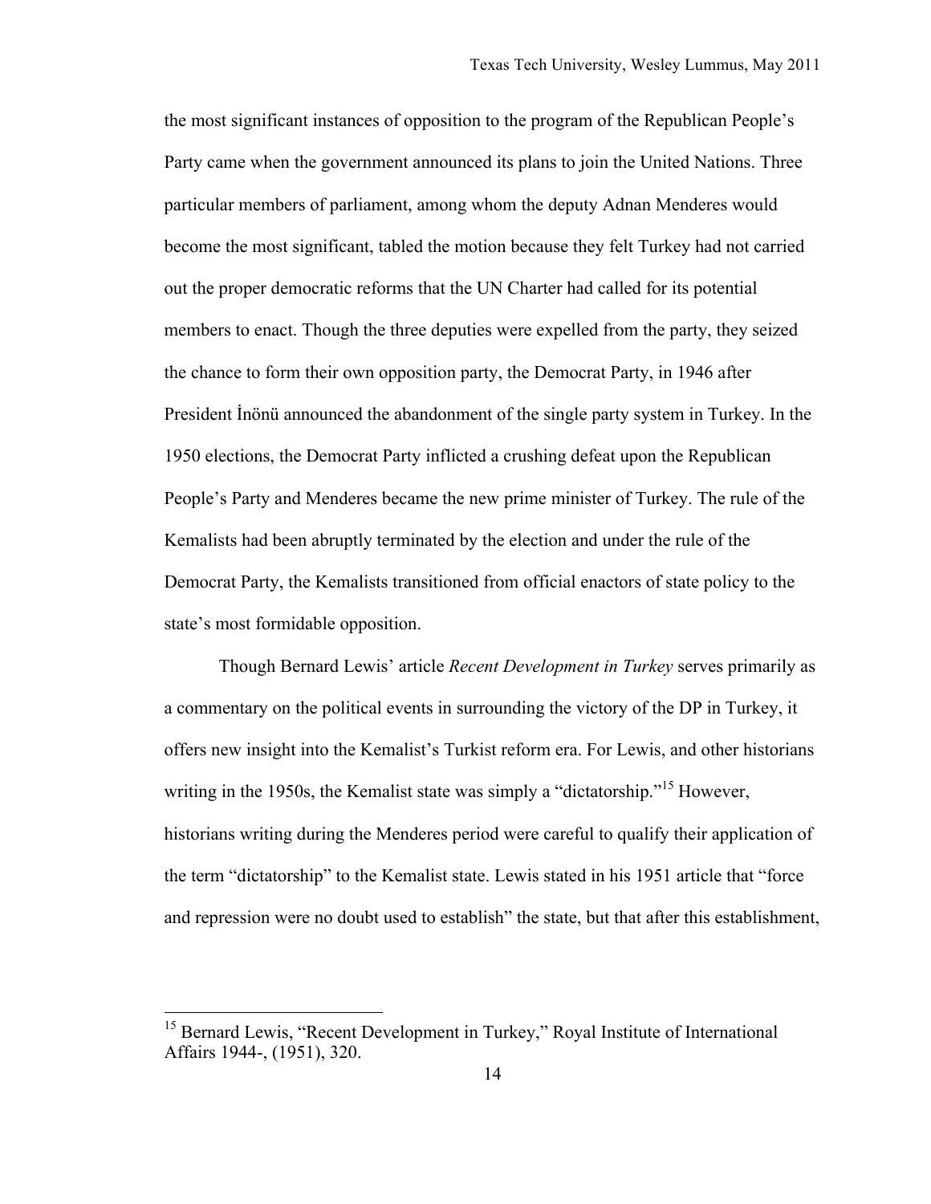the most significant instances of opposition to the program of the Republican People's Party came when the government announced its plans to join the United Nations. Three particular members of parliament, among whom the deputy Adnan Menderes would become the most significant, tabled the motion because they felt Turkey had not carried out the proper democratic reforms that the UN Charter had called for its potential members to enact. Though the three deputies were expelled from the party, they seized the chance to form their own opposition party, the Democrat Party, in 1946 after President İnönü announced the abandonment of the single party system in Turkey. In the 1950 elections, the Democrat Party inflicted a crushing defeat upon the Republican People's Party and Menderes became the new prime minister of Turkey. The rule of the Kemalists had been abruptly terminated by the election and under the rule of the Democrat Party, the Kemalists transitioned from official enactors of state policy to the state's most formidable opposition.

Though Bernard Lewis' article *Recent Development in Turkey* serves primarily as a commentary on the political events in surrounding the victory of the DP in Turkey, it offers new insight into the Kemalist's Turkist reform era. For Lewis, and other historians writing in the 1950s, the Kemalist state was simply a "dictatorship."[15] However, historians writing during the Menderes period were careful to qualify their application of the term "dictatorship" to the Kemalist state. Lewis stated in his 1951 article that "force and repression were no doubt used to establish" the state, but that after this establishment,

[15] Bernard Lewis, "Recent Development in Turkey," Royal Institute of International Affairs 1944-, (1951), 320.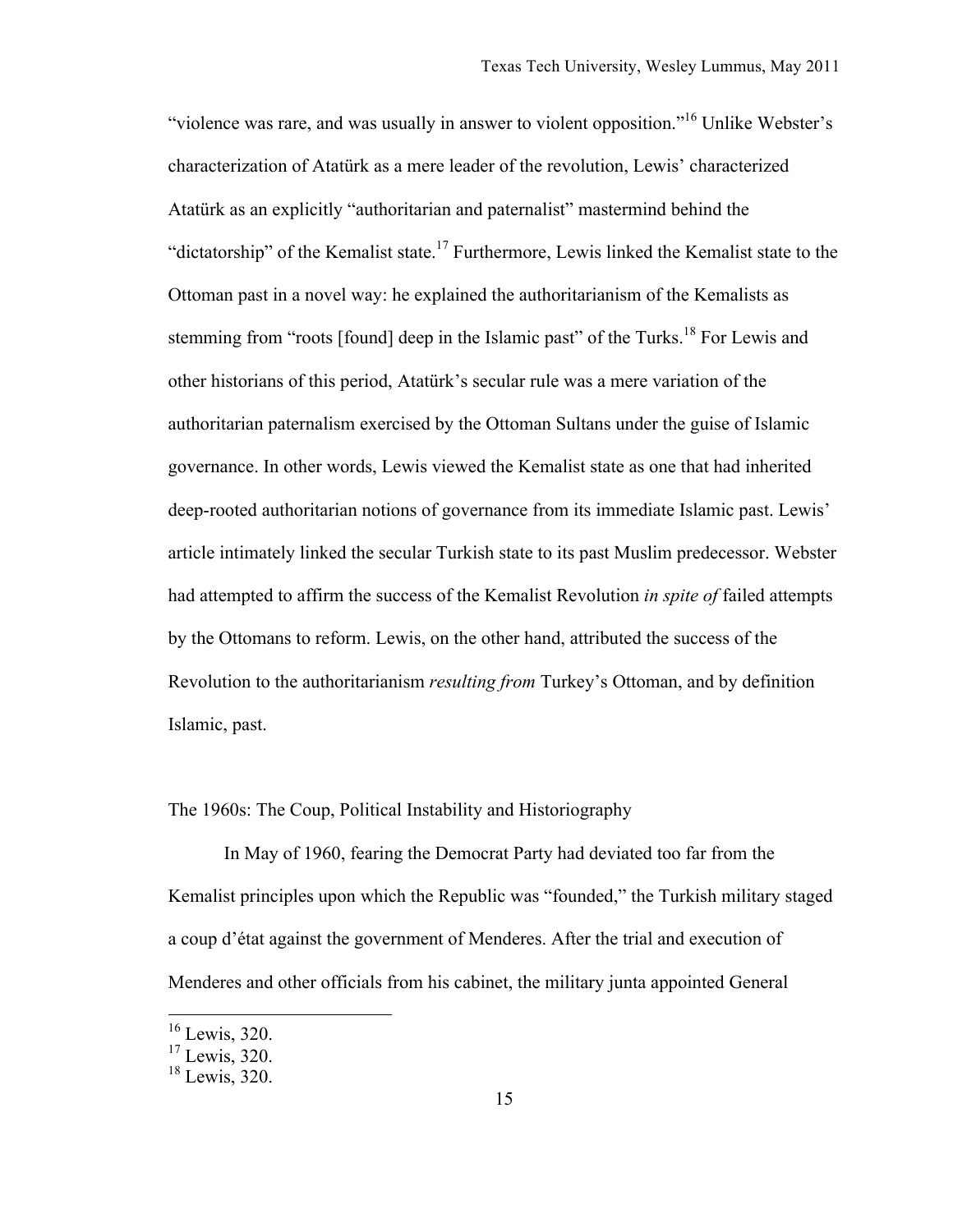"violence was rare, and was usually in answer to violent opposition."[16] Unlike Webster's characterization of Atatürk as a mere leader of the revolution, Lewis' characterized Atatürk as an explicitly "authoritarian and paternalist" mastermind behind the "dictatorship" of the Kemalist state.[17] Furthermore, Lewis linked the Kemalist state to the Ottoman past in a novel way: he explained the authoritarianism of the Kemalists as stemming from "roots [found] deep in the Islamic past" of the Turks.[18] For Lewis and other historians of this period, Atatürk's secular rule was a mere variation of the authoritarian paternalism exercised by the Ottoman Sultans under the guise of Islamic governance. In other words, Lewis viewed the Kemalist state as one that had inherited deep-rooted authoritarian notions of governance from its immediate Islamic past. Lewis' article intimately linked the secular Turkish state to its past Muslim predecessor. Webster had attempted to affirm the success of the Kemalist Revolution *in spite of* failed attempts by the Ottomans to reform. Lewis, on the other hand, attributed the success of the Revolution to the authoritarianism *resulting from* Turkey's Ottoman, and by definition Islamic, past.

## The 1960s: The Coup, Political Instability and Historiography

In May of 1960, fearing the Democrat Party had deviated too far from the Kemalist principles upon which the Republic was "founded," the Turkish military staged a coup d'état against the government of Menderes. After the trial and execution of Menderes and other officials from his cabinet, the military junta appointed General

---

[16] Lewis, 320.
[17] Lewis, 320.
[18] Lewis, 320.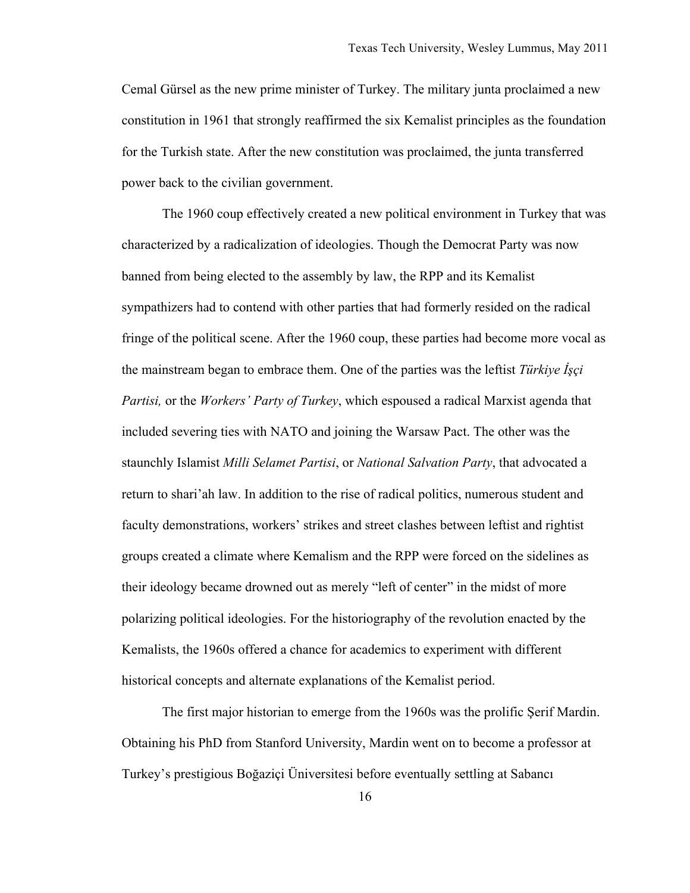Cemal Gürsel as the new prime minister of Turkey. The military junta proclaimed a new constitution in 1961 that strongly reaffirmed the six Kemalist principles as the foundation for the Turkish state. After the new constitution was proclaimed, the junta transferred power back to the civilian government.

The 1960 coup effectively created a new political environment in Turkey that was characterized by a radicalization of ideologies. Though the Democrat Party was now banned from being elected to the assembly by law, the RPP and its Kemalist sympathizers had to contend with other parties that had formerly resided on the radical fringe of the political scene. After the 1960 coup, these parties had become more vocal as the mainstream began to embrace them. One of the parties was the leftist *Türkiye İşçi Partisi,* or the *Workers' Party of Turkey*, which espoused a radical Marxist agenda that included severing ties with NATO and joining the Warsaw Pact. The other was the staunchly Islamist *Milli Selamet Partisi*, or *National Salvation Party*, that advocated a return to shari'ah law. In addition to the rise of radical politics, numerous student and faculty demonstrations, workers' strikes and street clashes between leftist and rightist groups created a climate where Kemalism and the RPP were forced on the sidelines as their ideology became drowned out as merely "left of center" in the midst of more polarizing political ideologies. For the historiography of the revolution enacted by the Kemalists, the 1960s offered a chance for academics to experiment with different historical concepts and alternate explanations of the Kemalist period.

The first major historian to emerge from the 1960s was the prolific Şerif Mardin. Obtaining his PhD from Stanford University, Mardin went on to become a professor at Turkey's prestigious Boğaziçi Üniversitesi before eventually settling at Sabancı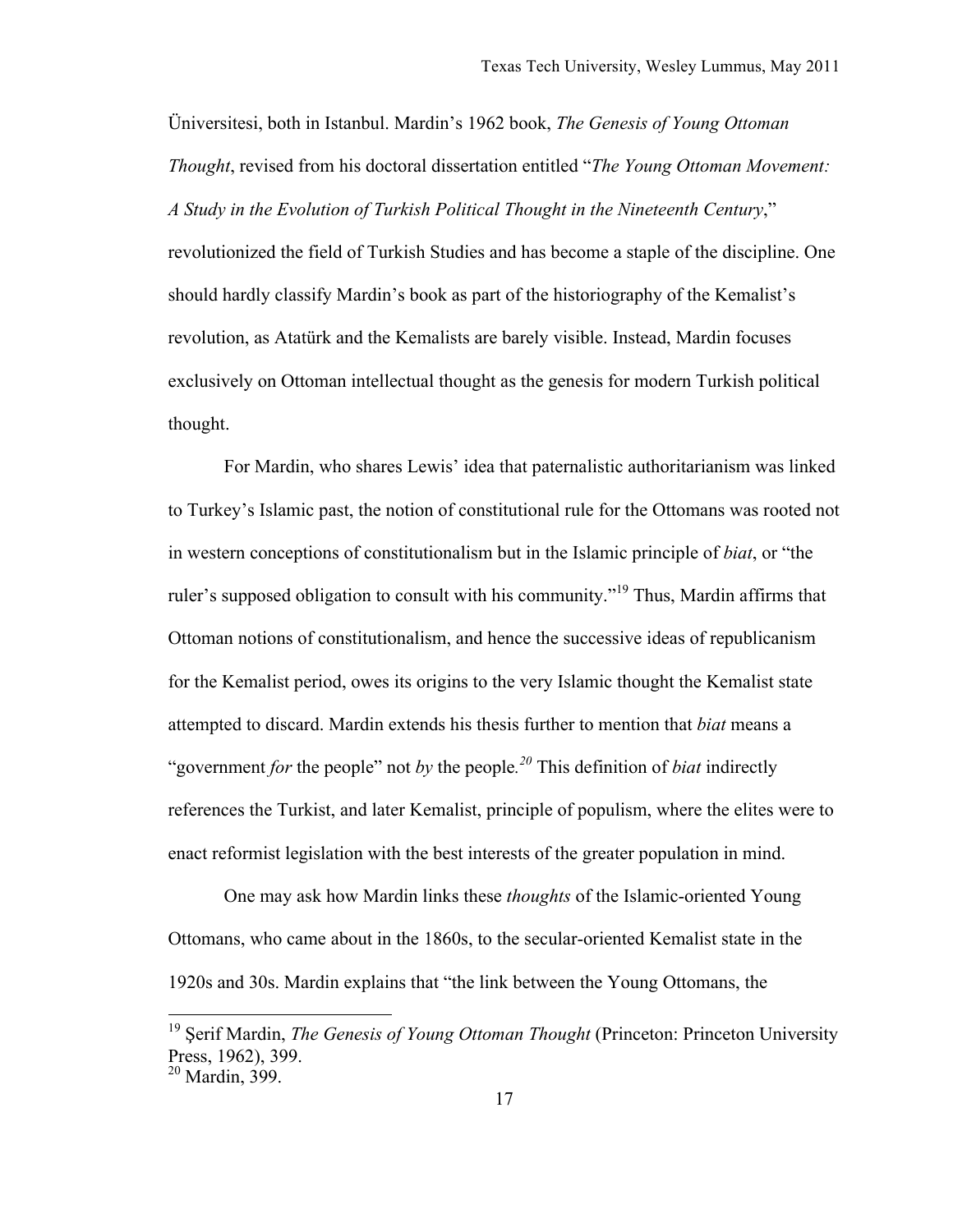Üniversitesi, both in Istanbul. Mardin's 1962 book, *The Genesis of Young Ottoman Thought*, revised from his doctoral dissertation entitled "*The Young Ottoman Movement: A Study in the Evolution of Turkish Political Thought in the Nineteenth Century*," revolutionized the field of Turkish Studies and has become a staple of the discipline. One should hardly classify Mardin's book as part of the historiography of the Kemalist's revolution, as Atatürk and the Kemalists are barely visible. Instead, Mardin focuses exclusively on Ottoman intellectual thought as the genesis for modern Turkish political thought.

For Mardin, who shares Lewis' idea that paternalistic authoritarianism was linked to Turkey's Islamic past, the notion of constitutional rule for the Ottomans was rooted not in western conceptions of constitutionalism but in the Islamic principle of *biat*, or "the ruler's supposed obligation to consult with his community."[19] Thus, Mardin affirms that Ottoman notions of constitutionalism, and hence the successive ideas of republicanism for the Kemalist period, owes its origins to the very Islamic thought the Kemalist state attempted to discard. Mardin extends his thesis further to mention that *biat* means a "government *for* the people" not *by* the people.[20] This definition of *biat* indirectly references the Turkist, and later Kemalist, principle of populism, where the elites were to enact reformist legislation with the best interests of the greater population in mind.

One may ask how Mardin links these *thoughts* of the Islamic-oriented Young Ottomans, who came about in the 1860s, to the secular-oriented Kemalist state in the 1920s and 30s. Mardin explains that "the link between the Young Ottomans, the

---

[19] Şerif Mardin, *The Genesis of Young Ottoman Thought* (Princeton: Princeton University Press, 1962), 399.

[20] Mardin, 399.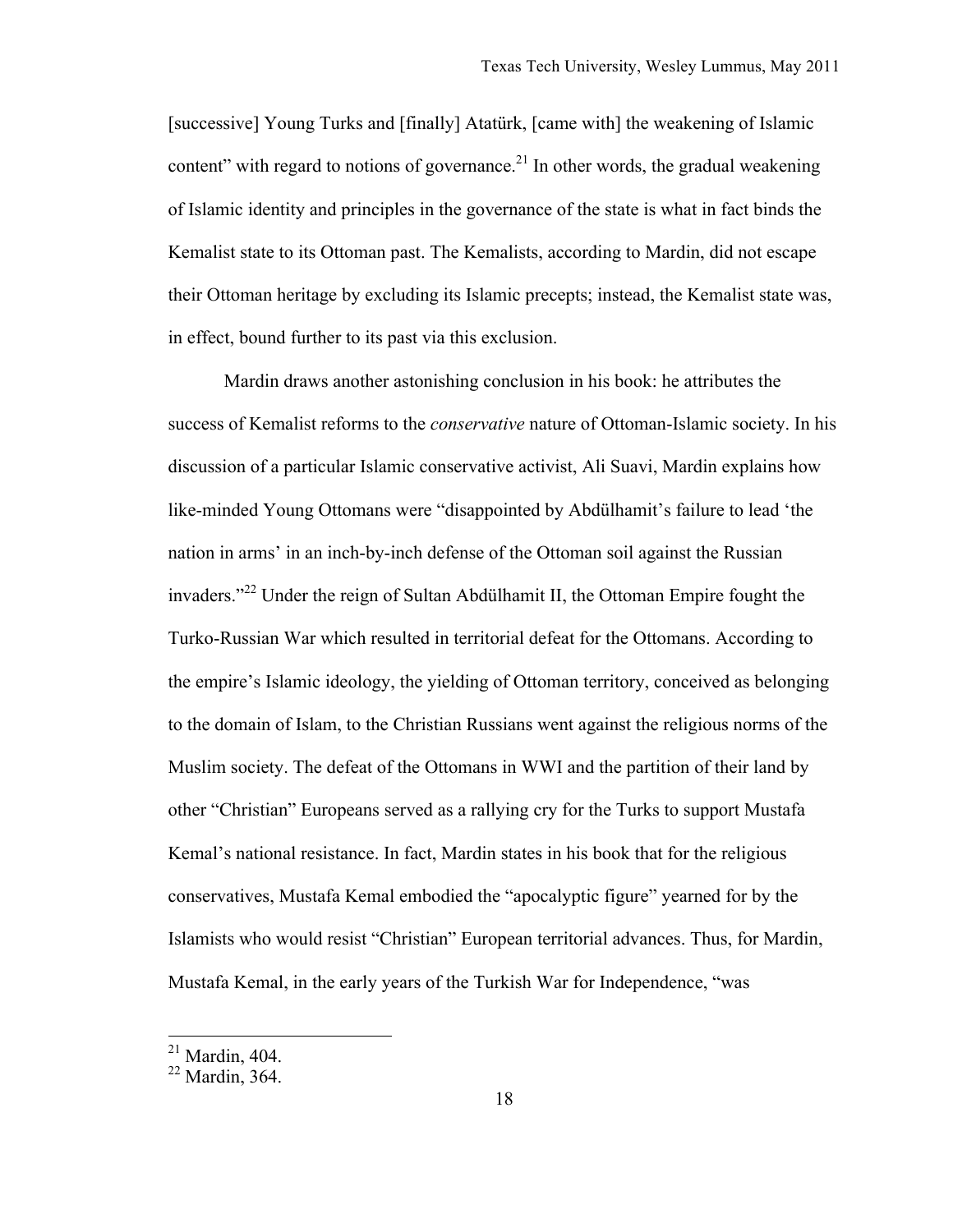[successive] Young Turks and [finally] Atatürk, [came with] the weakening of Islamic content" with regard to notions of governance.[21] In other words, the gradual weakening of Islamic identity and principles in the governance of the state is what in fact binds the Kemalist state to its Ottoman past. The Kemalists, according to Mardin, did not escape their Ottoman heritage by excluding its Islamic precepts; instead, the Kemalist state was, in effect, bound further to its past via this exclusion.

Mardin draws another astonishing conclusion in his book: he attributes the success of Kemalist reforms to the *conservative* nature of Ottoman-Islamic society. In his discussion of a particular Islamic conservative activist, Ali Suavi, Mardin explains how like-minded Young Ottomans were "disappointed by Abdülhamit's failure to lead 'the nation in arms' in an inch-by-inch defense of the Ottoman soil against the Russian invaders."[22] Under the reign of Sultan Abdülhamit II, the Ottoman Empire fought the Turko-Russian War which resulted in territorial defeat for the Ottomans. According to the empire's Islamic ideology, the yielding of Ottoman territory, conceived as belonging to the domain of Islam, to the Christian Russians went against the religious norms of the Muslim society. The defeat of the Ottomans in WWI and the partition of their land by other "Christian" Europeans served as a rallying cry for the Turks to support Mustafa Kemal's national resistance. In fact, Mardin states in his book that for the religious conservatives, Mustafa Kemal embodied the "apocalyptic figure" yearned for by the Islamists who would resist "Christian" European territorial advances. Thus, for Mardin, Mustafa Kemal, in the early years of the Turkish War for Independence, "was

---

[21] Mardin, 404.

[22] Mardin, 364.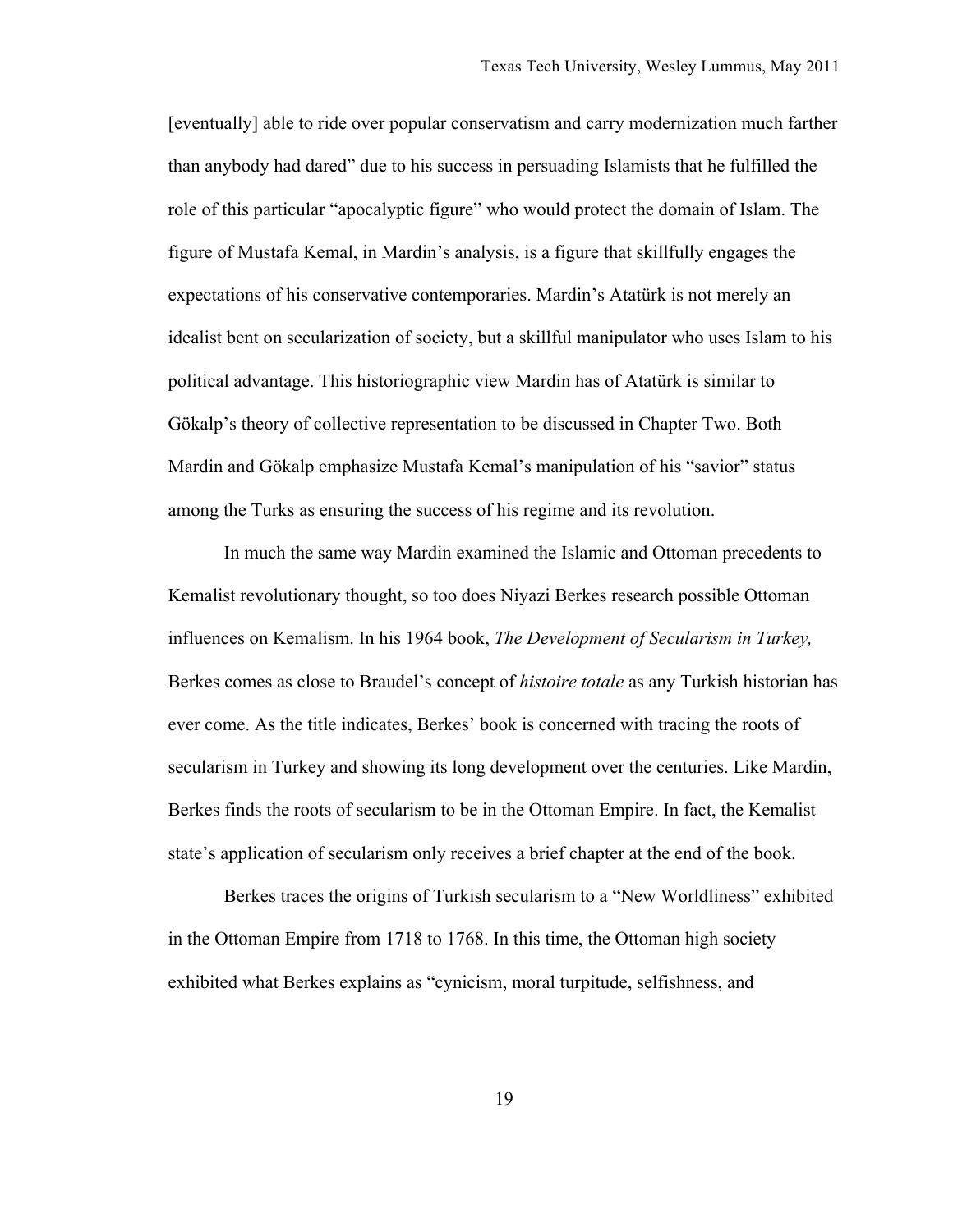[eventually] able to ride over popular conservatism and carry modernization much farther than anybody had dared" due to his success in persuading Islamists that he fulfilled the role of this particular "apocalyptic figure" who would protect the domain of Islam. The figure of Mustafa Kemal, in Mardin's analysis, is a figure that skillfully engages the expectations of his conservative contemporaries. Mardin's Atatürk is not merely an idealist bent on secularization of society, but a skillful manipulator who uses Islam to his political advantage. This historiographic view Mardin has of Atatürk is similar to Gökalp's theory of collective representation to be discussed in Chapter Two. Both Mardin and Gökalp emphasize Mustafa Kemal's manipulation of his "savior" status among the Turks as ensuring the success of his regime and its revolution.

In much the same way Mardin examined the Islamic and Ottoman precedents to Kemalist revolutionary thought, so too does Niyazi Berkes research possible Ottoman influences on Kemalism. In his 1964 book, *The Development of Secularism in Turkey,* Berkes comes as close to Braudel's concept of *histoire totale* as any Turkish historian has ever come. As the title indicates, Berkes' book is concerned with tracing the roots of secularism in Turkey and showing its long development over the centuries. Like Mardin, Berkes finds the roots of secularism to be in the Ottoman Empire. In fact, the Kemalist state's application of secularism only receives a brief chapter at the end of the book.

Berkes traces the origins of Turkish secularism to a "New Worldliness" exhibited in the Ottoman Empire from 1718 to 1768. In this time, the Ottoman high society exhibited what Berkes explains as "cynicism, moral turpitude, selfishness, and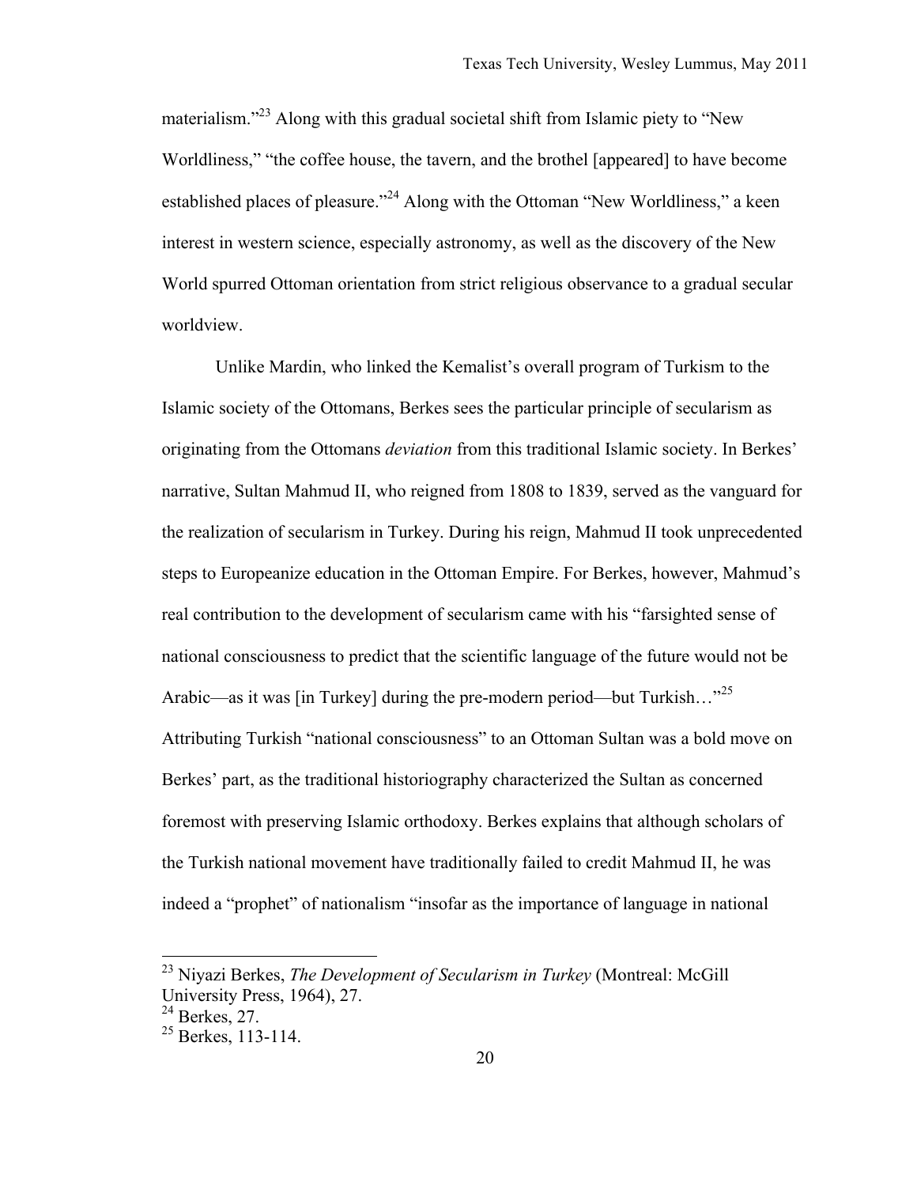materialism."[23] Along with this gradual societal shift from Islamic piety to "New Worldliness," "the coffee house, the tavern, and the brothel [appeared] to have become established places of pleasure."[24] Along with the Ottoman "New Worldliness," a keen interest in western science, especially astronomy, as well as the discovery of the New World spurred Ottoman orientation from strict religious observance to a gradual secular worldview.

Unlike Mardin, who linked the Kemalist's overall program of Turkism to the Islamic society of the Ottomans, Berkes sees the particular principle of secularism as originating from the Ottomans *deviation* from this traditional Islamic society. In Berkes' narrative, Sultan Mahmud II, who reigned from 1808 to 1839, served as the vanguard for the realization of secularism in Turkey. During his reign, Mahmud II took unprecedented steps to Europeanize education in the Ottoman Empire. For Berkes, however, Mahmud's real contribution to the development of secularism came with his "farsighted sense of national consciousness to predict that the scientific language of the future would not be Arabic—as it was [in Turkey] during the pre-modern period—but Turkish…"[25] Attributing Turkish "national consciousness" to an Ottoman Sultan was a bold move on Berkes' part, as the traditional historiography characterized the Sultan as concerned foremost with preserving Islamic orthodoxy. Berkes explains that although scholars of the Turkish national movement have traditionally failed to credit Mahmud II, he was indeed a "prophet" of nationalism "insofar as the importance of language in national

---

[23] Niyazi Berkes, *The Development of Secularism in Turkey* (Montreal: McGill University Press, 1964), 27.

[24] Berkes, 27.

[25] Berkes, 113-114.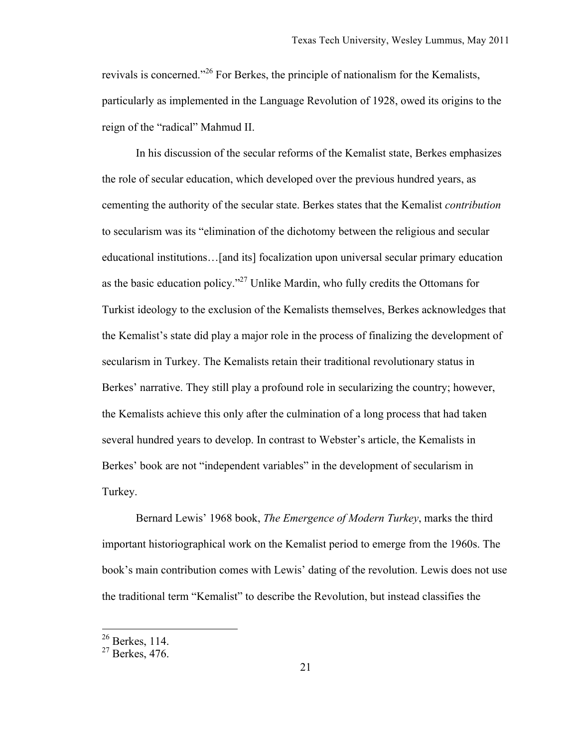revivals is concerned."[26] For Berkes, the principle of nationalism for the Kemalists, particularly as implemented in the Language Revolution of 1928, owed its origins to the reign of the "radical" Mahmud II.

In his discussion of the secular reforms of the Kemalist state, Berkes emphasizes the role of secular education, which developed over the previous hundred years, as cementing the authority of the secular state. Berkes states that the Kemalist *contribution* to secularism was its "elimination of the dichotomy between the religious and secular educational institutions…[and its] focalization upon universal secular primary education as the basic education policy."[27] Unlike Mardin, who fully credits the Ottomans for Turkist ideology to the exclusion of the Kemalists themselves, Berkes acknowledges that the Kemalist's state did play a major role in the process of finalizing the development of secularism in Turkey. The Kemalists retain their traditional revolutionary status in Berkes' narrative. They still play a profound role in secularizing the country; however, the Kemalists achieve this only after the culmination of a long process that had taken several hundred years to develop. In contrast to Webster's article, the Kemalists in Berkes' book are not "independent variables" in the development of secularism in Turkey.

Bernard Lewis' 1968 book, *The Emergence of Modern Turkey*, marks the third important historiographical work on the Kemalist period to emerge from the 1960s. The book's main contribution comes with Lewis' dating of the revolution. Lewis does not use the traditional term "Kemalist" to describe the Revolution, but instead classifies the

---

[26] Berkes, 114.
[27] Berkes, 476.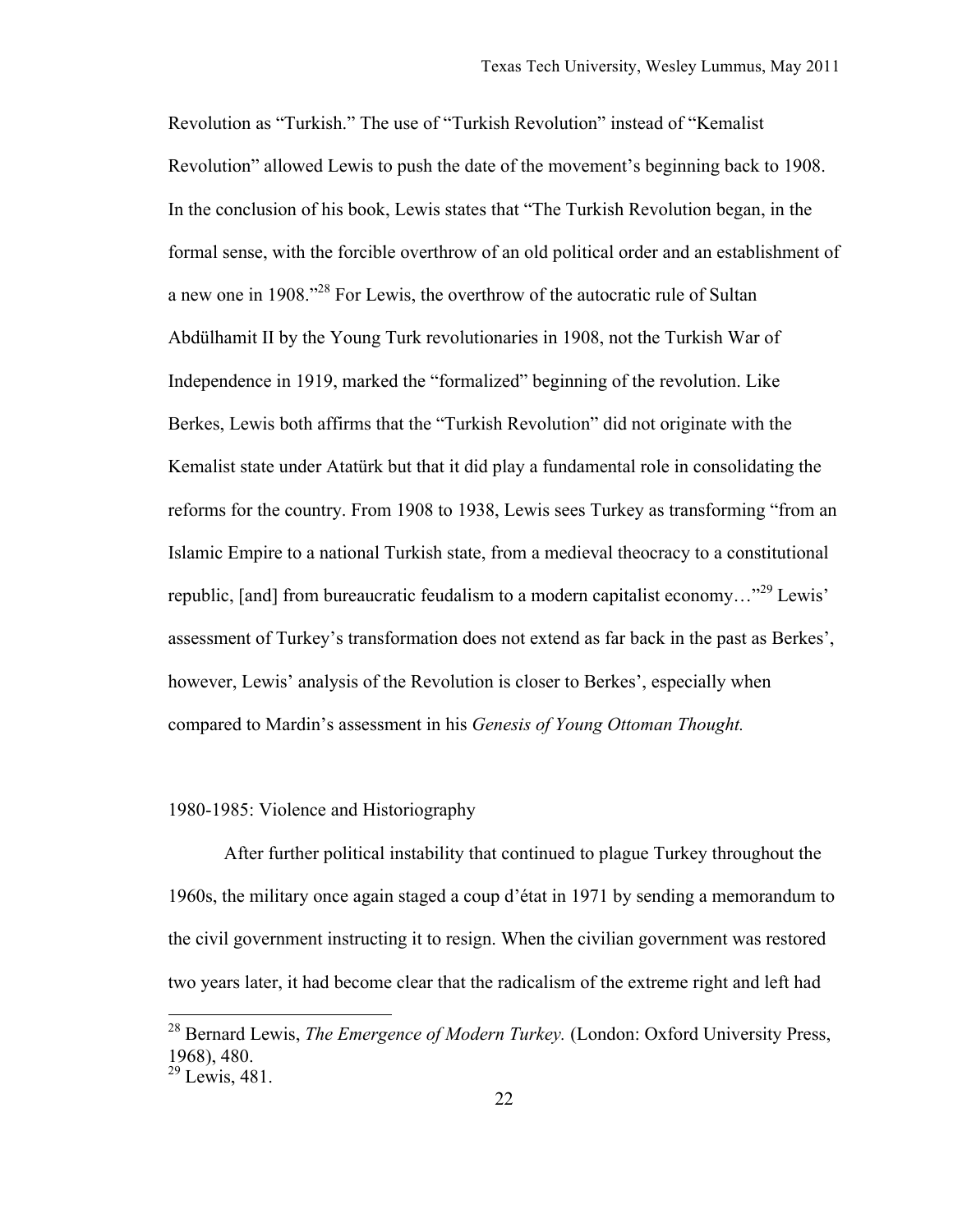Revolution as "Turkish." The use of "Turkish Revolution" instead of "Kemalist Revolution" allowed Lewis to push the date of the movement's beginning back to 1908. In the conclusion of his book, Lewis states that "The Turkish Revolution began, in the formal sense, with the forcible overthrow of an old political order and an establishment of a new one in 1908."[28] For Lewis, the overthrow of the autocratic rule of Sultan Abdülhamit II by the Young Turk revolutionaries in 1908, not the Turkish War of Independence in 1919, marked the "formalized" beginning of the revolution. Like Berkes, Lewis both affirms that the "Turkish Revolution" did not originate with the Kemalist state under Atatürk but that it did play a fundamental role in consolidating the reforms for the country. From 1908 to 1938, Lewis sees Turkey as transforming "from an Islamic Empire to a national Turkish state, from a medieval theocracy to a constitutional republic, [and] from bureaucratic feudalism to a modern capitalist economy…"[29] Lewis' assessment of Turkey's transformation does not extend as far back in the past as Berkes', however, Lewis' analysis of the Revolution is closer to Berkes', especially when compared to Mardin's assessment in his *Genesis of Young Ottoman Thought.*

## 1980-1985: Violence and Historiography

After further political instability that continued to plague Turkey throughout the 1960s, the military once again staged a coup d'état in 1971 by sending a memorandum to the civil government instructing it to resign. When the civilian government was restored two years later, it had become clear that the radicalism of the extreme right and left had

---

[28] Bernard Lewis, *The Emergence of Modern Turkey.* (London: Oxford University Press, 1968), 480.

[29] Lewis, 481.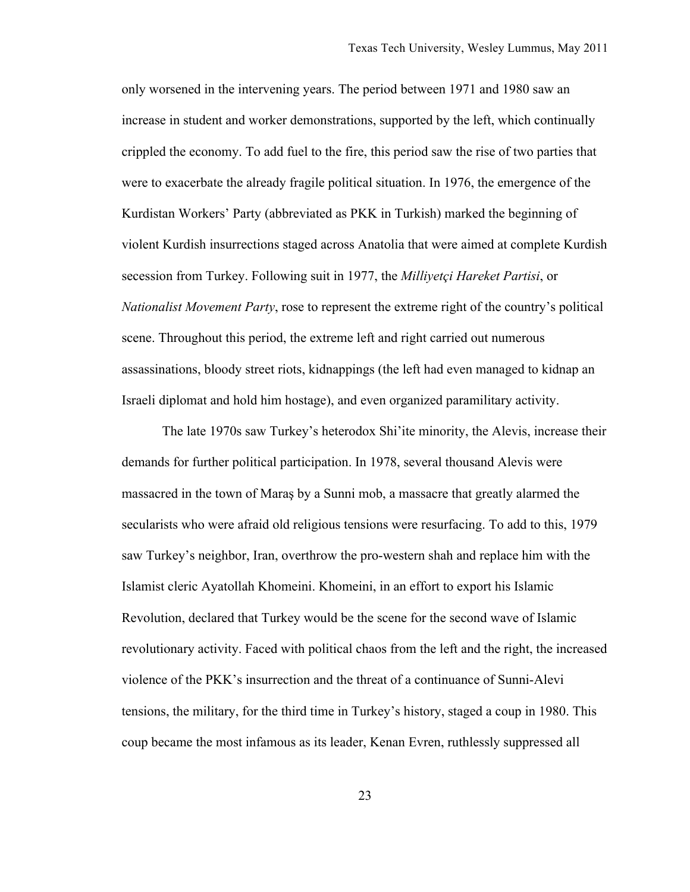only worsened in the intervening years. The period between 1971 and 1980 saw an increase in student and worker demonstrations, supported by the left, which continually crippled the economy. To add fuel to the fire, this period saw the rise of two parties that were to exacerbate the already fragile political situation. In 1976, the emergence of the Kurdistan Workers' Party (abbreviated as PKK in Turkish) marked the beginning of violent Kurdish insurrections staged across Anatolia that were aimed at complete Kurdish secession from Turkey. Following suit in 1977, the *Milliyetçi Hareket Partisi*, or *Nationalist Movement Party*, rose to represent the extreme right of the country's political scene. Throughout this period, the extreme left and right carried out numerous assassinations, bloody street riots, kidnappings (the left had even managed to kidnap an Israeli diplomat and hold him hostage), and even organized paramilitary activity.

The late 1970s saw Turkey's heterodox Shi'ite minority, the Alevis, increase their demands for further political participation. In 1978, several thousand Alevis were massacred in the town of Maraş by a Sunni mob, a massacre that greatly alarmed the secularists who were afraid old religious tensions were resurfacing. To add to this, 1979 saw Turkey's neighbor, Iran, overthrow the pro-western shah and replace him with the Islamist cleric Ayatollah Khomeini. Khomeini, in an effort to export his Islamic Revolution, declared that Turkey would be the scene for the second wave of Islamic revolutionary activity. Faced with political chaos from the left and the right, the increased violence of the PKK's insurrection and the threat of a continuance of Sunni-Alevi tensions, the military, for the third time in Turkey's history, staged a coup in 1980. This coup became the most infamous as its leader, Kenan Evren, ruthlessly suppressed all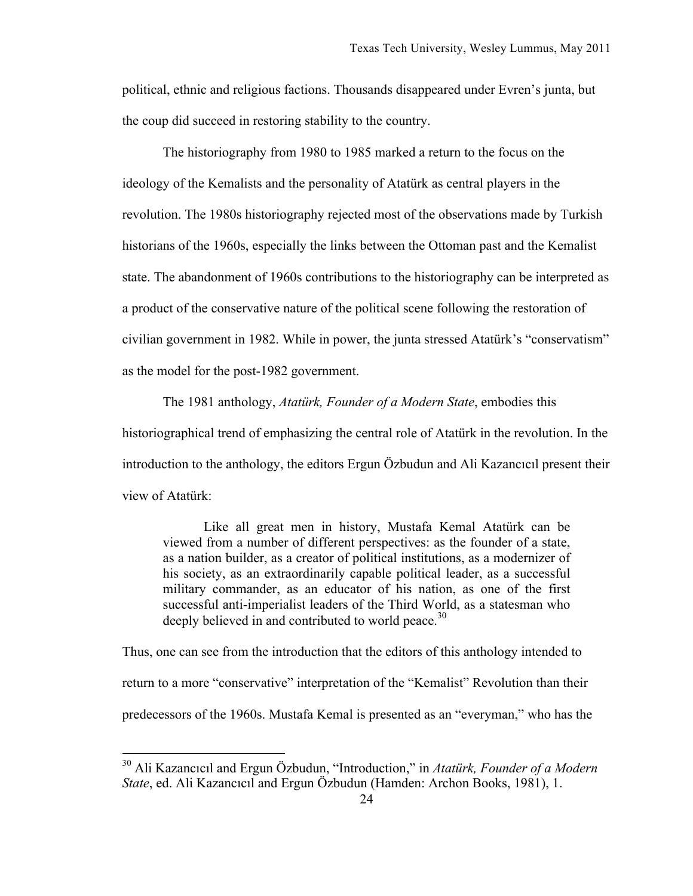political, ethnic and religious factions. Thousands disappeared under Evren's junta, but the coup did succeed in restoring stability to the country.

The historiography from 1980 to 1985 marked a return to the focus on the ideology of the Kemalists and the personality of Atatürk as central players in the revolution. The 1980s historiography rejected most of the observations made by Turkish historians of the 1960s, especially the links between the Ottoman past and the Kemalist state. The abandonment of 1960s contributions to the historiography can be interpreted as a product of the conservative nature of the political scene following the restoration of civilian government in 1982. While in power, the junta stressed Atatürk's "conservatism" as the model for the post-1982 government.

The 1981 anthology, *Atatürk, Founder of a Modern State*, embodies this historiographical trend of emphasizing the central role of Atatürk in the revolution. In the introduction to the anthology, the editors Ergun Özbudun and Ali Kazancıcıl present their view of Atatürk:

> Like all great men in history, Mustafa Kemal Atatürk can be viewed from a number of different perspectives: as the founder of a state, as a nation builder, as a creator of political institutions, as a modernizer of his society, as an extraordinarily capable political leader, as a successful military commander, as an educator of his nation, as one of the first successful anti-imperialist leaders of the Third World, as a statesman who deeply believed in and contributed to world peace.[30]

Thus, one can see from the introduction that the editors of this anthology intended to return to a more "conservative" interpretation of the "Kemalist" Revolution than their predecessors of the 1960s. Mustafa Kemal is presented as an "everyman," who has the

---

[30] Ali Kazancıcıl and Ergun Özbudun, "Introduction," in *Atatürk, Founder of a Modern State*, ed. Ali Kazancıcıl and Ergun Özbudun (Hamden: Archon Books, 1981), 1.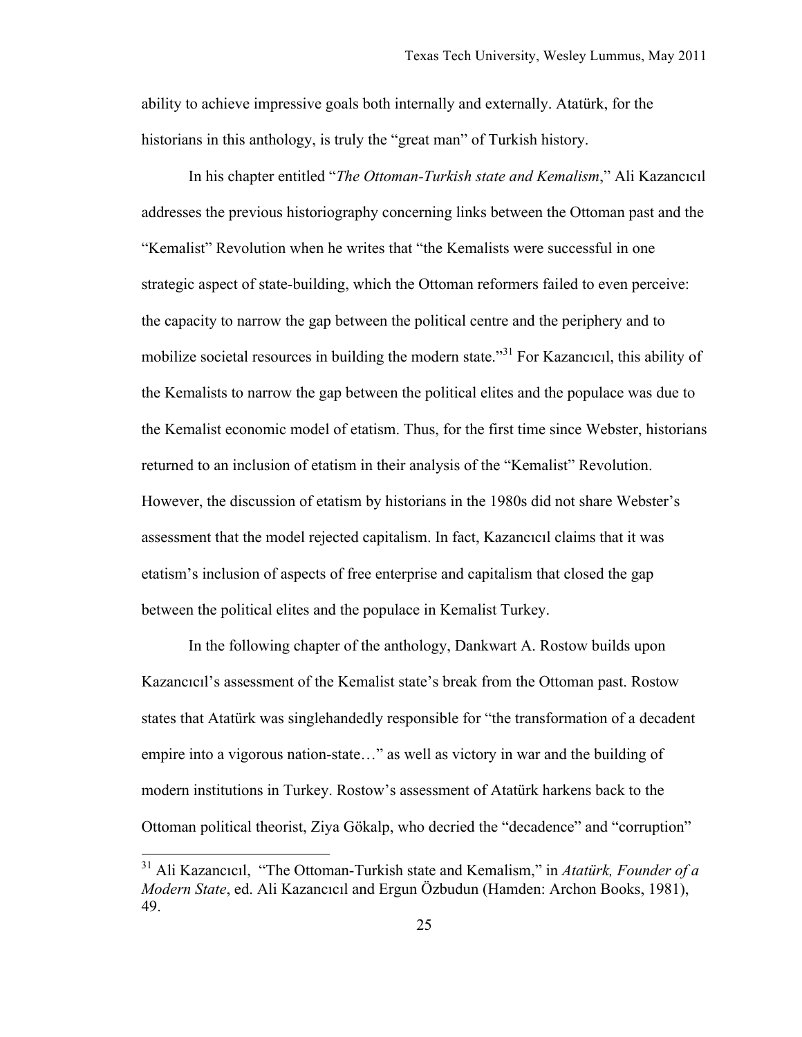ability to achieve impressive goals both internally and externally. Atatürk, for the historians in this anthology, is truly the "great man" of Turkish history.

In his chapter entitled "*The Ottoman-Turkish state and Kemalism*," Ali Kazancıcıl addresses the previous historiography concerning links between the Ottoman past and the "Kemalist" Revolution when he writes that "the Kemalists were successful in one strategic aspect of state-building, which the Ottoman reformers failed to even perceive: the capacity to narrow the gap between the political centre and the periphery and to mobilize societal resources in building the modern state."[31] For Kazancıcıl, this ability of the Kemalists to narrow the gap between the political elites and the populace was due to the Kemalist economic model of etatism. Thus, for the first time since Webster, historians returned to an inclusion of etatism in their analysis of the "Kemalist" Revolution. However, the discussion of etatism by historians in the 1980s did not share Webster's assessment that the model rejected capitalism. In fact, Kazancıcıl claims that it was etatism's inclusion of aspects of free enterprise and capitalism that closed the gap between the political elites and the populace in Kemalist Turkey.

In the following chapter of the anthology, Dankwart A. Rostow builds upon Kazancıcıl's assessment of the Kemalist state's break from the Ottoman past. Rostow states that Atatürk was singlehandedly responsible for "the transformation of a decadent empire into a vigorous nation-state…" as well as victory in war and the building of modern institutions in Turkey. Rostow's assessment of Atatürk harkens back to the Ottoman political theorist, Ziya Gökalp, who decried the "decadence" and "corruption"

---

[31] Ali Kazancıcıl, "The Ottoman-Turkish state and Kemalism," in *Atatürk, Founder of a Modern State*, ed. Ali Kazancıcıl and Ergun Özbudun (Hamden: Archon Books, 1981), 49.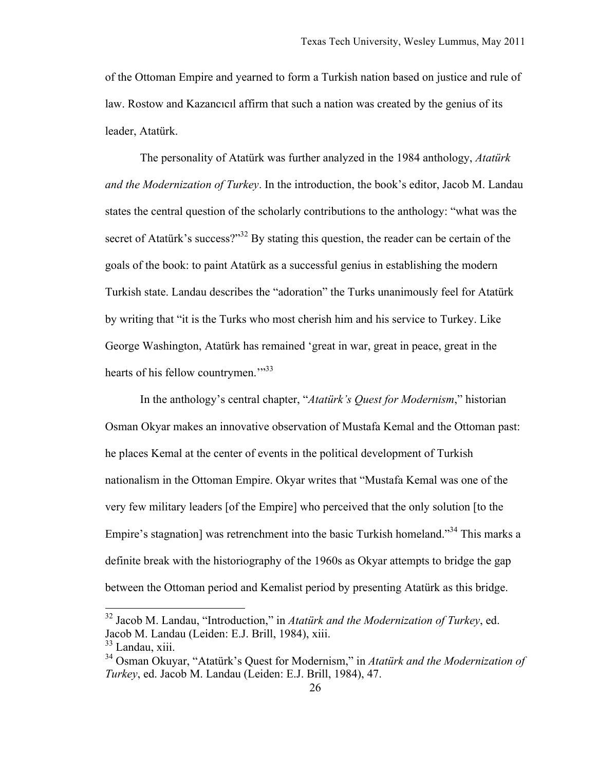of the Ottoman Empire and yearned to form a Turkish nation based on justice and rule of law. Rostow and Kazancıcıl affirm that such a nation was created by the genius of its leader, Atatürk.

The personality of Atatürk was further analyzed in the 1984 anthology, *Atatürk and the Modernization of Turkey*. In the introduction, the book's editor, Jacob M. Landau states the central question of the scholarly contributions to the anthology: "what was the secret of Atatürk's success?"[32] By stating this question, the reader can be certain of the goals of the book: to paint Atatürk as a successful genius in establishing the modern Turkish state. Landau describes the "adoration" the Turks unanimously feel for Atatürk by writing that "it is the Turks who most cherish him and his service to Turkey. Like George Washington, Atatürk has remained 'great in war, great in peace, great in the hearts of his fellow countrymen.'"[33]

In the anthology's central chapter, "*Atatürk's Quest for Modernism*," historian Osman Okyar makes an innovative observation of Mustafa Kemal and the Ottoman past: he places Kemal at the center of events in the political development of Turkish nationalism in the Ottoman Empire. Okyar writes that "Mustafa Kemal was one of the very few military leaders [of the Empire] who perceived that the only solution [to the Empire's stagnation] was retrenchment into the basic Turkish homeland."[34] This marks a definite break with the historiography of the 1960s as Okyar attempts to bridge the gap between the Ottoman period and Kemalist period by presenting Atatürk as this bridge.

---

[32] Jacob M. Landau, "Introduction," in *Atatürk and the Modernization of Turkey*, ed. Jacob M. Landau (Leiden: E.J. Brill, 1984), xiii.

[33] Landau, xiii.

[34] Osman Okuyar, "Atatürk's Quest for Modernism," in *Atatürk and the Modernization of Turkey*, ed. Jacob M. Landau (Leiden: E.J. Brill, 1984), 47.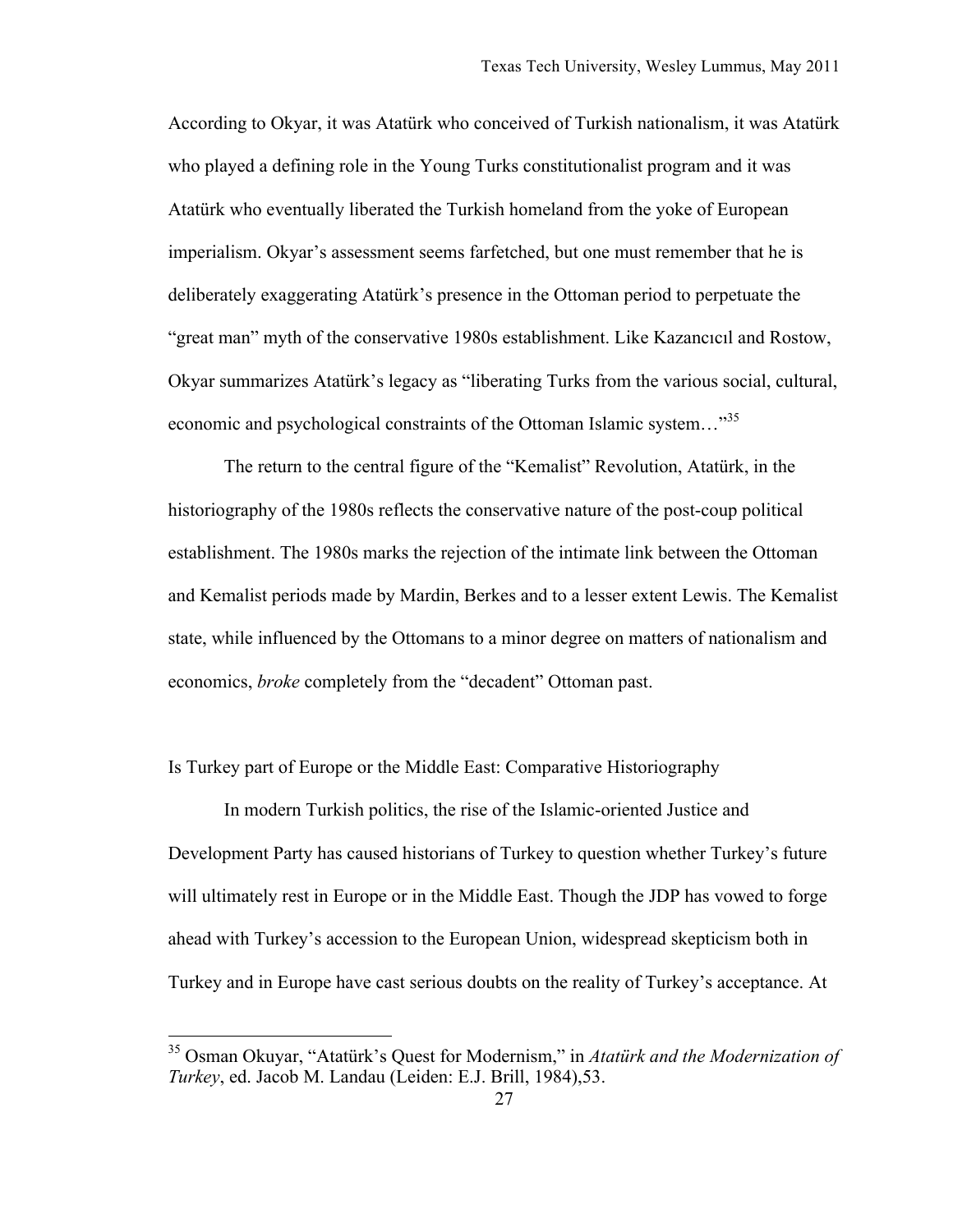According to Okyar, it was Atatürk who conceived of Turkish nationalism, it was Atatürk who played a defining role in the Young Turks constitutionalist program and it was Atatürk who eventually liberated the Turkish homeland from the yoke of European imperialism. Okyar's assessment seems farfetched, but one must remember that he is deliberately exaggerating Atatürk's presence in the Ottoman period to perpetuate the "great man" myth of the conservative 1980s establishment. Like Kazancıcıl and Rostow, Okyar summarizes Atatürk's legacy as "liberating Turks from the various social, cultural, economic and psychological constraints of the Ottoman Islamic system…"[35]

The return to the central figure of the "Kemalist" Revolution, Atatürk, in the historiography of the 1980s reflects the conservative nature of the post-coup political establishment. The 1980s marks the rejection of the intimate link between the Ottoman and Kemalist periods made by Mardin, Berkes and to a lesser extent Lewis. The Kemalist state, while influenced by the Ottomans to a minor degree on matters of nationalism and economics, *broke* completely from the "decadent" Ottoman past.

## Is Turkey part of Europe or the Middle East: Comparative Historiography

In modern Turkish politics, the rise of the Islamic-oriented Justice and Development Party has caused historians of Turkey to question whether Turkey's future will ultimately rest in Europe or in the Middle East. Though the JDP has vowed to forge ahead with Turkey's accession to the European Union, widespread skepticism both in Turkey and in Europe have cast serious doubts on the reality of Turkey's acceptance. At

[35] Osman Okuyar, "Atatürk's Quest for Modernism," in *Atatürk and the Modernization of Turkey*, ed. Jacob M. Landau (Leiden: E.J. Brill, 1984),53.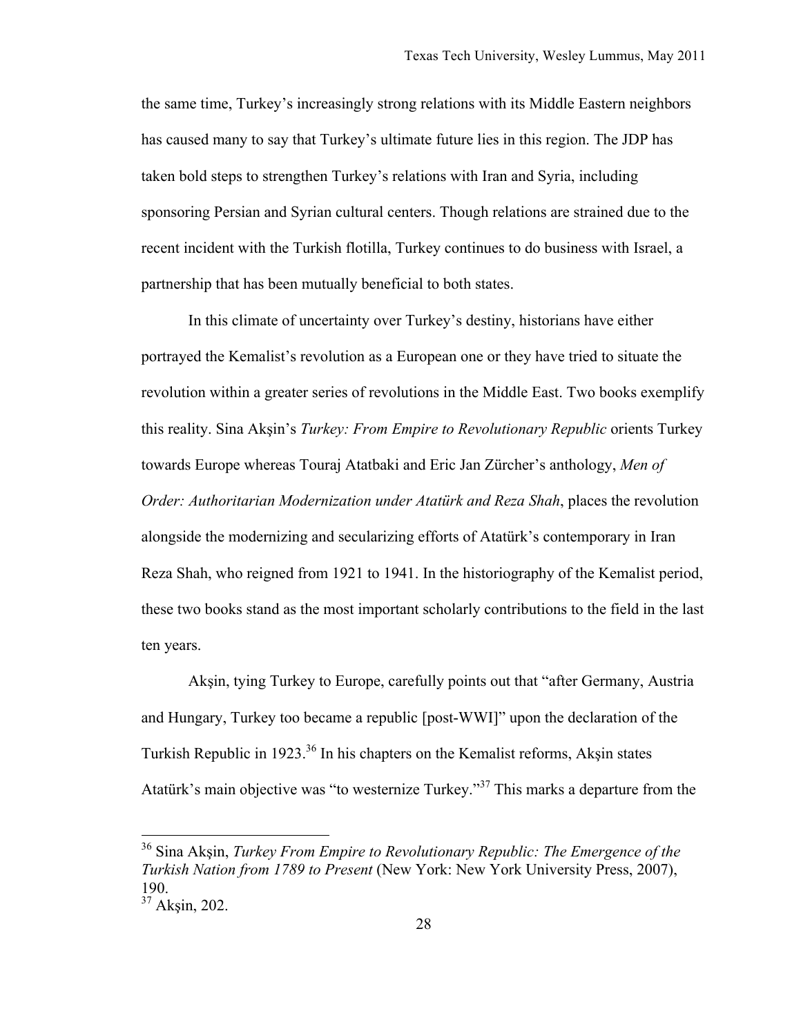the same time, Turkey's increasingly strong relations with its Middle Eastern neighbors has caused many to say that Turkey's ultimate future lies in this region. The JDP has taken bold steps to strengthen Turkey's relations with Iran and Syria, including sponsoring Persian and Syrian cultural centers. Though relations are strained due to the recent incident with the Turkish flotilla, Turkey continues to do business with Israel, a partnership that has been mutually beneficial to both states.

In this climate of uncertainty over Turkey's destiny, historians have either portrayed the Kemalist's revolution as a European one or they have tried to situate the revolution within a greater series of revolutions in the Middle East. Two books exemplify this reality. Sina Akşin's *Turkey: From Empire to Revolutionary Republic* orients Turkey towards Europe whereas Touraj Atatbaki and Eric Jan Zürcher's anthology, *Men of Order: Authoritarian Modernization under Atatürk and Reza Shah*, places the revolution alongside the modernizing and secularizing efforts of Atatürk's contemporary in Iran Reza Shah, who reigned from 1921 to 1941. In the historiography of the Kemalist period, these two books stand as the most important scholarly contributions to the field in the last ten years.

Akşin, tying Turkey to Europe, carefully points out that "after Germany, Austria and Hungary, Turkey too became a republic [post-WWI]" upon the declaration of the Turkish Republic in 1923.[36] In his chapters on the Kemalist reforms, Akşin states Atatürk's main objective was "to westernize Turkey."[37] This marks a departure from the

---

[36] Sina Akşin, *Turkey From Empire to Revolutionary Republic: The Emergence of the Turkish Nation from 1789 to Present* (New York: New York University Press, 2007), 190.

[37] Akşin, 202.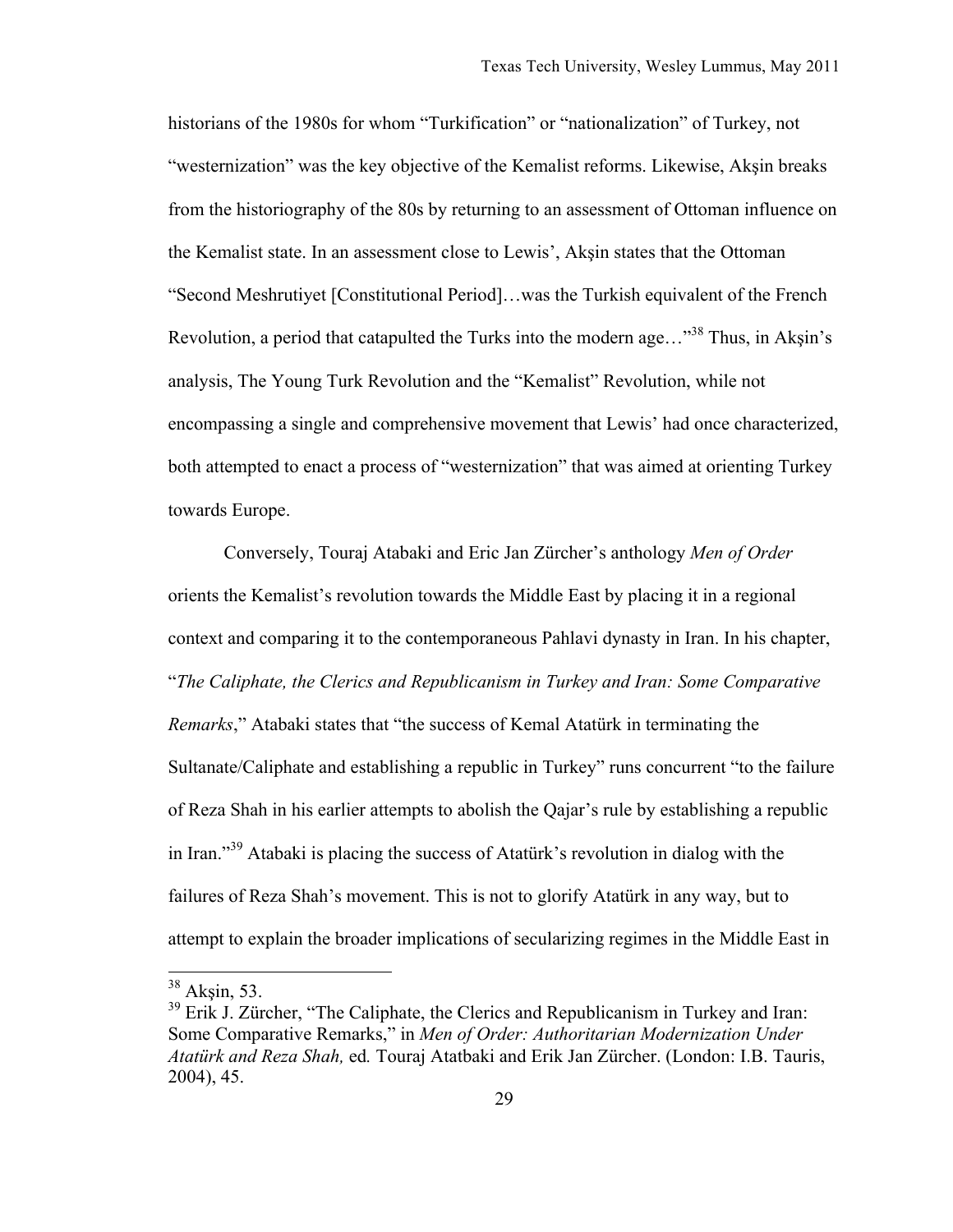historians of the 1980s for whom "Turkification" or "nationalization" of Turkey, not "westernization" was the key objective of the Kemalist reforms. Likewise, Akşin breaks from the historiography of the 80s by returning to an assessment of Ottoman influence on the Kemalist state. In an assessment close to Lewis', Akşin states that the Ottoman "Second Meshrutiyet [Constitutional Period]…was the Turkish equivalent of the French Revolution, a period that catapulted the Turks into the modern age…"[38] Thus, in Akşin's analysis, The Young Turk Revolution and the "Kemalist" Revolution, while not encompassing a single and comprehensive movement that Lewis' had once characterized, both attempted to enact a process of "westernization" that was aimed at orienting Turkey towards Europe.

Conversely, Touraj Atabaki and Eric Jan Zürcher's anthology *Men of Order* orients the Kemalist's revolution towards the Middle East by placing it in a regional context and comparing it to the contemporaneous Pahlavi dynasty in Iran. In his chapter, "*The Caliphate, the Clerics and Republicanism in Turkey and Iran: Some Comparative Remarks*," Atabaki states that "the success of Kemal Atatürk in terminating the Sultanate/Caliphate and establishing a republic in Turkey" runs concurrent "to the failure of Reza Shah in his earlier attempts to abolish the Qajar's rule by establishing a republic in Iran."[39] Atabaki is placing the success of Atatürk's revolution in dialog with the failures of Reza Shah's movement. This is not to glorify Atatürk in any way, but to attempt to explain the broader implications of secularizing regimes in the Middle East in

---

[38] Akşin, 53.

[39] Erik J. Zürcher, "The Caliphate, the Clerics and Republicanism in Turkey and Iran: Some Comparative Remarks," in *Men of Order: Authoritarian Modernization Under Atatürk and Reza Shah,* ed*.* Touraj Atatbaki and Erik Jan Zürcher. (London: I.B. Tauris, 2004), 45.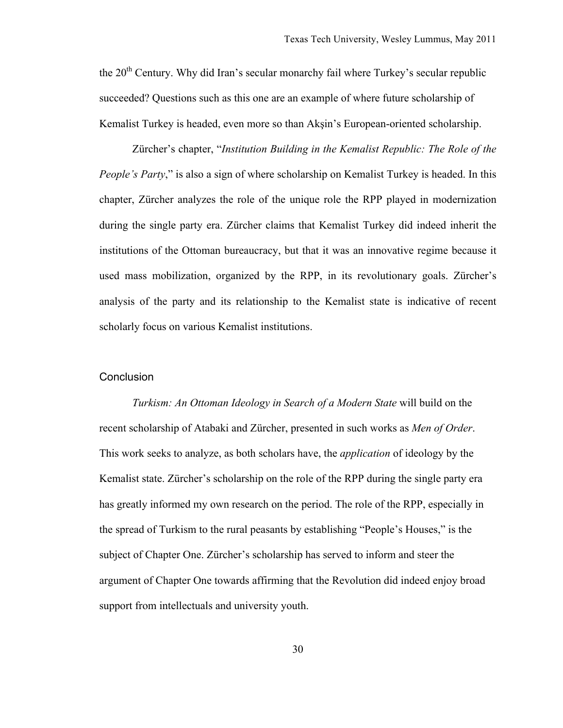the 20th Century. Why did Iran's secular monarchy fail where Turkey's secular republic succeeded? Questions such as this one are an example of where future scholarship of Kemalist Turkey is headed, even more so than Akşin's European-oriented scholarship.

Zürcher's chapter, "*Institution Building in the Kemalist Republic: The Role of the People's Party*," is also a sign of where scholarship on Kemalist Turkey is headed. In this chapter, Zürcher analyzes the role of the unique role the RPP played in modernization during the single party era. Zürcher claims that Kemalist Turkey did indeed inherit the institutions of the Ottoman bureaucracy, but that it was an innovative regime because it used mass mobilization, organized by the RPP, in its revolutionary goals. Zürcher's analysis of the party and its relationship to the Kemalist state is indicative of recent scholarly focus on various Kemalist institutions.

## Conclusion

*Turkism: An Ottoman Ideology in Search of a Modern State* will build on the recent scholarship of Atabaki and Zürcher, presented in such works as *Men of Order*. This work seeks to analyze, as both scholars have, the *application* of ideology by the Kemalist state. Zürcher's scholarship on the role of the RPP during the single party era has greatly informed my own research on the period. The role of the RPP, especially in the spread of Turkism to the rural peasants by establishing "People's Houses," is the subject of Chapter One. Zürcher's scholarship has served to inform and steer the argument of Chapter One towards affirming that the Revolution did indeed enjoy broad support from intellectuals and university youth.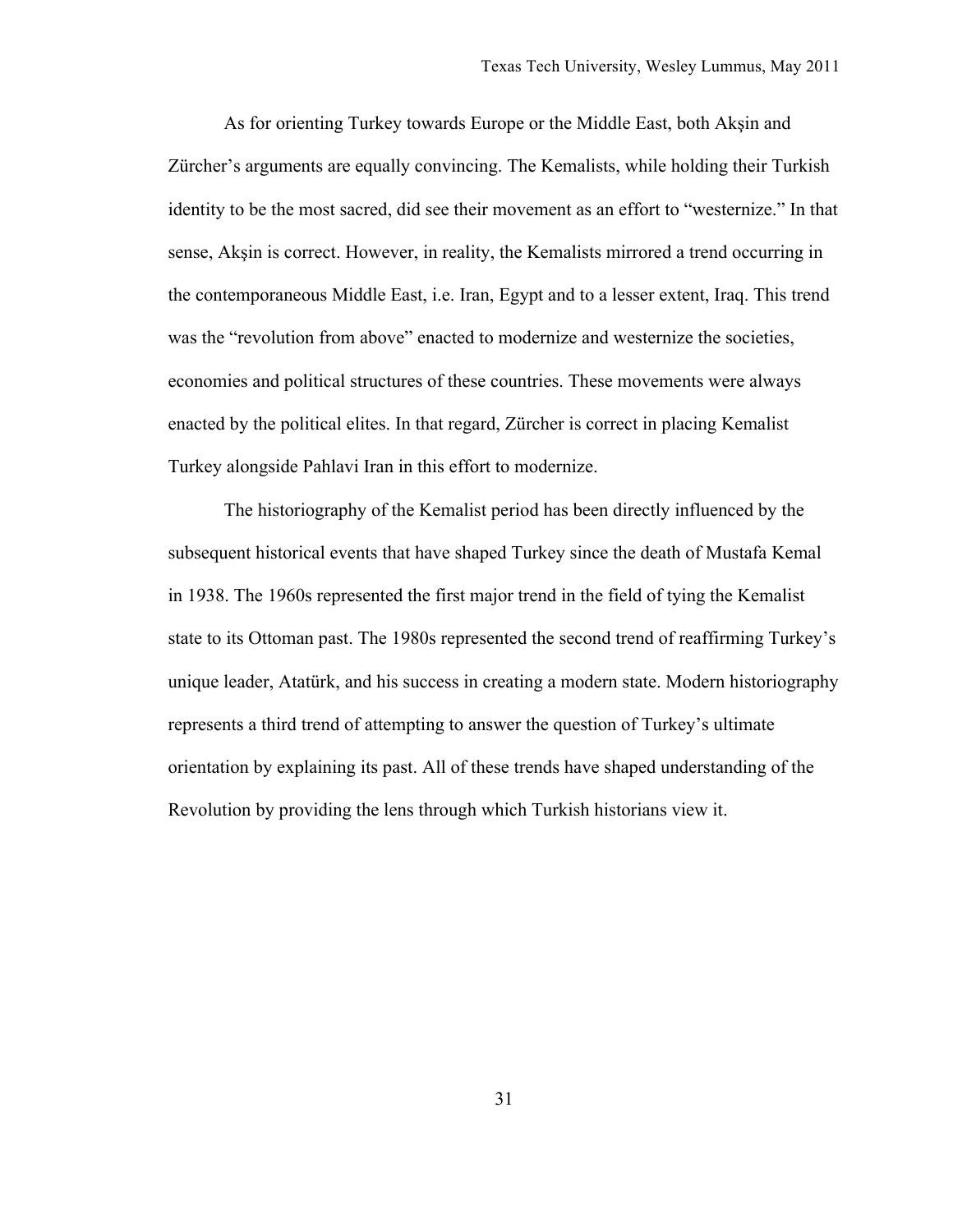As for orienting Turkey towards Europe or the Middle East, both Akşin and Zürcher's arguments are equally convincing. The Kemalists, while holding their Turkish identity to be the most sacred, did see their movement as an effort to "westernize." In that sense, Akşin is correct. However, in reality, the Kemalists mirrored a trend occurring in the contemporaneous Middle East, i.e. Iran, Egypt and to a lesser extent, Iraq. This trend was the "revolution from above" enacted to modernize and westernize the societies, economies and political structures of these countries. These movements were always enacted by the political elites. In that regard, Zürcher is correct in placing Kemalist Turkey alongside Pahlavi Iran in this effort to modernize.

The historiography of the Kemalist period has been directly influenced by the subsequent historical events that have shaped Turkey since the death of Mustafa Kemal in 1938. The 1960s represented the first major trend in the field of tying the Kemalist state to its Ottoman past. The 1980s represented the second trend of reaffirming Turkey's unique leader, Atatürk, and his success in creating a modern state. Modern historiography represents a third trend of attempting to answer the question of Turkey's ultimate orientation by explaining its past. All of these trends have shaped understanding of the Revolution by providing the lens through which Turkish historians view it.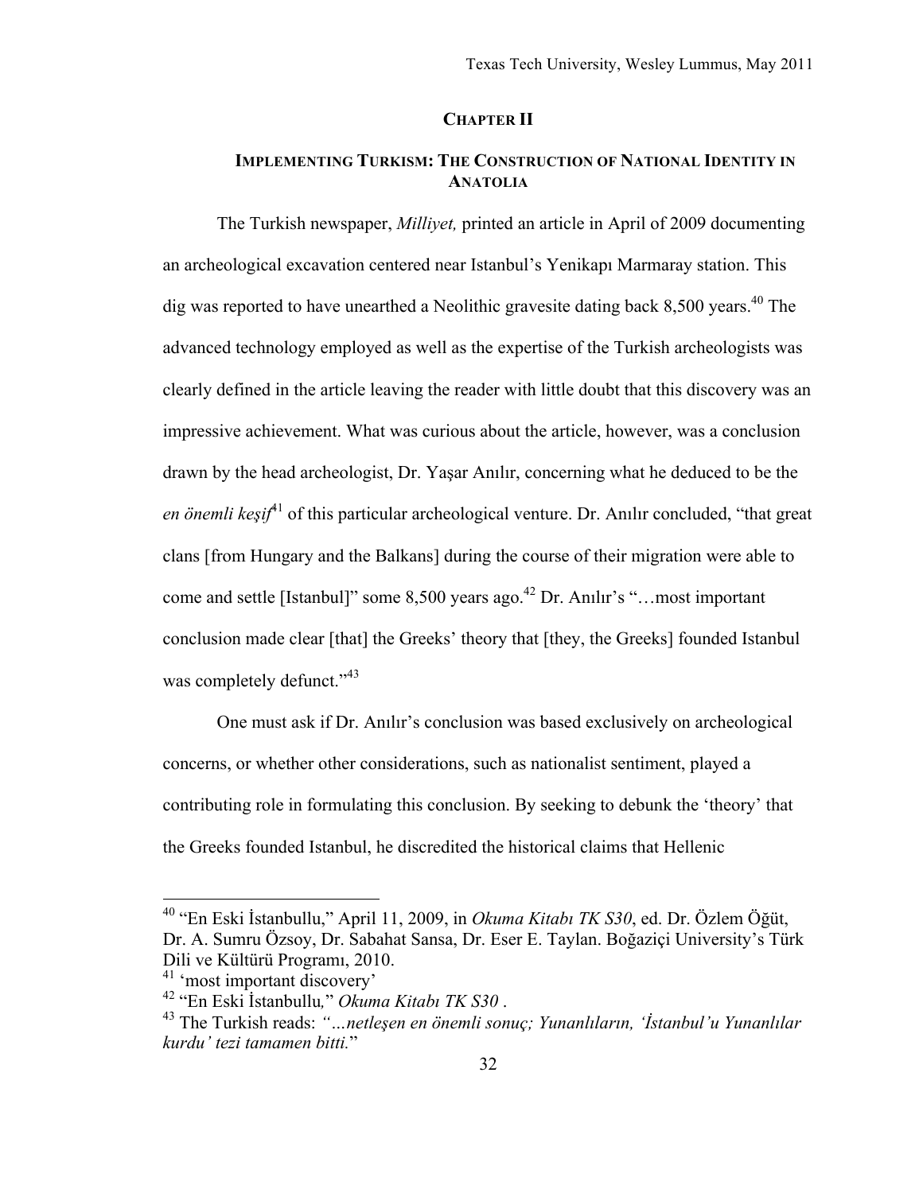## CHAPTER II

### IMPLEMENTING TURKISM: THE CONSTRUCTION OF NATIONAL IDENTITY IN ANATOLIA

The Turkish newspaper, *Milliyet,* printed an article in April of 2009 documenting an archeological excavation centered near Istanbul's Yenikapı Marmaray station. This dig was reported to have unearthed a Neolithic gravesite dating back 8,500 years.[40] The advanced technology employed as well as the expertise of the Turkish archeologists was clearly defined in the article leaving the reader with little doubt that this discovery was an impressive achievement. What was curious about the article, however, was a conclusion drawn by the head archeologist, Dr. Yaşar Anılır, concerning what he deduced to be the *en önemli keşif*[41] of this particular archeological venture. Dr. Anılır concluded, "that great clans [from Hungary and the Balkans] during the course of their migration were able to come and settle [Istanbul]" some 8,500 years ago.[42] Dr. Anılır's "…most important conclusion made clear [that] the Greeks' theory that [they, the Greeks] founded Istanbul was completely defunct."[43]

One must ask if Dr. Anılır's conclusion was based exclusively on archeological concerns, or whether other considerations, such as nationalist sentiment, played a contributing role in formulating this conclusion. By seeking to debunk the 'theory' that the Greeks founded Istanbul, he discredited the historical claims that Hellenic

---

[40] "En Eski İstanbullu," April 11, 2009, in *Okuma Kitabı TK S30*, ed. Dr. Özlem Öğüt, Dr. A. Sumru Özsoy, Dr. Sabahat Sansa, Dr. Eser E. Taylan. Boğaziçi University's Türk Dili ve Kültürü Programı, 2010.

[41] 'most important discovery'

[42] "En Eski İstanbullu," *Okuma Kitabı TK S30* .

[43] The Turkish reads: *"…netleşen en önemli sonuç; Yunanlıların, 'İstanbul'u Yunanlılar kurdu' tezi tamamen bitti.*"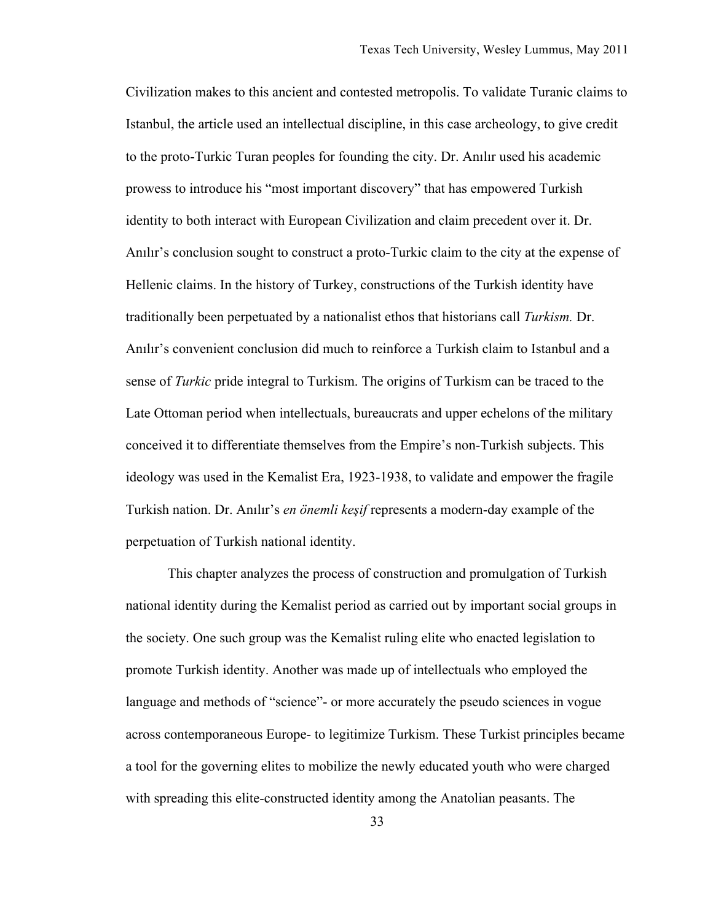Civilization makes to this ancient and contested metropolis. To validate Turanic claims to Istanbul, the article used an intellectual discipline, in this case archeology, to give credit to the proto-Turkic Turan peoples for founding the city. Dr. Anılır used his academic prowess to introduce his "most important discovery" that has empowered Turkish identity to both interact with European Civilization and claim precedent over it. Dr. Anılır's conclusion sought to construct a proto-Turkic claim to the city at the expense of Hellenic claims. In the history of Turkey, constructions of the Turkish identity have traditionally been perpetuated by a nationalist ethos that historians call *Turkism.* Dr. Anılır's convenient conclusion did much to reinforce a Turkish claim to Istanbul and a sense of *Turkic* pride integral to Turkism. The origins of Turkism can be traced to the Late Ottoman period when intellectuals, bureaucrats and upper echelons of the military conceived it to differentiate themselves from the Empire's non-Turkish subjects. This ideology was used in the Kemalist Era, 1923-1938, to validate and empower the fragile Turkish nation. Dr. Anılır's *en önemli keşif* represents a modern-day example of the perpetuation of Turkish national identity.

This chapter analyzes the process of construction and promulgation of Turkish national identity during the Kemalist period as carried out by important social groups in the society. One such group was the Kemalist ruling elite who enacted legislation to promote Turkish identity. Another was made up of intellectuals who employed the language and methods of "science"- or more accurately the pseudo sciences in vogue across contemporaneous Europe- to legitimize Turkism. These Turkist principles became a tool for the governing elites to mobilize the newly educated youth who were charged with spreading this elite-constructed identity among the Anatolian peasants. The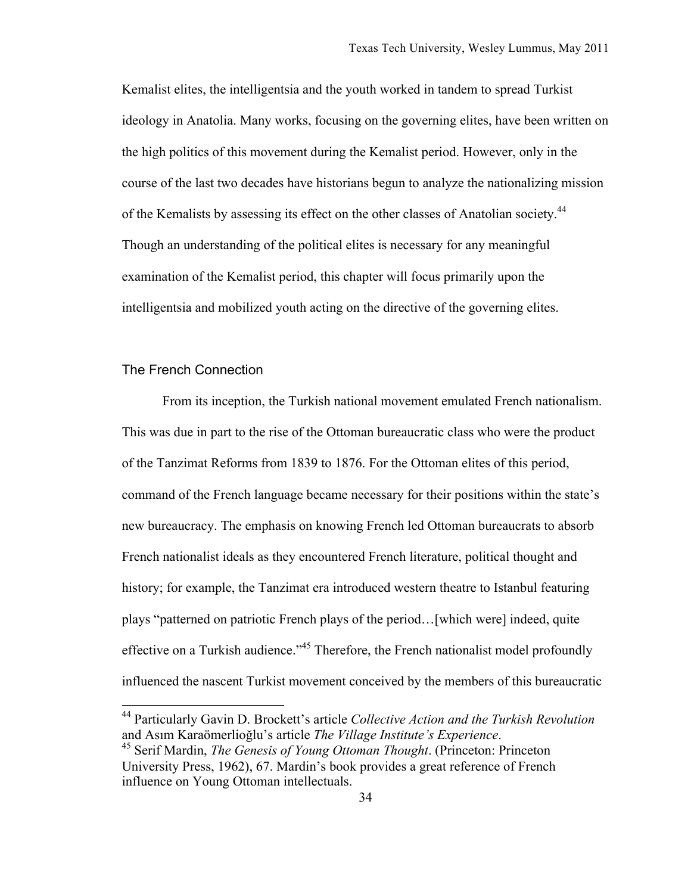Kemalist elites, the intelligentsia and the youth worked in tandem to spread Turkist ideology in Anatolia. Many works, focusing on the governing elites, have been written on the high politics of this movement during the Kemalist period. However, only in the course of the last two decades have historians begun to analyze the nationalizing mission of the Kemalists by assessing its effect on the other classes of Anatolian society.[44] Though an understanding of the political elites is necessary for any meaningful examination of the Kemalist period, this chapter will focus primarily upon the intelligentsia and mobilized youth acting on the directive of the governing elites.

## The French Connection

From its inception, the Turkish national movement emulated French nationalism. This was due in part to the rise of the Ottoman bureaucratic class who were the product of the Tanzimat Reforms from 1839 to 1876. For the Ottoman elites of this period, command of the French language became necessary for their positions within the state's new bureaucracy. The emphasis on knowing French led Ottoman bureaucrats to absorb French nationalist ideals as they encountered French literature, political thought and history; for example, the Tanzimat era introduced western theatre to Istanbul featuring plays "patterned on patriotic French plays of the period…[which were] indeed, quite effective on a Turkish audience."[45] Therefore, the French nationalist model profoundly influenced the nascent Turkist movement conceived by the members of this bureaucratic

---

[44] Particularly Gavin D. Brockett's article *Collective Action and the Turkish Revolution* and Asım Karaömerlioğlu's article *The Village Institute's Experience*.

[45] Serif Mardin, *The Genesis of Young Ottoman Thought*. (Princeton: Princeton University Press, 1962), 67. Mardin's book provides a great reference of French influence on Young Ottoman intellectuals.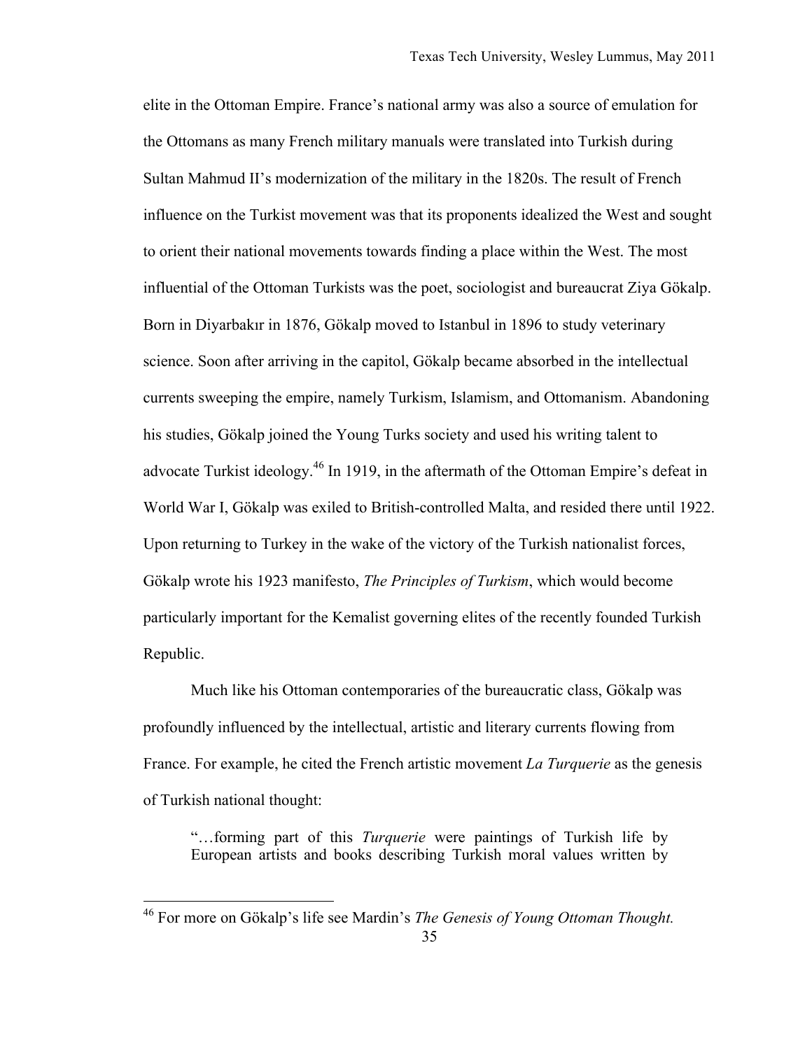elite in the Ottoman Empire. France's national army was also a source of emulation for the Ottomans as many French military manuals were translated into Turkish during Sultan Mahmud II's modernization of the military in the 1820s. The result of French influence on the Turkist movement was that its proponents idealized the West and sought to orient their national movements towards finding a place within the West. The most influential of the Ottoman Turkists was the poet, sociologist and bureaucrat Ziya Gökalp. Born in Diyarbakır in 1876, Gökalp moved to Istanbul in 1896 to study veterinary science. Soon after arriving in the capitol, Gökalp became absorbed in the intellectual currents sweeping the empire, namely Turkism, Islamism, and Ottomanism. Abandoning his studies, Gökalp joined the Young Turks society and used his writing talent to advocate Turkist ideology.[46] In 1919, in the aftermath of the Ottoman Empire's defeat in World War I, Gökalp was exiled to British-controlled Malta, and resided there until 1922. Upon returning to Turkey in the wake of the victory of the Turkish nationalist forces, Gökalp wrote his 1923 manifesto, *The Principles of Turkism*, which would become particularly important for the Kemalist governing elites of the recently founded Turkish Republic.

Much like his Ottoman contemporaries of the bureaucratic class, Gökalp was profoundly influenced by the intellectual, artistic and literary currents flowing from France. For example, he cited the French artistic movement *La Turquerie* as the genesis of Turkish national thought:

> "…forming part of this *Turquerie* were paintings of Turkish life by European artists and books describing Turkish moral values written by

[46] For more on Gökalp's life see Mardin's *The Genesis of Young Ottoman Thought.*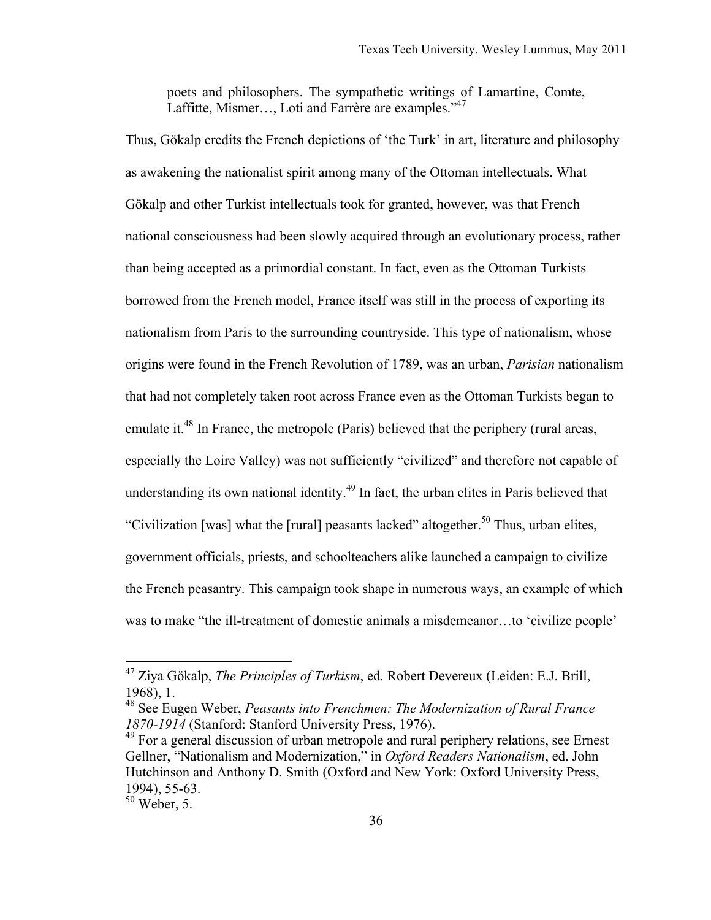> poets and philosophers. The sympathetic writings of Lamartine, Comte, Laffitte, Mismer…, Loti and Farrère are examples."[47]

Thus, Gökalp credits the French depictions of 'the Turk' in art, literature and philosophy as awakening the nationalist spirit among many of the Ottoman intellectuals. What Gökalp and other Turkist intellectuals took for granted, however, was that French national consciousness had been slowly acquired through an evolutionary process, rather than being accepted as a primordial constant. In fact, even as the Ottoman Turkists borrowed from the French model, France itself was still in the process of exporting its nationalism from Paris to the surrounding countryside. This type of nationalism, whose origins were found in the French Revolution of 1789, was an urban, *Parisian* nationalism that had not completely taken root across France even as the Ottoman Turkists began to emulate it.[48] In France, the metropole (Paris) believed that the periphery (rural areas, especially the Loire Valley) was not sufficiently "civilized" and therefore not capable of understanding its own national identity.[49] In fact, the urban elites in Paris believed that "Civilization [was] what the [rural] peasants lacked" altogether.[50] Thus, urban elites, government officials, priests, and schoolteachers alike launched a campaign to civilize the French peasantry. This campaign took shape in numerous ways, an example of which was to make "the ill-treatment of domestic animals a misdemeanor…to 'civilize people'

---

[47] Ziya Gökalp, *The Principles of Turkism*, ed. Robert Devereux (Leiden: E.J. Brill, 1968), 1.

[48] See Eugen Weber, *Peasants into Frenchmen: The Modernization of Rural France 1870-1914* (Stanford: Stanford University Press, 1976).

[49] For a general discussion of urban metropole and rural periphery relations, see Ernest Gellner, "Nationalism and Modernization," in *Oxford Readers Nationalism*, ed. John Hutchinson and Anthony D. Smith (Oxford and New York: Oxford University Press, 1994), 55-63.

[50] Weber, 5.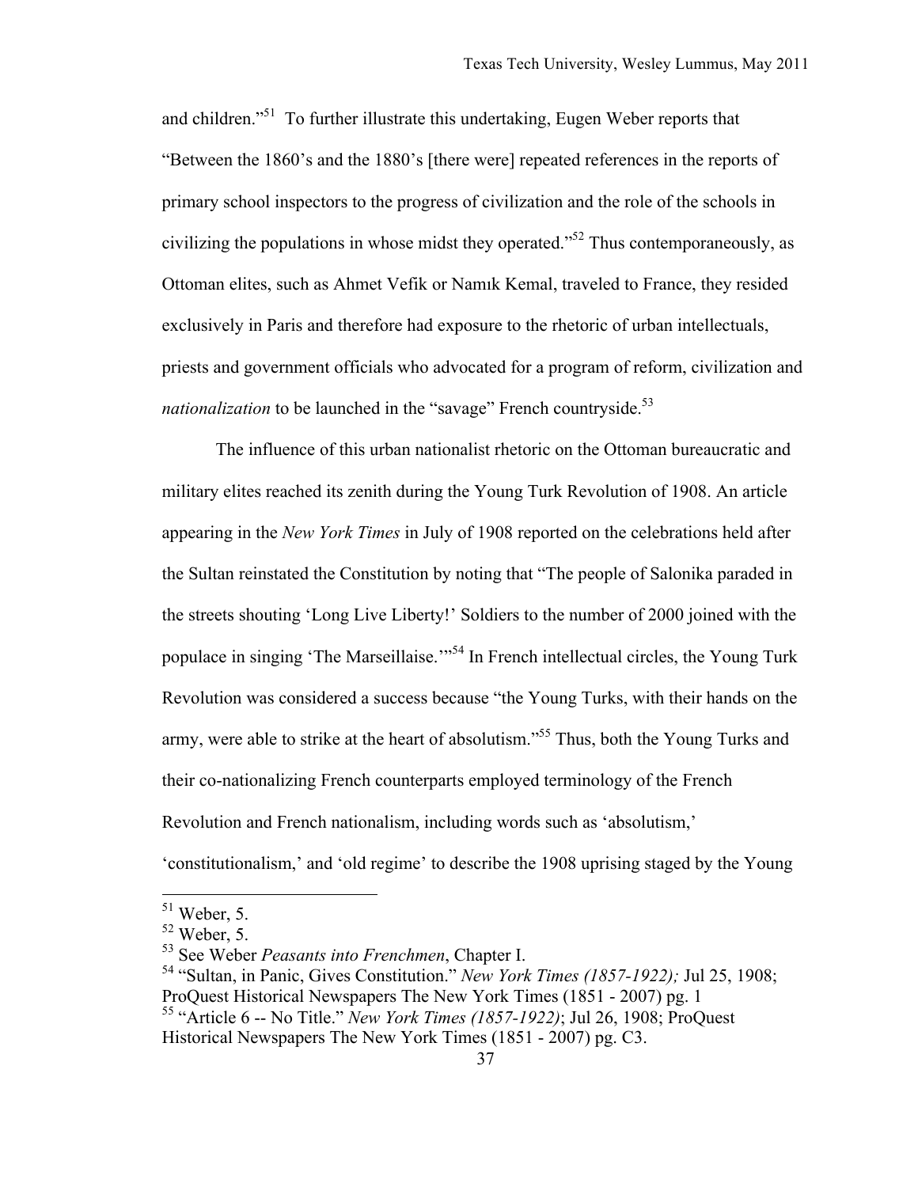and children."[51] To further illustrate this undertaking, Eugen Weber reports that "Between the 1860's and the 1880's [there were] repeated references in the reports of primary school inspectors to the progress of civilization and the role of the schools in civilizing the populations in whose midst they operated."[52] Thus contemporaneously, as Ottoman elites, such as Ahmet Vefik or Namık Kemal, traveled to France, they resided exclusively in Paris and therefore had exposure to the rhetoric of urban intellectuals, priests and government officials who advocated for a program of reform, civilization and *nationalization* to be launched in the "savage" French countryside.[53]

The influence of this urban nationalist rhetoric on the Ottoman bureaucratic and military elites reached its zenith during the Young Turk Revolution of 1908. An article appearing in the *New York Times* in July of 1908 reported on the celebrations held after the Sultan reinstated the Constitution by noting that "The people of Salonika paraded in the streets shouting 'Long Live Liberty!' Soldiers to the number of 2000 joined with the populace in singing 'The Marseillaise.'"[54] In French intellectual circles, the Young Turk Revolution was considered a success because "the Young Turks, with their hands on the army, were able to strike at the heart of absolutism."[55] Thus, both the Young Turks and their co-nationalizing French counterparts employed terminology of the French Revolution and French nationalism, including words such as 'absolutism,' 'constitutionalism,' and 'old regime' to describe the 1908 uprising staged by the Young

---

[51] Weber, 5.

[52] Weber, 5.

[53] See Weber *Peasants into Frenchmen*, Chapter I.

[54] "Sultan, in Panic, Gives Constitution." *New York Times (1857-1922);* Jul 25, 1908; ProQuest Historical Newspapers The New York Times (1851 - 2007) pg. 1

[55] "Article 6 -- No Title." *New York Times (1857-1922)*; Jul 26, 1908; ProQuest Historical Newspapers The New York Times (1851 - 2007) pg. C3.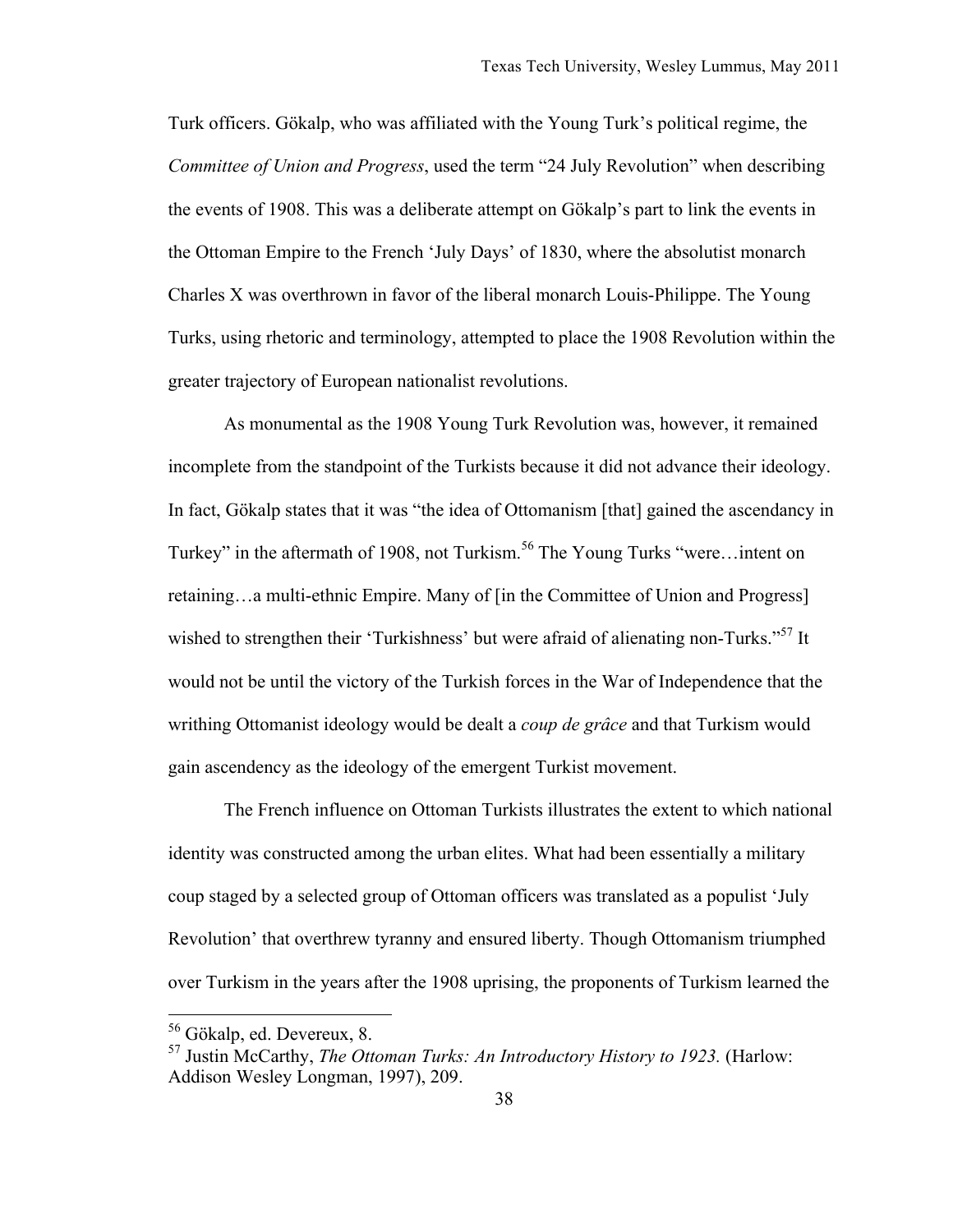Turk officers. Gökalp, who was affiliated with the Young Turk's political regime, the *Committee of Union and Progress*, used the term "24 July Revolution" when describing the events of 1908. This was a deliberate attempt on Gökalp's part to link the events in the Ottoman Empire to the French 'July Days' of 1830, where the absolutist monarch Charles X was overthrown in favor of the liberal monarch Louis-Philippe. The Young Turks, using rhetoric and terminology, attempted to place the 1908 Revolution within the greater trajectory of European nationalist revolutions.

As monumental as the 1908 Young Turk Revolution was, however, it remained incomplete from the standpoint of the Turkists because it did not advance their ideology. In fact, Gökalp states that it was "the idea of Ottomanism [that] gained the ascendancy in Turkey" in the aftermath of 1908, not Turkism.[56] The Young Turks "were…intent on retaining…a multi-ethnic Empire. Many of [in the Committee of Union and Progress] wished to strengthen their 'Turkishness' but were afraid of alienating non-Turks."[57] It would not be until the victory of the Turkish forces in the War of Independence that the writhing Ottomanist ideology would be dealt a *coup de grâce* and that Turkism would gain ascendancy as the ideology of the emergent Turkist movement.

The French influence on Ottoman Turkists illustrates the extent to which national identity was constructed among the urban elites. What had been essentially a military coup staged by a selected group of Ottoman officers was translated as a populist 'July Revolution' that overthrew tyranny and ensured liberty. Though Ottomanism triumphed over Turkism in the years after the 1908 uprising, the proponents of Turkism learned the

---

[56] Gökalp, ed. Devereux, 8.

[57] Justin McCarthy, *The Ottoman Turks: An Introductory History to 1923.* (Harlow: Addison Wesley Longman, 1997), 209.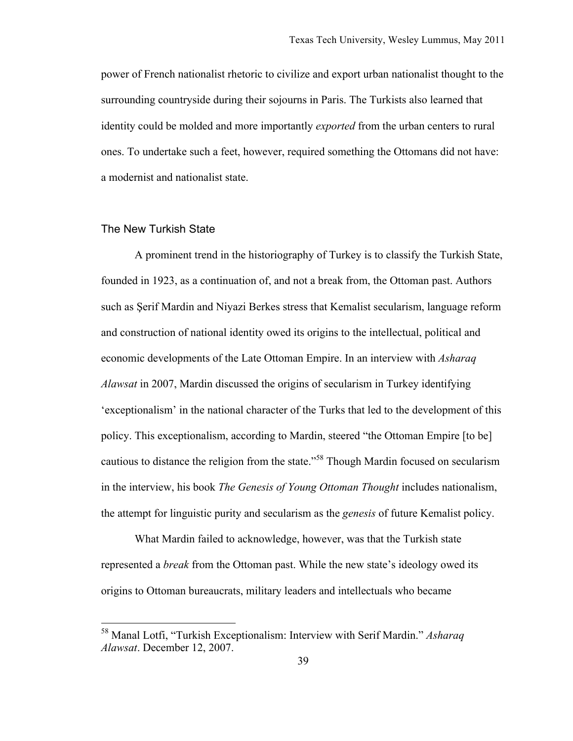power of French nationalist rhetoric to civilize and export urban nationalist thought to the surrounding countryside during their sojourns in Paris. The Turkists also learned that identity could be molded and more importantly *exported* from the urban centers to rural ones. To undertake such a feet, however, required something the Ottomans did not have: a modernist and nationalist state.

## The New Turkish State

A prominent trend in the historiography of Turkey is to classify the Turkish State, founded in 1923, as a continuation of, and not a break from, the Ottoman past. Authors such as Şerif Mardin and Niyazi Berkes stress that Kemalist secularism, language reform and construction of national identity owed its origins to the intellectual, political and economic developments of the Late Ottoman Empire. In an interview with *Asharaq Alawsat* in 2007, Mardin discussed the origins of secularism in Turkey identifying 'exceptionalism' in the national character of the Turks that led to the development of this policy. This exceptionalism, according to Mardin, steered "the Ottoman Empire [to be] cautious to distance the religion from the state."[58] Though Mardin focused on secularism in the interview, his book *The Genesis of Young Ottoman Thought* includes nationalism, the attempt for linguistic purity and secularism as the *genesis* of future Kemalist policy.

What Mardin failed to acknowledge, however, was that the Turkish state represented a *break* from the Ottoman past. While the new state's ideology owed its origins to Ottoman bureaucrats, military leaders and intellectuals who became

[58] Manal Lotfi, "Turkish Exceptionalism: Interview with Serif Mardin." *Asharaq Alawsat*. December 12, 2007.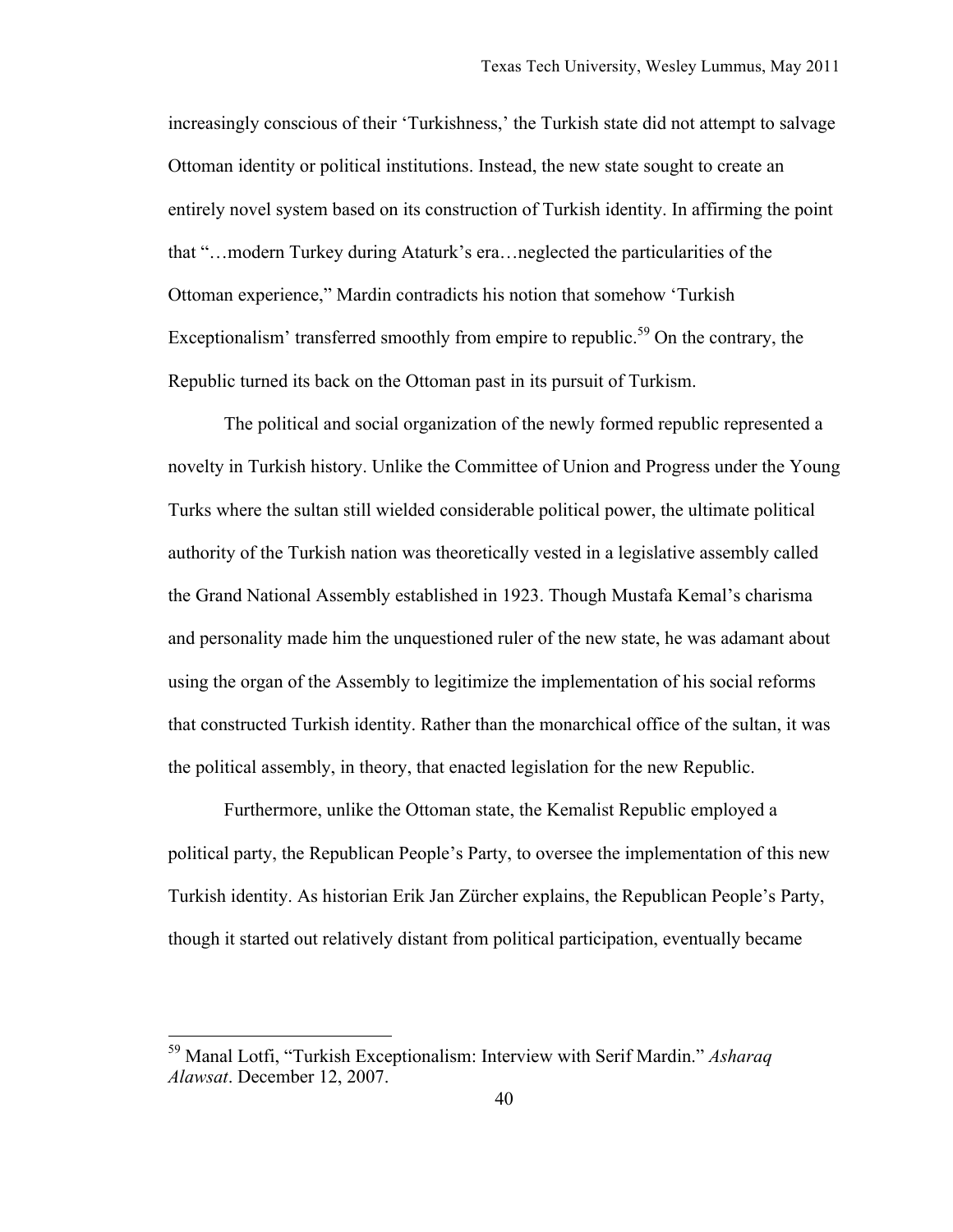increasingly conscious of their 'Turkishness,' the Turkish state did not attempt to salvage Ottoman identity or political institutions. Instead, the new state sought to create an entirely novel system based on its construction of Turkish identity. In affirming the point that "…modern Turkey during Ataturk's era…neglected the particularities of the Ottoman experience," Mardin contradicts his notion that somehow 'Turkish Exceptionalism' transferred smoothly from empire to republic.[59] On the contrary, the Republic turned its back on the Ottoman past in its pursuit of Turkism.

The political and social organization of the newly formed republic represented a novelty in Turkish history. Unlike the Committee of Union and Progress under the Young Turks where the sultan still wielded considerable political power, the ultimate political authority of the Turkish nation was theoretically vested in a legislative assembly called the Grand National Assembly established in 1923. Though Mustafa Kemal's charisma and personality made him the unquestioned ruler of the new state, he was adamant about using the organ of the Assembly to legitimize the implementation of his social reforms that constructed Turkish identity. Rather than the monarchical office of the sultan, it was the political assembly, in theory, that enacted legislation for the new Republic.

Furthermore, unlike the Ottoman state, the Kemalist Republic employed a political party, the Republican People's Party, to oversee the implementation of this new Turkish identity. As historian Erik Jan Zürcher explains, the Republican People's Party, though it started out relatively distant from political participation, eventually became

[59] Manal Lotfi, "Turkish Exceptionalism: Interview with Serif Mardin." *Asharaq Alawsat*. December 12, 2007.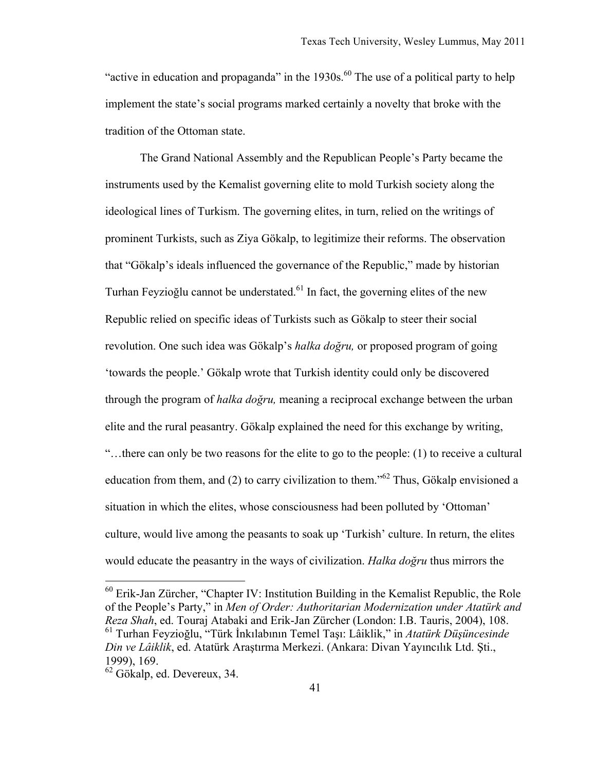"active in education and propaganda" in the 1930s.[60] The use of a political party to help implement the state's social programs marked certainly a novelty that broke with the tradition of the Ottoman state.

The Grand National Assembly and the Republican People's Party became the instruments used by the Kemalist governing elite to mold Turkish society along the ideological lines of Turkism. The governing elites, in turn, relied on the writings of prominent Turkists, such as Ziya Gökalp, to legitimize their reforms. The observation that "Gökalp's ideals influenced the governance of the Republic," made by historian Turhan Feyzioğlu cannot be understated.[61] In fact, the governing elites of the new Republic relied on specific ideas of Turkists such as Gökalp to steer their social revolution. One such idea was Gökalp's *halka doğru,* or proposed program of going 'towards the people.' Gökalp wrote that Turkish identity could only be discovered through the program of *halka doğru,* meaning a reciprocal exchange between the urban elite and the rural peasantry. Gökalp explained the need for this exchange by writing, "…there can only be two reasons for the elite to go to the people: (1) to receive a cultural education from them, and (2) to carry civilization to them."[62] Thus, Gökalp envisioned a situation in which the elites, whose consciousness had been polluted by 'Ottoman' culture, would live among the peasants to soak up 'Turkish' culture. In return, the elites would educate the peasantry in the ways of civilization. *Halka doğru* thus mirrors the

---

[60] Erik-Jan Zürcher, "Chapter IV: Institution Building in the Kemalist Republic, the Role of the People's Party," in *Men of Order: Authoritarian Modernization under Atatürk and Reza Shah*, ed. Touraj Atabaki and Erik-Jan Zürcher (London: I.B. Tauris, 2004), 108.

[61] Turhan Feyzioğlu, "Türk İnkılabının Temel Taşı: Lâiklik," in *Atatürk Düşüncesinde Din ve Lâiklik*, ed. Atatürk Araştırma Merkezi. (Ankara: Divan Yayıncılık Ltd. Şti., 1999), 169.

[62] Gökalp, ed. Devereux, 34.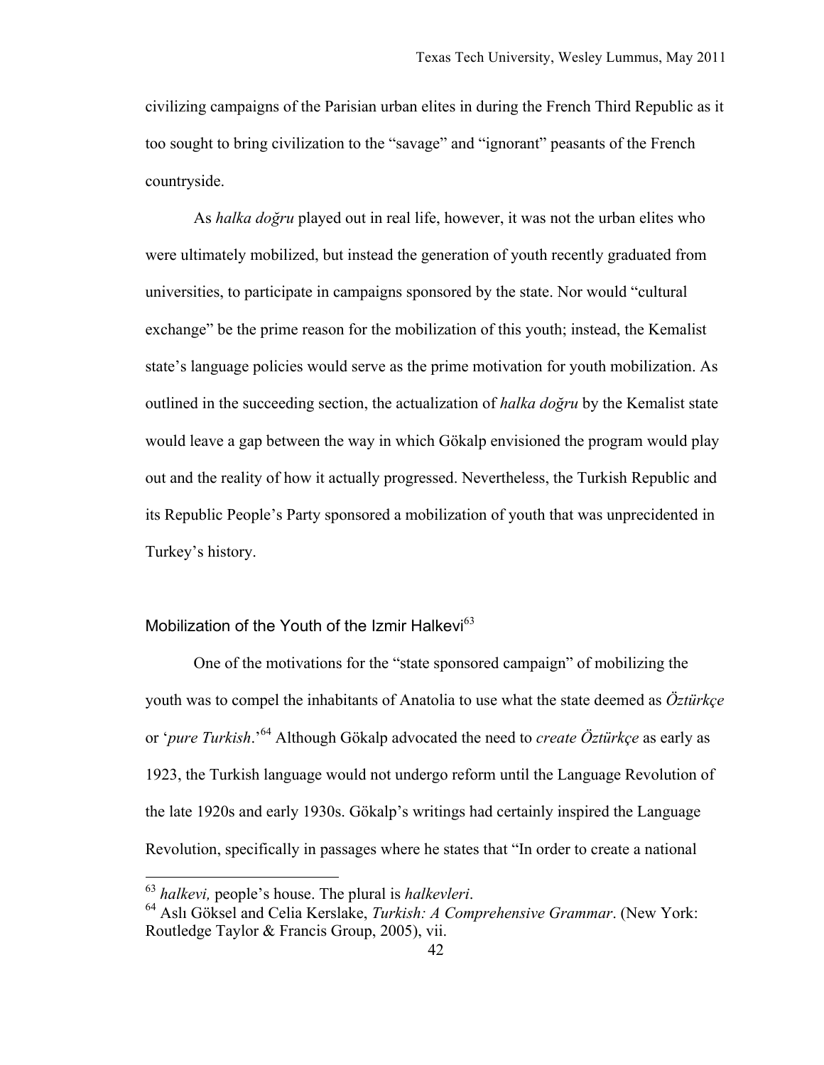civilizing campaigns of the Parisian urban elites in during the French Third Republic as it too sought to bring civilization to the “savage” and “ignorant” peasants of the French countryside.

As *halka doğru* played out in real life, however, it was not the urban elites who were ultimately mobilized, but instead the generation of youth recently graduated from universities, to participate in campaigns sponsored by the state. Nor would “cultural exchange” be the prime reason for the mobilization of this youth; instead, the Kemalist state’s language policies would serve as the prime motivation for youth mobilization. As outlined in the succeeding section, the actualization of *halka doğru* by the Kemalist state would leave a gap between the way in which Gökalp envisioned the program would play out and the reality of how it actually progressed. Nevertheless, the Turkish Republic and its Republic People’s Party sponsored a mobilization of youth that was unprecidented in Turkey’s history.

## Mobilization of the Youth of the Izmir Halkevi[63]

One of the motivations for the “state sponsored campaign” of mobilizing the youth was to compel the inhabitants of Anatolia to use what the state deemed as *Öztürkçe* or ‘*pure Turkish*.’[64] Although Gökalp advocated the need to *create Öztürkçe* as early as 1923, the Turkish language would not undergo reform until the Language Revolution of the late 1920s and early 1930s. Gökalp’s writings had certainly inspired the Language Revolution, specifically in passages where he states that “In order to create a national

---

[63] *halkevi,* people’s house. The plural is *halkevleri*.

[64] Aslı Göksel and Celia Kerslake, *Turkish: A Comprehensive Grammar*. (New York: Routledge Taylor & Francis Group, 2005), vii.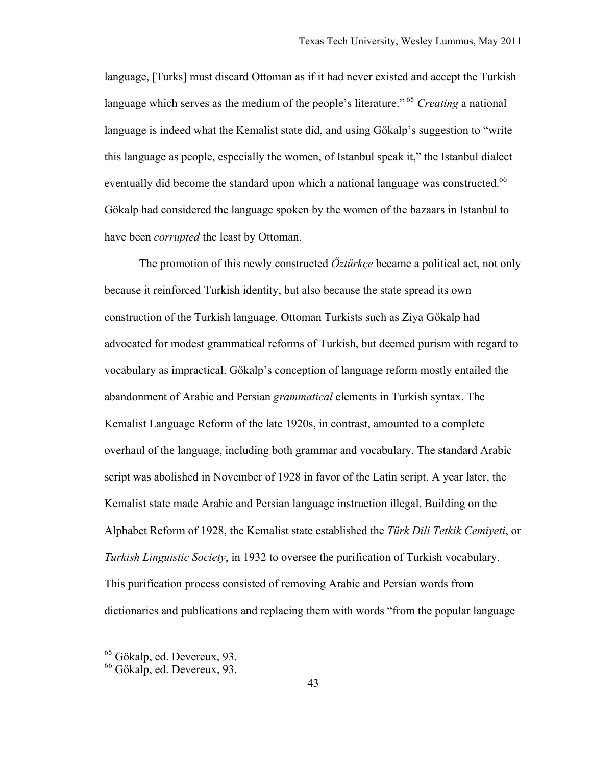language, [Turks] must discard Ottoman as if it had never existed and accept the Turkish language which serves as the medium of the people's literature."[65] *Creating* a national language is indeed what the Kemalist state did, and using Gökalp's suggestion to "write this language as people, especially the women, of Istanbul speak it," the Istanbul dialect eventually did become the standard upon which a national language was constructed.[66] Gökalp had considered the language spoken by the women of the bazaars in Istanbul to have been *corrupted* the least by Ottoman.

The promotion of this newly constructed *Öztürkçe* became a political act, not only because it reinforced Turkish identity, but also because the state spread its own construction of the Turkish language. Ottoman Turkists such as Ziya Gökalp had advocated for modest grammatical reforms of Turkish, but deemed purism with regard to vocabulary as impractical. Gökalp's conception of language reform mostly entailed the abandonment of Arabic and Persian *grammatical* elements in Turkish syntax. The Kemalist Language Reform of the late 1920s, in contrast, amounted to a complete overhaul of the language, including both grammar and vocabulary. The standard Arabic script was abolished in November of 1928 in favor of the Latin script. A year later, the Kemalist state made Arabic and Persian language instruction illegal. Building on the Alphabet Reform of 1928, the Kemalist state established the *Türk Dili Tetkik Cemiyeti*, or *Turkish Linguistic Society*, in 1932 to oversee the purification of Turkish vocabulary. This purification process consisted of removing Arabic and Persian words from dictionaries and publications and replacing them with words "from the popular language

---

[65] Gökalp, ed. Devereux, 93.

[66] Gökalp, ed. Devereux, 93.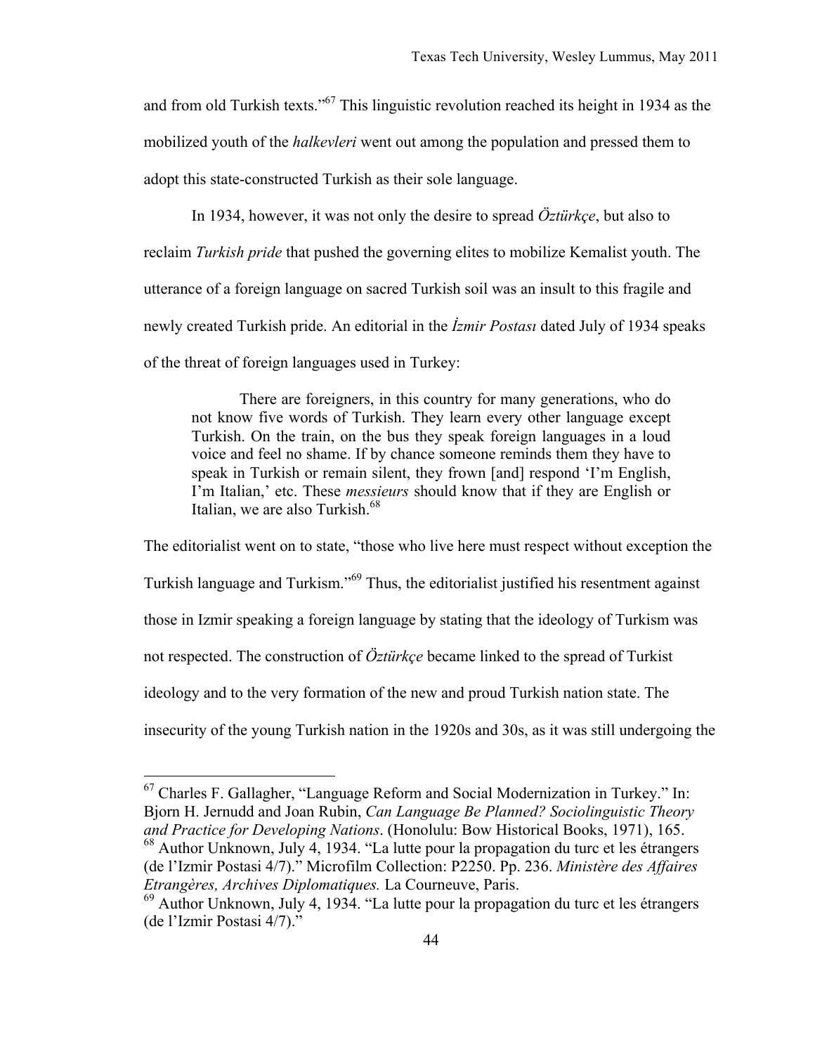and from old Turkish texts."[67] This linguistic revolution reached its height in 1934 as the mobilized youth of the *halkevleri* went out among the population and pressed them to adopt this state-constructed Turkish as their sole language.

In 1934, however, it was not only the desire to spread *Öztürkçe*, but also to reclaim *Turkish pride* that pushed the governing elites to mobilize Kemalist youth. The utterance of a foreign language on sacred Turkish soil was an insult to this fragile and newly created Turkish pride. An editorial in the *İzmir Postası* dated July of 1934 speaks of the threat of foreign languages used in Turkey:

> There are foreigners, in this country for many generations, who do not know five words of Turkish. They learn every other language except Turkish. On the train, on the bus they speak foreign languages in a loud voice and feel no shame. If by chance someone reminds them they have to speak in Turkish or remain silent, they frown [and] respond 'I'm English, I'm Italian,' etc. These *messieurs* should know that if they are English or Italian, we are also Turkish.[68]

The editorialist went on to state, "those who live here must respect without exception the Turkish language and Turkism."[69] Thus, the editorialist justified his resentment against those in Izmir speaking a foreign language by stating that the ideology of Turkism was not respected. The construction of *Öztürkçe* became linked to the spread of Turkist ideology and to the very formation of the new and proud Turkish nation state. The insecurity of the young Turkish nation in the 1920s and 30s, as it was still undergoing the

---

[67] Charles F. Gallagher, "Language Reform and Social Modernization in Turkey." In: Bjorn H. Jernudd and Joan Rubin, *Can Language Be Planned? Sociolinguistic Theory and Practice for Developing Nations*. (Honolulu: Bow Historical Books, 1971), 165.

[68] Author Unknown, July 4, 1934. "La lutte pour la propagation du turc et les étrangers (de l'Izmir Postasi 4/7)." Microfilm Collection: P2250. Pp. 236. *Ministère des Affaires Etrangères, Archives Diplomatiques.* La Courneuve, Paris.

[69] Author Unknown, July 4, 1934. "La lutte pour la propagation du turc et les étrangers (de l'Izmir Postasi 4/7)."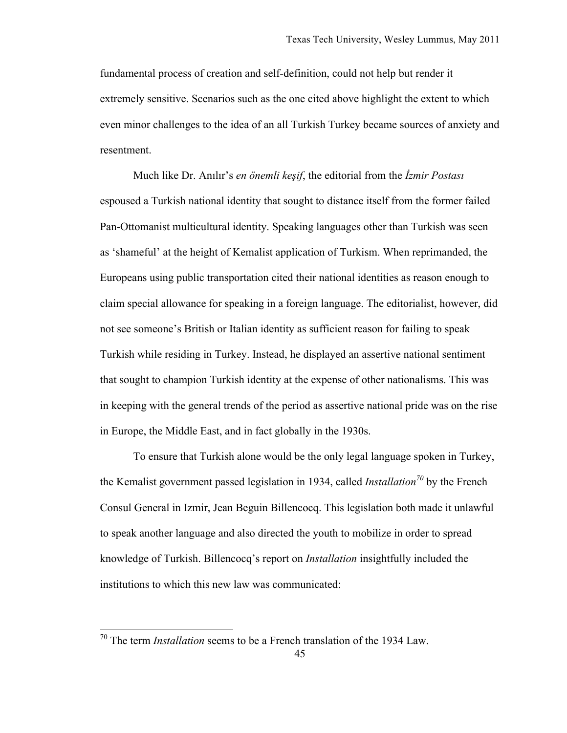fundamental process of creation and self-definition, could not help but render it extremely sensitive. Scenarios such as the one cited above highlight the extent to which even minor challenges to the idea of an all Turkish Turkey became sources of anxiety and resentment.

Much like Dr. Anılır's *en önemli keşif*, the editorial from the *İzmir Postası* espoused a Turkish national identity that sought to distance itself from the former failed Pan-Ottomanist multicultural identity. Speaking languages other than Turkish was seen as 'shameful' at the height of Kemalist application of Turkism. When reprimanded, the Europeans using public transportation cited their national identities as reason enough to claim special allowance for speaking in a foreign language. The editorialist, however, did not see someone's British or Italian identity as sufficient reason for failing to speak Turkish while residing in Turkey. Instead, he displayed an assertive national sentiment that sought to champion Turkish identity at the expense of other nationalisms. This was in keeping with the general trends of the period as assertive national pride was on the rise in Europe, the Middle East, and in fact globally in the 1930s.

To ensure that Turkish alone would be the only legal language spoken in Turkey, the Kemalist government passed legislation in 1934, called *Installation*[70] by the French Consul General in Izmir, Jean Beguin Billencocq. This legislation both made it unlawful to speak another language and also directed the youth to mobilize in order to spread knowledge of Turkish. Billencocq's report on *Installation* insightfully included the institutions to which this new law was communicated:

[70] The term *Installation* seems to be a French translation of the 1934 Law.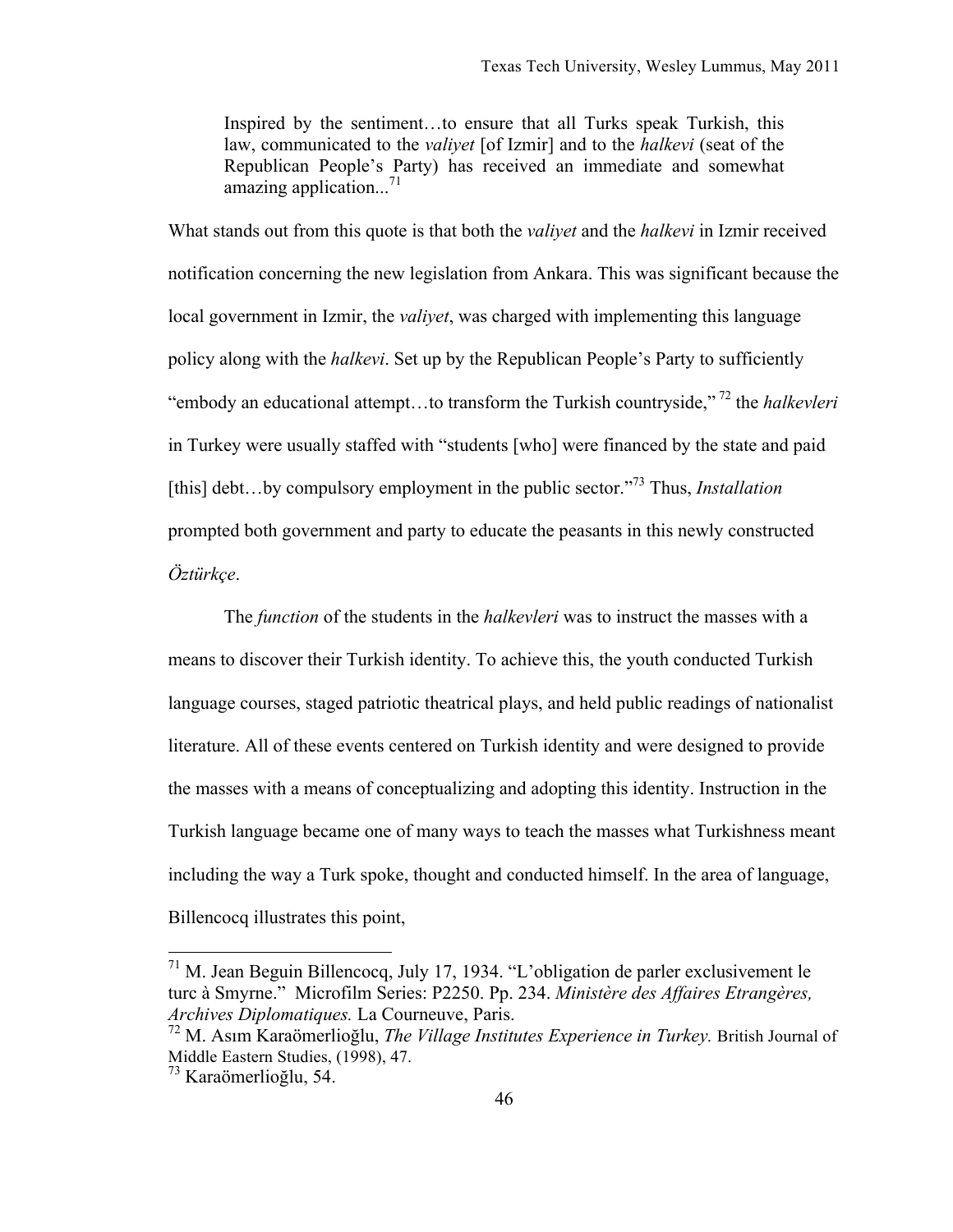> Inspired by the sentiment…to ensure that all Turks speak Turkish, this law, communicated to the *valiyet* [of Izmir] and to the *halkevi* (seat of the Republican People's Party) has received an immediate and somewhat amazing application...[71]

What stands out from this quote is that both the *valiyet* and the *halkevi* in Izmir received notification concerning the new legislation from Ankara. This was significant because the local government in Izmir, the *valiyet*, was charged with implementing this language policy along with the *halkevi*. Set up by the Republican People's Party to sufficiently "embody an educational attempt…to transform the Turkish countryside,"[72] the *halkevleri* in Turkey were usually staffed with "students [who] were financed by the state and paid [this] debt…by compulsory employment in the public sector."[73] Thus, *Installation* prompted both government and party to educate the peasants in this newly constructed *Öztürkçe*.

The *function* of the students in the *halkevleri* was to instruct the masses with a means to discover their Turkish identity. To achieve this, the youth conducted Turkish language courses, staged patriotic theatrical plays, and held public readings of nationalist literature. All of these events centered on Turkish identity and were designed to provide the masses with a means of conceptualizing and adopting this identity. Instruction in the Turkish language became one of many ways to teach the masses what Turkishness meant including the way a Turk spoke, thought and conducted himself. In the area of language, Billencocq illustrates this point,

---

[71] M. Jean Beguin Billencocq, July 17, 1934. "L'obligation de parler exclusivement le turc à Smyrne." Microfilm Series: P2250. Pp. 234. *Ministère des Affaires Etrangères, Archives Diplomatiques.* La Courneuve, Paris.

[72] M. Asım Karaömerlioğlu, *The Village Institutes Experience in Turkey.* British Journal of Middle Eastern Studies, (1998), 47.

[73] Karaömerlioğlu, 54.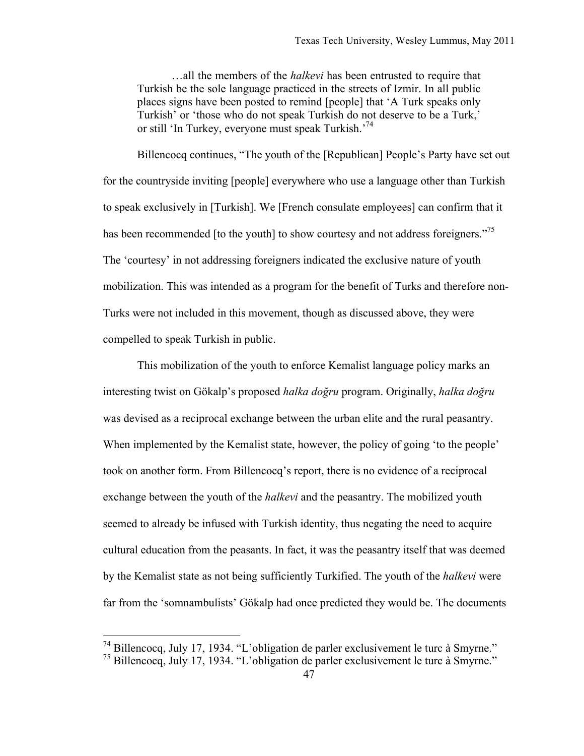> …all the members of the *halkevi* has been entrusted to require that Turkish be the sole language practiced in the streets of Izmir. In all public places signs have been posted to remind [people] that 'A Turk speaks only Turkish' or 'those who do not speak Turkish do not deserve to be a Turk,' or still 'In Turkey, everyone must speak Turkish.'[74]

Billencocq continues, "The youth of the [Republican] People's Party have set out for the countryside inviting [people] everywhere who use a language other than Turkish to speak exclusively in [Turkish]. We [French consulate employees] can confirm that it has been recommended [to the youth] to show courtesy and not address foreigners."[75] The 'courtesy' in not addressing foreigners indicated the exclusive nature of youth mobilization. This was intended as a program for the benefit of Turks and therefore non-Turks were not included in this movement, though as discussed above, they were compelled to speak Turkish in public.

This mobilization of the youth to enforce Kemalist language policy marks an interesting twist on Gökalp's proposed *halka doğru* program. Originally, *halka doğru* was devised as a reciprocal exchange between the urban elite and the rural peasantry. When implemented by the Kemalist state, however, the policy of going 'to the people' took on another form. From Billencocq's report, there is no evidence of a reciprocal exchange between the youth of the *halkevi* and the peasantry. The mobilized youth seemed to already be infused with Turkish identity, thus negating the need to acquire cultural education from the peasants. In fact, it was the peasantry itself that was deemed by the Kemalist state as not being sufficiently Turkified. The youth of the *halkevi* were far from the 'somnambulists' Gökalp had once predicted they would be. The documents

---

[74] Billencocq, July 17, 1934. "L'obligation de parler exclusivement le turc à Smyrne."

[75] Billencocq, July 17, 1934. "L'obligation de parler exclusivement le turc à Smyrne."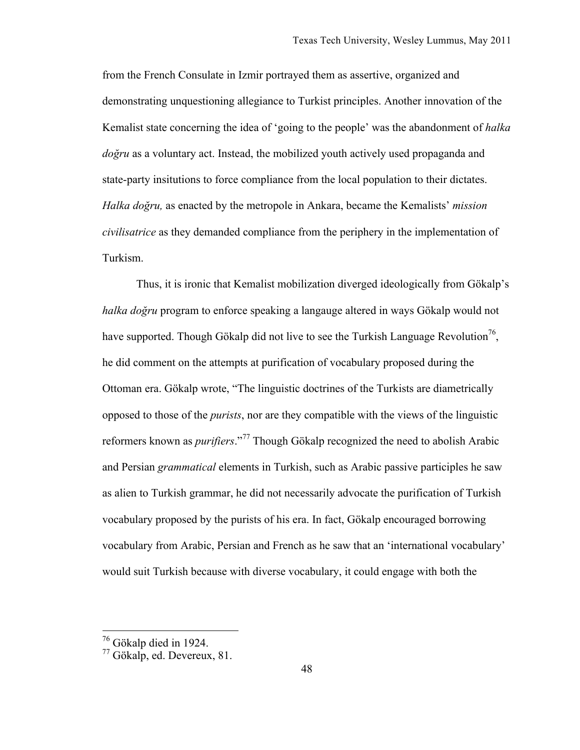from the French Consulate in Izmir portrayed them as assertive, organized and demonstrating unquestioning allegiance to Turkist principles. Another innovation of the Kemalist state concerning the idea of 'going to the people' was the abandonment of *halka doğru* as a voluntary act. Instead, the mobilized youth actively used propaganda and state-party insitutions to force compliance from the local population to their dictates. *Halka doğru,* as enacted by the metropole in Ankara, became the Kemalists' *mission civilisatrice* as they demanded compliance from the periphery in the implementation of Turkism.

Thus, it is ironic that Kemalist mobilization diverged ideologically from Gökalp's *halka doğru* program to enforce speaking a langauge altered in ways Gökalp would not have supported. Though Gökalp did not live to see the Turkish Language Revolution[76], he did comment on the attempts at purification of vocabulary proposed during the Ottoman era. Gökalp wrote, "The linguistic doctrines of the Turkists are diametrically opposed to those of the *purists*, nor are they compatible with the views of the linguistic reformers known as *purifiers*."[77] Though Gökalp recognized the need to abolish Arabic and Persian *grammatical* elements in Turkish, such as Arabic passive participles he saw as alien to Turkish grammar, he did not necessarily advocate the purification of Turkish vocabulary proposed by the purists of his era. In fact, Gökalp encouraged borrowing vocabulary from Arabic, Persian and French as he saw that an 'international vocabulary' would suit Turkish because with diverse vocabulary, it could engage with both the

---

[76] Gökalp died in 1924.

[77] Gökalp, ed. Devereux, 81.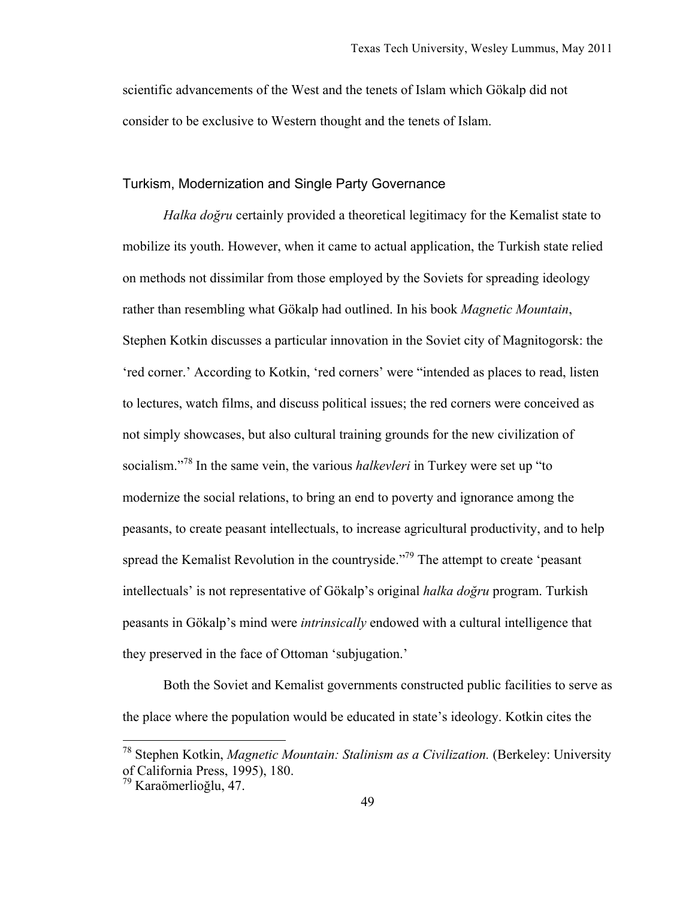scientific advancements of the West and the tenets of Islam which Gökalp did not consider to be exclusive to Western thought and the tenets of Islam.

## Turkism, Modernization and Single Party Governance

*Halka doğru* certainly provided a theoretical legitimacy for the Kemalist state to mobilize its youth. However, when it came to actual application, the Turkish state relied on methods not dissimilar from those employed by the Soviets for spreading ideology rather than resembling what Gökalp had outlined. In his book *Magnetic Mountain*, Stephen Kotkin discusses a particular innovation in the Soviet city of Magnitogorsk: the 'red corner.' According to Kotkin, 'red corners' were "intended as places to read, listen to lectures, watch films, and discuss political issues; the red corners were conceived as not simply showcases, but also cultural training grounds for the new civilization of socialism."[78] In the same vein, the various *halkevleri* in Turkey were set up "to modernize the social relations, to bring an end to poverty and ignorance among the peasants, to create peasant intellectuals, to increase agricultural productivity, and to help spread the Kemalist Revolution in the countryside."[79] The attempt to create 'peasant intellectuals' is not representative of Gökalp's original *halka doğru* program. Turkish peasants in Gökalp's mind were *intrinsically* endowed with a cultural intelligence that they preserved in the face of Ottoman 'subjugation.'

Both the Soviet and Kemalist governments constructed public facilities to serve as the place where the population would be educated in state's ideology. Kotkin cites the

---

[78] Stephen Kotkin, *Magnetic Mountain: Stalinism as a Civilization.* (Berkeley: University of California Press, 1995), 180.

[79] Karaömerlioğlu, 47.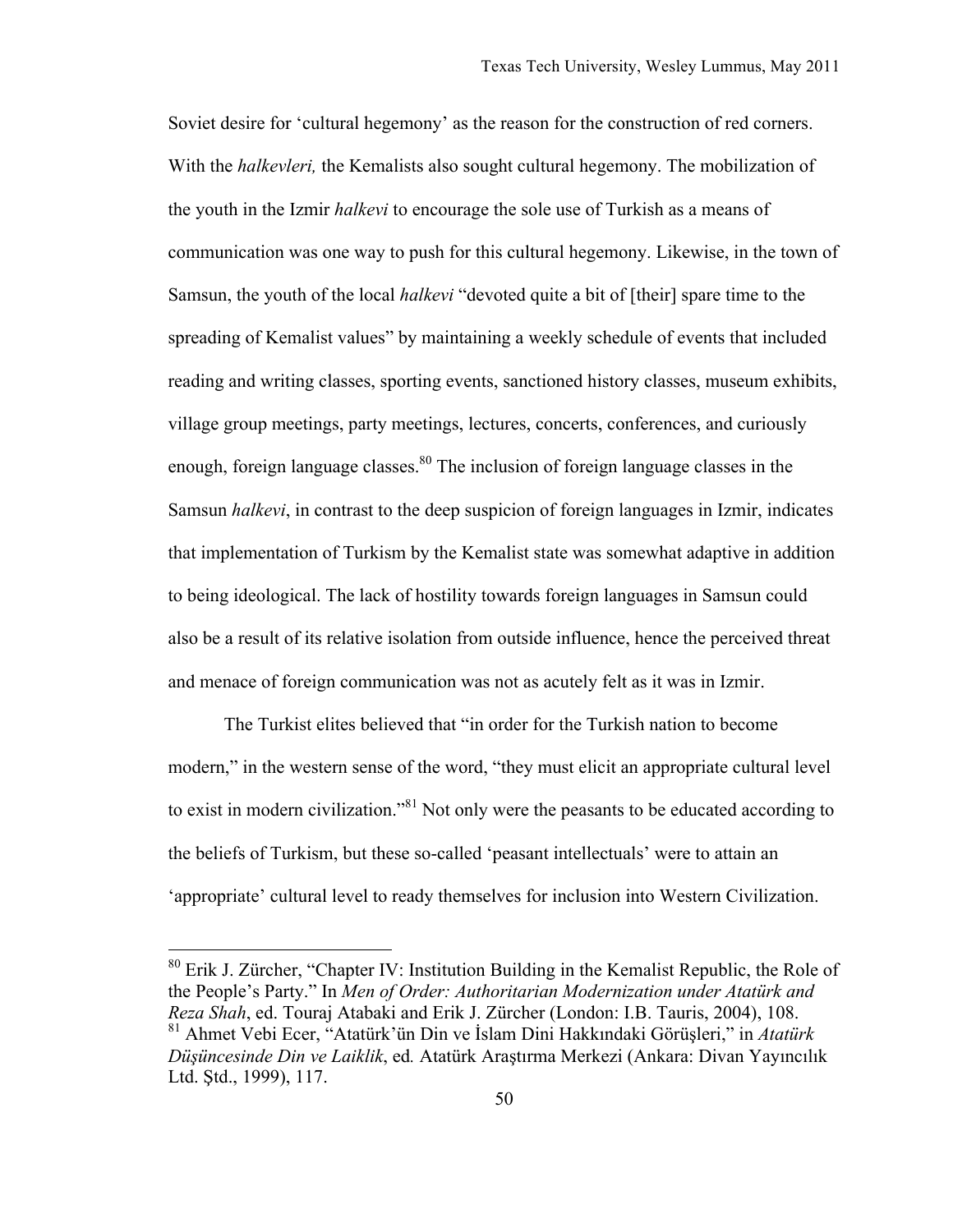Soviet desire for 'cultural hegemony' as the reason for the construction of red corners. With the *halkevleri,* the Kemalists also sought cultural hegemony. The mobilization of the youth in the Izmir *halkevi* to encourage the sole use of Turkish as a means of communication was one way to push for this cultural hegemony. Likewise, in the town of Samsun, the youth of the local *halkevi* "devoted quite a bit of [their] spare time to the spreading of Kemalist values" by maintaining a weekly schedule of events that included reading and writing classes, sporting events, sanctioned history classes, museum exhibits, village group meetings, party meetings, lectures, concerts, conferences, and curiously enough, foreign language classes.[80] The inclusion of foreign language classes in the Samsun *halkevi*, in contrast to the deep suspicion of foreign languages in Izmir, indicates that implementation of Turkism by the Kemalist state was somewhat adaptive in addition to being ideological. The lack of hostility towards foreign languages in Samsun could also be a result of its relative isolation from outside influence, hence the perceived threat and menace of foreign communication was not as acutely felt as it was in Izmir.

The Turkist elites believed that "in order for the Turkish nation to become modern," in the western sense of the word, "they must elicit an appropriate cultural level to exist in modern civilization."[81] Not only were the peasants to be educated according to the beliefs of Turkism, but these so-called 'peasant intellectuals' were to attain an 'appropriate' cultural level to ready themselves for inclusion into Western Civilization.

---

[80] Erik J. Zürcher, "Chapter IV: Institution Building in the Kemalist Republic, the Role of the People's Party." In *Men of Order: Authoritarian Modernization under Atatürk and Reza Shah*, ed. Touraj Atabaki and Erik J. Zürcher (London: I.B. Tauris, 2004), 108.

[81] Ahmet Vebi Ecer, "Atatürk'ün Din ve İslam Dini Hakkındaki Görüşleri," in *Atatürk Düşüncesinde Din ve Laiklik*, ed. Atatürk Araştırma Merkezi (Ankara: Divan Yayıncılık Ltd. Ştd., 1999), 117.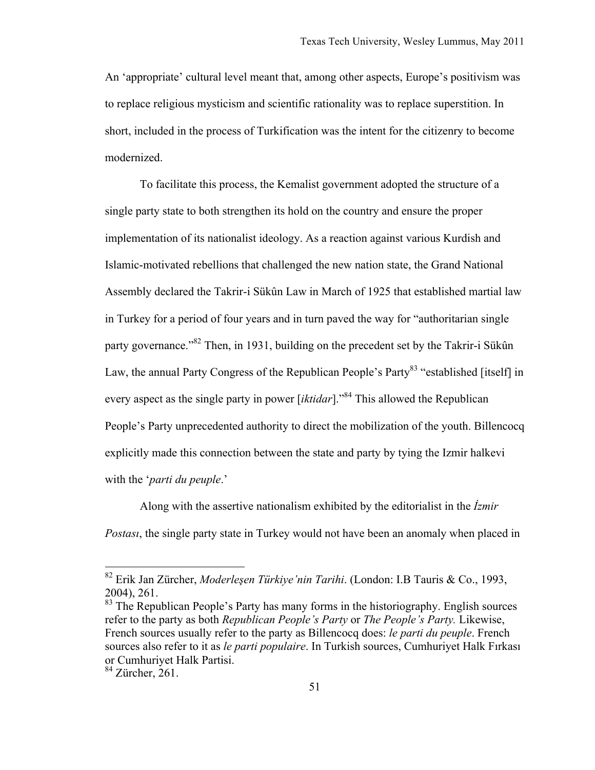An 'appropriate' cultural level meant that, among other aspects, Europe's positivism was to replace religious mysticism and scientific rationality was to replace superstition. In short, included in the process of Turkification was the intent for the citizenry to become modernized.

To facilitate this process, the Kemalist government adopted the structure of a single party state to both strengthen its hold on the country and ensure the proper implementation of its nationalist ideology. As a reaction against various Kurdish and Islamic-motivated rebellions that challenged the new nation state, the Grand National Assembly declared the Takrir-i Sükûn Law in March of 1925 that established martial law in Turkey for a period of four years and in turn paved the way for "authoritarian single party governance."[82] Then, in 1931, building on the precedent set by the Takrir-i Sükûn Law, the annual Party Congress of the Republican People's Party[83] "established [itself] in every aspect as the single party in power [*iktidar*]."[84] This allowed the Republican People's Party unprecedented authority to direct the mobilization of the youth. Billencocq explicitly made this connection between the state and party by tying the Izmir halkevi with the '*parti du peuple*.'

Along with the assertive nationalism exhibited by the editorialist in the *İzmir Postası*, the single party state in Turkey would not have been an anomaly when placed in

---

[82] Erik Jan Zürcher, *Moderleşen Türkiye'nin Tarihi*. (London: I.B Tauris & Co., 1993, 2004), 261.

[83] The Republican People's Party has many forms in the historiography. English sources refer to the party as both *Republican People's Party* or *The People's Party.* Likewise, French sources usually refer to the party as Billencocq does: *le parti du peuple*. French sources also refer to it as *le parti populaire*. In Turkish sources, Cumhuriyet Halk Fırkası or Cumhuriyet Halk Partisi.

[84] Zürcher, 261.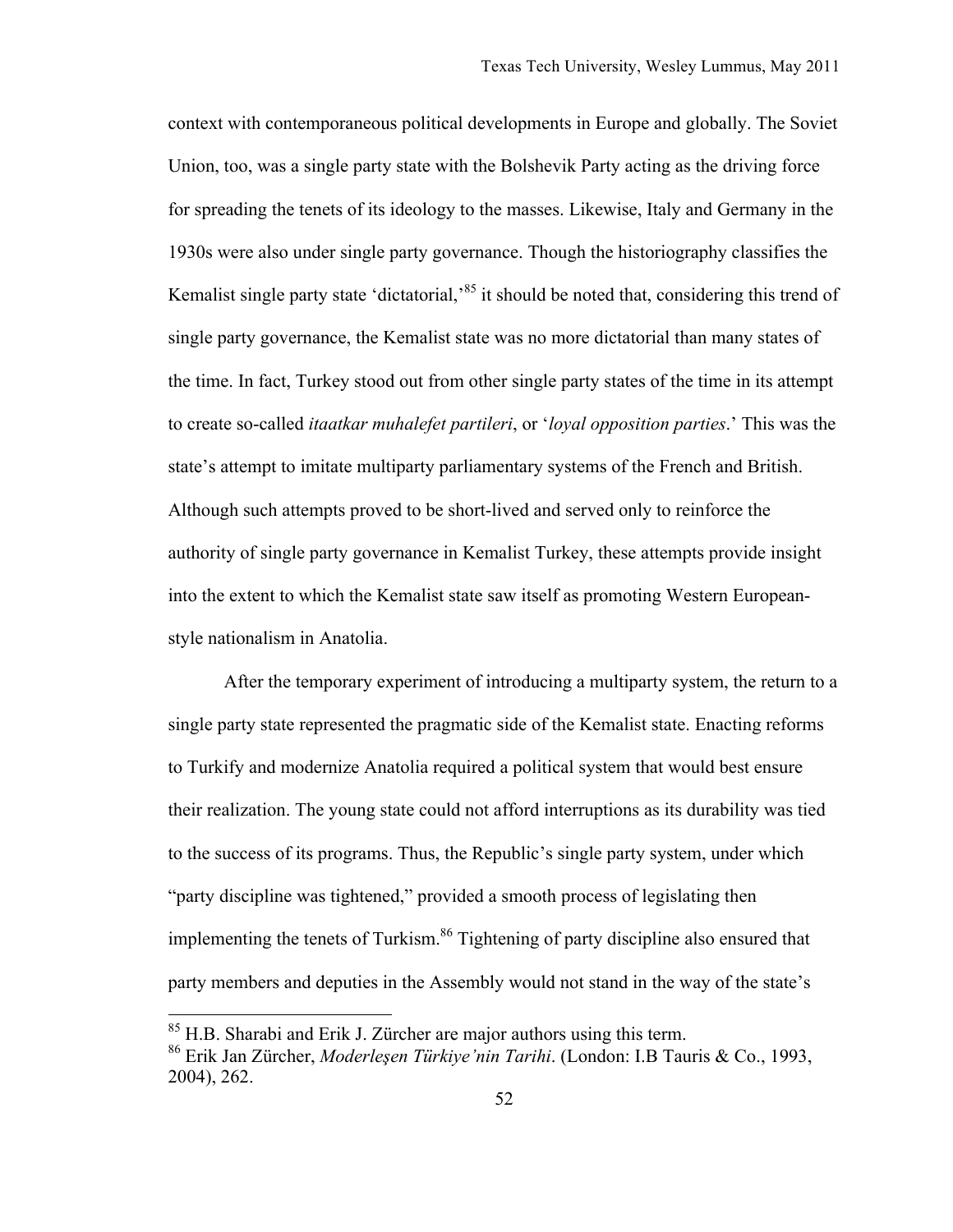context with contemporaneous political developments in Europe and globally. The Soviet Union, too, was a single party state with the Bolshevik Party acting as the driving force for spreading the tenets of its ideology to the masses. Likewise, Italy and Germany in the 1930s were also under single party governance. Though the historiography classifies the Kemalist single party state 'dictatorial,'[85] it should be noted that, considering this trend of single party governance, the Kemalist state was no more dictatorial than many states of the time. In fact, Turkey stood out from other single party states of the time in its attempt to create so-called *itaatkar muhalefet partileri*, or '*loyal opposition parties*.' This was the state's attempt to imitate multiparty parliamentary systems of the French and British. Although such attempts proved to be short-lived and served only to reinforce the authority of single party governance in Kemalist Turkey, these attempts provide insight into the extent to which the Kemalist state saw itself as promoting Western European-style nationalism in Anatolia.

After the temporary experiment of introducing a multiparty system, the return to a single party state represented the pragmatic side of the Kemalist state. Enacting reforms to Turkify and modernize Anatolia required a political system that would best ensure their realization. The young state could not afford interruptions as its durability was tied to the success of its programs. Thus, the Republic's single party system, under which "party discipline was tightened," provided a smooth process of legislating then implementing the tenets of Turkism.[86] Tightening of party discipline also ensured that party members and deputies in the Assembly would not stand in the way of the state's

---

[85] H.B. Sharabi and Erik J. Zürcher are major authors using this term.

[86] Erik Jan Zürcher, *Moderleşen Türkiye'nin Tarihi*. (London: I.B Tauris & Co., 1993, 2004), 262.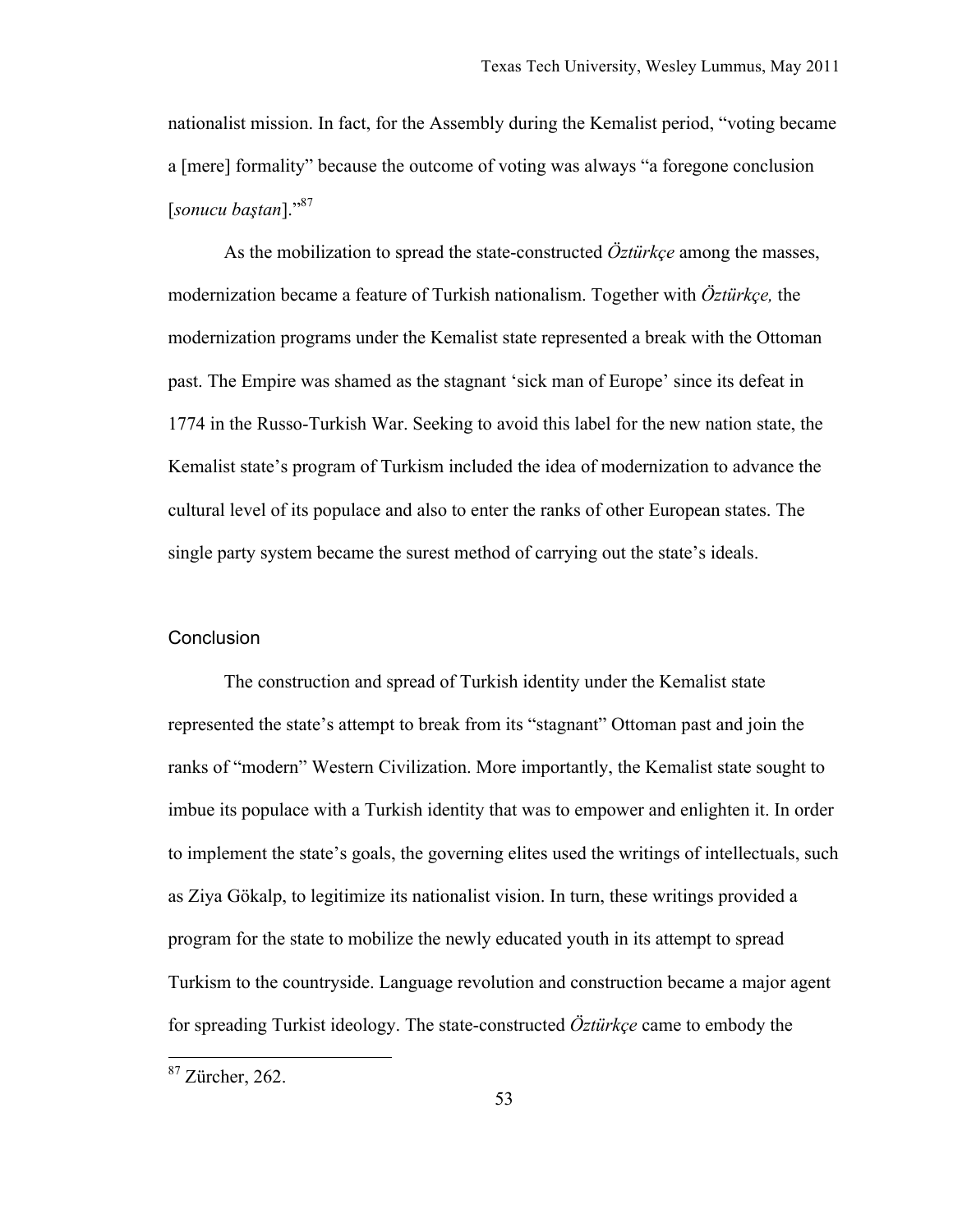nationalist mission. In fact, for the Assembly during the Kemalist period, "voting became a [mere] formality" because the outcome of voting was always "a foregone conclusion [*sonucu baştan*]."[87]

As the mobilization to spread the state-constructed *Öztürkçe* among the masses, modernization became a feature of Turkish nationalism. Together with *Öztürkçe,* the modernization programs under the Kemalist state represented a break with the Ottoman past. The Empire was shamed as the stagnant 'sick man of Europe' since its defeat in 1774 in the Russo-Turkish War. Seeking to avoid this label for the new nation state, the Kemalist state's program of Turkism included the idea of modernization to advance the cultural level of its populace and also to enter the ranks of other European states. The single party system became the surest method of carrying out the state's ideals.

## Conclusion

The construction and spread of Turkish identity under the Kemalist state represented the state's attempt to break from its "stagnant" Ottoman past and join the ranks of "modern" Western Civilization. More importantly, the Kemalist state sought to imbue its populace with a Turkish identity that was to empower and enlighten it. In order to implement the state's goals, the governing elites used the writings of intellectuals, such as Ziya Gökalp, to legitimize its nationalist vision. In turn, these writings provided a program for the state to mobilize the newly educated youth in its attempt to spread Turkism to the countryside. Language revolution and construction became a major agent for spreading Turkist ideology. The state-constructed *Öztürkçe* came to embody the

---

[87] Zürcher, 262.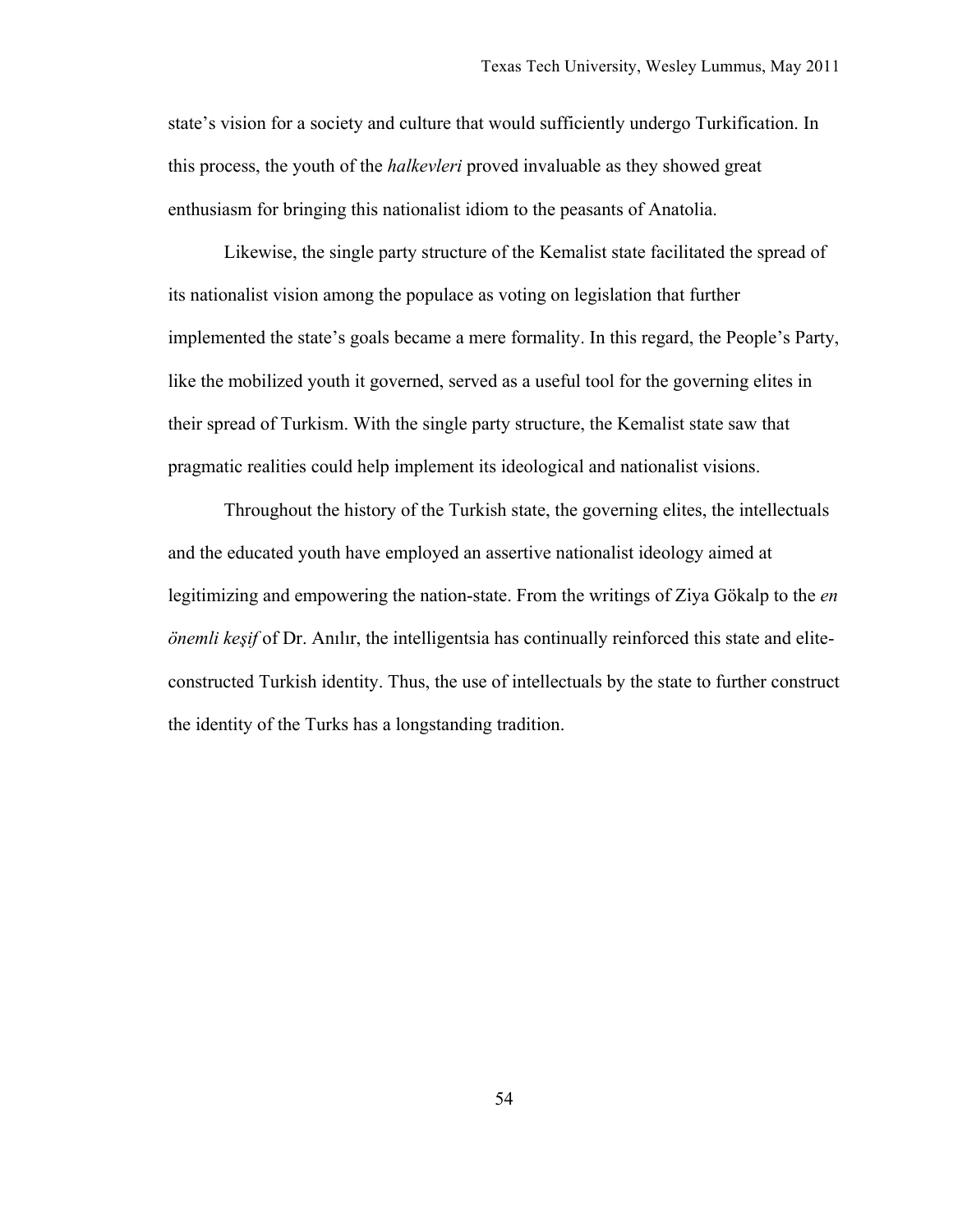state's vision for a society and culture that would sufficiently undergo Turkification. In this process, the youth of the *halkevleri* proved invaluable as they showed great enthusiasm for bringing this nationalist idiom to the peasants of Anatolia.

Likewise, the single party structure of the Kemalist state facilitated the spread of its nationalist vision among the populace as voting on legislation that further implemented the state's goals became a mere formality. In this regard, the People's Party, like the mobilized youth it governed, served as a useful tool for the governing elites in their spread of Turkism. With the single party structure, the Kemalist state saw that pragmatic realities could help implement its ideological and nationalist visions.

Throughout the history of the Turkish state, the governing elites, the intellectuals and the educated youth have employed an assertive nationalist ideology aimed at legitimizing and empowering the nation-state. From the writings of Ziya Gökalp to the *en önemli keşif* of Dr. Anılır, the intelligentsia has continually reinforced this state and elite-constructed Turkish identity. Thus, the use of intellectuals by the state to further construct the identity of the Turks has a longstanding tradition.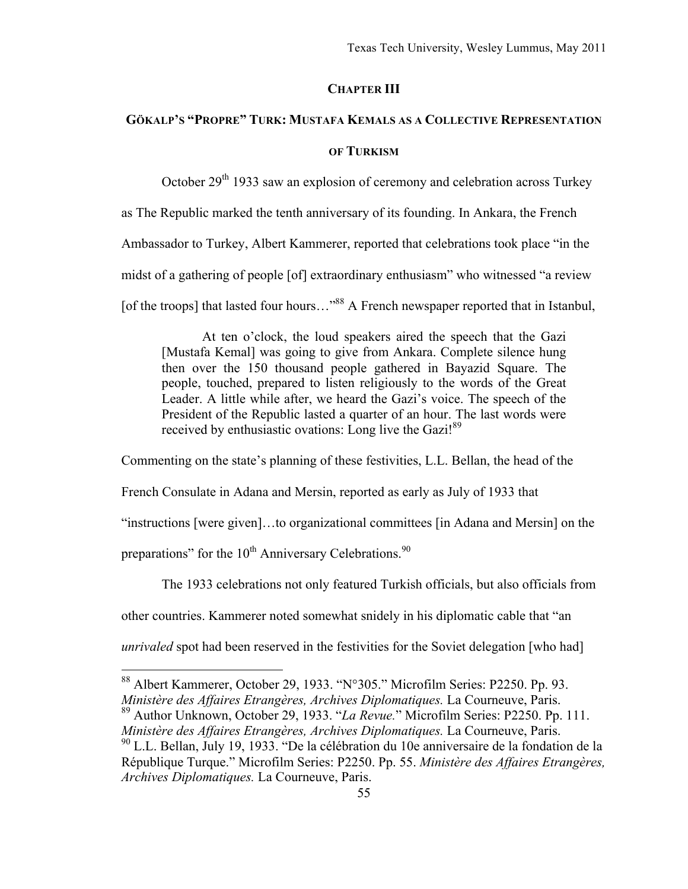# CHAPTER III

## GÖKALP'S "PROPRE" TURK: MUSTAFA KEMALS AS A COLLECTIVE REPRESENTATION OF TURKISM

October 29th 1933 saw an explosion of ceremony and celebration across Turkey as The Republic marked the tenth anniversary of its founding. In Ankara, the French Ambassador to Turkey, Albert Kammerer, reported that celebrations took place "in the midst of a gathering of people [of] extraordinary enthusiasm" who witnessed "a review [of the troops] that lasted four hours…"[88] A French newspaper reported that in Istanbul,

> At ten o'clock, the loud speakers aired the speech that the Gazi [Mustafa Kemal] was going to give from Ankara. Complete silence hung then over the 150 thousand people gathered in Bayazid Square. The people, touched, prepared to listen religiously to the words of the Great Leader. A little while after, we heard the Gazi's voice. The speech of the President of the Republic lasted a quarter of an hour. The last words were received by enthusiastic ovations: Long live the Gazi![89]

Commenting on the state's planning of these festivities, L.L. Bellan, the head of the French Consulate in Adana and Mersin, reported as early as July of 1933 that "instructions [were given]…to organizational committees [in Adana and Mersin] on the preparations" for the 10th Anniversary Celebrations.[90]

The 1933 celebrations not only featured Turkish officials, but also officials from other countries. Kammerer noted somewhat snidely in his diplomatic cable that "an *unrivaled* spot had been reserved in the festivities for the Soviet delegation [who had]

---

[88] Albert Kammerer, October 29, 1933. "N°305." Microfilm Series: P2250. Pp. 93. *Ministère des Affaires Etrangères, Archives Diplomatiques.* La Courneuve, Paris.

[89] Author Unknown, October 29, 1933. "*La Revue.*" Microfilm Series: P2250. Pp. 111. *Ministère des Affaires Etrangères, Archives Diplomatiques.* La Courneuve, Paris.

[90] L.L. Bellan, July 19, 1933. "De la célébration du 10e anniversaire de la fondation de la République Turque." Microfilm Series: P2250. Pp. 55. *Ministère des Affaires Etrangères, Archives Diplomatiques.* La Courneuve, Paris.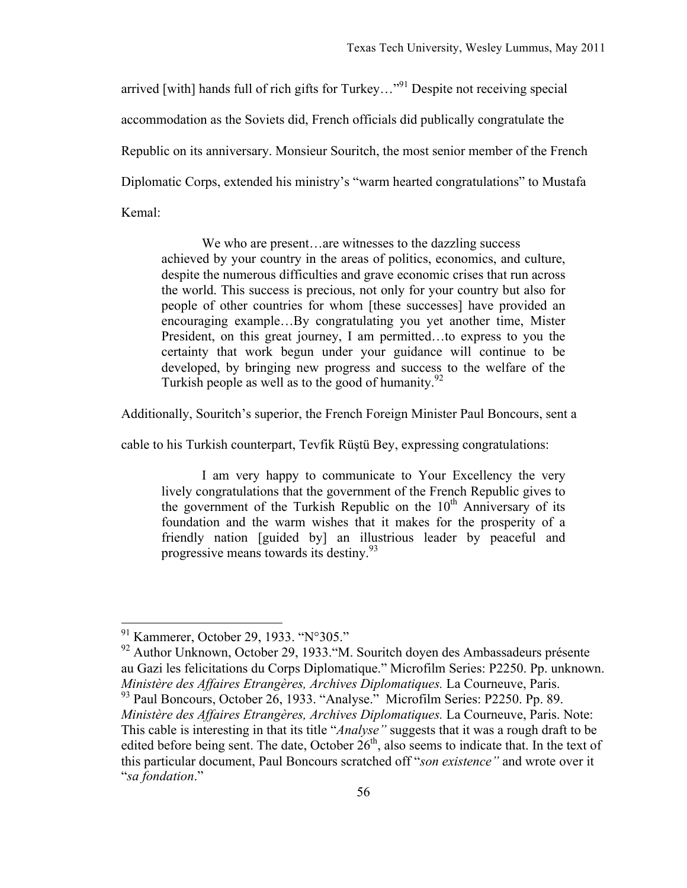arrived [with] hands full of rich gifts for Turkey…"[91] Despite not receiving special accommodation as the Soviets did, French officials did publically congratulate the Republic on its anniversary. Monsieur Souritch, the most senior member of the French Diplomatic Corps, extended his ministry's "warm hearted congratulations" to Mustafa Kemal:

> We who are present…are witnesses to the dazzling success achieved by your country in the areas of politics, economics, and culture, despite the numerous difficulties and grave economic crises that run across the world. This success is precious, not only for your country but also for people of other countries for whom [these successes] have provided an encouraging example…By congratulating you yet another time, Mister President, on this great journey, I am permitted…to express to you the certainty that work begun under your guidance will continue to be developed, by bringing new progress and success to the welfare of the Turkish people as well as to the good of humanity.[92]

Additionally, Souritch's superior, the French Foreign Minister Paul Boncours, sent a cable to his Turkish counterpart, Tevfik Rüştü Bey, expressing congratulations:

> I am very happy to communicate to Your Excellency the very lively congratulations that the government of the French Republic gives to the government of the Turkish Republic on the 10th Anniversary of its foundation and the warm wishes that it makes for the prosperity of a friendly nation [guided by] an illustrious leader by peaceful and progressive means towards its destiny.[93]

---

[91] Kammerer, October 29, 1933. "N°305."

[92] Author Unknown, October 29, 1933."M. Souritch doyen des Ambassadeurs présente au Gazi les felicitations du Corps Diplomatique." Microfilm Series: P2250. Pp. unknown. *Ministère des Affaires Etrangères, Archives Diplomatiques.* La Courneuve, Paris.

[93] Paul Boncours, October 26, 1933. "Analyse." Microfilm Series: P2250. Pp. 89. *Ministère des Affaires Etrangères, Archives Diplomatiques.* La Courneuve, Paris. Note: This cable is interesting in that its title "*Analyse"* suggests that it was a rough draft to be edited before being sent. The date, October 26th, also seems to indicate that. In the text of this particular document, Paul Boncours scratched off "*son existence"* and wrote over it "*sa fondation*."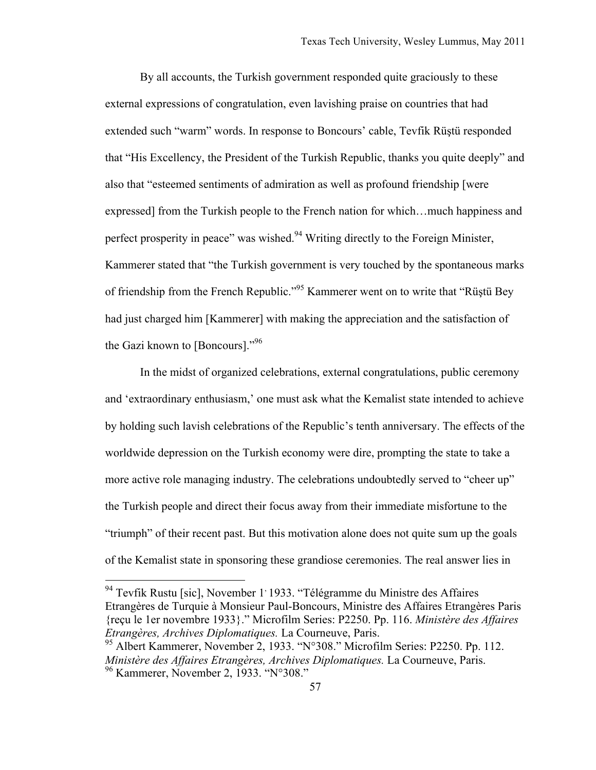By all accounts, the Turkish government responded quite graciously to these external expressions of congratulation, even lavishing praise on countries that had extended such "warm" words. In response to Boncours' cable, Tevfik Rüştü responded that "His Excellency, the President of the Turkish Republic, thanks you quite deeply" and also that "esteemed sentiments of admiration as well as profound friendship [were expressed] from the Turkish people to the French nation for which…much happiness and perfect prosperity in peace" was wished.[94] Writing directly to the Foreign Minister, Kammerer stated that "the Turkish government is very touched by the spontaneous marks of friendship from the French Republic."[95] Kammerer went on to write that "Rüştü Bey had just charged him [Kammerer] with making the appreciation and the satisfaction of the Gazi known to [Boncours]."[96]

In the midst of organized celebrations, external congratulations, public ceremony and 'extraordinary enthusiasm,' one must ask what the Kemalist state intended to achieve by holding such lavish celebrations of the Republic's tenth anniversary. The effects of the worldwide depression on the Turkish economy were dire, prompting the state to take a more active role managing industry. The celebrations undoubtedly served to "cheer up" the Turkish people and direct their focus away from their immediate misfortune to the "triumph" of their recent past. But this motivation alone does not quite sum up the goals of the Kemalist state in sponsoring these grandiose ceremonies. The real answer lies in

---

[94] Tevfik Rustu [sic], November 1, 1933. "Télégramme du Ministre des Affaires Etrangères de Turquie à Monsieur Paul-Boncours, Ministre des Affaires Etrangères Paris {reçu le 1er novembre 1933}." Microfilm Series: P2250. Pp. 116. *Ministère des Affaires Etrangères, Archives Diplomatiques.* La Courneuve, Paris.

[95] Albert Kammerer, November 2, 1933. "N°308." Microfilm Series: P2250. Pp. 112. *Ministère des Affaires Etrangères, Archives Diplomatiques.* La Courneuve, Paris.

[96] Kammerer, November 2, 1933. "N°308."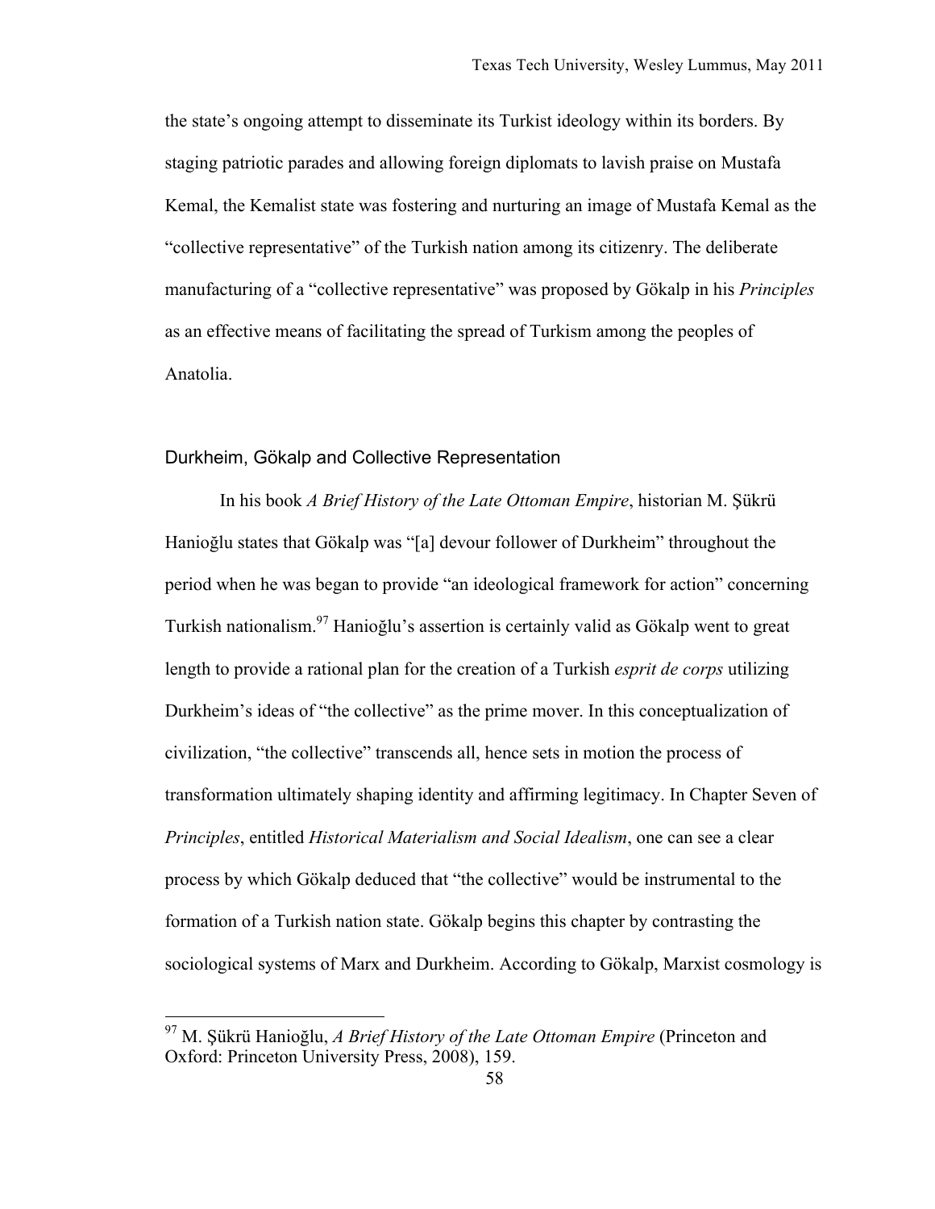the state's ongoing attempt to disseminate its Turkist ideology within its borders. By staging patriotic parades and allowing foreign diplomats to lavish praise on Mustafa Kemal, the Kemalist state was fostering and nurturing an image of Mustafa Kemal as the "collective representative" of the Turkish nation among its citizenry. The deliberate manufacturing of a "collective representative" was proposed by Gökalp in his *Principles* as an effective means of facilitating the spread of Turkism among the peoples of Anatolia.

## Durkheim, Gökalp and Collective Representation

In his book *A Brief History of the Late Ottoman Empire*, historian M. Şükrü Hanioğlu states that Gökalp was "[a] devour follower of Durkheim" throughout the period when he was began to provide "an ideological framework for action" concerning Turkish nationalism.[97] Hanioğlu's assertion is certainly valid as Gökalp went to great length to provide a rational plan for the creation of a Turkish *esprit de corps* utilizing Durkheim's ideas of "the collective" as the prime mover. In this conceptualization of civilization, "the collective" transcends all, hence sets in motion the process of transformation ultimately shaping identity and affirming legitimacy. In Chapter Seven of *Principles*, entitled *Historical Materialism and Social Idealism*, one can see a clear process by which Gökalp deduced that "the collective" would be instrumental to the formation of a Turkish nation state. Gökalp begins this chapter by contrasting the sociological systems of Marx and Durkheim. According to Gökalp, Marxist cosmology is

[97] M. Şükrü Hanioğlu, *A Brief History of the Late Ottoman Empire* (Princeton and Oxford: Princeton University Press, 2008), 159.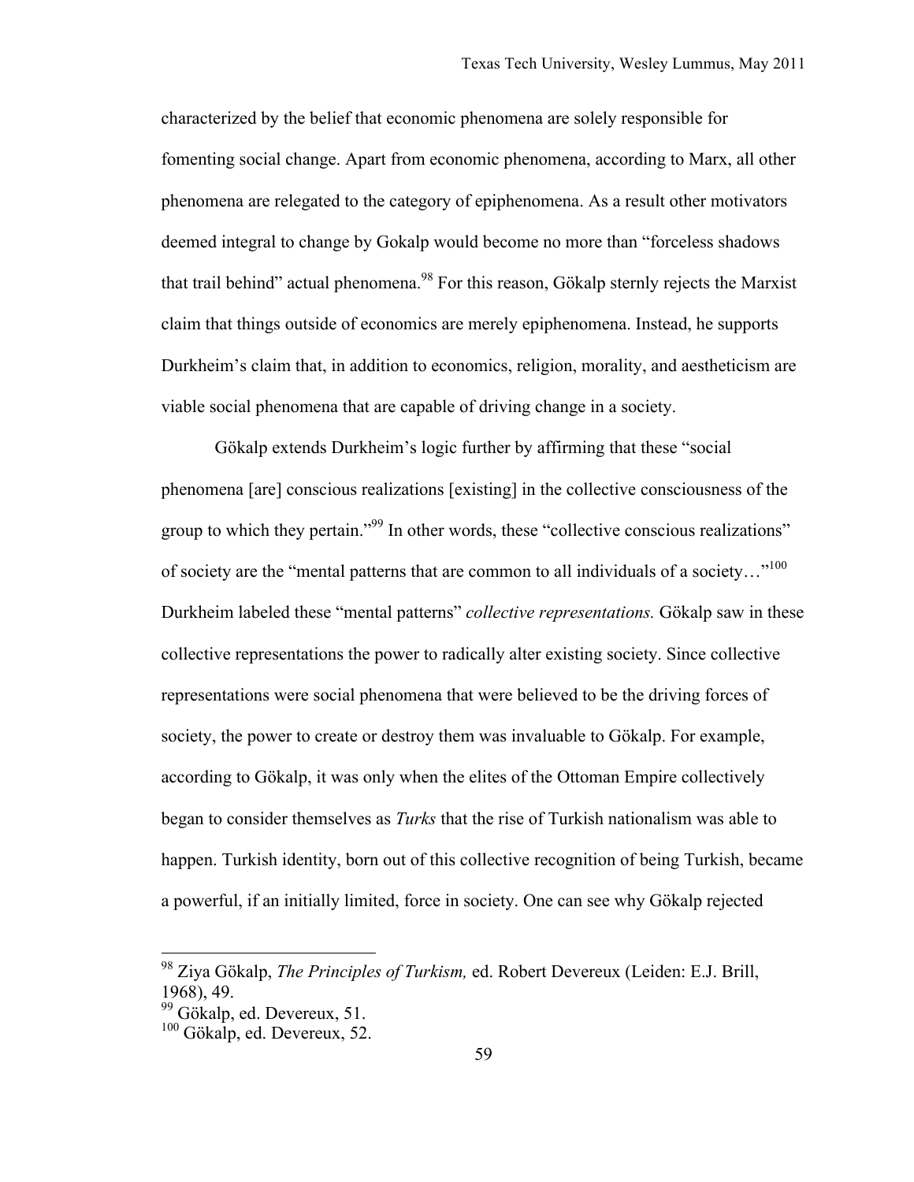characterized by the belief that economic phenomena are solely responsible for fomenting social change. Apart from economic phenomena, according to Marx, all other phenomena are relegated to the category of epiphenomena. As a result other motivators deemed integral to change by Gokalp would become no more than "forceless shadows that trail behind" actual phenomena.[98] For this reason, Gökalp sternly rejects the Marxist claim that things outside of economics are merely epiphenomena. Instead, he supports Durkheim's claim that, in addition to economics, religion, morality, and aestheticism are viable social phenomena that are capable of driving change in a society.

Gökalp extends Durkheim's logic further by affirming that these "social phenomena [are] conscious realizations [existing] in the collective consciousness of the group to which they pertain."[99] In other words, these "collective conscious realizations" of society are the "mental patterns that are common to all individuals of a society…"[100] Durkheim labeled these "mental patterns" *collective representations.* Gökalp saw in these collective representations the power to radically alter existing society. Since collective representations were social phenomena that were believed to be the driving forces of society, the power to create or destroy them was invaluable to Gökalp. For example, according to Gökalp, it was only when the elites of the Ottoman Empire collectively began to consider themselves as *Turks* that the rise of Turkish nationalism was able to happen. Turkish identity, born out of this collective recognition of being Turkish, became a powerful, if an initially limited, force in society. One can see why Gökalp rejected

---

[98] Ziya Gökalp, *The Principles of Turkism,* ed. Robert Devereux (Leiden: E.J. Brill, 1968), 49.

[99] Gökalp, ed. Devereux, 51.

[100] Gökalp, ed. Devereux, 52.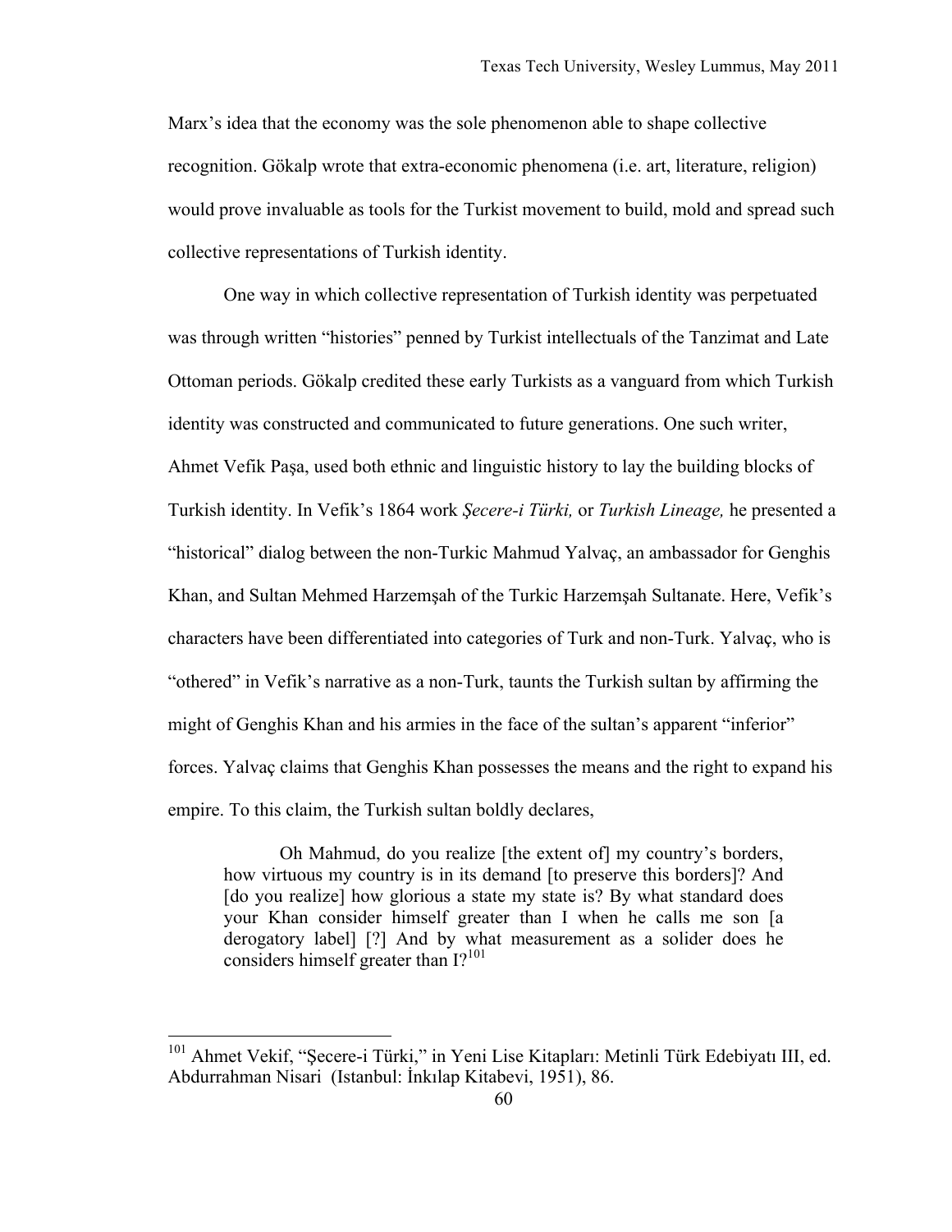Marx's idea that the economy was the sole phenomenon able to shape collective recognition. Gökalp wrote that extra-economic phenomena (i.e. art, literature, religion) would prove invaluable as tools for the Turkist movement to build, mold and spread such collective representations of Turkish identity.

One way in which collective representation of Turkish identity was perpetuated was through written "histories" penned by Turkist intellectuals of the Tanzimat and Late Ottoman periods. Gökalp credited these early Turkists as a vanguard from which Turkish identity was constructed and communicated to future generations. One such writer, Ahmet Vefik Paşa, used both ethnic and linguistic history to lay the building blocks of Turkish identity. In Vefik's 1864 work *Şecere-i Türki,* or *Turkish Lineage,* he presented a "historical" dialog between the non-Turkic Mahmud Yalvaç, an ambassador for Genghis Khan, and Sultan Mehmed Harzemşah of the Turkic Harzemşah Sultanate. Here, Vefik's characters have been differentiated into categories of Turk and non-Turk. Yalvaç, who is "othered" in Vefik's narrative as a non-Turk, taunts the Turkish sultan by affirming the might of Genghis Khan and his armies in the face of the sultan's apparent "inferior" forces. Yalvaç claims that Genghis Khan possesses the means and the right to expand his empire. To this claim, the Turkish sultan boldly declares,

> Oh Mahmud, do you realize [the extent of] my country's borders, how virtuous my country is in its demand [to preserve this borders]? And [do you realize] how glorious a state my state is? By what standard does your Khan consider himself greater than I when he calls me son [a derogatory label] [?] And by what measurement as a solider does he considers himself greater than I?[101]

---

[101] Ahmet Vekif, "Şecere-i Türki," in Yeni Lise Kitapları: Metinli Türk Edebiyatı III, ed. Abdurrahman Nisari (Istanbul: İnkılap Kitabevi, 1951), 86.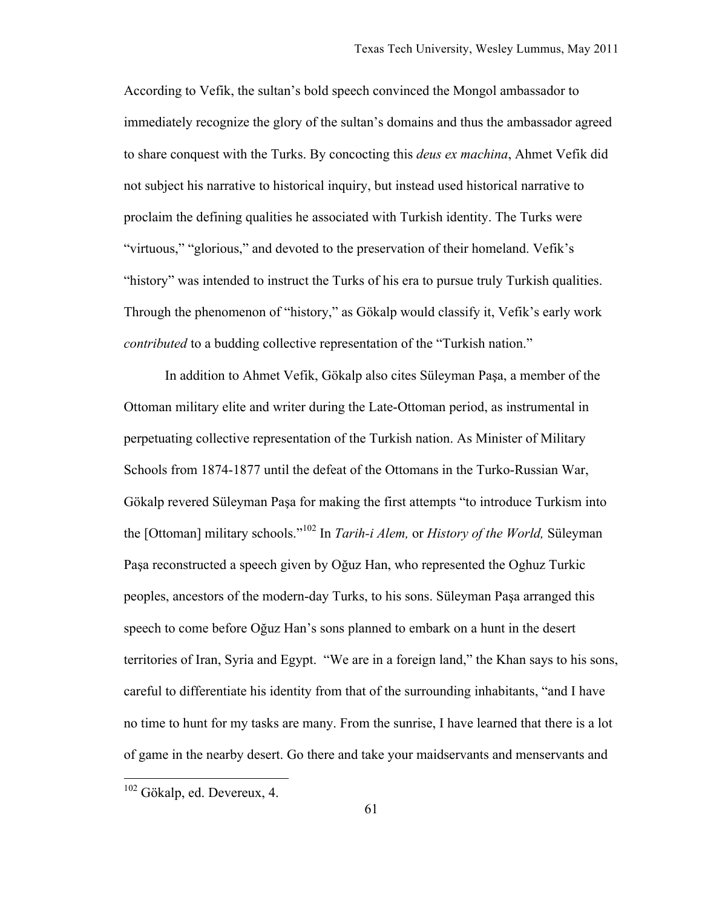According to Vefik, the sultan's bold speech convinced the Mongol ambassador to immediately recognize the glory of the sultan's domains and thus the ambassador agreed to share conquest with the Turks. By concocting this *deus ex machina*, Ahmet Vefik did not subject his narrative to historical inquiry, but instead used historical narrative to proclaim the defining qualities he associated with Turkish identity. The Turks were "virtuous," "glorious," and devoted to the preservation of their homeland. Vefik's "history" was intended to instruct the Turks of his era to pursue truly Turkish qualities. Through the phenomenon of "history," as Gökalp would classify it, Vefik's early work *contributed* to a budding collective representation of the "Turkish nation."

In addition to Ahmet Vefik, Gökalp also cites Süleyman Paşa, a member of the Ottoman military elite and writer during the Late-Ottoman period, as instrumental in perpetuating collective representation of the Turkish nation. As Minister of Military Schools from 1874-1877 until the defeat of the Ottomans in the Turko-Russian War, Gökalp revered Süleyman Paşa for making the first attempts "to introduce Turkism into the [Ottoman] military schools."[102] In *Tarih-i Alem,* or *History of the World,* Süleyman Paşa reconstructed a speech given by Oğuz Han, who represented the Oghuz Turkic peoples, ancestors of the modern-day Turks, to his sons. Süleyman Paşa arranged this speech to come before Oğuz Han's sons planned to embark on a hunt in the desert territories of Iran, Syria and Egypt. "We are in a foreign land," the Khan says to his sons, careful to differentiate his identity from that of the surrounding inhabitants, "and I have no time to hunt for my tasks are many. From the sunrise, I have learned that there is a lot of game in the nearby desert. Go there and take your maidservants and menservants and

[102] Gökalp, ed. Devereux, 4.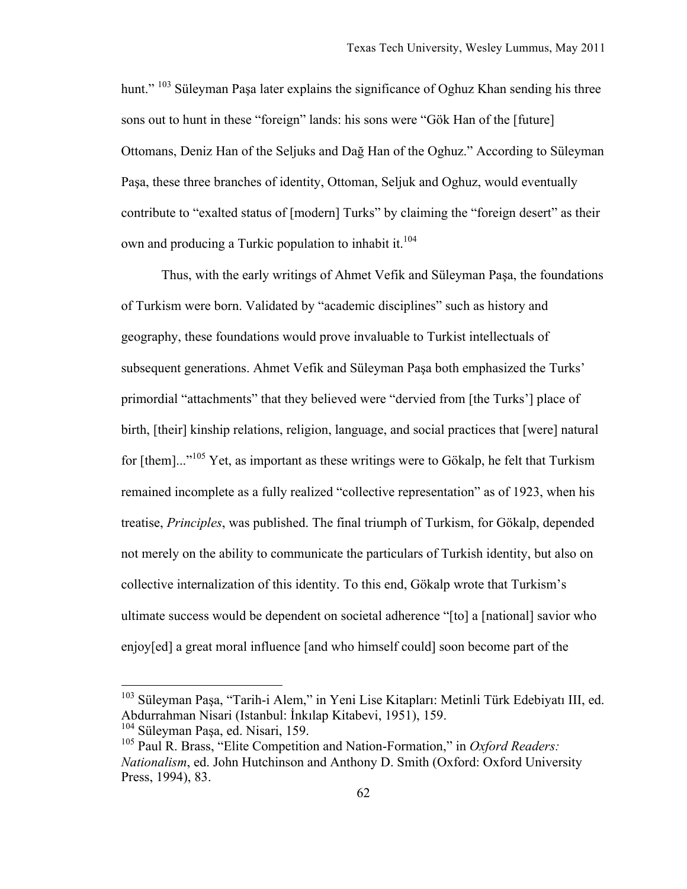hunt." [103] Süleyman Paşa later explains the significance of Oghuz Khan sending his three sons out to hunt in these "foreign" lands: his sons were "Gök Han of the [future] Ottomans, Deniz Han of the Seljuks and Dağ Han of the Oghuz." According to Süleyman Paşa, these three branches of identity, Ottoman, Seljuk and Oghuz, would eventually contribute to "exalted status of [modern] Turks" by claiming the "foreign desert" as their own and producing a Turkic population to inhabit it.[104]

Thus, with the early writings of Ahmet Vefik and Süleyman Paşa, the foundations of Turkism were born. Validated by "academic disciplines" such as history and geography, these foundations would prove invaluable to Turkist intellectuals of subsequent generations. Ahmet Vefik and Süleyman Paşa both emphasized the Turks' primordial "attachments" that they believed were "dervied from [the Turks'] place of birth, [their] kinship relations, religion, language, and social practices that [were] natural for [them]..."[105] Yet, as important as these writings were to Gökalp, he felt that Turkism remained incomplete as a fully realized "collective representation" as of 1923, when his treatise, *Principles*, was published. The final triumph of Turkism, for Gökalp, depended not merely on the ability to communicate the particulars of Turkish identity, but also on collective internalization of this identity. To this end, Gökalp wrote that Turkism's ultimate success would be dependent on societal adherence "[to] a [national] savior who enjoy[ed] a great moral influence [and who himself could] soon become part of the

---

[103] Süleyman Paşa, "Tarih-i Alem," in Yeni Lise Kitapları: Metinli Türk Edebiyatı III, ed. Abdurrahman Nisari (Istanbul: İnkılap Kitabevi, 1951), 159.

[104] Süleyman Paşa, ed. Nisari, 159.

[105] Paul R. Brass, "Elite Competition and Nation-Formation," in *Oxford Readers: Nationalism*, ed. John Hutchinson and Anthony D. Smith (Oxford: Oxford University Press, 1994), 83.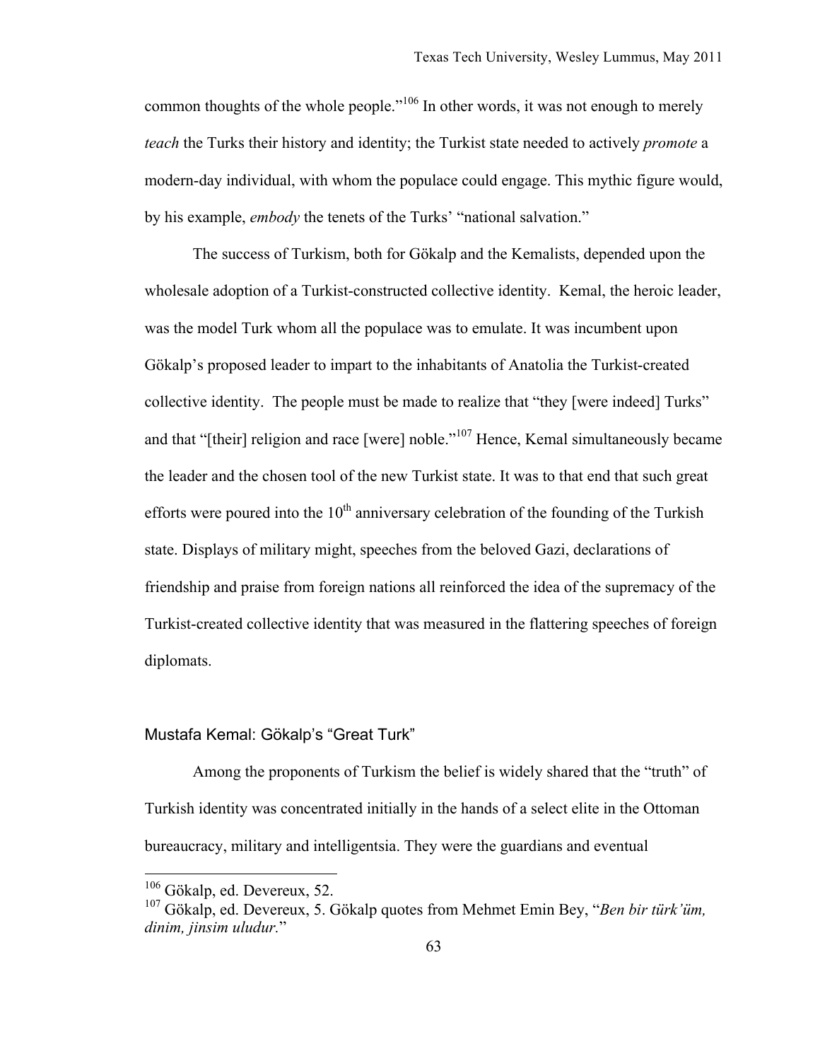common thoughts of the whole people."[106] In other words, it was not enough to merely *teach* the Turks their history and identity; the Turkist state needed to actively *promote* a modern-day individual, with whom the populace could engage. This mythic figure would, by his example, *embody* the tenets of the Turks' "national salvation."

The success of Turkism, both for Gökalp and the Kemalists, depended upon the wholesale adoption of a Turkist-constructed collective identity. Kemal, the heroic leader, was the model Turk whom all the populace was to emulate. It was incumbent upon Gökalp's proposed leader to impart to the inhabitants of Anatolia the Turkist-created collective identity. The people must be made to realize that "they [were indeed] Turks" and that "[their] religion and race [were] noble."[107] Hence, Kemal simultaneously became the leader and the chosen tool of the new Turkist state. It was to that end that such great efforts were poured into the 10th anniversary celebration of the founding of the Turkish state. Displays of military might, speeches from the beloved Gazi, declarations of friendship and praise from foreign nations all reinforced the idea of the supremacy of the Turkist-created collective identity that was measured in the flattering speeches of foreign diplomats.

## Mustafa Kemal: Gökalp's "Great Turk"

Among the proponents of Turkism the belief is widely shared that the "truth" of Turkish identity was concentrated initially in the hands of a select elite in the Ottoman bureaucracy, military and intelligentsia. They were the guardians and eventual

---

[106] Gökalp, ed. Devereux, 52.

[107] Gökalp, ed. Devereux, 5. Gökalp quotes from Mehmet Emin Bey, "*Ben bir türk'üm, dinim, jinsim uludur.*"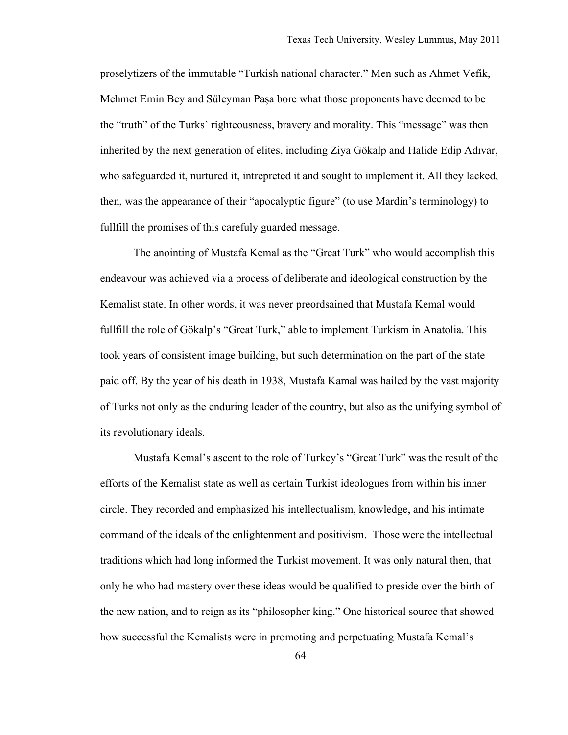proselytizers of the immutable "Turkish national character." Men such as Ahmet Vefik, Mehmet Emin Bey and Süleyman Paşa bore what those proponents have deemed to be the "truth" of the Turks' righteousness, bravery and morality. This "message" was then inherited by the next generation of elites, including Ziya Gökalp and Halide Edip Adıvar, who safeguarded it, nurtured it, intrepreted it and sought to implement it. All they lacked, then, was the appearance of their "apocalyptic figure" (to use Mardin's terminology) to fullfill the promises of this carefuly guarded message.

The anointing of Mustafa Kemal as the "Great Turk" who would accomplish this endeavour was achieved via a process of deliberate and ideological construction by the Kemalist state. In other words, it was never preordsained that Mustafa Kemal would fullfill the role of Gökalp's "Great Turk," able to implement Turkism in Anatolia. This took years of consistent image building, but such determination on the part of the state paid off. By the year of his death in 1938, Mustafa Kamal was hailed by the vast majority of Turks not only as the enduring leader of the country, but also as the unifying symbol of its revolutionary ideals.

Mustafa Kemal's ascent to the role of Turkey's "Great Turk" was the result of the efforts of the Kemalist state as well as certain Turkist ideologues from within his inner circle. They recorded and emphasized his intellectualism, knowledge, and his intimate command of the ideals of the enlightenment and positivism. Those were the intellectual traditions which had long informed the Turkist movement. It was only natural then, that only he who had mastery over these ideas would be qualified to preside over the birth of the new nation, and to reign as its "philosopher king." One historical source that showed how successful the Kemalists were in promoting and perpetuating Mustafa Kemal's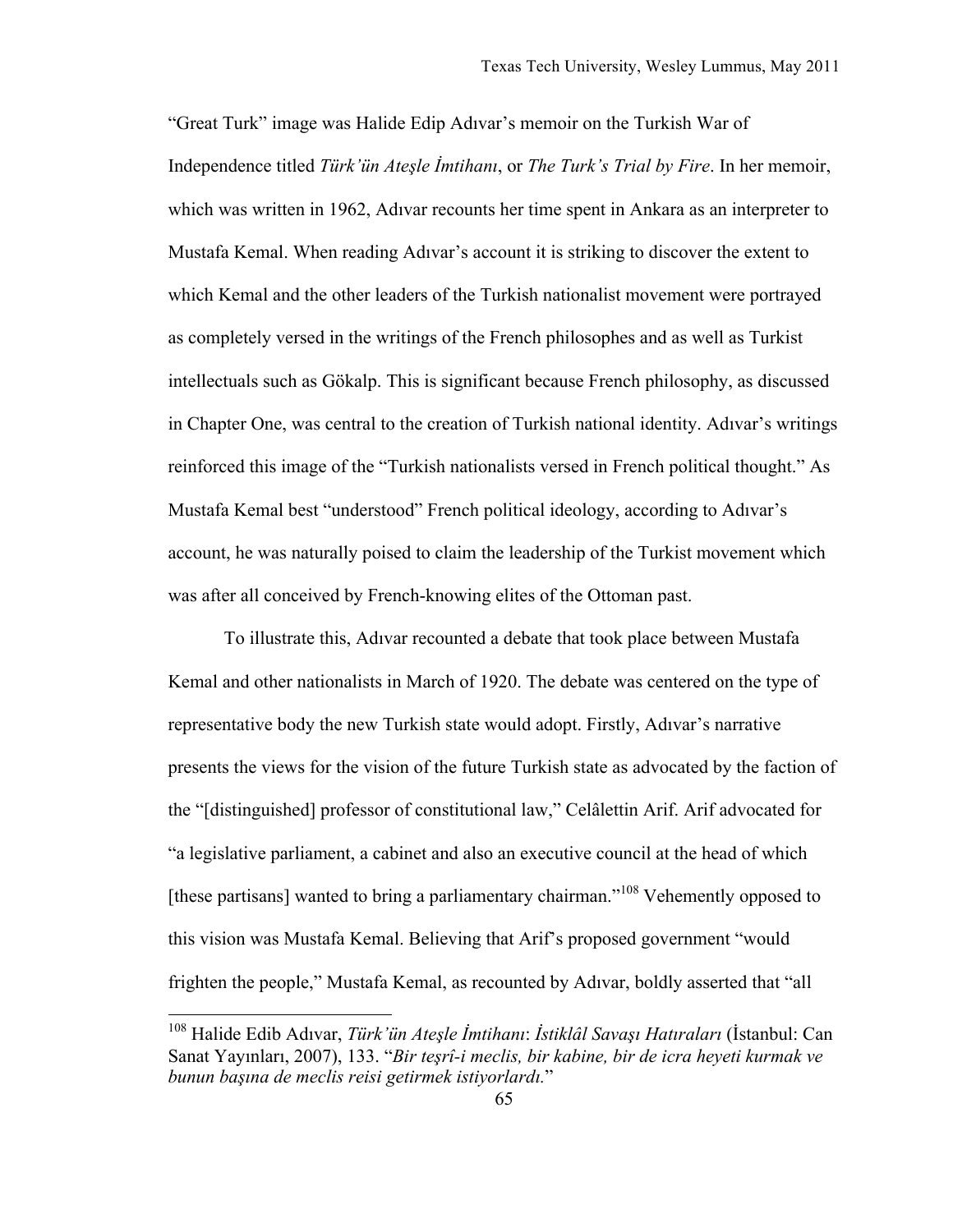"Great Turk" image was Halide Edip Adıvar's memoir on the Turkish War of Independence titled *Türk'ün Ateşle İmtihanı*, or *The Turk's Trial by Fire*. In her memoir, which was written in 1962, Adıvar recounts her time spent in Ankara as an interpreter to Mustafa Kemal. When reading Adıvar's account it is striking to discover the extent to which Kemal and the other leaders of the Turkish nationalist movement were portrayed as completely versed in the writings of the French philosophes and as well as Turkist intellectuals such as Gökalp. This is significant because French philosophy, as discussed in Chapter One, was central to the creation of Turkish national identity. Adıvar's writings reinforced this image of the "Turkish nationalists versed in French political thought." As Mustafa Kemal best "understood" French political ideology, according to Adıvar's account, he was naturally poised to claim the leadership of the Turkist movement which was after all conceived by French-knowing elites of the Ottoman past.

To illustrate this, Adıvar recounted a debate that took place between Mustafa Kemal and other nationalists in March of 1920. The debate was centered on the type of representative body the new Turkish state would adopt. Firstly, Adıvar's narrative presents the views for the vision of the future Turkish state as advocated by the faction of the "[distinguished] professor of constitutional law," Celâlettin Arif. Arif advocated for "a legislative parliament, a cabinet and also an executive council at the head of which [these partisans] wanted to bring a parliamentary chairman."[108] Vehemently opposed to this vision was Mustafa Kemal. Believing that Arif's proposed government "would frighten the people," Mustafa Kemal, as recounted by Adıvar, boldly asserted that "all

---

[108] Halide Edib Adıvar, *Türk'ün Ateşle İmtihanı*: *İstiklâl Savaşı Hatıraları* (İstanbul: Can Sanat Yayınları, 2007), 133. "*Bir teşrî-i meclis, bir kabine, bir de icra heyeti kurmak ve bunun başına de meclis reisi getirmek istiyorlardı.*"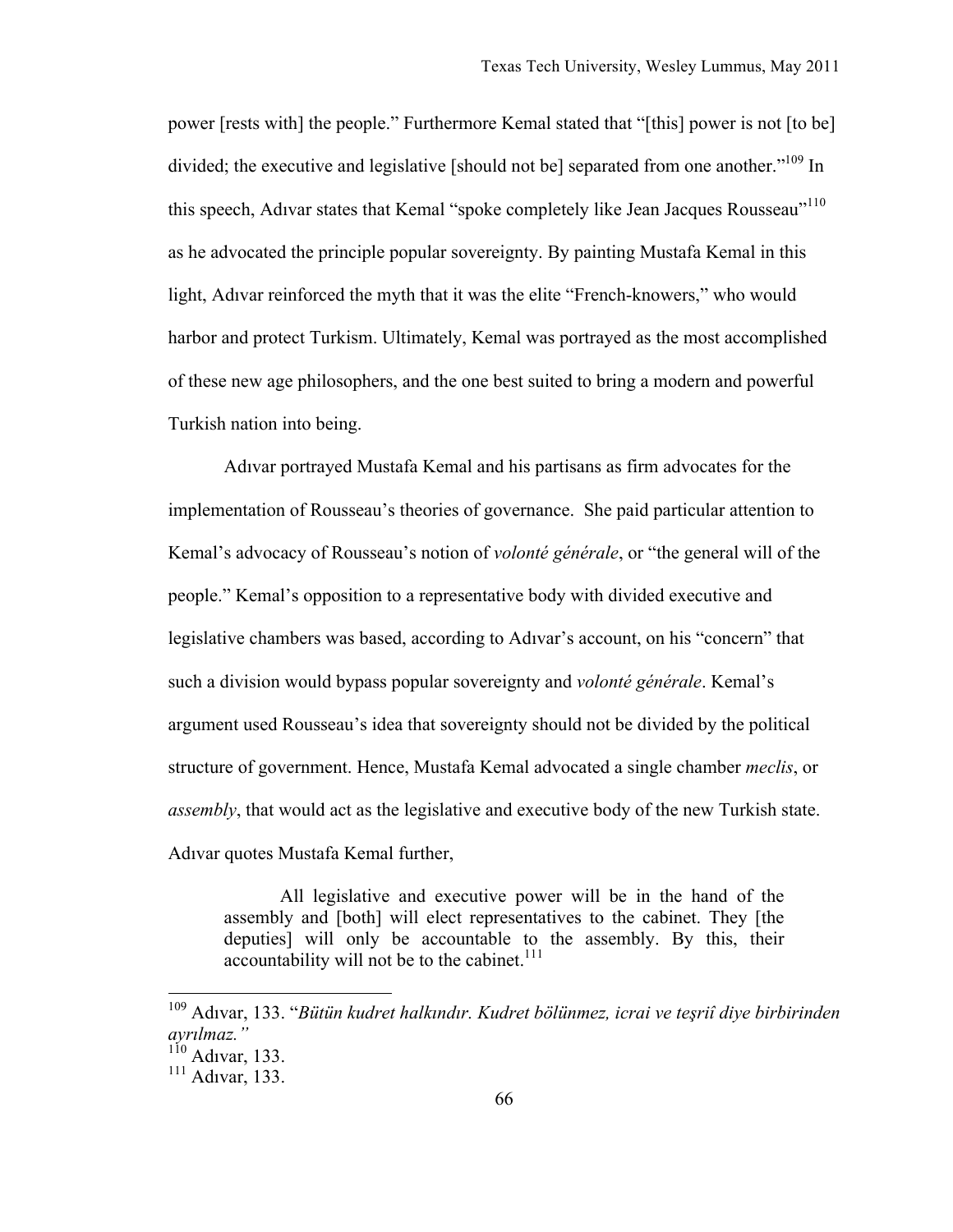power [rests with] the people." Furthermore Kemal stated that "[this] power is not [to be] divided; the executive and legislative [should not be] separated from one another."[109] In this speech, Adıvar states that Kemal "spoke completely like Jean Jacques Rousseau"[110] as he advocated the principle popular sovereignty. By painting Mustafa Kemal in this light, Adıvar reinforced the myth that it was the elite "French-knowers," who would harbor and protect Turkism. Ultimately, Kemal was portrayed as the most accomplished of these new age philosophers, and the one best suited to bring a modern and powerful Turkish nation into being.

Adıvar portrayed Mustafa Kemal and his partisans as firm advocates for the implementation of Rousseau's theories of governance. She paid particular attention to Kemal's advocacy of Rousseau's notion of *volonté générale*, or "the general will of the people." Kemal's opposition to a representative body with divided executive and legislative chambers was based, according to Adıvar's account, on his "concern" that such a division would bypass popular sovereignty and *volonté générale*. Kemal's argument used Rousseau's idea that sovereignty should not be divided by the political structure of government. Hence, Mustafa Kemal advocated a single chamber *meclis*, or *assembly*, that would act as the legislative and executive body of the new Turkish state. Adıvar quotes Mustafa Kemal further,

> All legislative and executive power will be in the hand of the assembly and [both] will elect representatives to the cabinet. They [the deputies] will only be accountable to the assembly. By this, their accountability will not be to the cabinet.[111]

---

[109] Adıvar, 133. "*Bütün kudret halkındır. Kudret bölünmez, icrai ve teşriî diye birbirinden ayrılmaz."*

[110] Adıvar, 133.

[111] Adıvar, 133.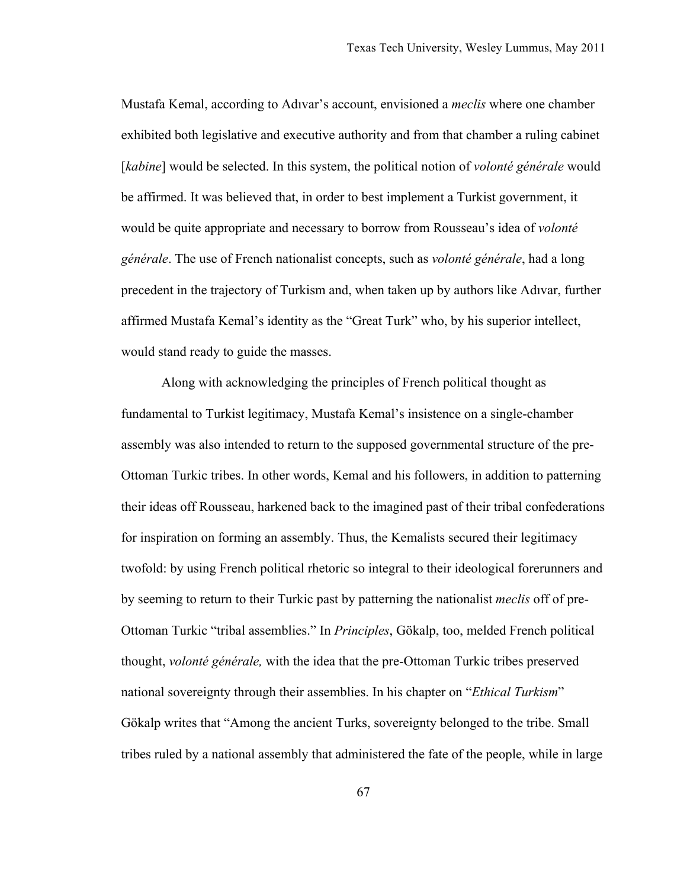Mustafa Kemal, according to Adıvar's account, envisioned a *meclis* where one chamber exhibited both legislative and executive authority and from that chamber a ruling cabinet [*kabine*] would be selected. In this system, the political notion of *volonté générale* would be affirmed. It was believed that, in order to best implement a Turkist government, it would be quite appropriate and necessary to borrow from Rousseau's idea of *volonté générale*. The use of French nationalist concepts, such as *volonté générale*, had a long precedent in the trajectory of Turkism and, when taken up by authors like Adıvar, further affirmed Mustafa Kemal's identity as the "Great Turk" who, by his superior intellect, would stand ready to guide the masses.

Along with acknowledging the principles of French political thought as fundamental to Turkist legitimacy, Mustafa Kemal's insistence on a single-chamber assembly was also intended to return to the supposed governmental structure of the pre-Ottoman Turkic tribes. In other words, Kemal and his followers, in addition to patterning their ideas off Rousseau, harkened back to the imagined past of their tribal confederations for inspiration on forming an assembly. Thus, the Kemalists secured their legitimacy twofold: by using French political rhetoric so integral to their ideological forerunners and by seeming to return to their Turkic past by patterning the nationalist *meclis* off of pre-Ottoman Turkic "tribal assemblies." In *Principles*, Gökalp, too, melded French political thought, *volonté générale,* with the idea that the pre-Ottoman Turkic tribes preserved national sovereignty through their assemblies. In his chapter on "*Ethical Turkism*" Gökalp writes that "Among the ancient Turks, sovereignty belonged to the tribe. Small tribes ruled by a national assembly that administered the fate of the people, while in large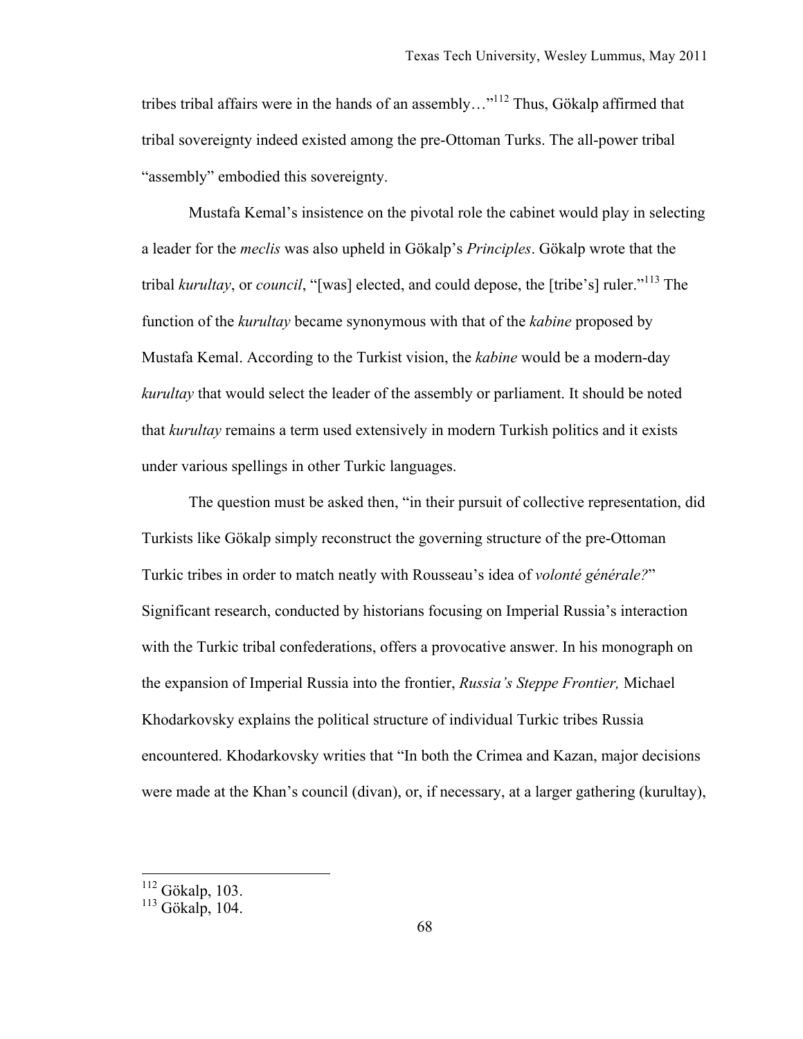tribes tribal affairs were in the hands of an assembly…"[112] Thus, Gökalp affirmed that tribal sovereignty indeed existed among the pre-Ottoman Turks. The all-power tribal "assembly" embodied this sovereignty.

Mustafa Kemal's insistence on the pivotal role the cabinet would play in selecting a leader for the *meclis* was also upheld in Gökalp's *Principles*. Gökalp wrote that the tribal *kurultay*, or *council*, "[was] elected, and could depose, the [tribe's] ruler."[113] The function of the *kurultay* became synonymous with that of the *kabine* proposed by Mustafa Kemal. According to the Turkist vision, the *kabine* would be a modern-day *kurultay* that would select the leader of the assembly or parliament. It should be noted that *kurultay* remains a term used extensively in modern Turkish politics and it exists under various spellings in other Turkic languages.

The question must be asked then, "in their pursuit of collective representation, did Turkists like Gökalp simply reconstruct the governing structure of the pre-Ottoman Turkic tribes in order to match neatly with Rousseau's idea of *volonté générale?*" Significant research, conducted by historians focusing on Imperial Russia's interaction with the Turkic tribal confederations, offers a provocative answer. In his monograph on the expansion of Imperial Russia into the frontier, *Russia's Steppe Frontier,* Michael Khodarkovsky explains the political structure of individual Turkic tribes Russia encountered. Khodarkovsky writies that "In both the Crimea and Kazan, major decisions were made at the Khan's council (divan), or, if necessary, at a larger gathering (kurultay),

---

[112] Gökalp, 103.
[113] Gökalp, 104.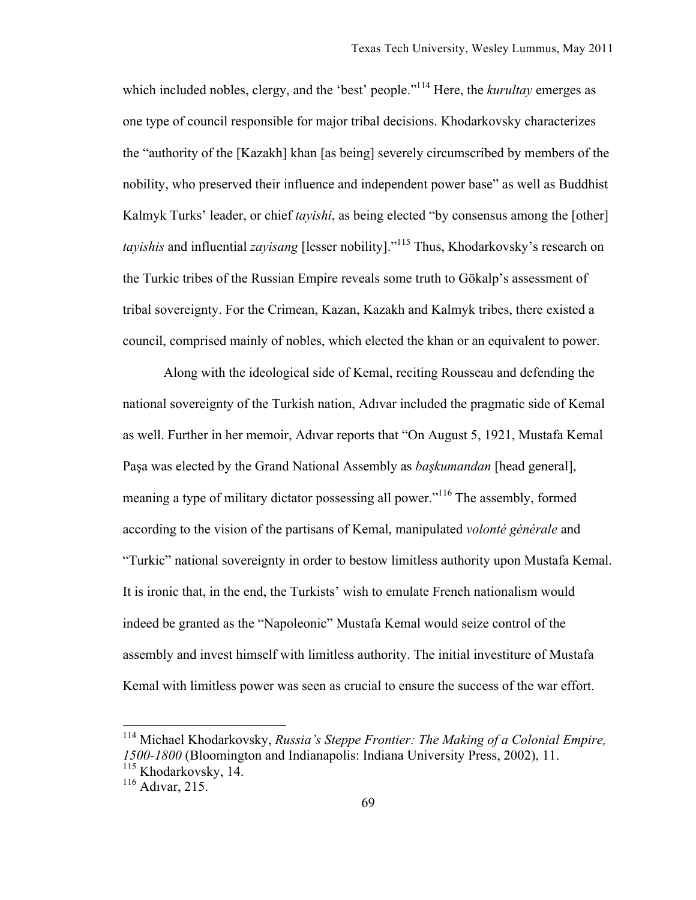which included nobles, clergy, and the 'best' people."[114] Here, the *kurultay* emerges as one type of council responsible for major tribal decisions. Khodarkovsky characterizes the "authority of the [Kazakh] khan [as being] severely circumscribed by members of the nobility, who preserved their influence and independent power base" as well as Buddhist Kalmyk Turks' leader, or chief *tayishi*, as being elected "by consensus among the [other] *tayishis* and influential *zayisang* [lesser nobility]."[115] Thus, Khodarkovsky's research on the Turkic tribes of the Russian Empire reveals some truth to Gökalp's assessment of tribal sovereignty. For the Crimean, Kazan, Kazakh and Kalmyk tribes, there existed a council, comprised mainly of nobles, which elected the khan or an equivalent to power.

Along with the ideological side of Kemal, reciting Rousseau and defending the national sovereignty of the Turkish nation, Adıvar included the pragmatic side of Kemal as well. Further in her memoir, Adıvar reports that "On August 5, 1921, Mustafa Kemal Paşa was elected by the Grand National Assembly as *başkumandan* [head general], meaning a type of military dictator possessing all power."[116] The assembly, formed according to the vision of the partisans of Kemal, manipulated *volonté générale* and "Turkic" national sovereignty in order to bestow limitless authority upon Mustafa Kemal. It is ironic that, in the end, the Turkists' wish to emulate French nationalism would indeed be granted as the "Napoleonic" Mustafa Kemal would seize control of the assembly and invest himself with limitless authority. The initial investiture of Mustafa Kemal with limitless power was seen as crucial to ensure the success of the war effort.

---

[114] Michael Khodarkovsky, *Russia's Steppe Frontier: The Making of a Colonial Empire, 1500-1800* (Bloomington and Indianapolis: Indiana University Press, 2002), 11.

[115] Khodarkovsky, 14.

[116] Adıvar, 215.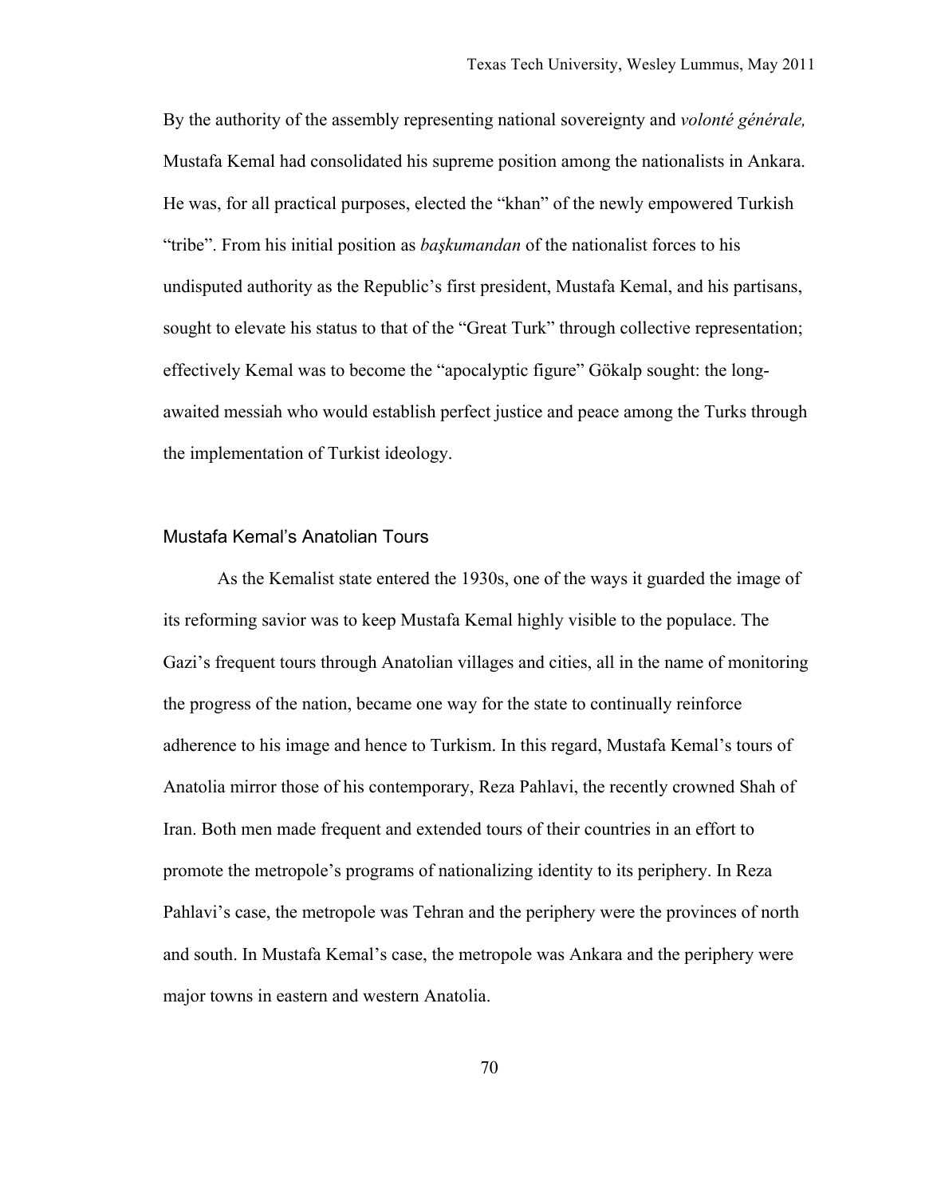By the authority of the assembly representing national sovereignty and *volonté générale,* Mustafa Kemal had consolidated his supreme position among the nationalists in Ankara. He was, for all practical purposes, elected the "khan" of the newly empowered Turkish "tribe". From his initial position as *başkumandan* of the nationalist forces to his undisputed authority as the Republic's first president, Mustafa Kemal, and his partisans, sought to elevate his status to that of the "Great Turk" through collective representation; effectively Kemal was to become the "apocalyptic figure" Gökalp sought: the long-awaited messiah who would establish perfect justice and peace among the Turks through the implementation of Turkist ideology.

## Mustafa Kemal's Anatolian Tours

As the Kemalist state entered the 1930s, one of the ways it guarded the image of its reforming savior was to keep Mustafa Kemal highly visible to the populace. The Gazi's frequent tours through Anatolian villages and cities, all in the name of monitoring the progress of the nation, became one way for the state to continually reinforce adherence to his image and hence to Turkism. In this regard, Mustafa Kemal's tours of Anatolia mirror those of his contemporary, Reza Pahlavi, the recently crowned Shah of Iran. Both men made frequent and extended tours of their countries in an effort to promote the metropole's programs of nationalizing identity to its periphery. In Reza Pahlavi's case, the metropole was Tehran and the periphery were the provinces of north and south. In Mustafa Kemal's case, the metropole was Ankara and the periphery were major towns in eastern and western Anatolia.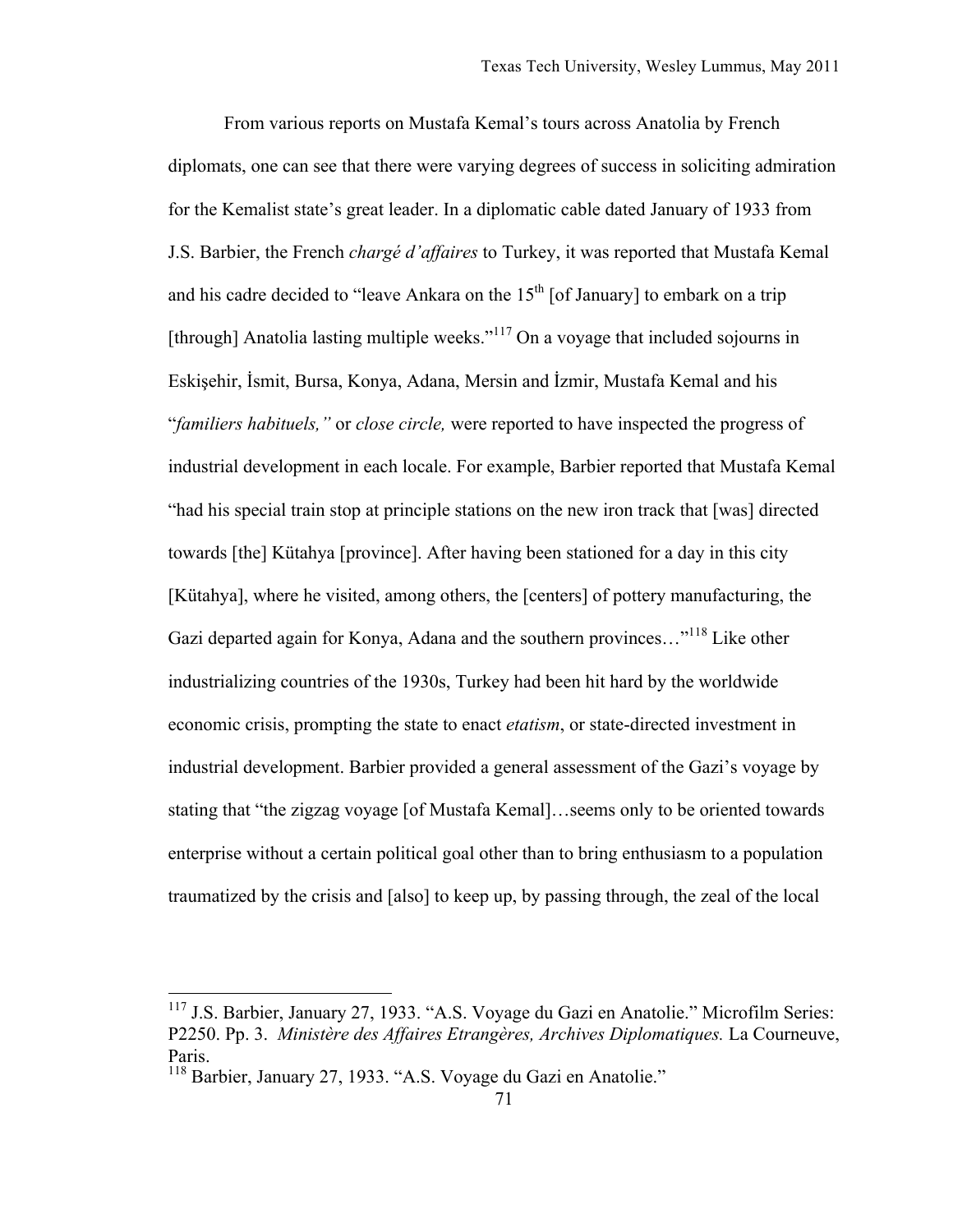From various reports on Mustafa Kemal's tours across Anatolia by French diplomats, one can see that there were varying degrees of success in soliciting admiration for the Kemalist state's great leader. In a diplomatic cable dated January of 1933 from J.S. Barbier, the French *chargé d'affaires* to Turkey, it was reported that Mustafa Kemal and his cadre decided to "leave Ankara on the 15th [of January] to embark on a trip [through] Anatolia lasting multiple weeks."[117] On a voyage that included sojourns in Eskişehir, İsmit, Bursa, Konya, Adana, Mersin and İzmir, Mustafa Kemal and his "*familiers habituels,"* or *close circle,* were reported to have inspected the progress of industrial development in each locale. For example, Barbier reported that Mustafa Kemal "had his special train stop at principle stations on the new iron track that [was] directed towards [the] Kütahya [province]. After having been stationed for a day in this city [Kütahya], where he visited, among others, the [centers] of pottery manufacturing, the Gazi departed again for Konya, Adana and the southern provinces…"[118] Like other industrializing countries of the 1930s, Turkey had been hit hard by the worldwide economic crisis, prompting the state to enact *etatism*, or state-directed investment in industrial development. Barbier provided a general assessment of the Gazi's voyage by stating that "the zigzag voyage [of Mustafa Kemal]…seems only to be oriented towards enterprise without a certain political goal other than to bring enthusiasm to a population traumatized by the crisis and [also] to keep up, by passing through, the zeal of the local

---

[117] J.S. Barbier, January 27, 1933. "A.S. Voyage du Gazi en Anatolie." Microfilm Series: P2250. Pp. 3. *Ministère des Affaires Etrangères, Archives Diplomatiques.* La Courneuve, Paris.

[118] Barbier, January 27, 1933. "A.S. Voyage du Gazi en Anatolie."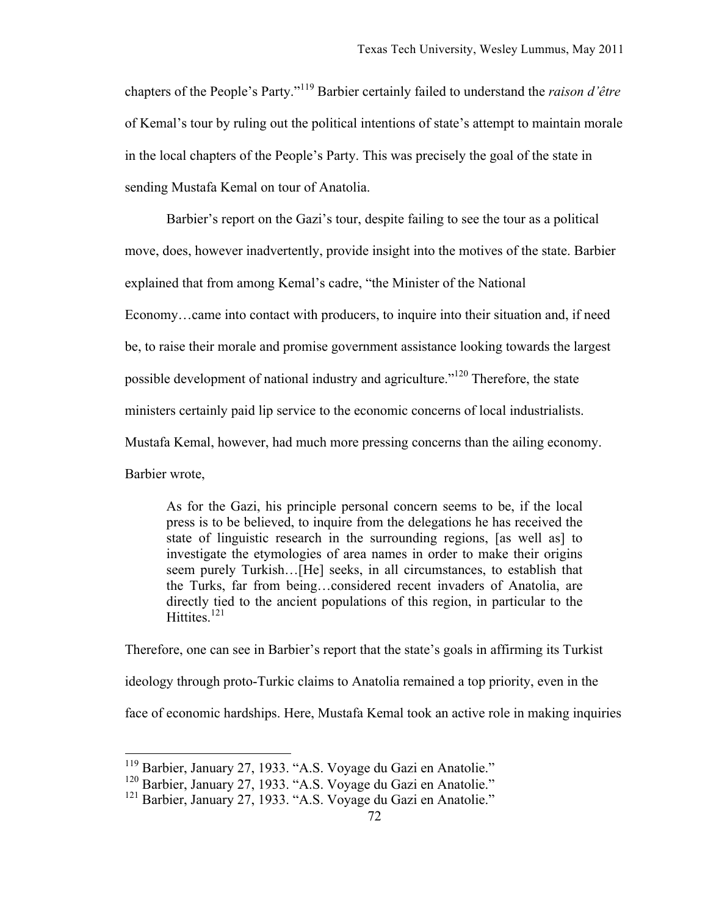chapters of the People's Party."[119] Barbier certainly failed to understand the *raison d'être* of Kemal's tour by ruling out the political intentions of state's attempt to maintain morale in the local chapters of the People's Party. This was precisely the goal of the state in sending Mustafa Kemal on tour of Anatolia.

Barbier's report on the Gazi's tour, despite failing to see the tour as a political move, does, however inadvertently, provide insight into the motives of the state. Barbier explained that from among Kemal's cadre, "the Minister of the National Economy…came into contact with producers, to inquire into their situation and, if need be, to raise their morale and promise government assistance looking towards the largest possible development of national industry and agriculture."[120] Therefore, the state ministers certainly paid lip service to the economic concerns of local industrialists. Mustafa Kemal, however, had much more pressing concerns than the ailing economy. Barbier wrote,

> As for the Gazi, his principle personal concern seems to be, if the local press is to be believed, to inquire from the delegations he has received the state of linguistic research in the surrounding regions, [as well as] to investigate the etymologies of area names in order to make their origins seem purely Turkish…[He] seeks, in all circumstances, to establish that the Turks, far from being…considered recent invaders of Anatolia, are directly tied to the ancient populations of this region, in particular to the Hittites.[121]

Therefore, one can see in Barbier's report that the state's goals in affirming its Turkist ideology through proto-Turkic claims to Anatolia remained a top priority, even in the face of economic hardships. Here, Mustafa Kemal took an active role in making inquiries

---

[119] Barbier, January 27, 1933. "A.S. Voyage du Gazi en Anatolie."

[120] Barbier, January 27, 1933. "A.S. Voyage du Gazi en Anatolie."

[121] Barbier, January 27, 1933. "A.S. Voyage du Gazi en Anatolie."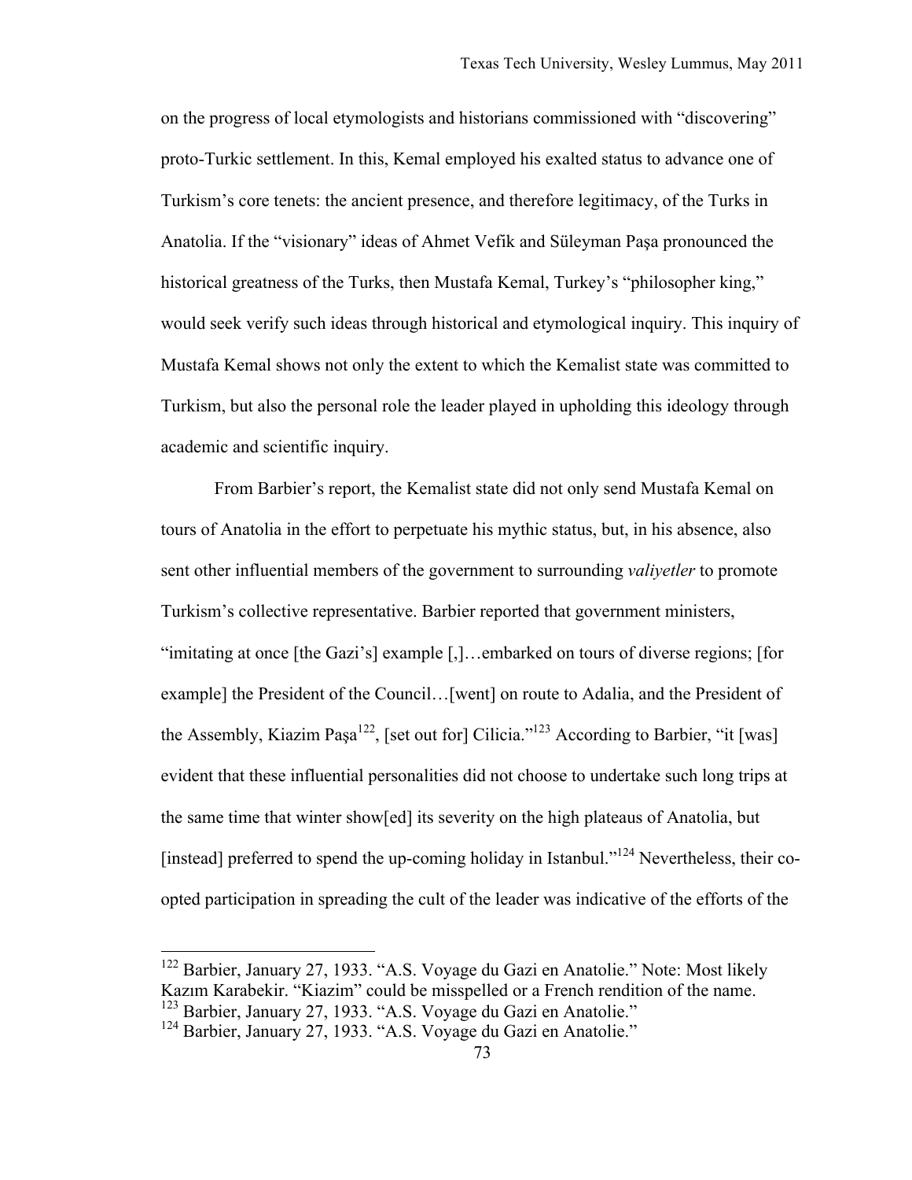on the progress of local etymologists and historians commissioned with "discovering" proto-Turkic settlement. In this, Kemal employed his exalted status to advance one of Turkism's core tenets: the ancient presence, and therefore legitimacy, of the Turks in Anatolia. If the "visionary" ideas of Ahmet Vefik and Süleyman Paşa pronounced the historical greatness of the Turks, then Mustafa Kemal, Turkey's "philosopher king," would seek verify such ideas through historical and etymological inquiry. This inquiry of Mustafa Kemal shows not only the extent to which the Kemalist state was committed to Turkism, but also the personal role the leader played in upholding this ideology through academic and scientific inquiry.

From Barbier's report, the Kemalist state did not only send Mustafa Kemal on tours of Anatolia in the effort to perpetuate his mythic status, but, in his absence, also sent other influential members of the government to surrounding *valiyetler* to promote Turkism's collective representative. Barbier reported that government ministers, "imitating at once [the Gazi's] example [,]…embarked on tours of diverse regions; [for example] the President of the Council…[went] on route to Adalia, and the President of the Assembly, Kiazim Paşa[122], [set out for] Cilicia."[123] According to Barbier, "it [was] evident that these influential personalities did not choose to undertake such long trips at the same time that winter show[ed] its severity on the high plateaus of Anatolia, but [instead] preferred to spend the up-coming holiday in Istanbul."[124] Nevertheless, their co-opted participation in spreading the cult of the leader was indicative of the efforts of the

---

[122] Barbier, January 27, 1933. "A.S. Voyage du Gazi en Anatolie." Note: Most likely Kazım Karabekir. "Kiazim" could be misspelled or a French rendition of the name.

[123] Barbier, January 27, 1933. "A.S. Voyage du Gazi en Anatolie."

[124] Barbier, January 27, 1933. "A.S. Voyage du Gazi en Anatolie."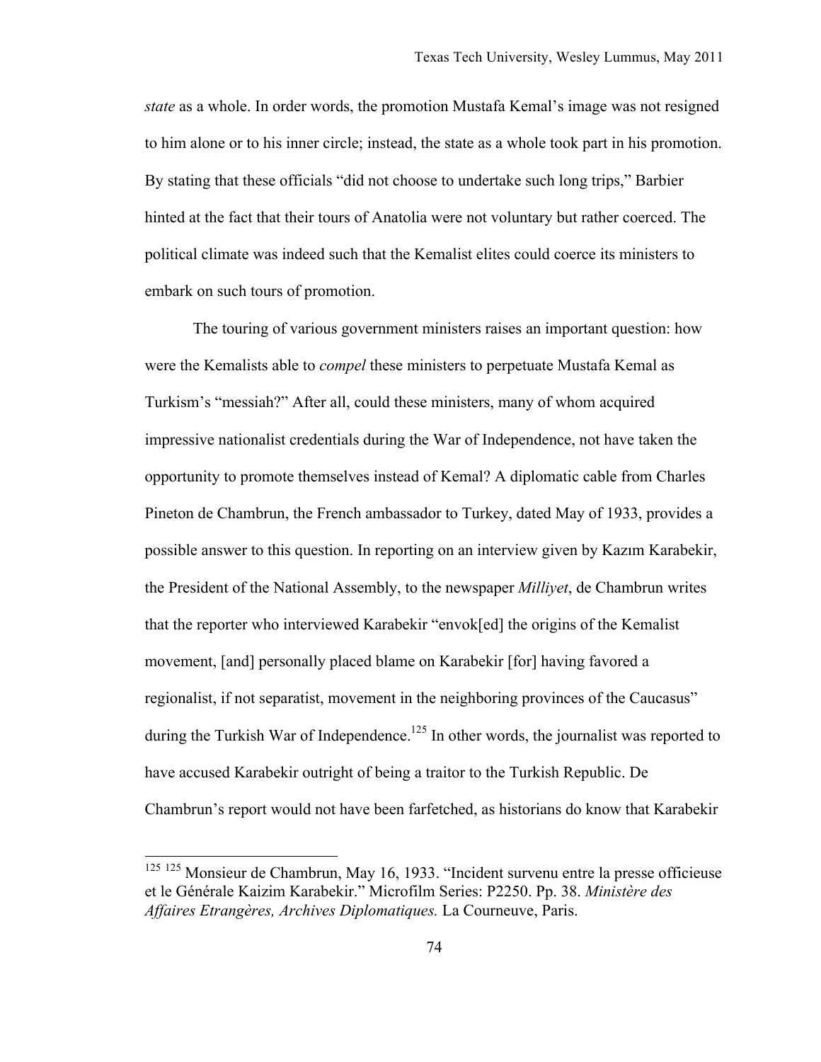*state* as a whole. In order words, the promotion Mustafa Kemal's image was not resigned to him alone or to his inner circle; instead, the state as a whole took part in his promotion. By stating that these officials "did not choose to undertake such long trips," Barbier hinted at the fact that their tours of Anatolia were not voluntary but rather coerced. The political climate was indeed such that the Kemalist elites could coerce its ministers to embark on such tours of promotion.

The touring of various government ministers raises an important question: how were the Kemalists able to *compel* these ministers to perpetuate Mustafa Kemal as Turkism's "messiah?" After all, could these ministers, many of whom acquired impressive nationalist credentials during the War of Independence, not have taken the opportunity to promote themselves instead of Kemal? A diplomatic cable from Charles Pineton de Chambrun, the French ambassador to Turkey, dated May of 1933, provides a possible answer to this question. In reporting on an interview given by Kazım Karabekir, the President of the National Assembly, to the newspaper *Milliyet*, de Chambrun writes that the reporter who interviewed Karabekir "envok[ed] the origins of the Kemalist movement, [and] personally placed blame on Karabekir [for] having favored a regionalist, if not separatist, movement in the neighboring provinces of the Caucasus" during the Turkish War of Independence.[125] In other words, the journalist was reported to have accused Karabekir outright of being a traitor to the Turkish Republic. De Chambrun's report would not have been farfetched, as historians do know that Karabekir

---

[125] [125] Monsieur de Chambrun, May 16, 1933. "Incident survenu entre la presse officieuse et le Générale Kaizim Karabekir." Microfilm Series: P2250. Pp. 38. *Ministère des Affaires Etrangères, Archives Diplomatiques.* La Courneuve, Paris.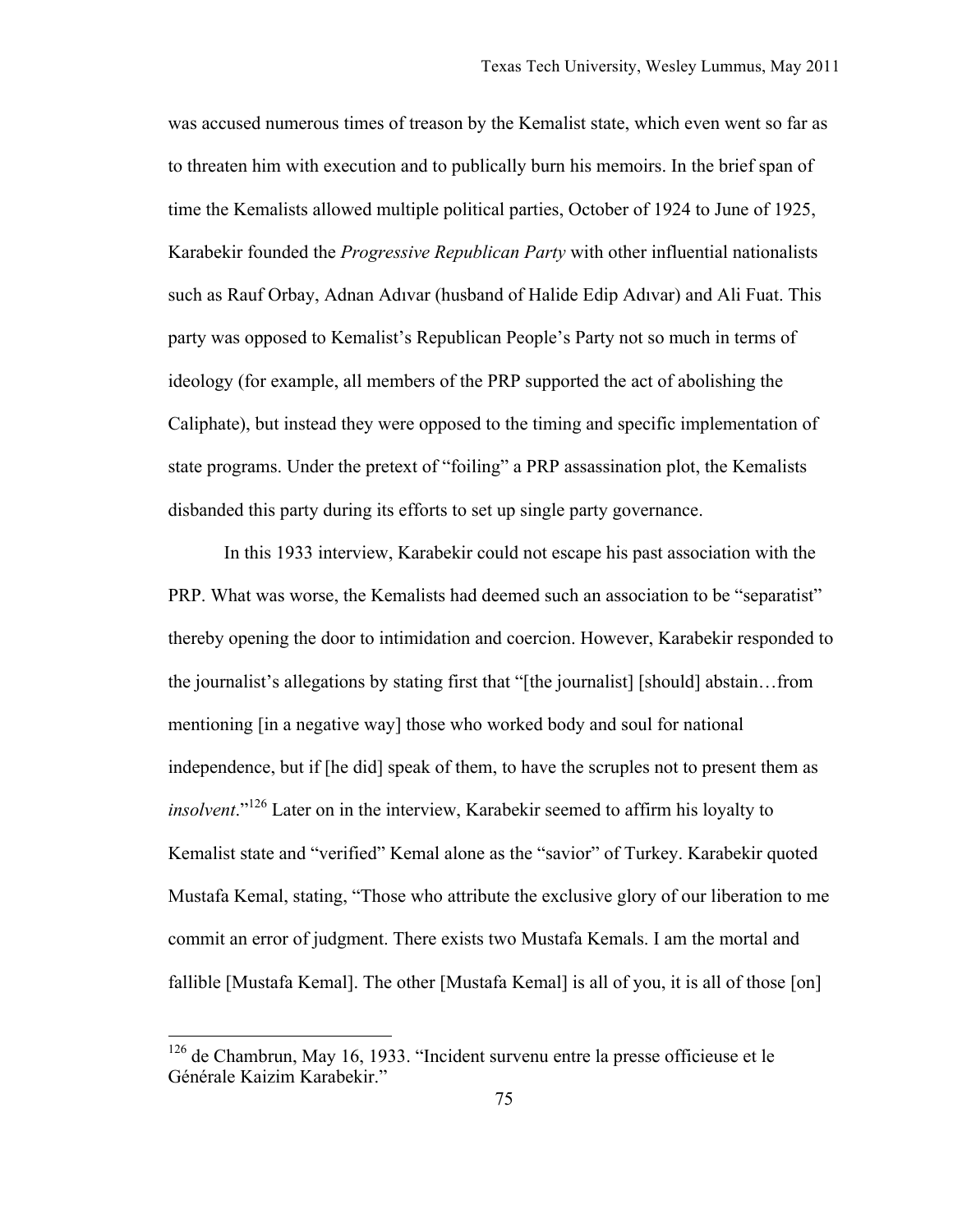was accused numerous times of treason by the Kemalist state, which even went so far as to threaten him with execution and to publically burn his memoirs. In the brief span of time the Kemalists allowed multiple political parties, October of 1924 to June of 1925, Karabekir founded the *Progressive Republican Party* with other influential nationalists such as Rauf Orbay, Adnan Adıvar (husband of Halide Edip Adıvar) and Ali Fuat. This party was opposed to Kemalist's Republican People's Party not so much in terms of ideology (for example, all members of the PRP supported the act of abolishing the Caliphate), but instead they were opposed to the timing and specific implementation of state programs. Under the pretext of "foiling" a PRP assassination plot, the Kemalists disbanded this party during its efforts to set up single party governance.

In this 1933 interview, Karabekir could not escape his past association with the PRP. What was worse, the Kemalists had deemed such an association to be "separatist" thereby opening the door to intimidation and coercion. However, Karabekir responded to the journalist's allegations by stating first that "[the journalist] [should] abstain…from mentioning [in a negative way] those who worked body and soul for national independence, but if [he did] speak of them, to have the scruples not to present them as *insolvent*."[126] Later on in the interview, Karabekir seemed to affirm his loyalty to Kemalist state and "verified" Kemal alone as the "savior" of Turkey. Karabekir quoted Mustafa Kemal, stating, "Those who attribute the exclusive glory of our liberation to me commit an error of judgment. There exists two Mustafa Kemals. I am the mortal and fallible [Mustafa Kemal]. The other [Mustafa Kemal] is all of you, it is all of those [on]

---

[126] de Chambrun, May 16, 1933. "Incident survenu entre la presse officieuse et le Générale Kaizim Karabekir."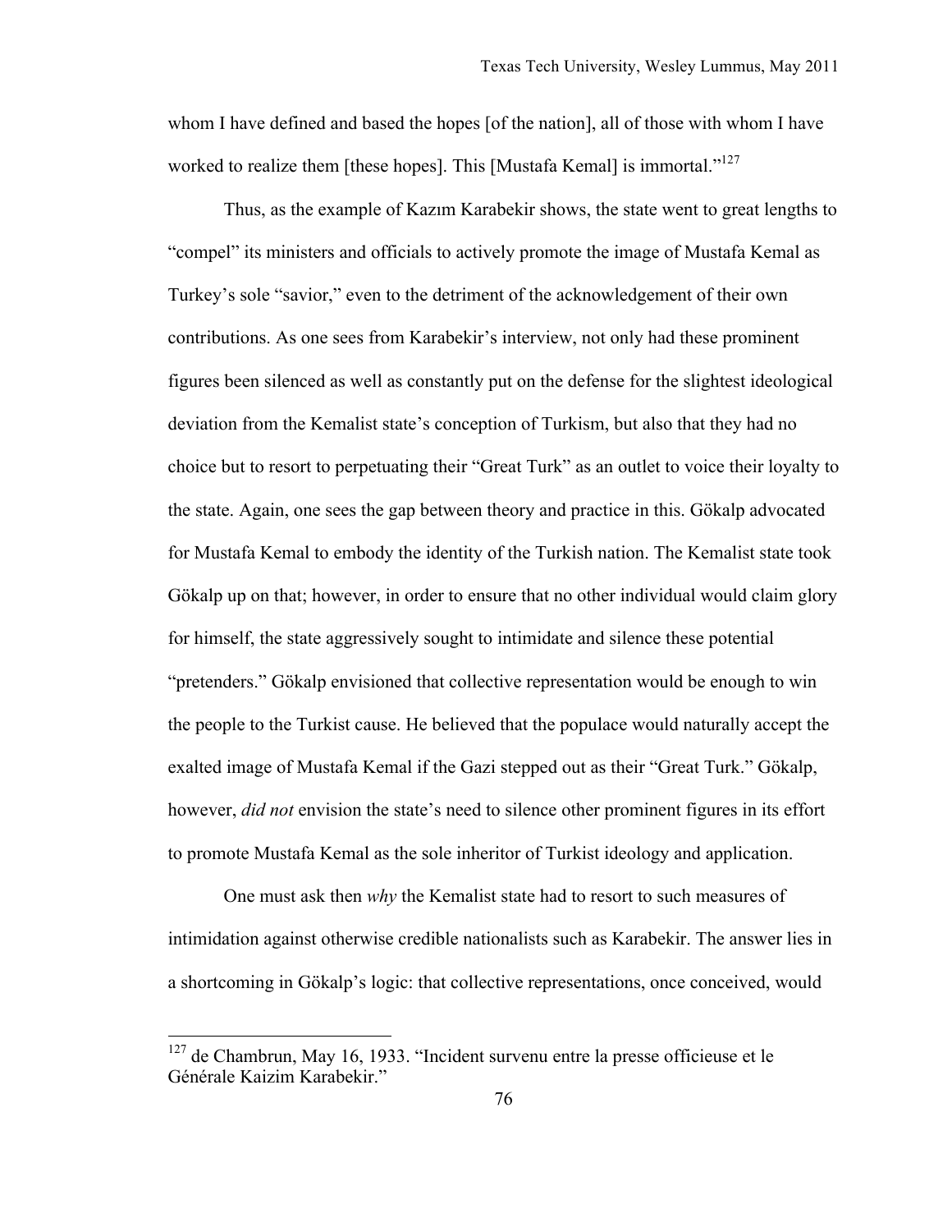whom I have defined and based the hopes [of the nation], all of those with whom I have worked to realize them [these hopes]. This [Mustafa Kemal] is immortal."[127]

Thus, as the example of Kazım Karabekir shows, the state went to great lengths to "compel" its ministers and officials to actively promote the image of Mustafa Kemal as Turkey's sole "savior," even to the detriment of the acknowledgement of their own contributions. As one sees from Karabekir's interview, not only had these prominent figures been silenced as well as constantly put on the defense for the slightest ideological deviation from the Kemalist state's conception of Turkism, but also that they had no choice but to resort to perpetuating their "Great Turk" as an outlet to voice their loyalty to the state. Again, one sees the gap between theory and practice in this. Gökalp advocated for Mustafa Kemal to embody the identity of the Turkish nation. The Kemalist state took Gökalp up on that; however, in order to ensure that no other individual would claim glory for himself, the state aggressively sought to intimidate and silence these potential "pretenders." Gökalp envisioned that collective representation would be enough to win the people to the Turkist cause. He believed that the populace would naturally accept the exalted image of Mustafa Kemal if the Gazi stepped out as their "Great Turk." Gökalp, however, *did not* envision the state's need to silence other prominent figures in its effort to promote Mustafa Kemal as the sole inheritor of Turkist ideology and application.

One must ask then *why* the Kemalist state had to resort to such measures of intimidation against otherwise credible nationalists such as Karabekir. The answer lies in a shortcoming in Gökalp's logic: that collective representations, once conceived, would

[127] de Chambrun, May 16, 1933. "Incident survenu entre la presse officieuse et le Générale Kaizim Karabekir."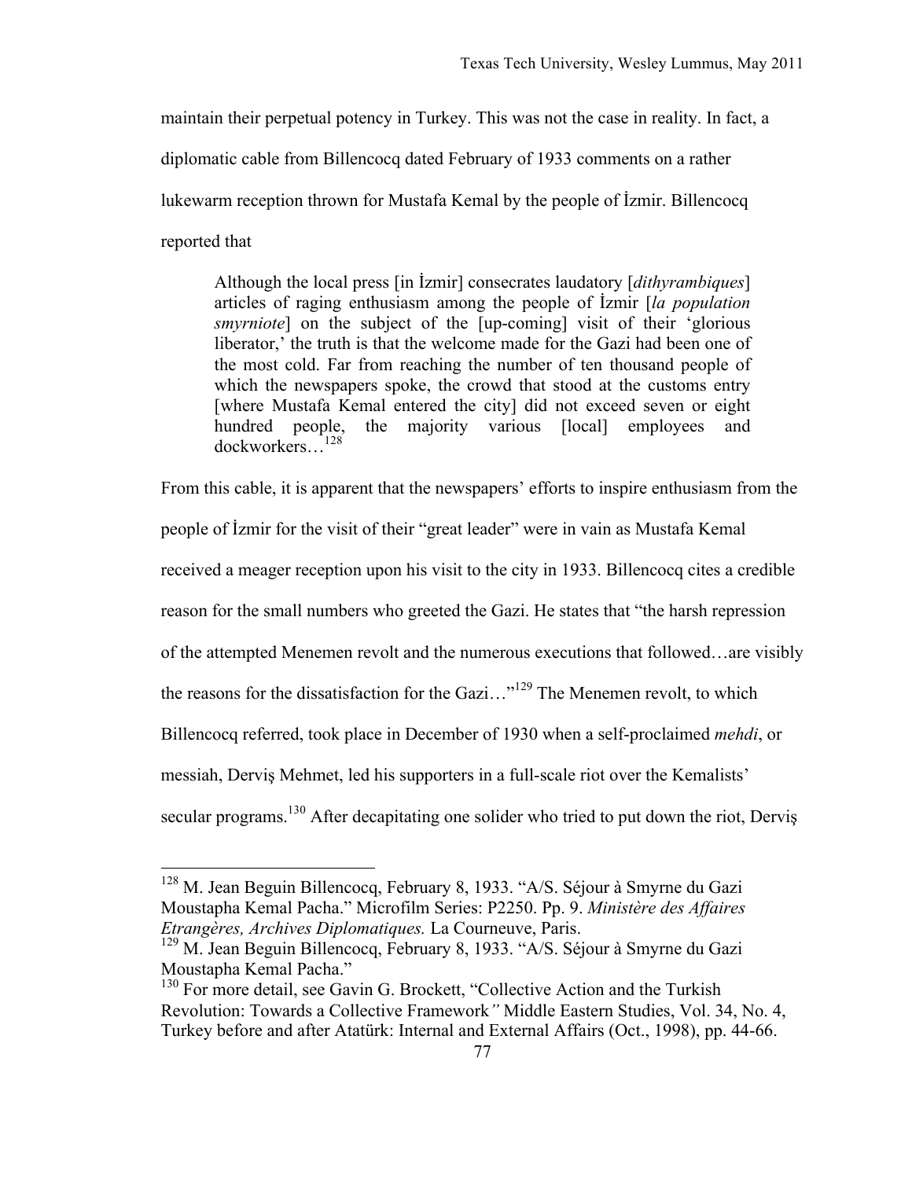maintain their perpetual potency in Turkey. This was not the case in reality. In fact, a diplomatic cable from Billencocq dated February of 1933 comments on a rather lukewarm reception thrown for Mustafa Kemal by the people of İzmir. Billencocq reported that

> Although the local press [in İzmir] consecrates laudatory [*dithyrambiques*] articles of raging enthusiasm among the people of İzmir [*la population smyrniote*] on the subject of the [up-coming] visit of their 'glorious liberator,' the truth is that the welcome made for the Gazi had been one of the most cold. Far from reaching the number of ten thousand people of which the newspapers spoke, the crowd that stood at the customs entry [where Mustafa Kemal entered the city] did not exceed seven or eight hundred people, the majority various [local] employees and dockworkers…[128]

From this cable, it is apparent that the newspapers' efforts to inspire enthusiasm from the people of İzmir for the visit of their "great leader" were in vain as Mustafa Kemal received a meager reception upon his visit to the city in 1933. Billencocq cites a credible reason for the small numbers who greeted the Gazi. He states that "the harsh repression of the attempted Menemen revolt and the numerous executions that followed…are visibly the reasons for the dissatisfaction for the Gazi…"[129] The Menemen revolt, to which Billencocq referred, took place in December of 1930 when a self-proclaimed *mehdi*, or messiah, Derviş Mehmet, led his supporters in a full-scale riot over the Kemalists' secular programs.[130] After decapitating one solider who tried to put down the riot, Derviş

---

[128] M. Jean Beguin Billencocq, February 8, 1933. "A/S. Séjour à Smyrne du Gazi Moustapha Kemal Pacha." Microfilm Series: P2250. Pp. 9. *Ministère des Affaires Etrangères, Archives Diplomatiques.* La Courneuve, Paris.

[129] M. Jean Beguin Billencocq, February 8, 1933. "A/S. Séjour à Smyrne du Gazi Moustapha Kemal Pacha."

[130] For more detail, see Gavin G. Brockett, "Collective Action and the Turkish Revolution: Towards a Collective Framework*"* Middle Eastern Studies, Vol. 34, No. 4, Turkey before and after Atatürk: Internal and External Affairs (Oct., 1998), pp. 44-66.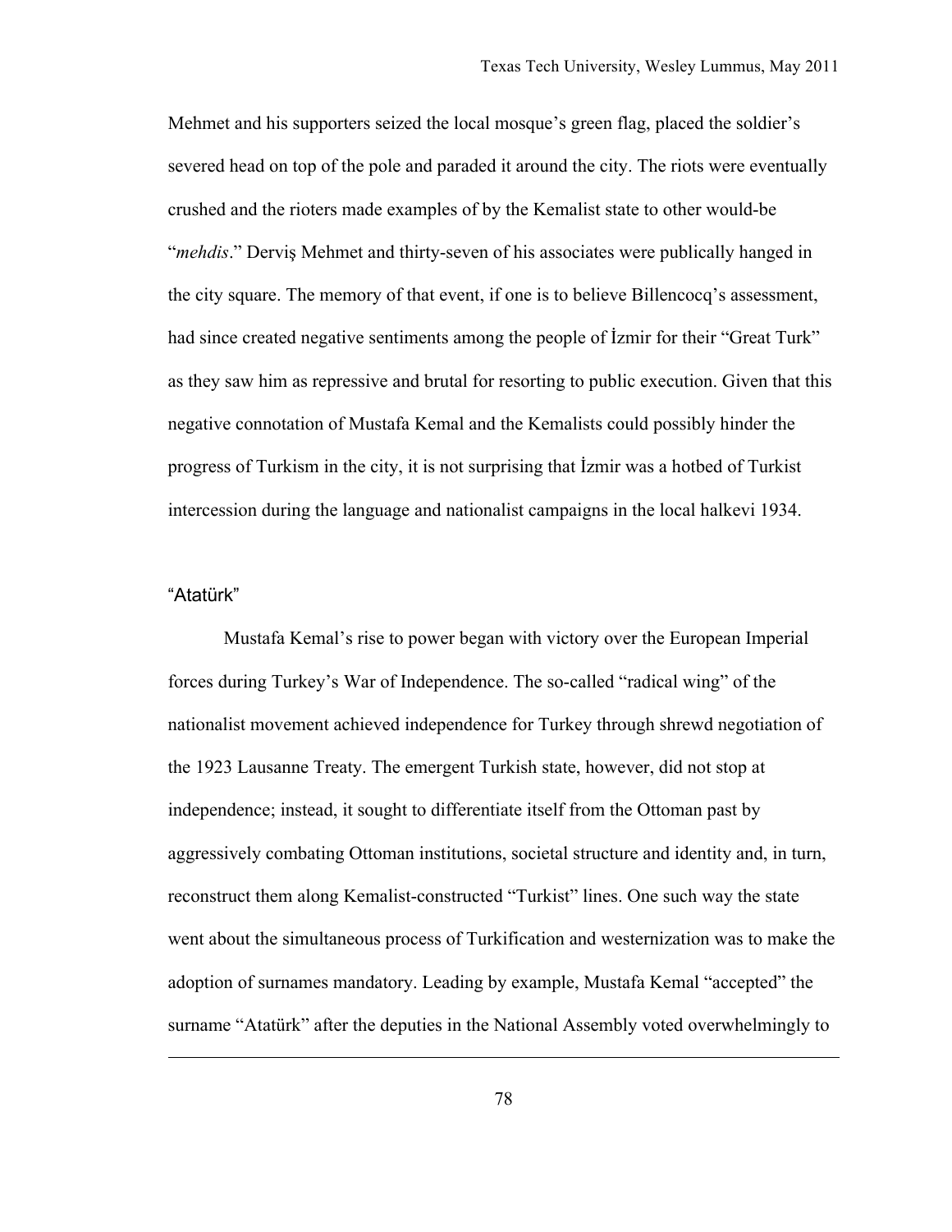Mehmet and his supporters seized the local mosque's green flag, placed the soldier's severed head on top of the pole and paraded it around the city. The riots were eventually crushed and the rioters made examples of by the Kemalist state to other would-be "*mehdis*." Derviş Mehmet and thirty-seven of his associates were publically hanged in the city square. The memory of that event, if one is to believe Billencocq's assessment, had since created negative sentiments among the people of İzmir for their "Great Turk" as they saw him as repressive and brutal for resorting to public execution. Given that this negative connotation of Mustafa Kemal and the Kemalists could possibly hinder the progress of Turkism in the city, it is not surprising that İzmir was a hotbed of Turkist intercession during the language and nationalist campaigns in the local halkevi 1934.

### "Atatürk"

Mustafa Kemal's rise to power began with victory over the European Imperial forces during Turkey's War of Independence. The so-called "radical wing" of the nationalist movement achieved independence for Turkey through shrewd negotiation of the 1923 Lausanne Treaty. The emergent Turkish state, however, did not stop at independence; instead, it sought to differentiate itself from the Ottoman past by aggressively combating Ottoman institutions, societal structure and identity and, in turn, reconstruct them along Kemalist-constructed "Turkist" lines. One such way the state went about the simultaneous process of Turkification and westernization was to make the adoption of surnames mandatory. Leading by example, Mustafa Kemal "accepted" the surname "Atatürk" after the deputies in the National Assembly voted overwhelmingly to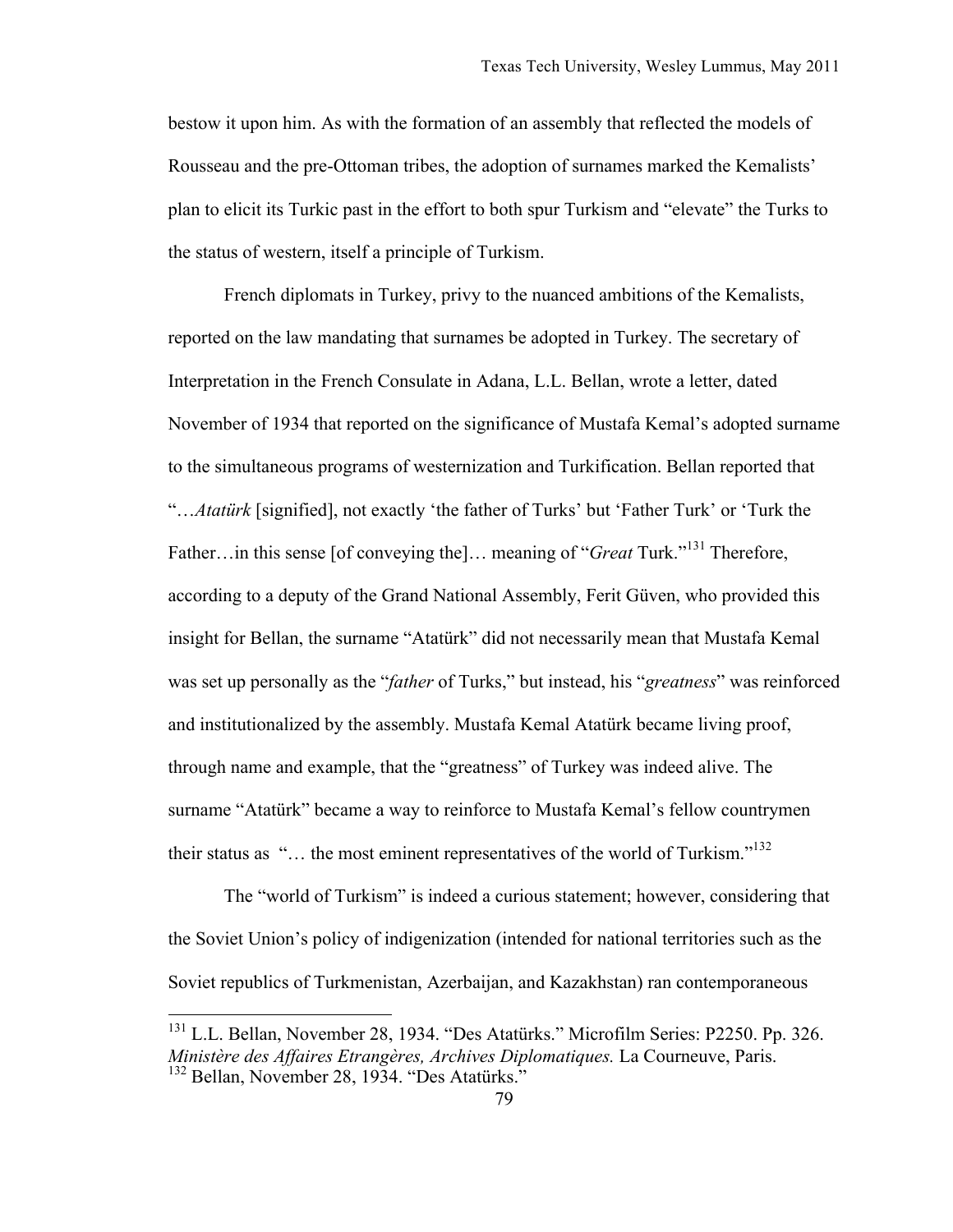bestow it upon him. As with the formation of an assembly that reflected the models of Rousseau and the pre-Ottoman tribes, the adoption of surnames marked the Kemalists' plan to elicit its Turkic past in the effort to both spur Turkism and "elevate" the Turks to the status of western, itself a principle of Turkism.

French diplomats in Turkey, privy to the nuanced ambitions of the Kemalists, reported on the law mandating that surnames be adopted in Turkey. The secretary of Interpretation in the French Consulate in Adana, L.L. Bellan, wrote a letter, dated November of 1934 that reported on the significance of Mustafa Kemal's adopted surname to the simultaneous programs of westernization and Turkification. Bellan reported that "…*Atatürk* [signified], not exactly 'the father of Turks' but 'Father Turk' or 'Turk the Father…in this sense [of conveying the]… meaning of "*Great* Turk."[131] Therefore, according to a deputy of the Grand National Assembly, Ferit Güven, who provided this insight for Bellan, the surname "Atatürk" did not necessarily mean that Mustafa Kemal was set up personally as the "*father* of Turks," but instead, his "*greatness*" was reinforced and institutionalized by the assembly. Mustafa Kemal Atatürk became living proof, through name and example, that the "greatness" of Turkey was indeed alive. The surname "Atatürk" became a way to reinforce to Mustafa Kemal's fellow countrymen their status as "… the most eminent representatives of the world of Turkism."[132]

The "world of Turkism" is indeed a curious statement; however, considering that the Soviet Union's policy of indigenization (intended for national territories such as the Soviet republics of Turkmenistan, Azerbaijan, and Kazakhstan) ran contemporaneous

---

[131] L.L. Bellan, November 28, 1934. "Des Atatürks." Microfilm Series: P2250. Pp. 326. *Ministère des Affaires Etrangères, Archives Diplomatiques.* La Courneuve, Paris.

[132] Bellan, November 28, 1934. "Des Atatürks."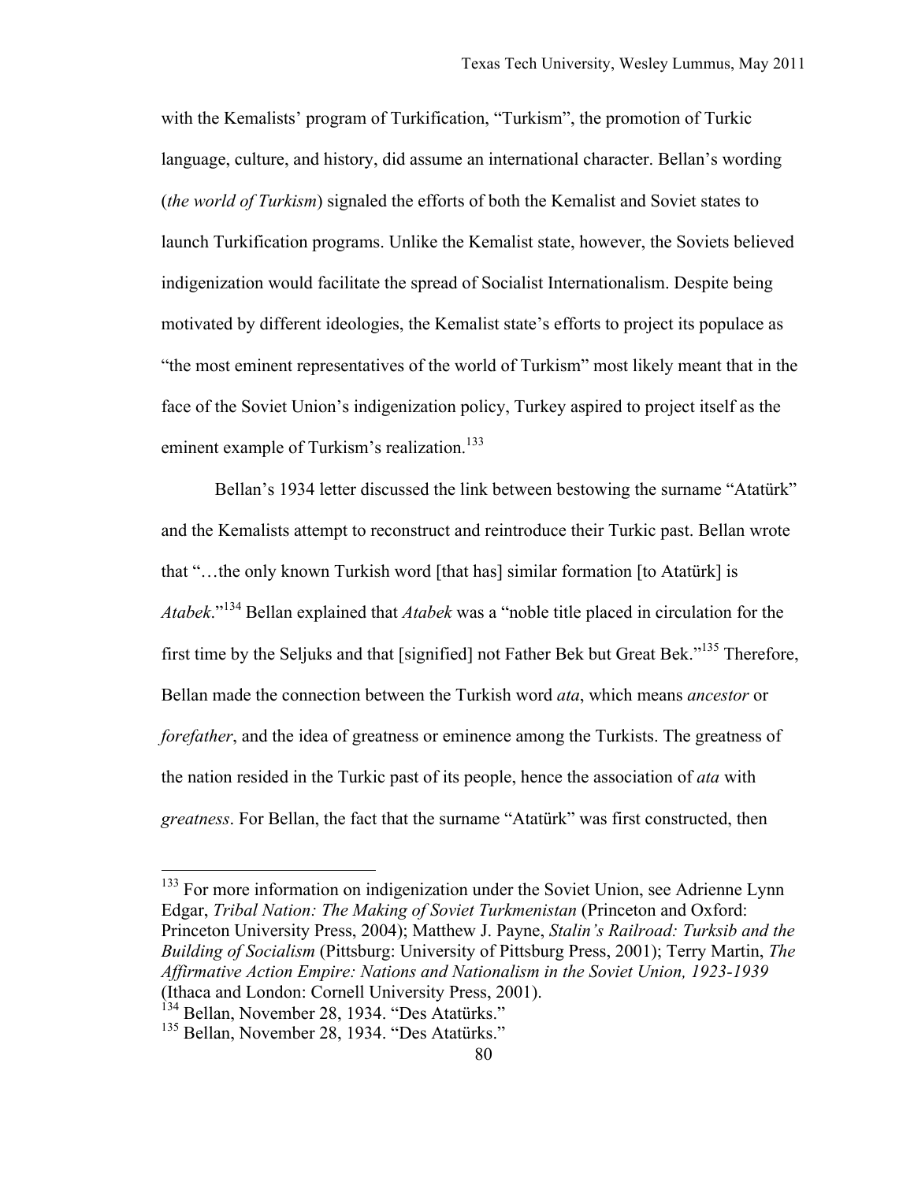with the Kemalists' program of Turkification, "Turkism", the promotion of Turkic language, culture, and history, did assume an international character. Bellan's wording (*the world of Turkism*) signaled the efforts of both the Kemalist and Soviet states to launch Turkification programs. Unlike the Kemalist state, however, the Soviets believed indigenization would facilitate the spread of Socialist Internationalism. Despite being motivated by different ideologies, the Kemalist state's efforts to project its populace as "the most eminent representatives of the world of Turkism" most likely meant that in the face of the Soviet Union's indigenization policy, Turkey aspired to project itself as the eminent example of Turkism's realization.[133]

Bellan's 1934 letter discussed the link between bestowing the surname "Atatürk" and the Kemalists attempt to reconstruct and reintroduce their Turkic past. Bellan wrote that "…the only known Turkish word [that has] similar formation [to Atatürk] is *Atabek*."[134] Bellan explained that *Atabek* was a "noble title placed in circulation for the first time by the Seljuks and that [signified] not Father Bek but Great Bek."[135] Therefore, Bellan made the connection between the Turkish word *ata*, which means *ancestor* or *forefather*, and the idea of greatness or eminence among the Turkists. The greatness of the nation resided in the Turkic past of its people, hence the association of *ata* with *greatness*. For Bellan, the fact that the surname "Atatürk" was first constructed, then

---

[133] For more information on indigenization under the Soviet Union, see Adrienne Lynn Edgar, *Tribal Nation: The Making of Soviet Turkmenistan* (Princeton and Oxford: Princeton University Press, 2004); Matthew J. Payne, *Stalin's Railroad: Turksib and the Building of Socialism* (Pittsburg: University of Pittsburg Press, 2001); Terry Martin, *The Affirmative Action Empire: Nations and Nationalism in the Soviet Union, 1923-1939* (Ithaca and London: Cornell University Press, 2001).

[134] Bellan, November 28, 1934. "Des Atatürks."

[135] Bellan, November 28, 1934. "Des Atatürks."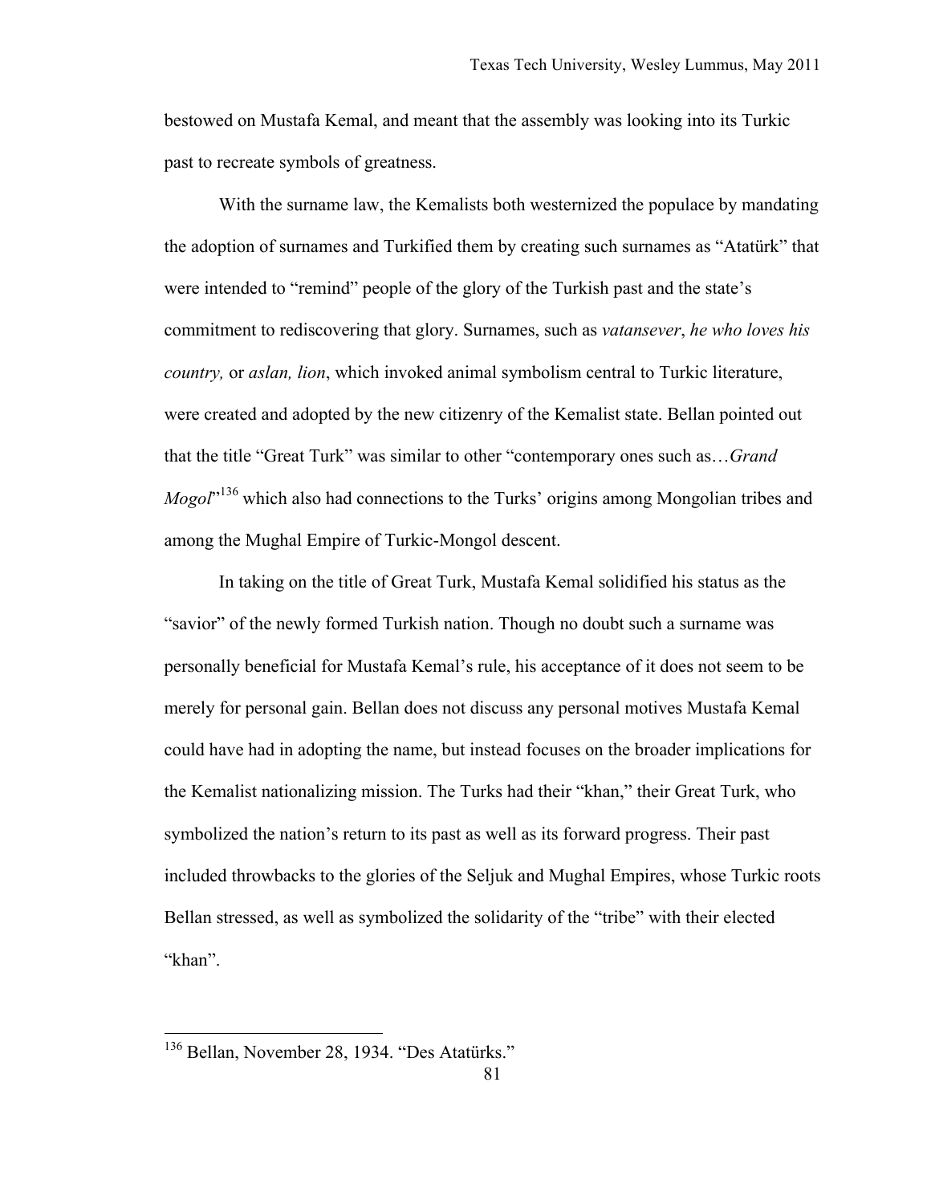bestowed on Mustafa Kemal, and meant that the assembly was looking into its Turkic past to recreate symbols of greatness.

With the surname law, the Kemalists both westernized the populace by mandating the adoption of surnames and Turkified them by creating such surnames as "Atatürk" that were intended to "remind" people of the glory of the Turkish past and the state's commitment to rediscovering that glory. Surnames, such as *vatansever*, *he who loves his country,* or *aslan, lion*, which invoked animal symbolism central to Turkic literature, were created and adopted by the new citizenry of the Kemalist state. Bellan pointed out that the title "Great Turk" was similar to other "contemporary ones such as…*Grand Mogol*"[136] which also had connections to the Turks' origins among Mongolian tribes and among the Mughal Empire of Turkic-Mongol descent.

In taking on the title of Great Turk, Mustafa Kemal solidified his status as the "savior" of the newly formed Turkish nation. Though no doubt such a surname was personally beneficial for Mustafa Kemal's rule, his acceptance of it does not seem to be merely for personal gain. Bellan does not discuss any personal motives Mustafa Kemal could have had in adopting the name, but instead focuses on the broader implications for the Kemalist nationalizing mission. The Turks had their "khan," their Great Turk, who symbolized the nation's return to its past as well as its forward progress. Their past included throwbacks to the glories of the Seljuk and Mughal Empires, whose Turkic roots Bellan stressed, as well as symbolized the solidarity of the "tribe" with their elected "khan".

---

[136] Bellan, November 28, 1934. "Des Atatürks."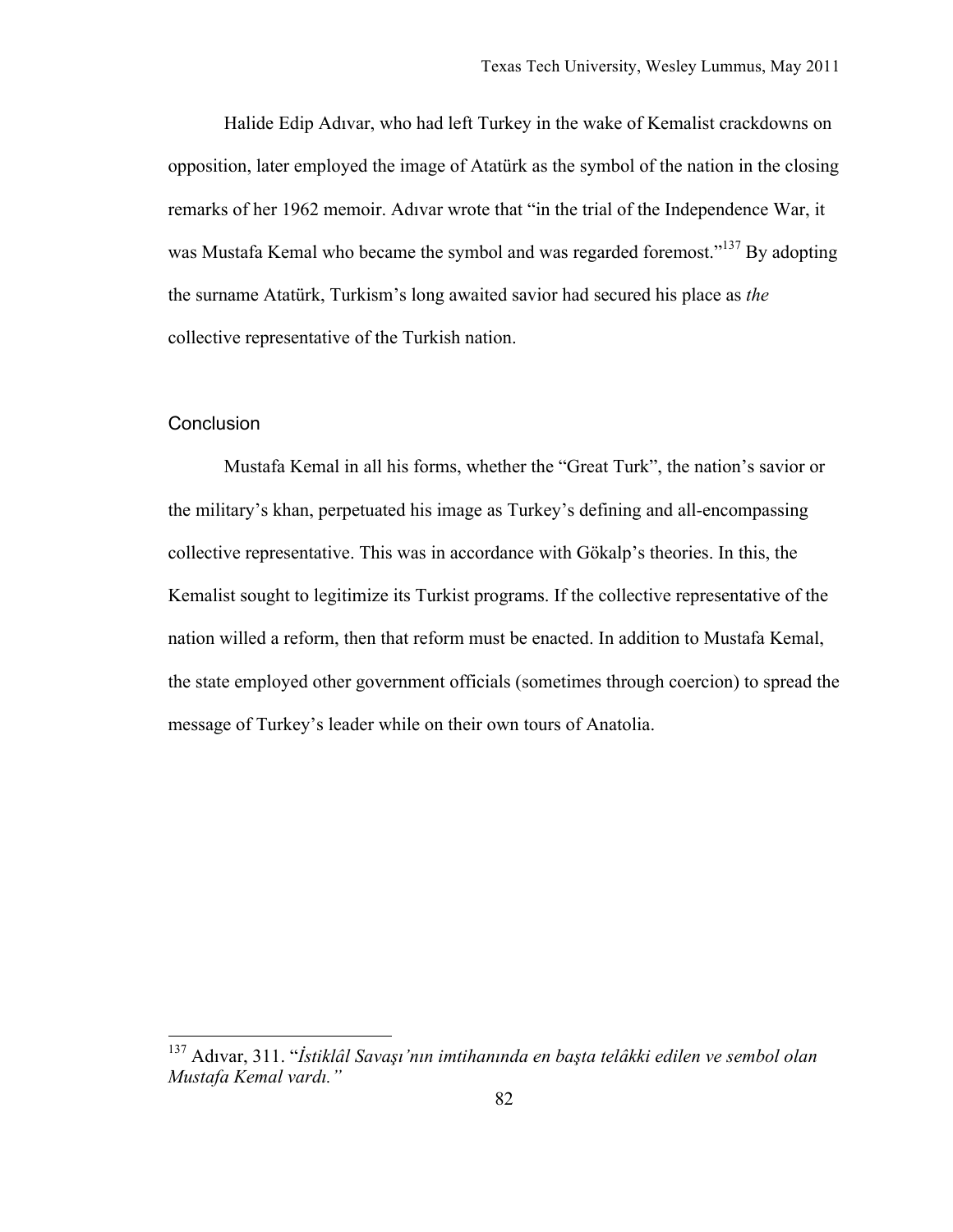Halide Edip Adıvar, who had left Turkey in the wake of Kemalist crackdowns on opposition, later employed the image of Atatürk as the symbol of the nation in the closing remarks of her 1962 memoir. Adıvar wrote that "in the trial of the Independence War, it was Mustafa Kemal who became the symbol and was regarded foremost."[137] By adopting the surname Atatürk, Turkism's long awaited savior had secured his place as *the* collective representative of the Turkish nation.

## Conclusion

Mustafa Kemal in all his forms, whether the "Great Turk", the nation's savior or the military's khan, perpetuated his image as Turkey's defining and all-encompassing collective representative. This was in accordance with Gökalp's theories. In this, the Kemalist sought to legitimize its Turkist programs. If the collective representative of the nation willed a reform, then that reform must be enacted. In addition to Mustafa Kemal, the state employed other government officials (sometimes through coercion) to spread the message of Turkey's leader while on their own tours of Anatolia.

---

[137] Adıvar, 311. "*İstiklâl Savaşı'nın imtihanında en başta telâkki edilen ve sembol olan Mustafa Kemal vardı."*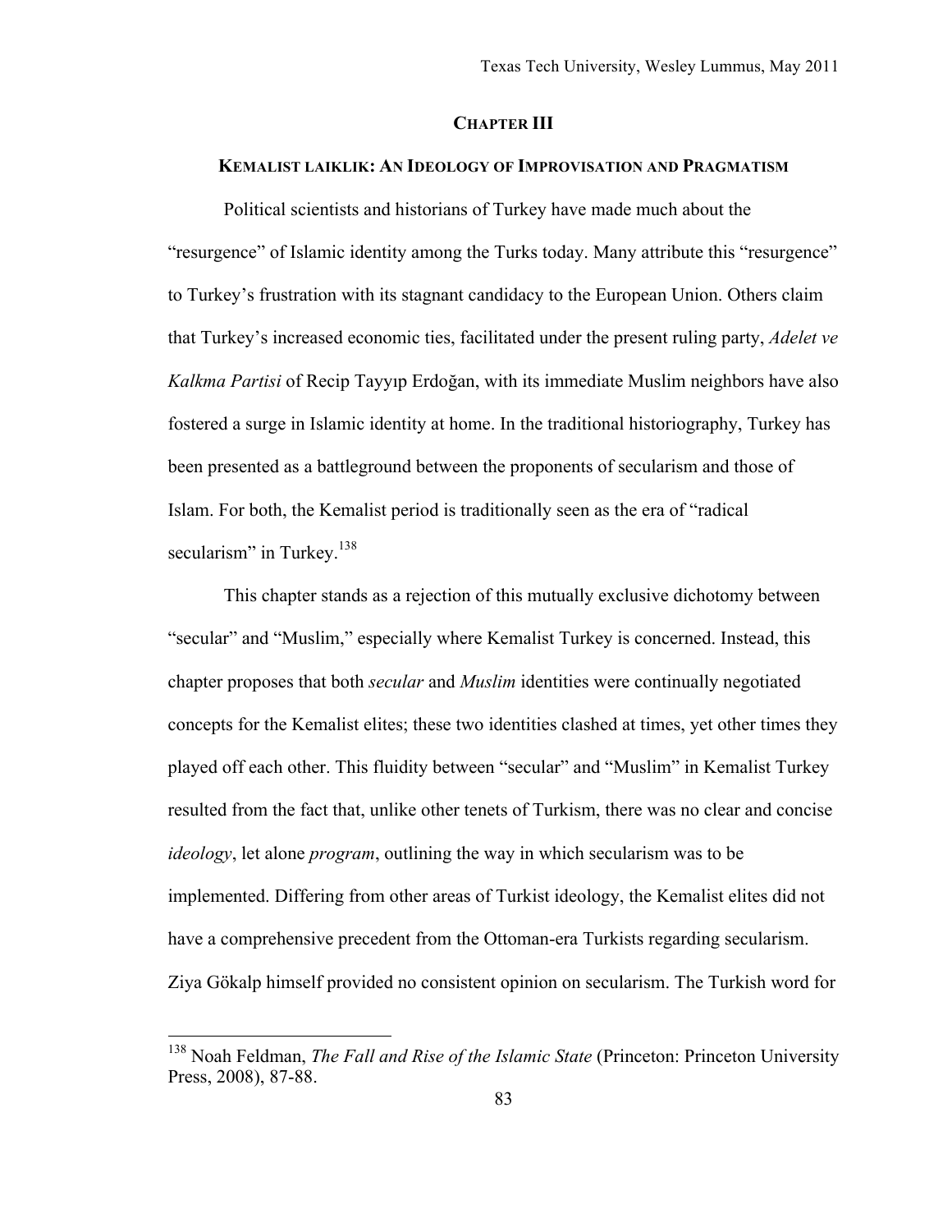## CHAPTER III

### KEMALIST LAIKLIK: AN IDEOLOGY OF IMPROVISATION AND PRAGMATISM

Political scientists and historians of Turkey have made much about the "resurgence" of Islamic identity among the Turks today. Many attribute this "resurgence" to Turkey's frustration with its stagnant candidacy to the European Union. Others claim that Turkey's increased economic ties, facilitated under the present ruling party, *Adelet ve Kalkma Partisi* of Recip Tayyıp Erdoğan, with its immediate Muslim neighbors have also fostered a surge in Islamic identity at home. In the traditional historiography, Turkey has been presented as a battleground between the proponents of secularism and those of Islam. For both, the Kemalist period is traditionally seen as the era of "radical secularism" in Turkey.[138]

This chapter stands as a rejection of this mutually exclusive dichotomy between "secular" and "Muslim," especially where Kemalist Turkey is concerned. Instead, this chapter proposes that both *secular* and *Muslim* identities were continually negotiated concepts for the Kemalist elites; these two identities clashed at times, yet other times they played off each other. This fluidity between "secular" and "Muslim" in Kemalist Turkey resulted from the fact that, unlike other tenets of Turkism, there was no clear and concise *ideology*, let alone *program*, outlining the way in which secularism was to be implemented. Differing from other areas of Turkist ideology, the Kemalist elites did not have a comprehensive precedent from the Ottoman-era Turkists regarding secularism. Ziya Gökalp himself provided no consistent opinion on secularism. The Turkish word for

---

[138] Noah Feldman, *The Fall and Rise of the Islamic State* (Princeton: Princeton University Press, 2008), 87-88.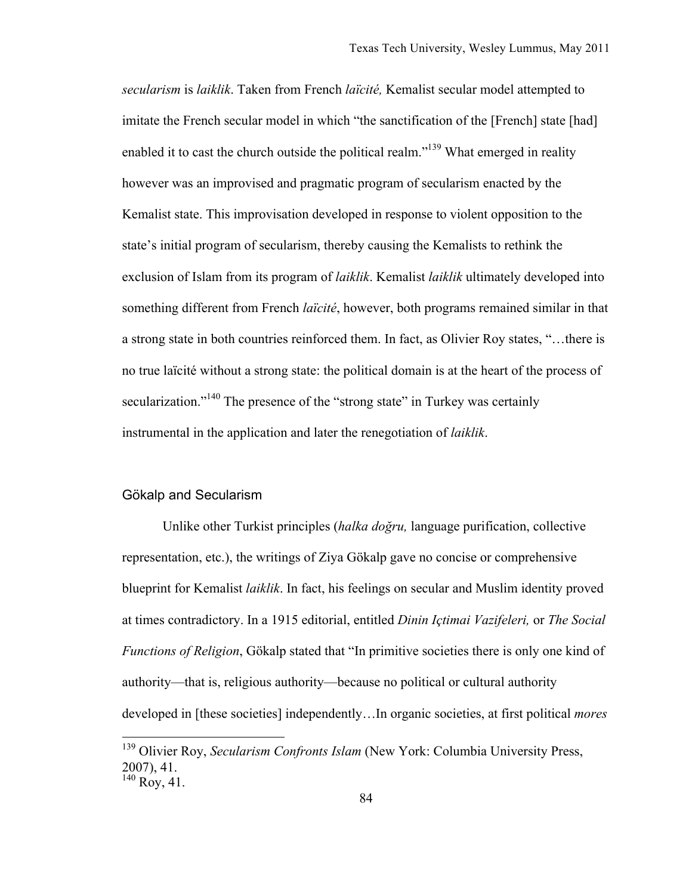*secularism* is *laiklik*. Taken from French *laïcité,* Kemalist secular model attempted to imitate the French secular model in which "the sanctification of the [French] state [had] enabled it to cast the church outside the political realm."[139] What emerged in reality however was an improvised and pragmatic program of secularism enacted by the Kemalist state. This improvisation developed in response to violent opposition to the state's initial program of secularism, thereby causing the Kemalists to rethink the exclusion of Islam from its program of *laiklik*. Kemalist *laiklik* ultimately developed into something different from French *laïcité*, however, both programs remained similar in that a strong state in both countries reinforced them. In fact, as Olivier Roy states, "…there is no true laïcité without a strong state: the political domain is at the heart of the process of secularization."[140] The presence of the "strong state" in Turkey was certainly instrumental in the application and later the renegotiation of *laiklik*.

### Gökalp and Secularism

Unlike other Turkist principles (*halka doğru,* language purification, collective representation, etc.), the writings of Ziya Gökalp gave no concise or comprehensive blueprint for Kemalist *laiklik*. In fact, his feelings on secular and Muslim identity proved at times contradictory. In a 1915 editorial, entitled *Dinin Içtimai Vazifeleri,* or *The Social Functions of Religion*, Gökalp stated that "In primitive societies there is only one kind of authority—that is, religious authority—because no political or cultural authority developed in [these societies] independently…In organic societies, at first political *mores*

---

[139] Olivier Roy, *Secularism Confronts Islam* (New York: Columbia University Press, 2007), 41.

[140] Roy, 41.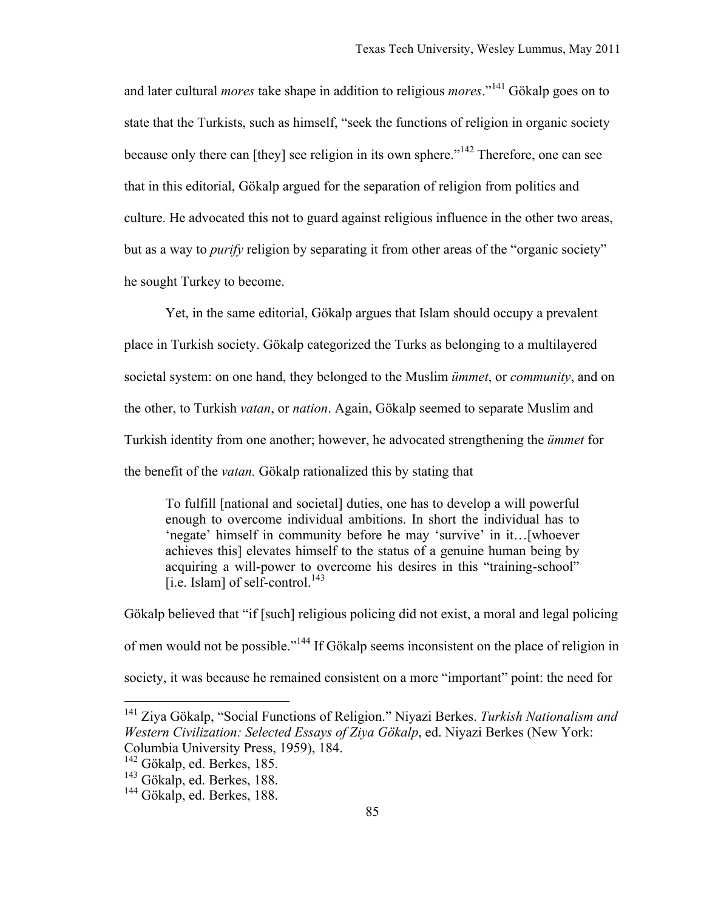and later cultural *mores* take shape in addition to religious *mores*."[141] Gökalp goes on to state that the Turkists, such as himself, "seek the functions of religion in organic society because only there can [they] see religion in its own sphere."[142] Therefore, one can see that in this editorial, Gökalp argued for the separation of religion from politics and culture. He advocated this not to guard against religious influence in the other two areas, but as a way to *purify* religion by separating it from other areas of the "organic society" he sought Turkey to become.

Yet, in the same editorial, Gökalp argues that Islam should occupy a prevalent place in Turkish society. Gökalp categorized the Turks as belonging to a multilayered societal system: on one hand, they belonged to the Muslim *ümmet*, or *community*, and on the other, to Turkish *vatan*, or *nation*. Again, Gökalp seemed to separate Muslim and Turkish identity from one another; however, he advocated strengthening the *ümmet* for the benefit of the *vatan.* Gökalp rationalized this by stating that

> To fulfill [national and societal] duties, one has to develop a will powerful enough to overcome individual ambitions. In short the individual has to 'negate' himself in community before he may 'survive' in it…[whoever achieves this] elevates himself to the status of a genuine human being by acquiring a will-power to overcome his desires in this "training-school" [i.e. Islam] of self-control.[143]

Gökalp believed that "if [such] religious policing did not exist, a moral and legal policing of men would not be possible."[144] If Gökalp seems inconsistent on the place of religion in society, it was because he remained consistent on a more "important" point: the need for

---

[141] Ziya Gökalp, "Social Functions of Religion." Niyazi Berkes. *Turkish Nationalism and Western Civilization: Selected Essays of Ziya Gökalp*, ed. Niyazi Berkes (New York: Columbia University Press, 1959), 184.
[142] Gökalp, ed. Berkes, 185.
[143] Gökalp, ed. Berkes, 188.
[144] Gökalp, ed. Berkes, 188.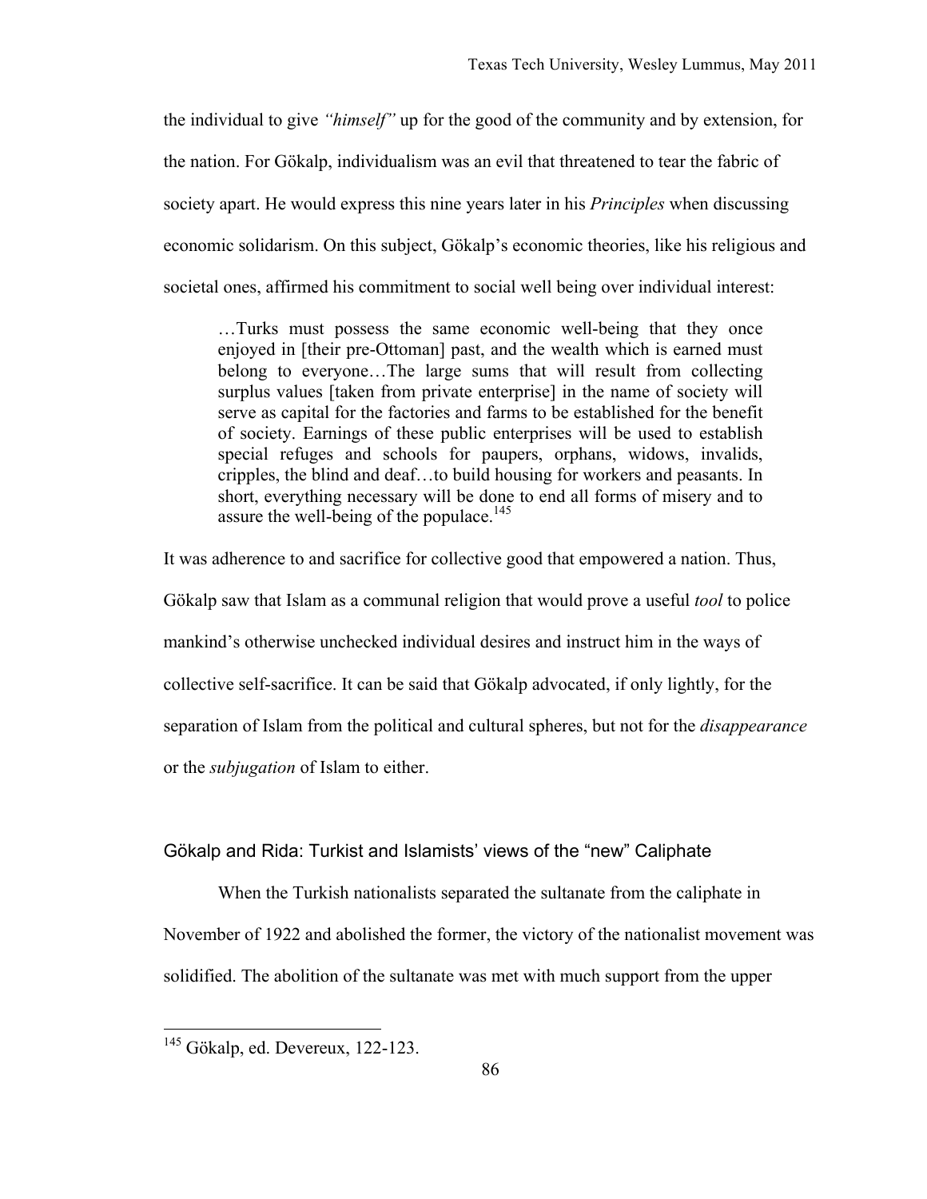the individual to give *"himself"* up for the good of the community and by extension, for the nation. For Gökalp, individualism was an evil that threatened to tear the fabric of society apart. He would express this nine years later in his *Principles* when discussing economic solidarism. On this subject, Gökalp's economic theories, like his religious and societal ones, affirmed his commitment to social well being over individual interest:

> …Turks must possess the same economic well-being that they once enjoyed in [their pre-Ottoman] past, and the wealth which is earned must belong to everyone…The large sums that will result from collecting surplus values [taken from private enterprise] in the name of society will serve as capital for the factories and farms to be established for the benefit of society. Earnings of these public enterprises will be used to establish special refuges and schools for paupers, orphans, widows, invalids, cripples, the blind and deaf…to build housing for workers and peasants. In short, everything necessary will be done to end all forms of misery and to assure the well-being of the populace.[145]

It was adherence to and sacrifice for collective good that empowered a nation. Thus, Gökalp saw that Islam as a communal religion that would prove a useful *tool* to police mankind's otherwise unchecked individual desires and instruct him in the ways of collective self-sacrifice. It can be said that Gökalp advocated, if only lightly, for the separation of Islam from the political and cultural spheres, but not for the *disappearance* or the *subjugation* of Islam to either.

### Gökalp and Rida: Turkist and Islamists' views of the "new" Caliphate

When the Turkish nationalists separated the sultanate from the caliphate in November of 1922 and abolished the former, the victory of the nationalist movement was solidified. The abolition of the sultanate was met with much support from the upper

[145] Gökalp, ed. Devereux, 122-123.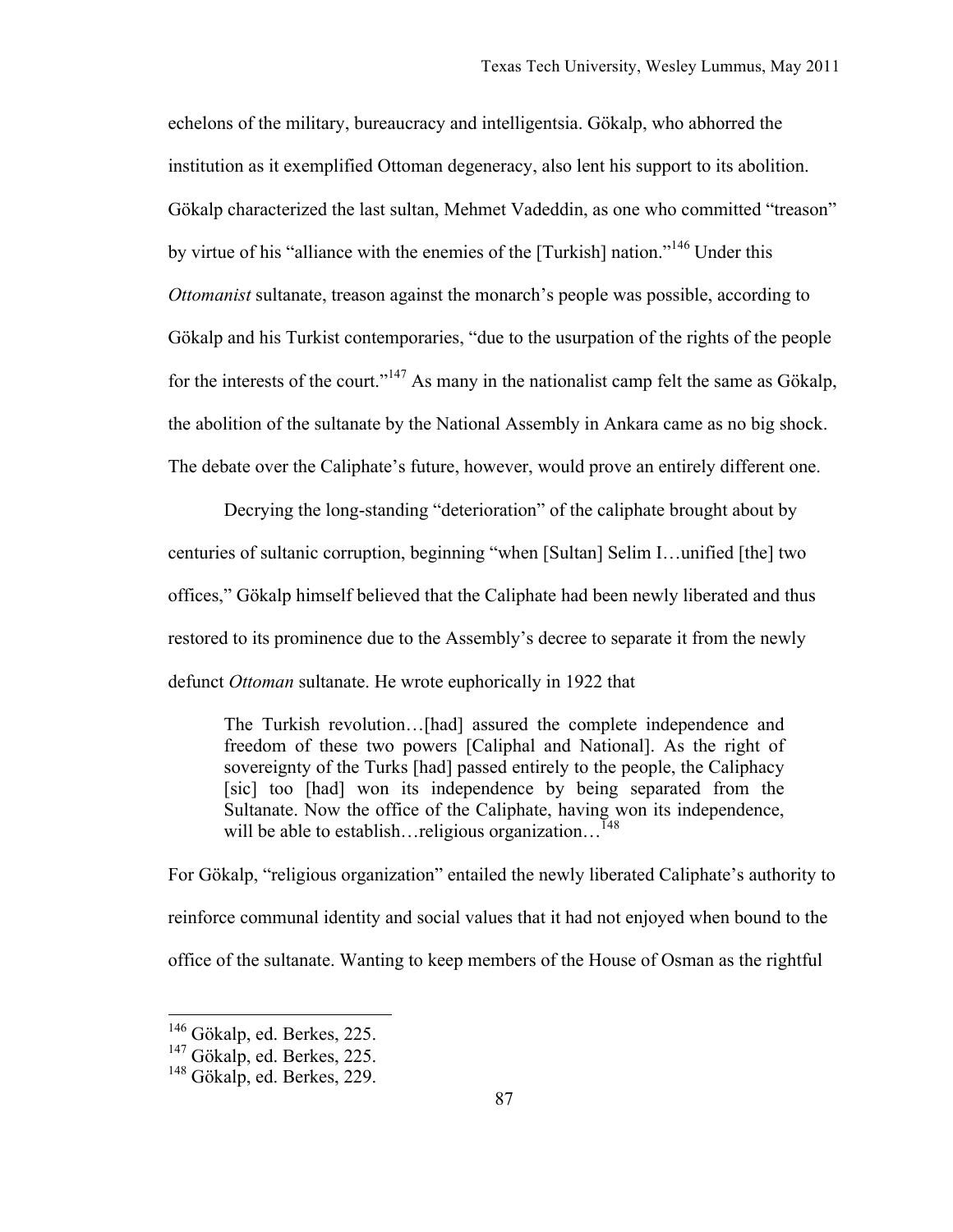echelons of the military, bureaucracy and intelligentsia. Gökalp, who abhorred the institution as it exemplified Ottoman degeneracy, also lent his support to its abolition. Gökalp characterized the last sultan, Mehmet Vadeddin, as one who committed "treason" by virtue of his "alliance with the enemies of the [Turkish] nation."[146] Under this *Ottomanist* sultanate, treason against the monarch's people was possible, according to Gökalp and his Turkist contemporaries, "due to the usurpation of the rights of the people for the interests of the court."[147] As many in the nationalist camp felt the same as Gökalp, the abolition of the sultanate by the National Assembly in Ankara came as no big shock. The debate over the Caliphate's future, however, would prove an entirely different one.

Decrying the long-standing "deterioration" of the caliphate brought about by centuries of sultanic corruption, beginning "when [Sultan] Selim I…unified [the] two offices," Gökalp himself believed that the Caliphate had been newly liberated and thus restored to its prominence due to the Assembly's decree to separate it from the newly defunct *Ottoman* sultanate. He wrote euphorically in 1922 that

> The Turkish revolution…[had] assured the complete independence and freedom of these two powers [Caliphal and National]. As the right of sovereignty of the Turks [had] passed entirely to the people, the Caliphacy [sic] too [had] won its independence by being separated from the Sultanate. Now the office of the Caliphate, having won its independence, will be able to establish…religious organization…[148]

For Gökalp, "religious organization" entailed the newly liberated Caliphate's authority to reinforce communal identity and social values that it had not enjoyed when bound to the office of the sultanate. Wanting to keep members of the House of Osman as the rightful

---

[146] Gökalp, ed. Berkes, 225.
[147] Gökalp, ed. Berkes, 225.
[148] Gökalp, ed. Berkes, 229.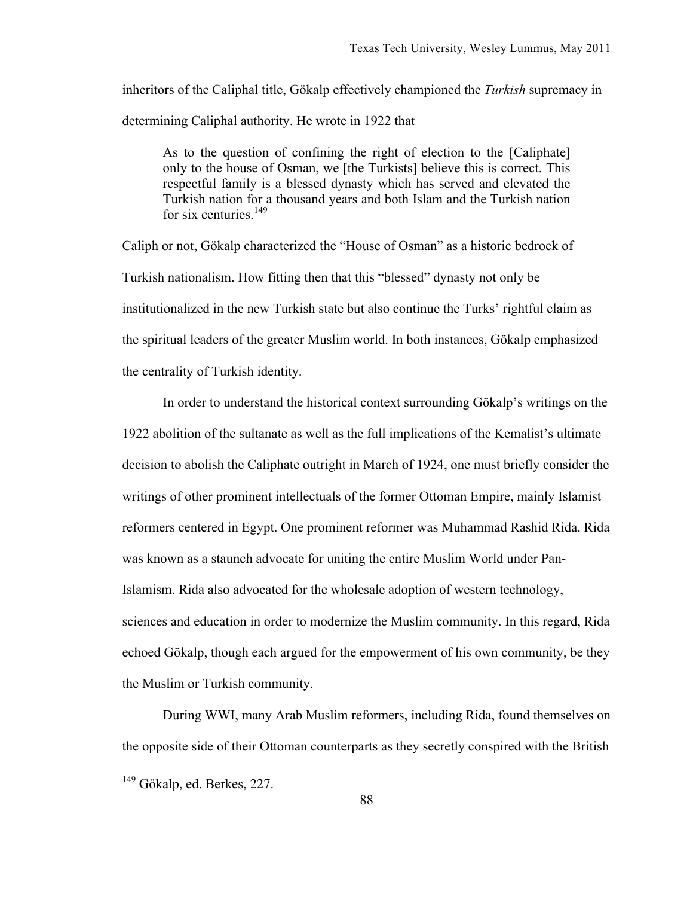inheritors of the Caliphal title, Gökalp effectively championed the *Turkish* supremacy in determining Caliphal authority. He wrote in 1922 that

> As to the question of confining the right of election to the [Caliphate] only to the house of Osman, we [the Turkists] believe this is correct. This respectful family is a blessed dynasty which has served and elevated the Turkish nation for a thousand years and both Islam and the Turkish nation for six centuries.[149]

Caliph or not, Gökalp characterized the "House of Osman" as a historic bedrock of Turkish nationalism. How fitting then that this "blessed" dynasty not only be institutionalized in the new Turkish state but also continue the Turks' rightful claim as the spiritual leaders of the greater Muslim world. In both instances, Gökalp emphasized the centrality of Turkish identity.

In order to understand the historical context surrounding Gökalp's writings on the 1922 abolition of the sultanate as well as the full implications of the Kemalist's ultimate decision to abolish the Caliphate outright in March of 1924, one must briefly consider the writings of other prominent intellectuals of the former Ottoman Empire, mainly Islamist reformers centered in Egypt. One prominent reformer was Muhammad Rashid Rida. Rida was known as a staunch advocate for uniting the entire Muslim World under Pan-Islamism. Rida also advocated for the wholesale adoption of western technology, sciences and education in order to modernize the Muslim community. In this regard, Rida echoed Gökalp, though each argued for the empowerment of his own community, be they the Muslim or Turkish community.

During WWI, many Arab Muslim reformers, including Rida, found themselves on the opposite side of their Ottoman counterparts as they secretly conspired with the British

---

[149] Gökalp, ed. Berkes, 227.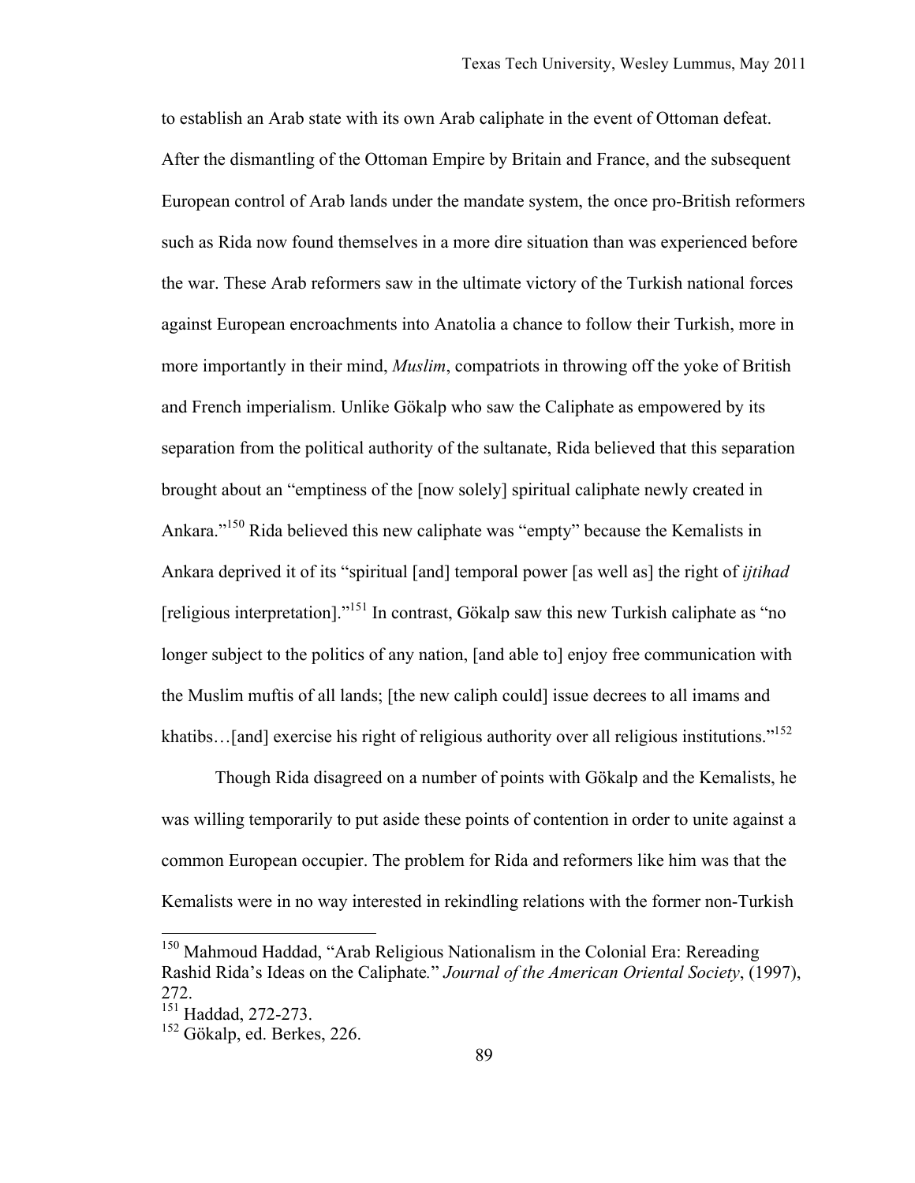to establish an Arab state with its own Arab caliphate in the event of Ottoman defeat. After the dismantling of the Ottoman Empire by Britain and France, and the subsequent European control of Arab lands under the mandate system, the once pro-British reformers such as Rida now found themselves in a more dire situation than was experienced before the war. These Arab reformers saw in the ultimate victory of the Turkish national forces against European encroachments into Anatolia a chance to follow their Turkish, more in more importantly in their mind, *Muslim*, compatriots in throwing off the yoke of British and French imperialism. Unlike Gökalp who saw the Caliphate as empowered by its separation from the political authority of the sultanate, Rida believed that this separation brought about an "emptiness of the [now solely] spiritual caliphate newly created in Ankara."[150] Rida believed this new caliphate was "empty" because the Kemalists in Ankara deprived it of its "spiritual [and] temporal power [as well as] the right of *ijtihad* [religious interpretation]."[151] In contrast, Gökalp saw this new Turkish caliphate as "no longer subject to the politics of any nation, [and able to] enjoy free communication with the Muslim muftis of all lands; [the new caliph could] issue decrees to all imams and khatibs…[and] exercise his right of religious authority over all religious institutions."[152]

Though Rida disagreed on a number of points with Gökalp and the Kemalists, he was willing temporarily to put aside these points of contention in order to unite against a common European occupier. The problem for Rida and reformers like him was that the Kemalists were in no way interested in rekindling relations with the former non-Turkish

---

[150] Mahmoud Haddad, "Arab Religious Nationalism in the Colonial Era: Rereading Rashid Rida's Ideas on the Caliphate." *Journal of the American Oriental Society*, (1997), 272.

[151] Haddad, 272-273.

[152] Gökalp, ed. Berkes, 226.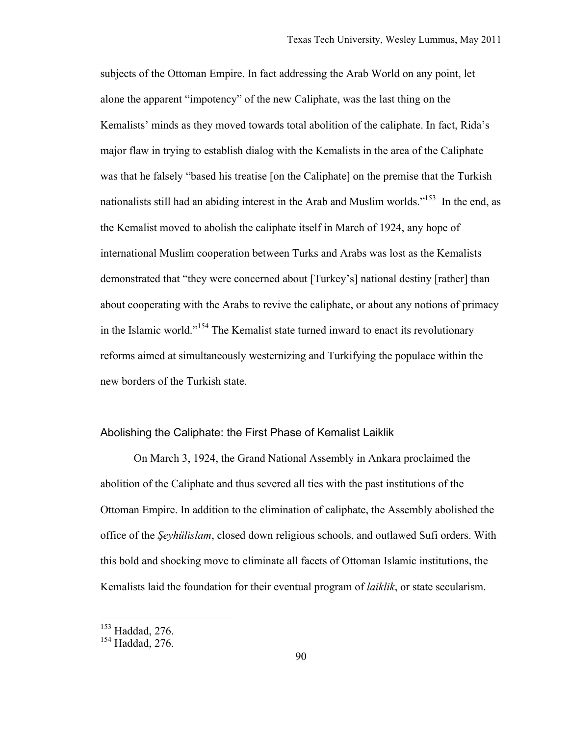subjects of the Ottoman Empire. In fact addressing the Arab World on any point, let alone the apparent "impotency" of the new Caliphate, was the last thing on the Kemalists' minds as they moved towards total abolition of the caliphate. In fact, Rida's major flaw in trying to establish dialog with the Kemalists in the area of the Caliphate was that he falsely "based his treatise [on the Caliphate] on the premise that the Turkish nationalists still had an abiding interest in the Arab and Muslim worlds."[153] In the end, as the Kemalist moved to abolish the caliphate itself in March of 1924, any hope of international Muslim cooperation between Turks and Arabs was lost as the Kemalists demonstrated that "they were concerned about [Turkey's] national destiny [rather] than about cooperating with the Arabs to revive the caliphate, or about any notions of primacy in the Islamic world."[154] The Kemalist state turned inward to enact its revolutionary reforms aimed at simultaneously westernizing and Turkifying the populace within the new borders of the Turkish state.

## Abolishing the Caliphate: the First Phase of Kemalist Laiklik

On March 3, 1924, the Grand National Assembly in Ankara proclaimed the abolition of the Caliphate and thus severed all ties with the past institutions of the Ottoman Empire. In addition to the elimination of caliphate, the Assembly abolished the office of the *Şeyhülislam*, closed down religious schools, and outlawed Sufi orders. With this bold and shocking move to eliminate all facets of Ottoman Islamic institutions, the Kemalists laid the foundation for their eventual program of *laiklik*, or state secularism.

---

[153] Haddad, 276.
[154] Haddad, 276.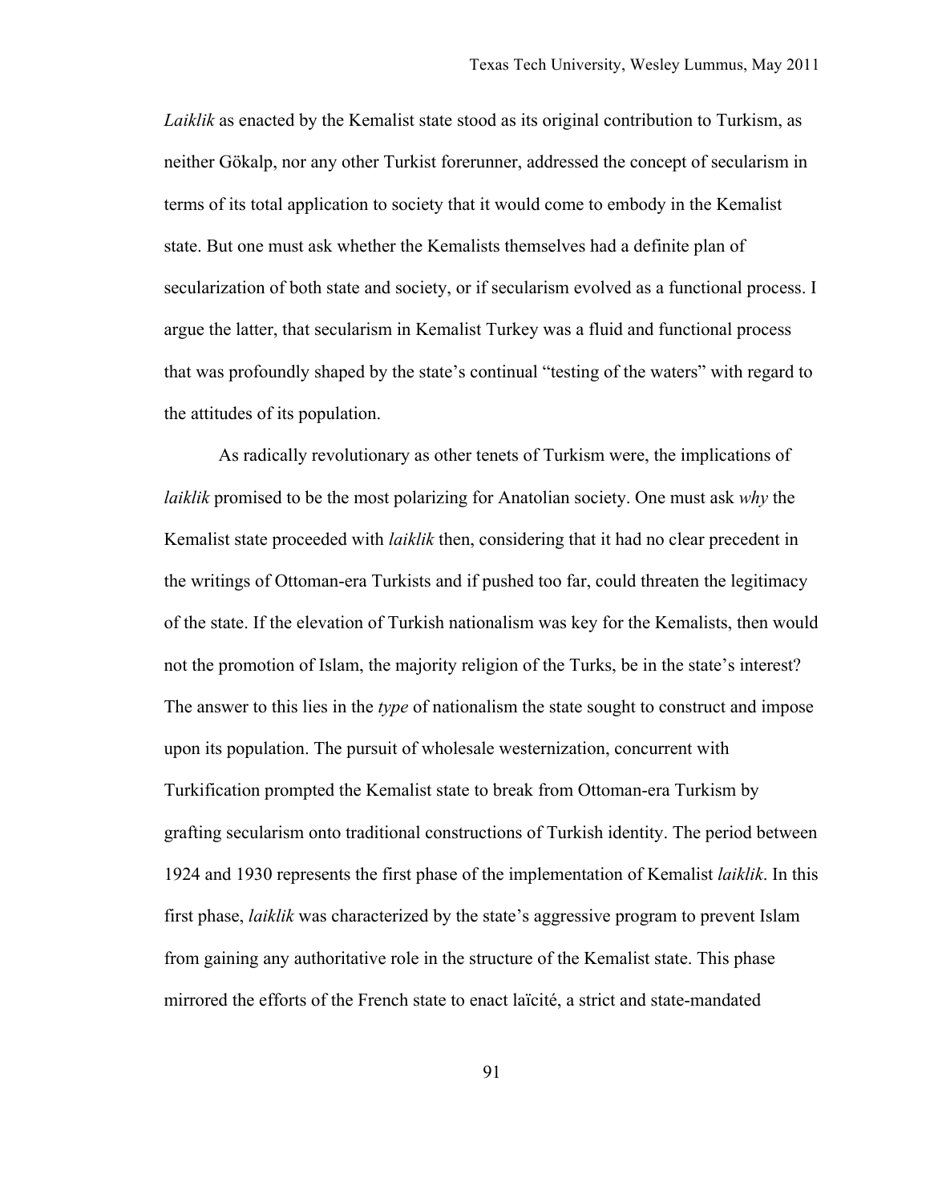*Laiklik* as enacted by the Kemalist state stood as its original contribution to Turkism, as neither Gökalp, nor any other Turkist forerunner, addressed the concept of secularism in terms of its total application to society that it would come to embody in the Kemalist state. But one must ask whether the Kemalists themselves had a definite plan of secularization of both state and society, or if secularism evolved as a functional process. I argue the latter, that secularism in Kemalist Turkey was a fluid and functional process that was profoundly shaped by the state's continual "testing of the waters" with regard to the attitudes of its population.

As radically revolutionary as other tenets of Turkism were, the implications of *laiklik* promised to be the most polarizing for Anatolian society. One must ask *why* the Kemalist state proceeded with *laiklik* then, considering that it had no clear precedent in the writings of Ottoman-era Turkists and if pushed too far, could threaten the legitimacy of the state. If the elevation of Turkish nationalism was key for the Kemalists, then would not the promotion of Islam, the majority religion of the Turks, be in the state's interest? The answer to this lies in the *type* of nationalism the state sought to construct and impose upon its population. The pursuit of wholesale westernization, concurrent with Turkification prompted the Kemalist state to break from Ottoman-era Turkism by grafting secularism onto traditional constructions of Turkish identity. The period between 1924 and 1930 represents the first phase of the implementation of Kemalist *laiklik*. In this first phase, *laiklik* was characterized by the state's aggressive program to prevent Islam from gaining any authoritative role in the structure of the Kemalist state. This phase mirrored the efforts of the French state to enact laïcité, a strict and state-mandated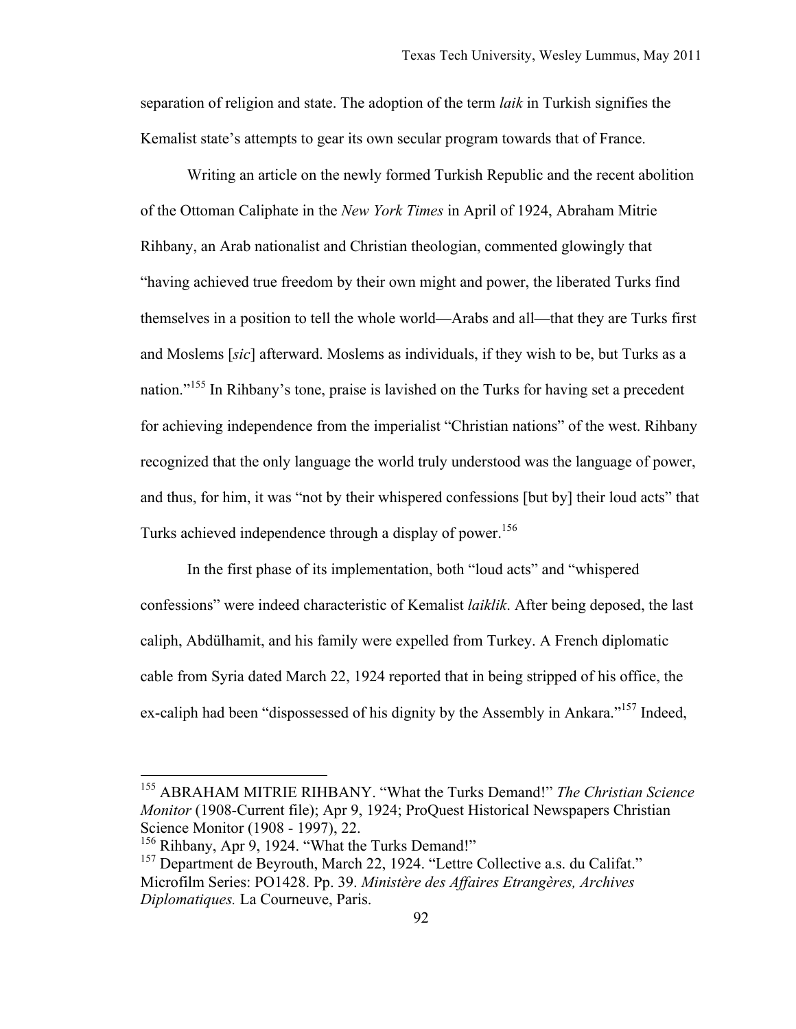separation of religion and state. The adoption of the term *laik* in Turkish signifies the Kemalist state's attempts to gear its own secular program towards that of France.

Writing an article on the newly formed Turkish Republic and the recent abolition of the Ottoman Caliphate in the *New York Times* in April of 1924, Abraham Mitrie Rihbany, an Arab nationalist and Christian theologian, commented glowingly that "having achieved true freedom by their own might and power, the liberated Turks find themselves in a position to tell the whole world—Arabs and all—that they are Turks first and Moslems [*sic*] afterward. Moslems as individuals, if they wish to be, but Turks as a nation."[155] In Rihbany's tone, praise is lavished on the Turks for having set a precedent for achieving independence from the imperialist "Christian nations" of the west. Rihbany recognized that the only language the world truly understood was the language of power, and thus, for him, it was "not by their whispered confessions [but by] their loud acts" that Turks achieved independence through a display of power.[156]

In the first phase of its implementation, both "loud acts" and "whispered confessions" were indeed characteristic of Kemalist *laiklik*. After being deposed, the last caliph, Abdülhamit, and his family were expelled from Turkey. A French diplomatic cable from Syria dated March 22, 1924 reported that in being stripped of his office, the ex-caliph had been "dispossessed of his dignity by the Assembly in Ankara."[157] Indeed,

---

[155] ABRAHAM MITRIE RIHBANY. "What the Turks Demand!" *The Christian Science Monitor* (1908-Current file); Apr 9, 1924; ProQuest Historical Newspapers Christian Science Monitor (1908 - 1997), 22.

[156] Rihbany, Apr 9, 1924. "What the Turks Demand!"

[157] Department de Beyrouth, March 22, 1924. "Lettre Collective a.s. du Califat." Microfilm Series: PO1428. Pp. 39. *Ministère des Affaires Etrangères, Archives Diplomatiques.* La Courneuve, Paris.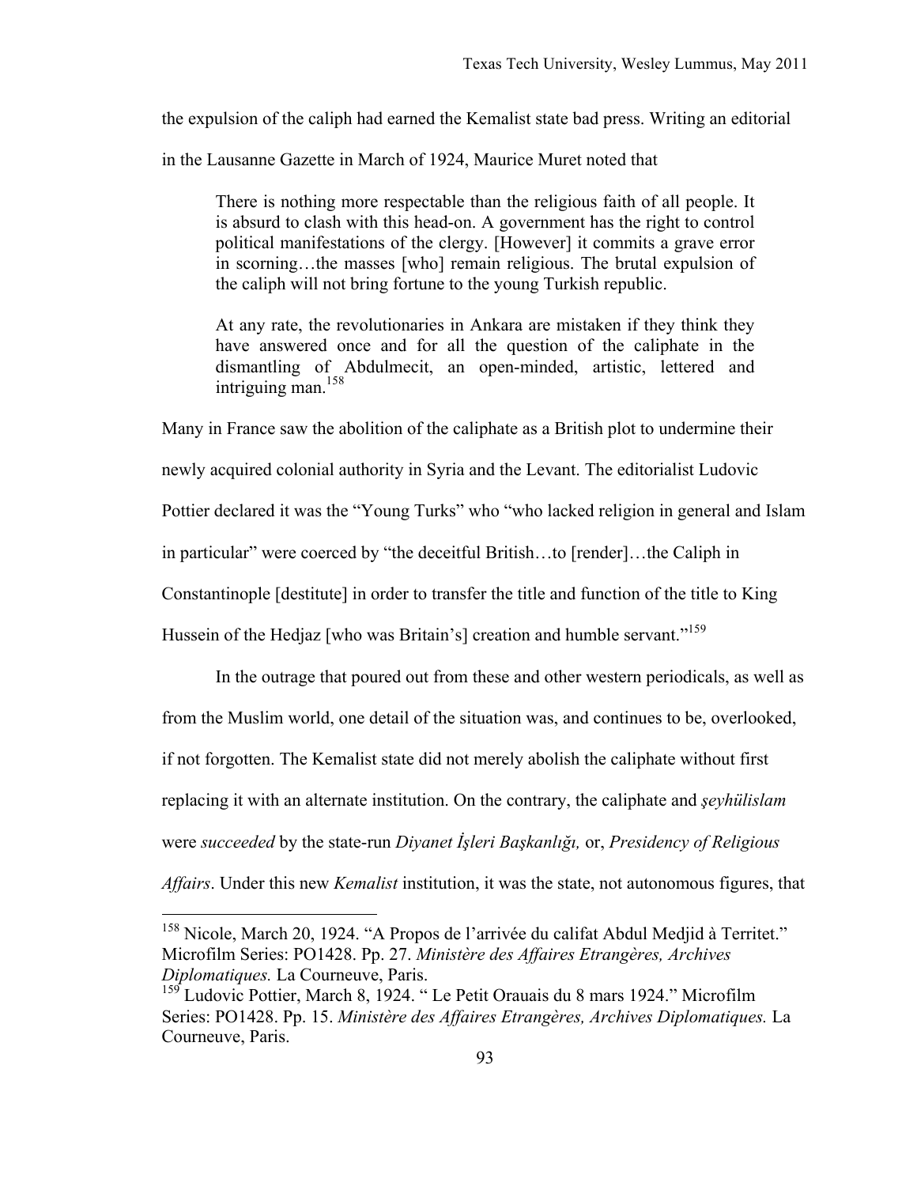the expulsion of the caliph had earned the Kemalist state bad press. Writing an editorial in the Lausanne Gazette in March of 1924, Maurice Muret noted that

> There is nothing more respectable than the religious faith of all people. It is absurd to clash with this head-on. A government has the right to control political manifestations of the clergy. [However] it commits a grave error in scorning…the masses [who] remain religious. The brutal expulsion of the caliph will not bring fortune to the young Turkish republic.
>
> At any rate, the revolutionaries in Ankara are mistaken if they think they have answered once and for all the question of the caliphate in the dismantling of Abdulmecit, an open-minded, artistic, lettered and intriguing man.[158]

Many in France saw the abolition of the caliphate as a British plot to undermine their newly acquired colonial authority in Syria and the Levant. The editorialist Ludovic Pottier declared it was the "Young Turks" who "who lacked religion in general and Islam in particular" were coerced by "the deceitful British…to [render]…the Caliph in Constantinople [destitute] in order to transfer the title and function of the title to King Hussein of the Hedjaz [who was Britain's] creation and humble servant."[159]

In the outrage that poured out from these and other western periodicals, as well as from the Muslim world, one detail of the situation was, and continues to be, overlooked, if not forgotten. The Kemalist state did not merely abolish the caliphate without first replacing it with an alternate institution. On the contrary, the caliphate and *şeyhülislam* were *succeeded* by the state-run *Diyanet İşleri Başkanlığı,* or, *Presidency of Religious Affairs*. Under this new *Kemalist* institution, it was the state, not autonomous figures, that

---

[158] Nicole, March 20, 1924. "A Propos de l'arrivée du califat Abdul Medjid à Territet." Microfilm Series: PO1428. Pp. 27. *Ministère des Affaires Etrangères, Archives Diplomatiques.* La Courneuve, Paris.

[159] Ludovic Pottier, March 8, 1924. " Le Petit Orauais du 8 mars 1924." Microfilm Series: PO1428. Pp. 15. *Ministère des Affaires Etrangères, Archives Diplomatiques.* La Courneuve, Paris.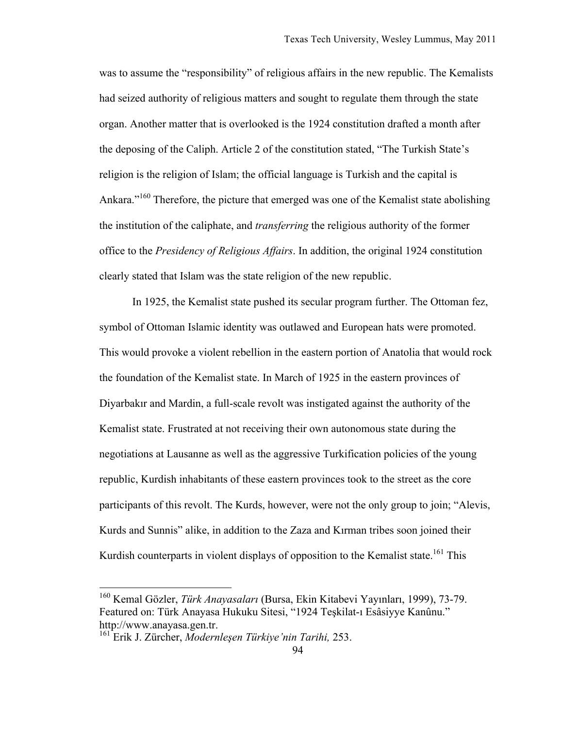was to assume the "responsibility" of religious affairs in the new republic. The Kemalists had seized authority of religious matters and sought to regulate them through the state organ. Another matter that is overlooked is the 1924 constitution drafted a month after the deposing of the Caliph. Article 2 of the constitution stated, "The Turkish State's religion is the religion of Islam; the official language is Turkish and the capital is Ankara."[160] Therefore, the picture that emerged was one of the Kemalist state abolishing the institution of the caliphate, and *transferring* the religious authority of the former office to the *Presidency of Religious Affairs*. In addition, the original 1924 constitution clearly stated that Islam was the state religion of the new republic.

In 1925, the Kemalist state pushed its secular program further. The Ottoman fez, symbol of Ottoman Islamic identity was outlawed and European hats were promoted. This would provoke a violent rebellion in the eastern portion of Anatolia that would rock the foundation of the Kemalist state. In March of 1925 in the eastern provinces of Diyarbakır and Mardin, a full-scale revolt was instigated against the authority of the Kemalist state. Frustrated at not receiving their own autonomous state during the negotiations at Lausanne as well as the aggressive Turkification policies of the young republic, Kurdish inhabitants of these eastern provinces took to the street as the core participants of this revolt. The Kurds, however, were not the only group to join; "Alevis, Kurds and Sunnis" alike, in addition to the Zaza and Kırman tribes soon joined their Kurdish counterparts in violent displays of opposition to the Kemalist state.[161] This

---

[160] Kemal Gözler, *Türk Anayasaları* (Bursa, Ekin Kitabevi Yayınları, 1999), 73-79. Featured on: Türk Anayasa Hukuku Sitesi, "1924 Teşkilat-ı Esâsiyye Kanûnu." http://www.anayasa.gen.tr.

[161] Erik J. Zürcher, *Modernleşen Türkiye'nin Tarihi,* 253.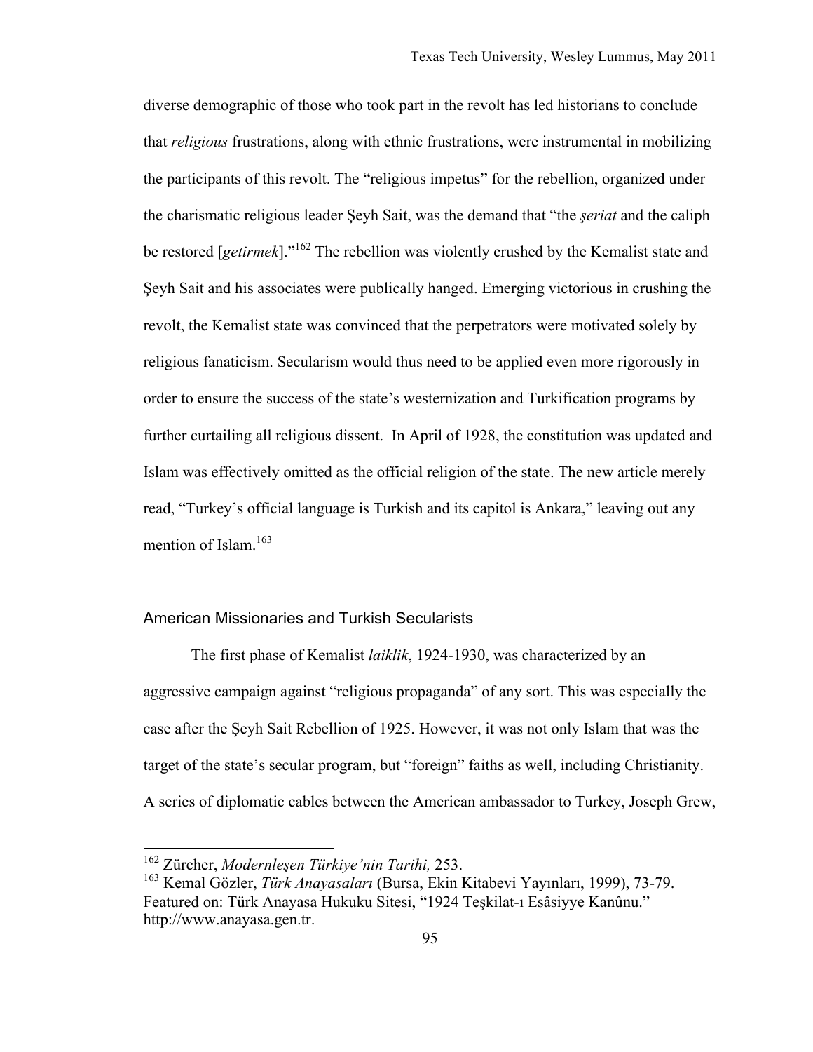diverse demographic of those who took part in the revolt has led historians to conclude that *religious* frustrations, along with ethnic frustrations, were instrumental in mobilizing the participants of this revolt. The "religious impetus" for the rebellion, organized under the charismatic religious leader Şeyh Sait, was the demand that "the *şeriat* and the caliph be restored [*getirmek*]."[162] The rebellion was violently crushed by the Kemalist state and Şeyh Sait and his associates were publically hanged. Emerging victorious in crushing the revolt, the Kemalist state was convinced that the perpetrators were motivated solely by religious fanaticism. Secularism would thus need to be applied even more rigorously in order to ensure the success of the state's westernization and Turkification programs by further curtailing all religious dissent. In April of 1928, the constitution was updated and Islam was effectively omitted as the official religion of the state. The new article merely read, "Turkey's official language is Turkish and its capitol is Ankara," leaving out any mention of Islam.[163]

## American Missionaries and Turkish Secularists

The first phase of Kemalist *laiklik*, 1924-1930, was characterized by an aggressive campaign against "religious propaganda" of any sort. This was especially the case after the Şeyh Sait Rebellion of 1925. However, it was not only Islam that was the target of the state's secular program, but "foreign" faiths as well, including Christianity. A series of diplomatic cables between the American ambassador to Turkey, Joseph Grew,

---

[162] Zürcher, *Modernleşen Türkiye'nin Tarihi,* 253.

[163] Kemal Gözler, *Türk Anayasaları* (Bursa, Ekin Kitabevi Yayınları, 1999), 73-79. Featured on: Türk Anayasa Hukuku Sitesi, "1924 Teşkilat-ı Esâsiyye Kanûnu." http://www.anayasa.gen.tr.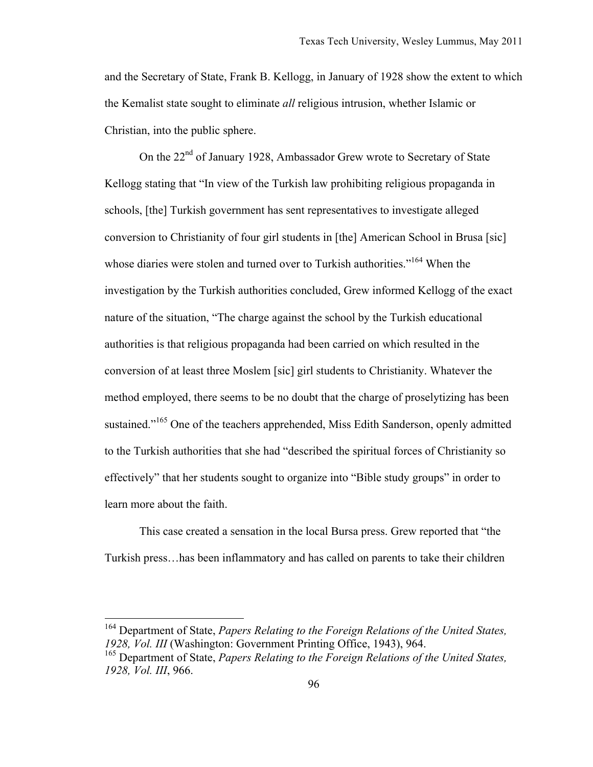and the Secretary of State, Frank B. Kellogg, in January of 1928 show the extent to which the Kemalist state sought to eliminate *all* religious intrusion, whether Islamic or Christian, into the public sphere.

On the 22nd of January 1928, Ambassador Grew wrote to Secretary of State Kellogg stating that "In view of the Turkish law prohibiting religious propaganda in schools, [the] Turkish government has sent representatives to investigate alleged conversion to Christianity of four girl students in [the] American School in Brusa [sic] whose diaries were stolen and turned over to Turkish authorities."[164] When the investigation by the Turkish authorities concluded, Grew informed Kellogg of the exact nature of the situation, "The charge against the school by the Turkish educational authorities is that religious propaganda had been carried on which resulted in the conversion of at least three Moslem [sic] girl students to Christianity. Whatever the method employed, there seems to be no doubt that the charge of proselytizing has been sustained."[165] One of the teachers apprehended, Miss Edith Sanderson, openly admitted to the Turkish authorities that she had "described the spiritual forces of Christianity so effectively" that her students sought to organize into "Bible study groups" in order to learn more about the faith.

This case created a sensation in the local Bursa press. Grew reported that "the Turkish press…has been inflammatory and has called on parents to take their children

---

[164] Department of State, *Papers Relating to the Foreign Relations of the United States, 1928, Vol. III* (Washington: Government Printing Office, 1943), 964.

[165] Department of State, *Papers Relating to the Foreign Relations of the United States, 1928, Vol. III*, 966.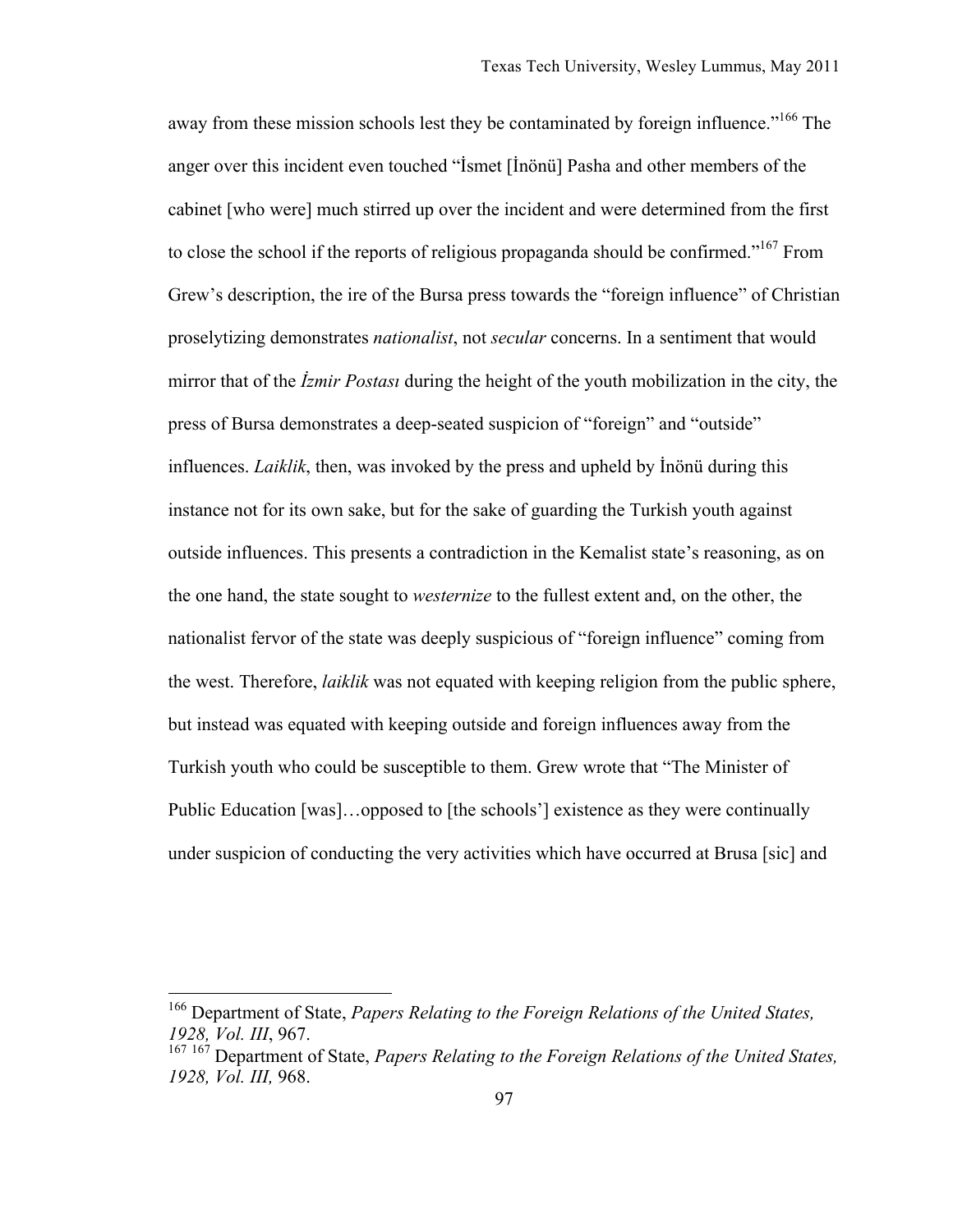away from these mission schools lest they be contaminated by foreign influence."[166] The anger over this incident even touched "İsmet [İnönü] Pasha and other members of the cabinet [who were] much stirred up over the incident and were determined from the first to close the school if the reports of religious propaganda should be confirmed."[167] From Grew's description, the ire of the Bursa press towards the "foreign influence" of Christian proselytizing demonstrates *nationalist*, not *secular* concerns. In a sentiment that would mirror that of the *İzmir Postası* during the height of the youth mobilization in the city, the press of Bursa demonstrates a deep-seated suspicion of "foreign" and "outside" influences. *Laiklik*, then, was invoked by the press and upheld by İnönü during this instance not for its own sake, but for the sake of guarding the Turkish youth against outside influences. This presents a contradiction in the Kemalist state's reasoning, as on the one hand, the state sought to *westernize* to the fullest extent and, on the other, the nationalist fervor of the state was deeply suspicious of "foreign influence" coming from the west. Therefore, *laiklik* was not equated with keeping religion from the public sphere, but instead was equated with keeping outside and foreign influences away from the Turkish youth who could be susceptible to them. Grew wrote that "The Minister of Public Education [was]…opposed to [the schools'] existence as they were continually under suspicion of conducting the very activities which have occurred at Brusa [sic] and

---

[166] Department of State, *Papers Relating to the Foreign Relations of the United States, 1928, Vol. III*, 967.

[167] [167] Department of State, *Papers Relating to the Foreign Relations of the United States, 1928, Vol. III,* 968.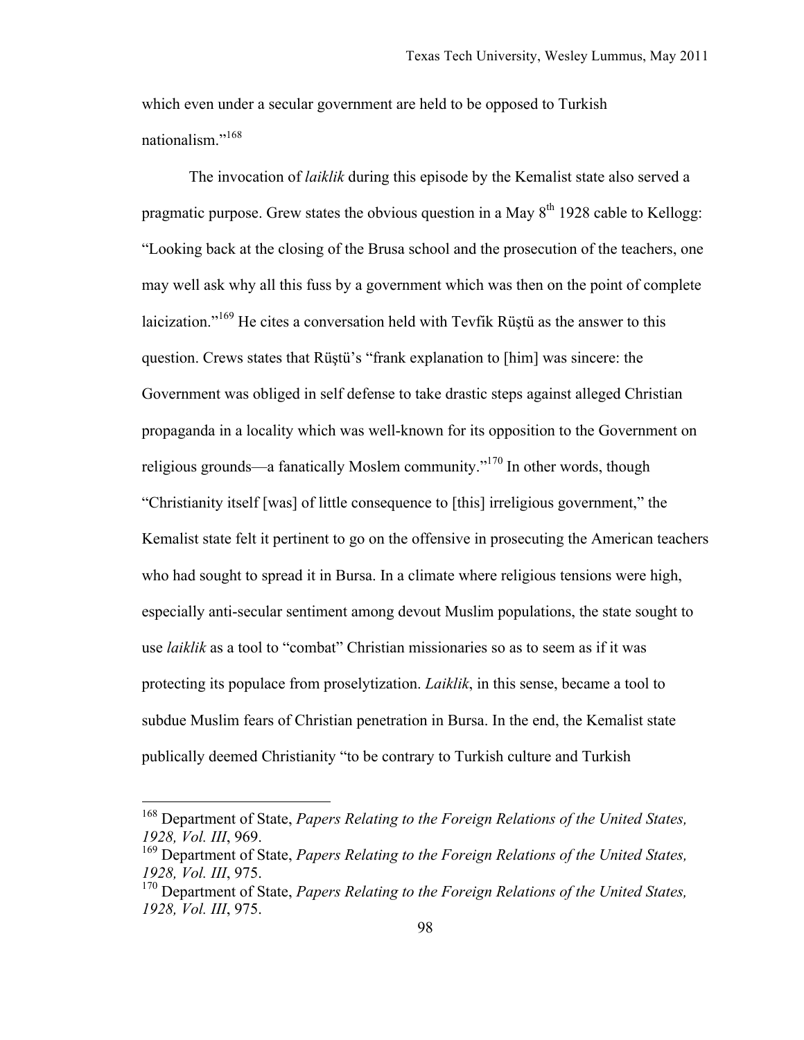which even under a secular government are held to be opposed to Turkish nationalism."[168]

The invocation of *laiklik* during this episode by the Kemalist state also served a pragmatic purpose. Grew states the obvious question in a May 8th 1928 cable to Kellogg: "Looking back at the closing of the Brusa school and the prosecution of the teachers, one may well ask why all this fuss by a government which was then on the point of complete laicization."[169] He cites a conversation held with Tevfik Rüştü as the answer to this question. Crews states that Rüştü's "frank explanation to [him] was sincere: the Government was obliged in self defense to take drastic steps against alleged Christian propaganda in a locality which was well-known for its opposition to the Government on religious grounds—a fanatically Moslem community."[170] In other words, though "Christianity itself [was] of little consequence to [this] irreligious government," the Kemalist state felt it pertinent to go on the offensive in prosecuting the American teachers who had sought to spread it in Bursa. In a climate where religious tensions were high, especially anti-secular sentiment among devout Muslim populations, the state sought to use *laiklik* as a tool to "combat" Christian missionaries so as to seem as if it was protecting its populace from proselytization. *Laiklik*, in this sense, became a tool to subdue Muslim fears of Christian penetration in Bursa. In the end, the Kemalist state publically deemed Christianity "to be contrary to Turkish culture and Turkish

---

[168] Department of State, *Papers Relating to the Foreign Relations of the United States, 1928, Vol. III*, 969.

[169] Department of State, *Papers Relating to the Foreign Relations of the United States, 1928, Vol. III*, 975.

[170] Department of State, *Papers Relating to the Foreign Relations of the United States, 1928, Vol. III*, 975.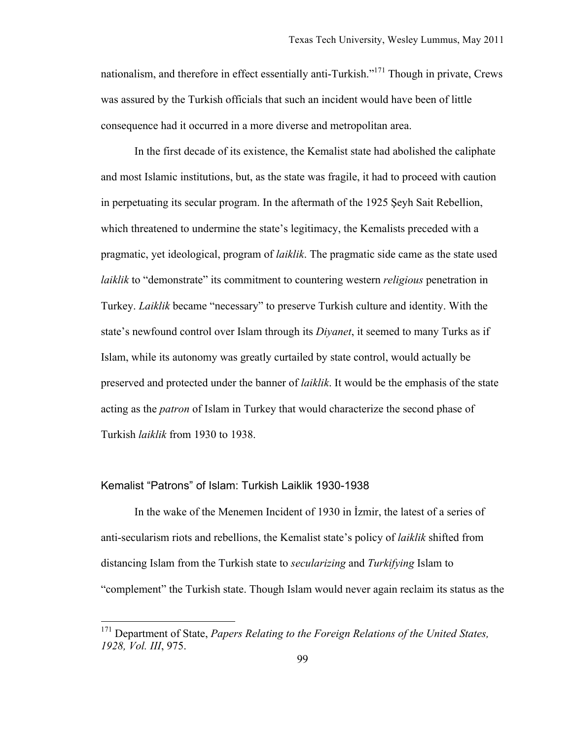nationalism, and therefore in effect essentially anti-Turkish."[171] Though in private, Crews was assured by the Turkish officials that such an incident would have been of little consequence had it occurred in a more diverse and metropolitan area.

In the first decade of its existence, the Kemalist state had abolished the caliphate and most Islamic institutions, but, as the state was fragile, it had to proceed with caution in perpetuating its secular program. In the aftermath of the 1925 Şeyh Sait Rebellion, which threatened to undermine the state's legitimacy, the Kemalists preceded with a pragmatic, yet ideological, program of *laiklik*. The pragmatic side came as the state used *laiklik* to "demonstrate" its commitment to countering western *religious* penetration in Turkey. *Laiklik* became "necessary" to preserve Turkish culture and identity. With the state's newfound control over Islam through its *Diyanet*, it seemed to many Turks as if Islam, while its autonomy was greatly curtailed by state control, would actually be preserved and protected under the banner of *laiklik*. It would be the emphasis of the state acting as the *patron* of Islam in Turkey that would characterize the second phase of Turkish *laiklik* from 1930 to 1938.

## Kemalist "Patrons" of Islam: Turkish Laiklik 1930-1938

In the wake of the Menemen Incident of 1930 in İzmir, the latest of a series of anti-secularism riots and rebellions, the Kemalist state's policy of *laiklik* shifted from distancing Islam from the Turkish state to *secularizing* and *Turkifying* Islam to "complement" the Turkish state. Though Islam would never again reclaim its status as the

---

[171] Department of State, *Papers Relating to the Foreign Relations of the United States, 1928, Vol. III*, 975.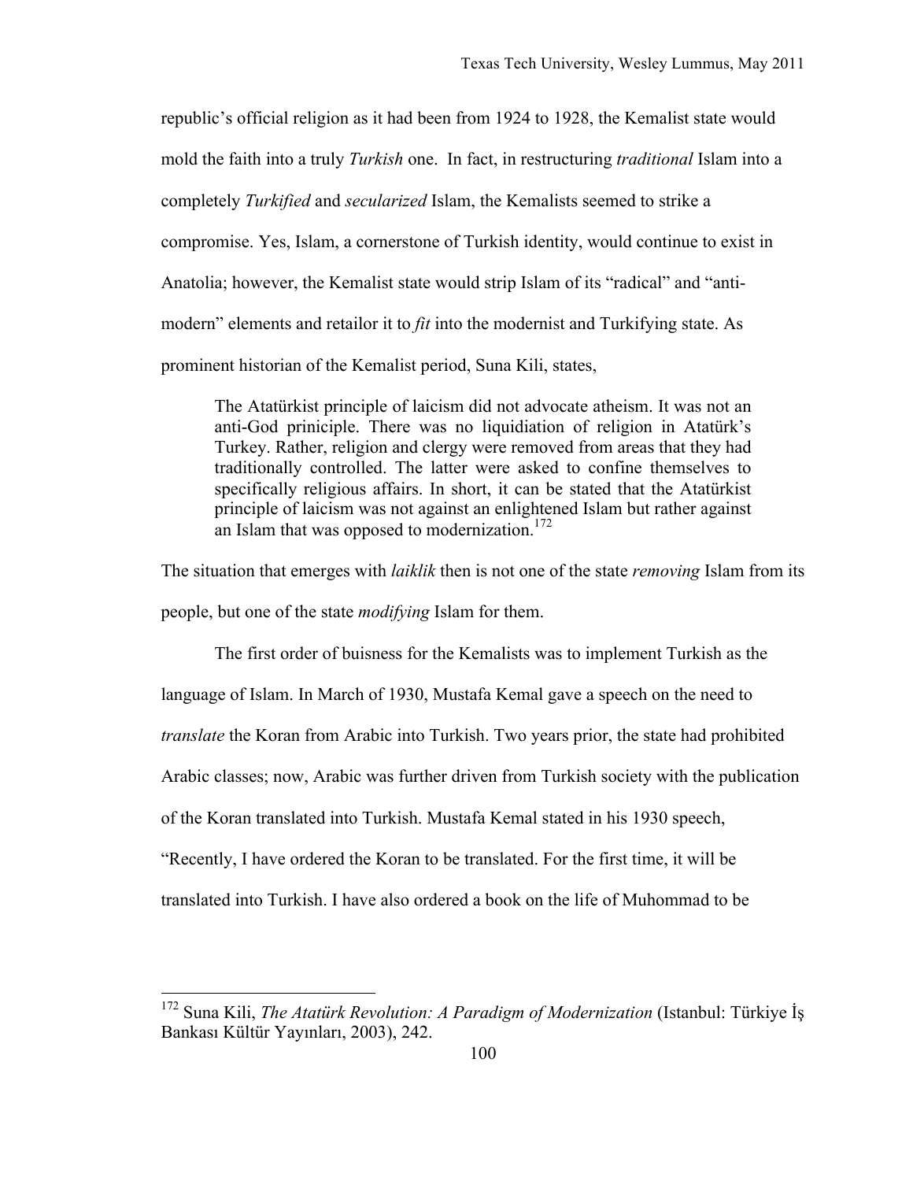republic's official religion as it had been from 1924 to 1928, the Kemalist state would mold the faith into a truly *Turkish* one. In fact, in restructuring *traditional* Islam into a completely *Turkified* and *secularized* Islam, the Kemalists seemed to strike a compromise. Yes, Islam, a cornerstone of Turkish identity, would continue to exist in Anatolia; however, the Kemalist state would strip Islam of its "radical" and "anti-modern" elements and retailor it to *fit* into the modernist and Turkifying state. As prominent historian of the Kemalist period, Suna Kili, states,

> The Atatürkist principle of laicism did not advocate atheism. It was not an anti-God priniciple. There was no liquidiation of religion in Atatürk's Turkey. Rather, religion and clergy were removed from areas that they had traditionally controlled. The latter were asked to confine themselves to specifically religious affairs. In short, it can be stated that the Atatürkist principle of laicism was not against an enlightened Islam but rather against an Islam that was opposed to modernization.[172]

The situation that emerges with *laiklik* then is not one of the state *removing* Islam from its people, but one of the state *modifying* Islam for them.

The first order of buisness for the Kemalists was to implement Turkish as the language of Islam. In March of 1930, Mustafa Kemal gave a speech on the need to *translate* the Koran from Arabic into Turkish. Two years prior, the state had prohibited Arabic classes; now, Arabic was further driven from Turkish society with the publication of the Koran translated into Turkish. Mustafa Kemal stated in his 1930 speech, "Recently, I have ordered the Koran to be translated. For the first time, it will be translated into Turkish. I have also ordered a book on the life of Muhommad to be

---

[172] Suna Kili, *The Atatürk Revolution: A Paradigm of Modernization* (Istanbul: Türkiye İş Bankası Kültür Yayınları, 2003), 242.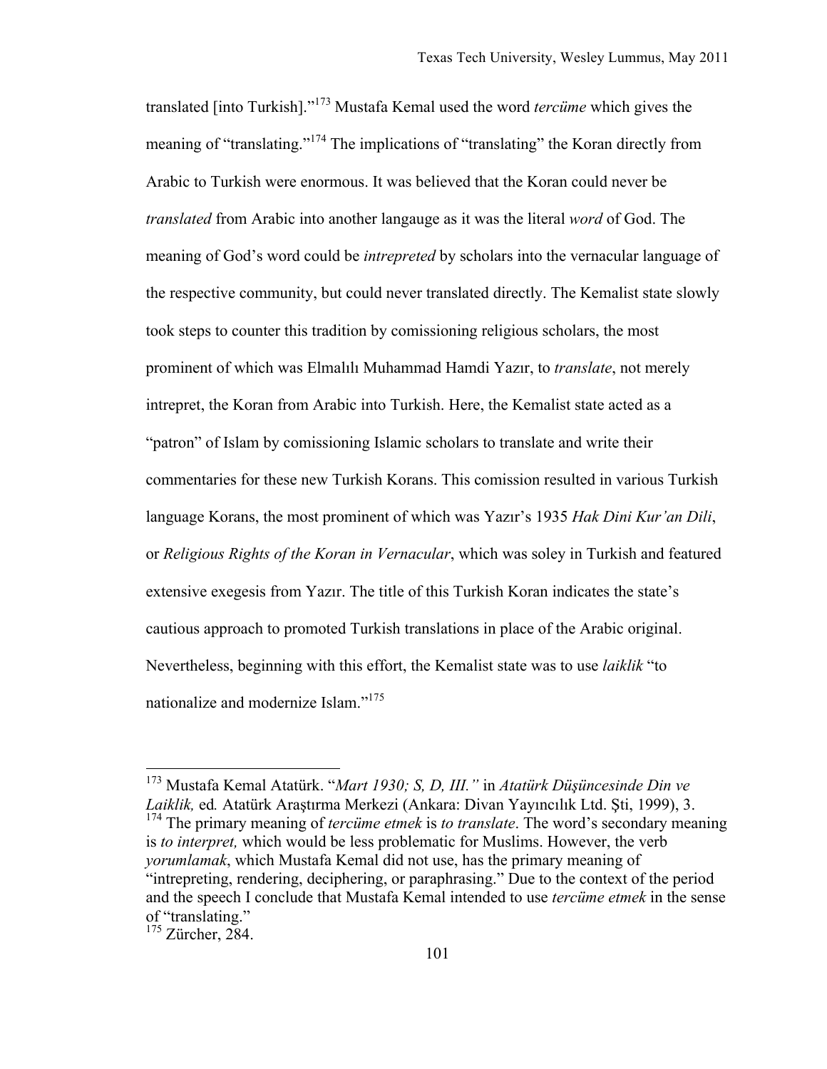translated [into Turkish]."[173] Mustafa Kemal used the word *tercüme* which gives the meaning of "translating."[174] The implications of "translating" the Koran directly from Arabic to Turkish were enormous. It was believed that the Koran could never be *translated* from Arabic into another langauge as it was the literal *word* of God. The meaning of God's word could be *intrepreted* by scholars into the vernacular language of the respective community, but could never translated directly. The Kemalist state slowly took steps to counter this tradition by comissioning religious scholars, the most prominent of which was Elmalılı Muhammad Hamdi Yazır, to *translate*, not merely intrepret, the Koran from Arabic into Turkish. Here, the Kemalist state acted as a "patron" of Islam by comissioning Islamic scholars to translate and write their commentaries for these new Turkish Korans. This comission resulted in various Turkish language Korans, the most prominent of which was Yazır's 1935 *Hak Dini Kur'an Dili*, or *Religious Rights of the Koran in Vernacular*, which was soley in Turkish and featured extensive exegesis from Yazır. The title of this Turkish Koran indicates the state's cautious approach to promoted Turkish translations in place of the Arabic original. Nevertheless, beginning with this effort, the Kemalist state was to use *laiklik* "to nationalize and modernize Islam."[175]

---

[173] Mustafa Kemal Atatürk. "*Mart 1930; S, D, III."* in *Atatürk Düşüncesinde Din ve Laiklik,* ed*.* Atatürk Araştırma Merkezi (Ankara: Divan Yayıncılık Ltd. Şti, 1999), 3.

[174] The primary meaning of *tercüme etmek* is *to translate*. The word's secondary meaning is *to interpret,* which would be less problematic for Muslims. However, the verb *yorumlamak*, which Mustafa Kemal did not use, has the primary meaning of "intrepreting, rendering, deciphering, or paraphrasing." Due to the context of the period and the speech I conclude that Mustafa Kemal intended to use *tercüme etmek* in the sense of "translating."

[175] Zürcher, 284.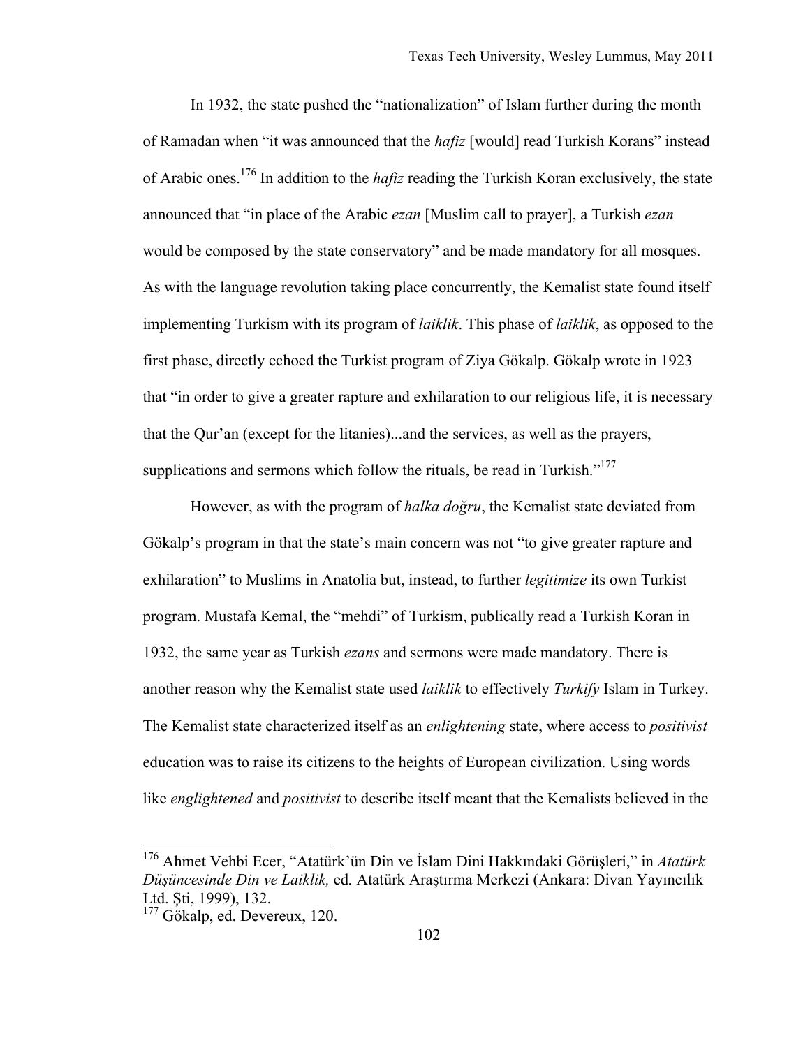In 1932, the state pushed the "nationalization" of Islam further during the month of Ramadan when "it was announced that the *hafiz* [would] read Turkish Korans" instead of Arabic ones.[176] In addition to the *hafiz* reading the Turkish Koran exclusively, the state announced that "in place of the Arabic *ezan* [Muslim call to prayer], a Turkish *ezan* would be composed by the state conservatory" and be made mandatory for all mosques. As with the language revolution taking place concurrently, the Kemalist state found itself implementing Turkism with its program of *laiklik*. This phase of *laiklik*, as opposed to the first phase, directly echoed the Turkist program of Ziya Gökalp. Gökalp wrote in 1923 that "in order to give a greater rapture and exhilaration to our religious life, it is necessary that the Qur'an (except for the litanies)...and the services, as well as the prayers, supplications and sermons which follow the rituals, be read in Turkish."[177]

However, as with the program of *halka doğru*, the Kemalist state deviated from Gökalp's program in that the state's main concern was not "to give greater rapture and exhilaration" to Muslims in Anatolia but, instead, to further *legitimize* its own Turkist program. Mustafa Kemal, the "mehdi" of Turkism, publically read a Turkish Koran in 1932, the same year as Turkish *ezans* and sermons were made mandatory. There is another reason why the Kemalist state used *laiklik* to effectively *Turkify* Islam in Turkey. The Kemalist state characterized itself as an *enlightening* state, where access to *positivist* education was to raise its citizens to the heights of European civilization. Using words like *englightened* and *positivist* to describe itself meant that the Kemalists believed in the

---

[176] Ahmet Vehbi Ecer, "Atatürk'ün Din ve İslam Dini Hakkındaki Görüşleri," in *Atatürk Düşüncesinde Din ve Laiklik,* ed*.* Atatürk Araştırma Merkezi (Ankara: Divan Yayıncılık Ltd. Şti, 1999), 132.

[177] Gökalp, ed. Devereux, 120.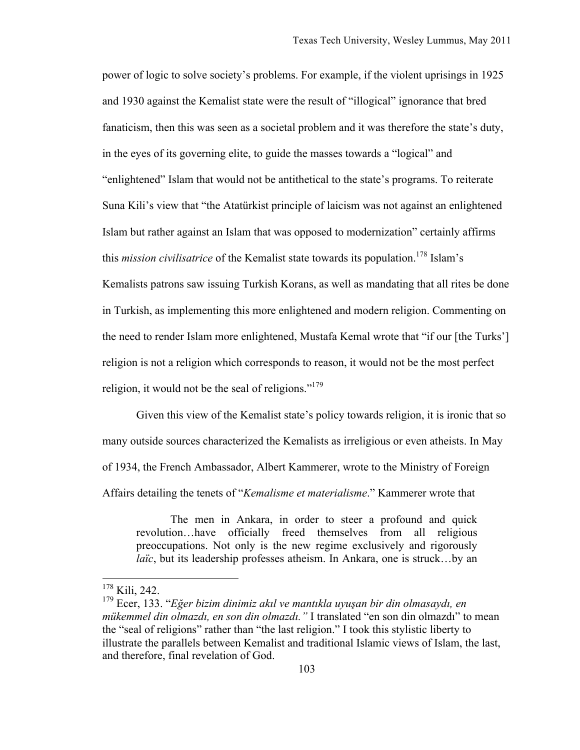power of logic to solve society's problems. For example, if the violent uprisings in 1925 and 1930 against the Kemalist state were the result of "illogical" ignorance that bred fanaticism, then this was seen as a societal problem and it was therefore the state's duty, in the eyes of its governing elite, to guide the masses towards a "logical" and "enlightened" Islam that would not be antithetical to the state's programs. To reiterate Suna Kili's view that "the Atatürkist principle of laicism was not against an enlightened Islam but rather against an Islam that was opposed to modernization" certainly affirms this *mission civilisatrice* of the Kemalist state towards its population.[178] Islam's Kemalists patrons saw issuing Turkish Korans, as well as mandating that all rites be done in Turkish, as implementing this more enlightened and modern religion. Commenting on the need to render Islam more enlightened, Mustafa Kemal wrote that "if our [the Turks'] religion is not a religion which corresponds to reason, it would not be the most perfect religion, it would not be the seal of religions."[179]

Given this view of the Kemalist state's policy towards religion, it is ironic that so many outside sources characterized the Kemalists as irreligious or even atheists. In May of 1934, the French Ambassador, Albert Kammerer, wrote to the Ministry of Foreign Affairs detailing the tenets of "*Kemalisme et materialisme*." Kammerer wrote that

> The men in Ankara, in order to steer a profound and quick revolution…have officially freed themselves from all religious preoccupations. Not only is the new regime exclusively and rigorously *laïc*, but its leadership professes atheism. In Ankara, one is struck…by an

---

[178] Kili, 242.

[179] Ecer, 133. "*Eğer bizim dinimiz akıl ve mantıkla uyuşan bir din olmasaydı, en mükemmel din olmazdı, en son din olmazdı.*" I translated "en son din olmazdı" to mean the "seal of religions" rather than "the last religion." I took this stylistic liberty to illustrate the parallels between Kemalist and traditional Islamic views of Islam, the last, and therefore, final revelation of God.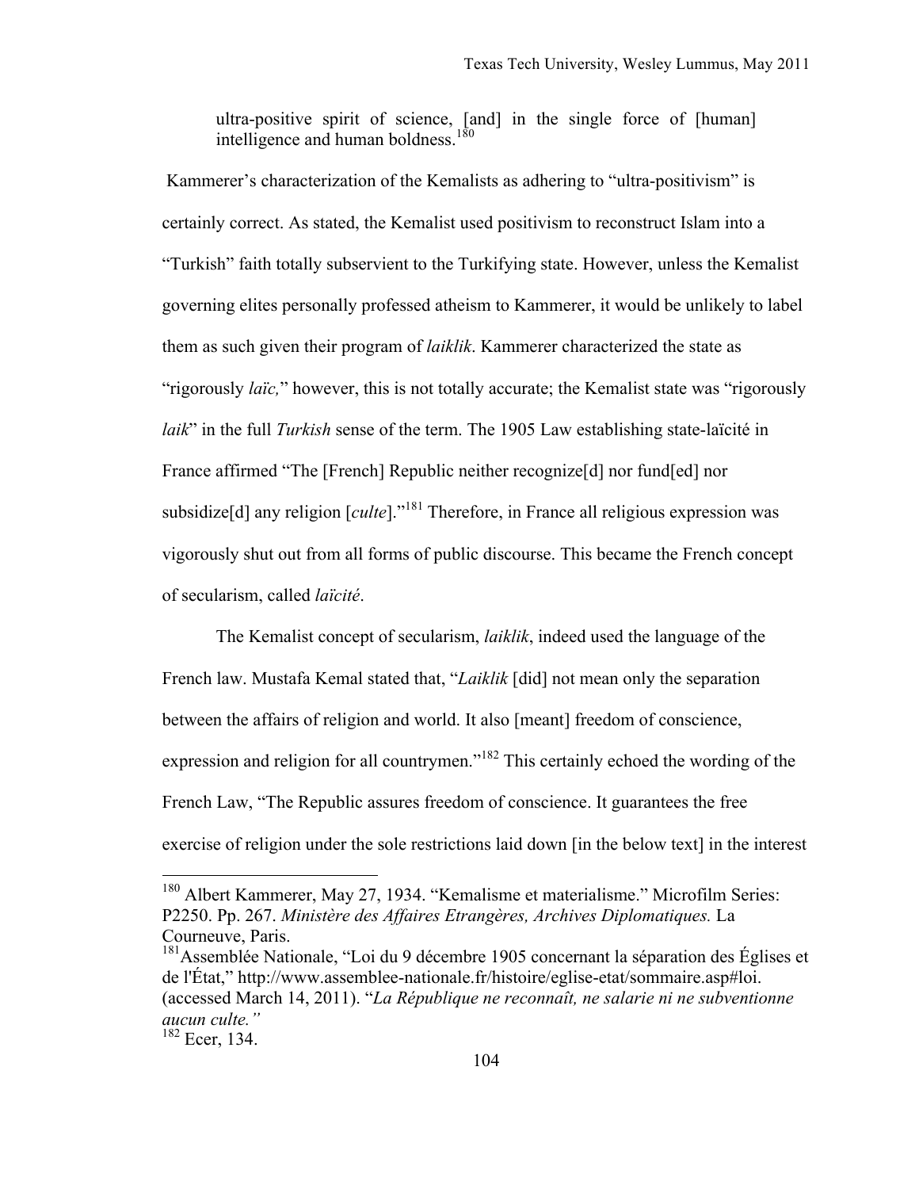> ultra-positive spirit of science, [and] in the single force of [human] intelligence and human boldness.[180]

Kammerer's characterization of the Kemalists as adhering to "ultra-positivism" is certainly correct. As stated, the Kemalist used positivism to reconstruct Islam into a "Turkish" faith totally subservient to the Turkifying state. However, unless the Kemalist governing elites personally professed atheism to Kammerer, it would be unlikely to label them as such given their program of *laiklik*. Kammerer characterized the state as "rigorously *laïc,*" however, this is not totally accurate; the Kemalist state was "rigorously *laik*" in the full *Turkish* sense of the term. The 1905 Law establishing state-laïcité in France affirmed "The [French] Republic neither recognize[d] nor fund[ed] nor subsidize[d] any religion [*culte*]."[181] Therefore, in France all religious expression was vigorously shut out from all forms of public discourse. This became the French concept of secularism, called *laïcité*.

The Kemalist concept of secularism, *laiklik*, indeed used the language of the French law. Mustafa Kemal stated that, "*Laiklik* [did] not mean only the separation between the affairs of religion and world. It also [meant] freedom of conscience, expression and religion for all countrymen."[182] This certainly echoed the wording of the French Law, "The Republic assures freedom of conscience. It guarantees the free exercise of religion under the sole restrictions laid down [in the below text] in the interest

---

[180] Albert Kammerer, May 27, 1934. "Kemalisme et materialisme." Microfilm Series: P2250. Pp. 267. *Ministère des Affaires Etrangères, Archives Diplomatiques.* La Courneuve, Paris.

[181] Assemblée Nationale, "Loi du 9 décembre 1905 concernant la séparation des Églises et de l'État," http://www.assemblee-nationale.fr/histoire/eglise-etat/sommaire.asp#loi. (accessed March 14, 2011). "*La République ne reconnaît, ne salarie ni ne subventionne aucun culte.*"

[182] Ecer, 134.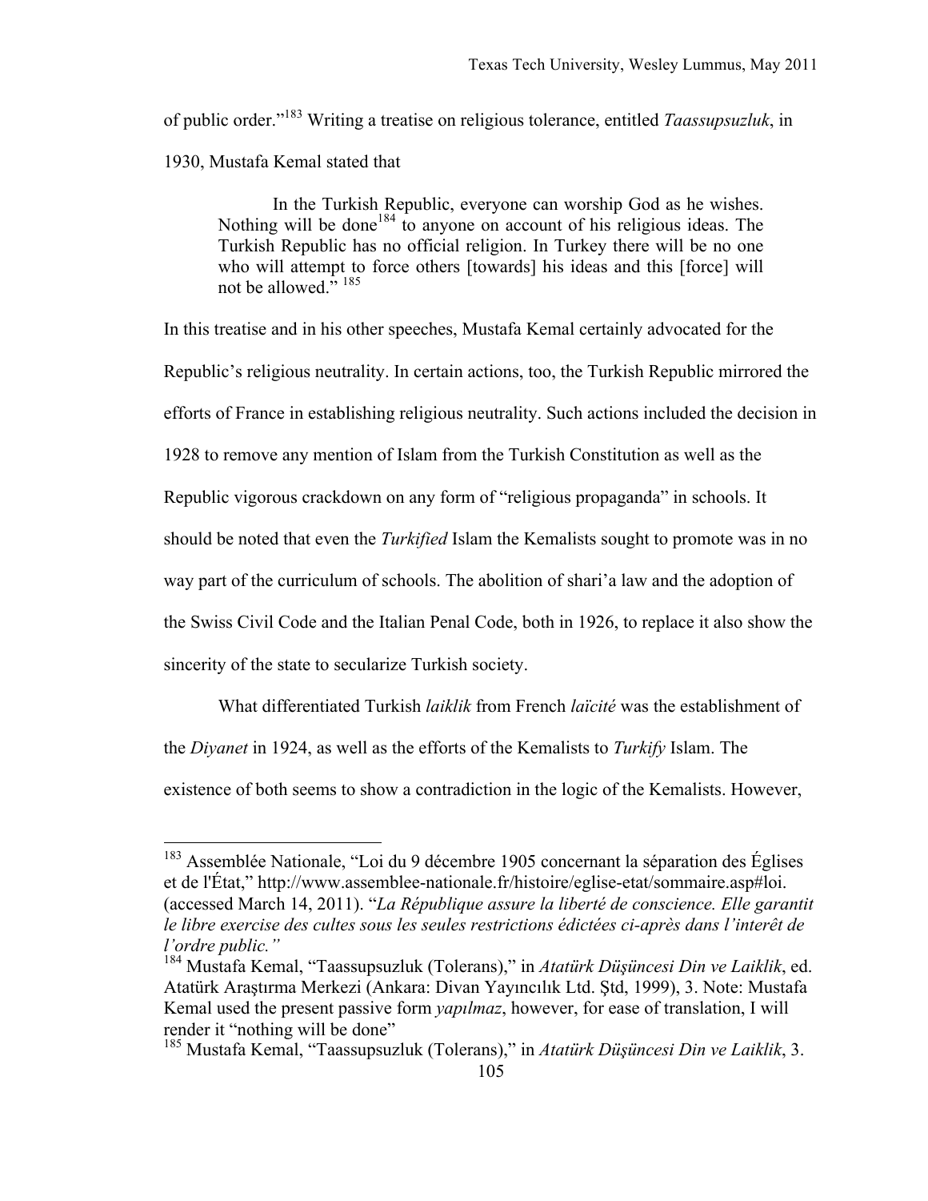of public order."[183] Writing a treatise on religious tolerance, entitled *Taassupsuzluk*, in 1930, Mustafa Kemal stated that

> In the Turkish Republic, everyone can worship God as he wishes. Nothing will be done[184] to anyone on account of his religious ideas. The Turkish Republic has no official religion. In Turkey there will be no one who will attempt to force others [towards] his ideas and this [force] will not be allowed." [185]

In this treatise and in his other speeches, Mustafa Kemal certainly advocated for the Republic's religious neutrality. In certain actions, too, the Turkish Republic mirrored the efforts of France in establishing religious neutrality. Such actions included the decision in 1928 to remove any mention of Islam from the Turkish Constitution as well as the Republic vigorous crackdown on any form of "religious propaganda" in schools. It should be noted that even the *Turkified* Islam the Kemalists sought to promote was in no way part of the curriculum of schools. The abolition of shari'a law and the adoption of the Swiss Civil Code and the Italian Penal Code, both in 1926, to replace it also show the sincerity of the state to secularize Turkish society.

What differentiated Turkish *laiklik* from French *laïcité* was the establishment of the *Diyanet* in 1924, as well as the efforts of the Kemalists to *Turkify* Islam. The existence of both seems to show a contradiction in the logic of the Kemalists. However,

---

[183] Assemblée Nationale, "Loi du 9 décembre 1905 concernant la séparation des Églises et de l'État," http://www.assemblee-nationale.fr/histoire/eglise-etat/sommaire.asp#loi. (accessed March 14, 2011). "*La République assure la liberté de conscience. Elle garantit le libre exercise des cultes sous les seules restrictions édictées ci-après dans l'interêt de l'ordre public.*"

[184] Mustafa Kemal, "Taassupsuzluk (Tolerans)," in *Atatürk Düşüncesi Din ve Laiklik*, ed. Atatürk Araştırma Merkezi (Ankara: Divan Yayıncılık Ltd. Ştd, 1999), 3. Note: Mustafa Kemal used the present passive form *yapılmaz*, however, for ease of translation, I will render it "nothing will be done"

[185] Mustafa Kemal, "Taassupsuzluk (Tolerans)," in *Atatürk Düşüncesi Din ve Laiklik*, 3.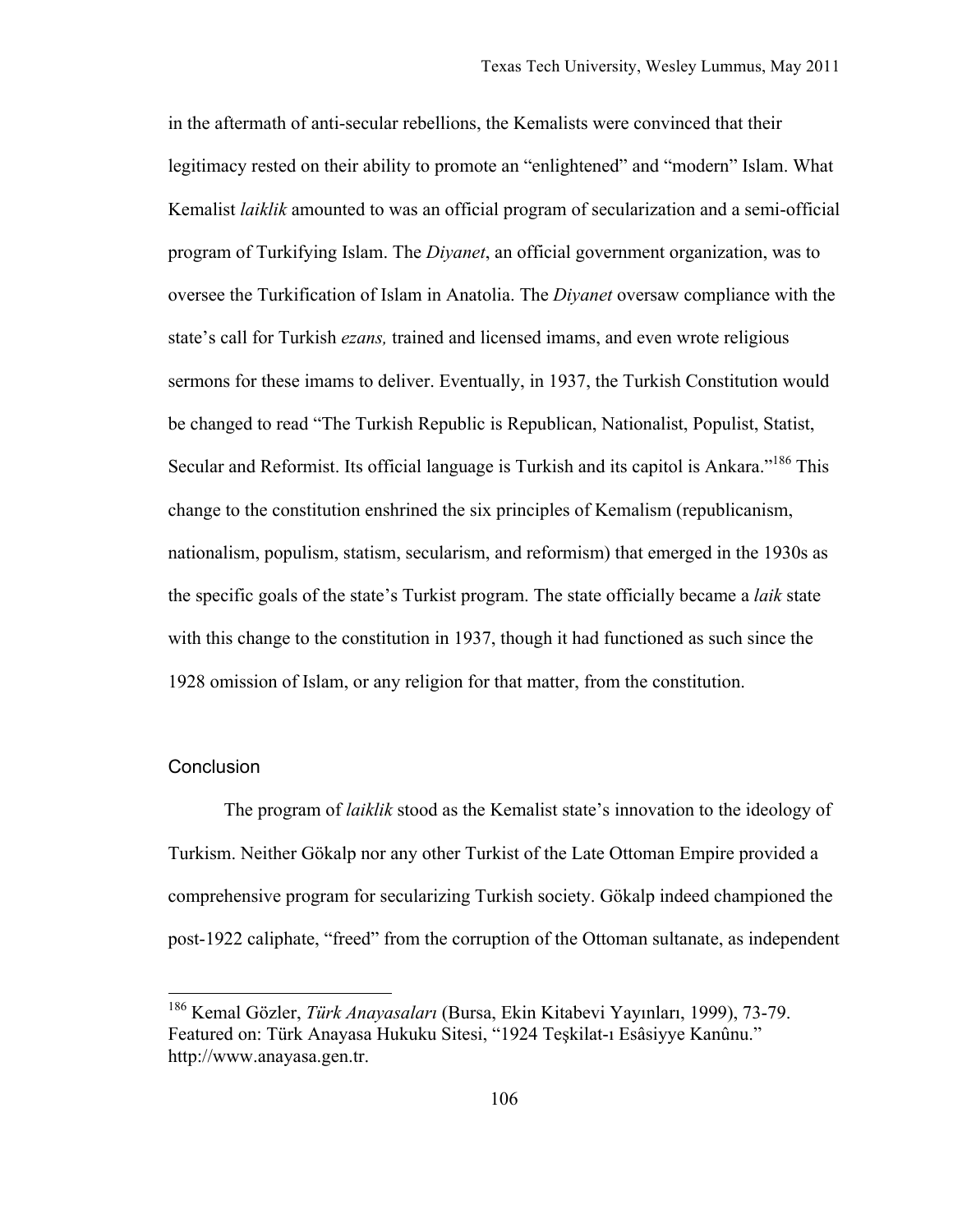in the aftermath of anti-secular rebellions, the Kemalists were convinced that their legitimacy rested on their ability to promote an "enlightened" and "modern" Islam. What Kemalist *laiklik* amounted to was an official program of secularization and a semi-official program of Turkifying Islam. The *Diyanet*, an official government organization, was to oversee the Turkification of Islam in Anatolia. The *Diyanet* oversaw compliance with the state's call for Turkish *ezans,* trained and licensed imams, and even wrote religious sermons for these imams to deliver. Eventually, in 1937, the Turkish Constitution would be changed to read "The Turkish Republic is Republican, Nationalist, Populist, Statist, Secular and Reformist. Its official language is Turkish and its capitol is Ankara."[186] This change to the constitution enshrined the six principles of Kemalism (republicanism, nationalism, populism, statism, secularism, and reformism) that emerged in the 1930s as the specific goals of the state's Turkist program. The state officially became a *laik* state with this change to the constitution in 1937, though it had functioned as such since the 1928 omission of Islam, or any religion for that matter, from the constitution.

## Conclusion

The program of *laiklik* stood as the Kemalist state's innovation to the ideology of Turkism. Neither Gökalp nor any other Turkist of the Late Ottoman Empire provided a comprehensive program for secularizing Turkish society. Gökalp indeed championed the post-1922 caliphate, "freed" from the corruption of the Ottoman sultanate, as independent

---

[186] Kemal Gözler, *Türk Anayasaları* (Bursa, Ekin Kitabevi Yayınları, 1999), 73-79. Featured on: Türk Anayasa Hukuku Sitesi, "1924 Teşkilat-ı Esâsiyye Kanûnu." http://www.anayasa.gen.tr.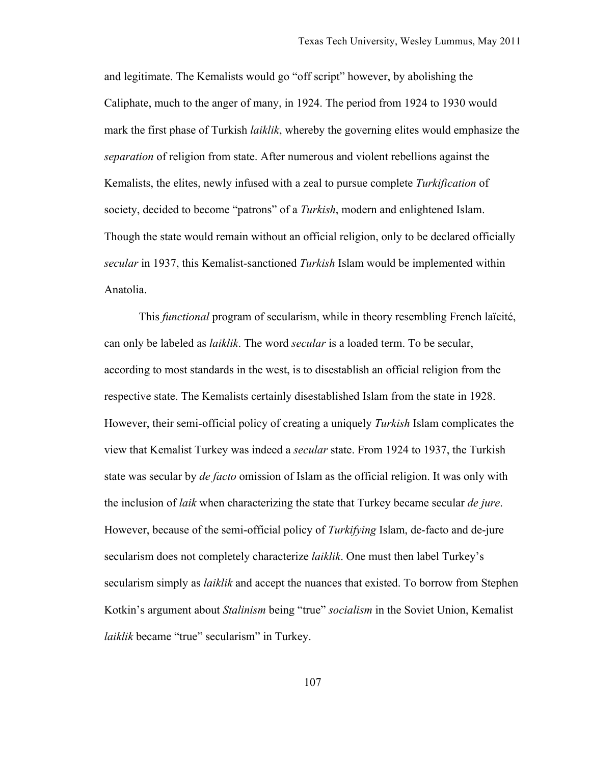and legitimate. The Kemalists would go "off script" however, by abolishing the Caliphate, much to the anger of many, in 1924. The period from 1924 to 1930 would mark the first phase of Turkish *laiklik*, whereby the governing elites would emphasize the *separation* of religion from state. After numerous and violent rebellions against the Kemalists, the elites, newly infused with a zeal to pursue complete *Turkification* of society, decided to become "patrons" of a *Turkish*, modern and enlightened Islam. Though the state would remain without an official religion, only to be declared officially *secular* in 1937, this Kemalist-sanctioned *Turkish* Islam would be implemented within Anatolia.

This *functional* program of secularism, while in theory resembling French laïcité, can only be labeled as *laiklik*. The word *secular* is a loaded term. To be secular, according to most standards in the west, is to disestablish an official religion from the respective state. The Kemalists certainly disestablished Islam from the state in 1928. However, their semi-official policy of creating a uniquely *Turkish* Islam complicates the view that Kemalist Turkey was indeed a *secular* state. From 1924 to 1937, the Turkish state was secular by *de facto* omission of Islam as the official religion. It was only with the inclusion of *laik* when characterizing the state that Turkey became secular *de jure*. However, because of the semi-official policy of *Turkifying* Islam, de-facto and de-jure secularism does not completely characterize *laiklik*. One must then label Turkey's secularism simply as *laiklik* and accept the nuances that existed. To borrow from Stephen Kotkin's argument about *Stalinism* being "true" *socialism* in the Soviet Union, Kemalist *laiklik* became "true" secularism" in Turkey.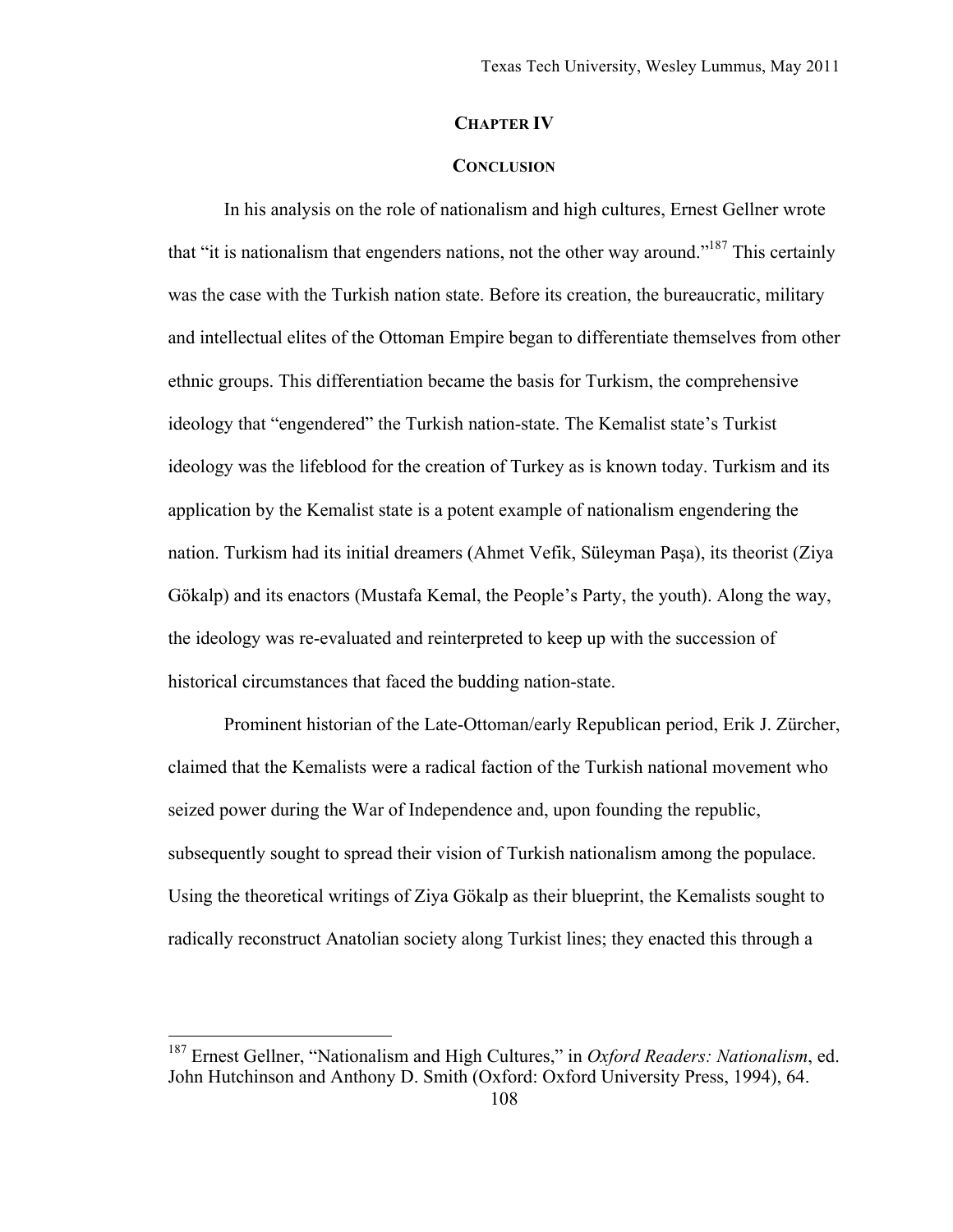## CHAPTER IV

## CONCLUSION

In his analysis on the role of nationalism and high cultures, Ernest Gellner wrote that "it is nationalism that engenders nations, not the other way around."[187] This certainly was the case with the Turkish nation state. Before its creation, the bureaucratic, military and intellectual elites of the Ottoman Empire began to differentiate themselves from other ethnic groups. This differentiation became the basis for Turkism, the comprehensive ideology that "engendered" the Turkish nation-state. The Kemalist state's Turkist ideology was the lifeblood for the creation of Turkey as is known today. Turkism and its application by the Kemalist state is a potent example of nationalism engendering the nation. Turkism had its initial dreamers (Ahmet Vefik, Süleyman Paşa), its theorist (Ziya Gökalp) and its enactors (Mustafa Kemal, the People's Party, the youth). Along the way, the ideology was re-evaluated and reinterpreted to keep up with the succession of historical circumstances that faced the budding nation-state.

Prominent historian of the Late-Ottoman/early Republican period, Erik J. Zürcher, claimed that the Kemalists were a radical faction of the Turkish national movement who seized power during the War of Independence and, upon founding the republic, subsequently sought to spread their vision of Turkish nationalism among the populace. Using the theoretical writings of Ziya Gökalp as their blueprint, the Kemalists sought to radically reconstruct Anatolian society along Turkist lines; they enacted this through a

[187] Ernest Gellner, "Nationalism and High Cultures," in *Oxford Readers: Nationalism*, ed. John Hutchinson and Anthony D. Smith (Oxford: Oxford University Press, 1994), 64.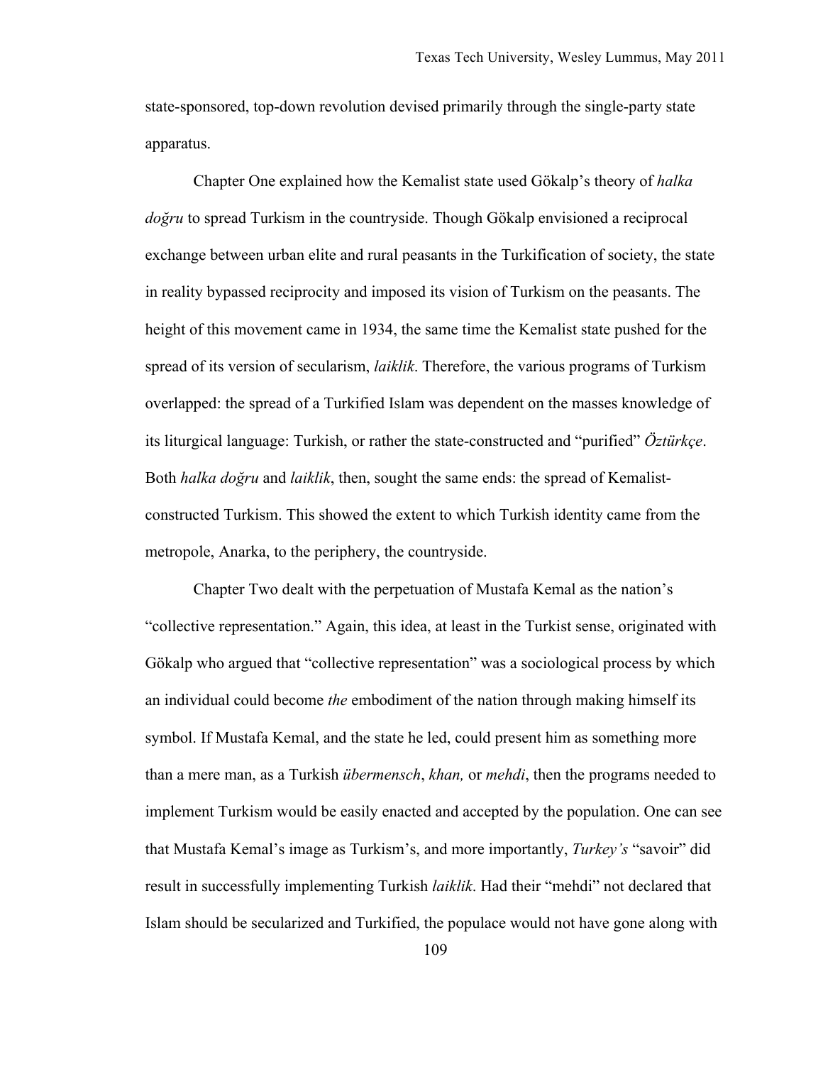state-sponsored, top-down revolution devised primarily through the single-party state apparatus.

Chapter One explained how the Kemalist state used Gökalp's theory of *halka doğru* to spread Turkism in the countryside. Though Gökalp envisioned a reciprocal exchange between urban elite and rural peasants in the Turkification of society, the state in reality bypassed reciprocity and imposed its vision of Turkism on the peasants. The height of this movement came in 1934, the same time the Kemalist state pushed for the spread of its version of secularism, *laiklik*. Therefore, the various programs of Turkism overlapped: the spread of a Turkified Islam was dependent on the masses knowledge of its liturgical language: Turkish, or rather the state-constructed and "purified" *Öztürkçe*. Both *halka doğru* and *laiklik*, then, sought the same ends: the spread of Kemalist-constructed Turkism. This showed the extent to which Turkish identity came from the metropole, Anarka, to the periphery, the countryside.

Chapter Two dealt with the perpetuation of Mustafa Kemal as the nation's "collective representation." Again, this idea, at least in the Turkist sense, originated with Gökalp who argued that "collective representation" was a sociological process by which an individual could become *the* embodiment of the nation through making himself its symbol. If Mustafa Kemal, and the state he led, could present him as something more than a mere man, as a Turkish *übermensch*, *khan,* or *mehdi*, then the programs needed to implement Turkism would be easily enacted and accepted by the population. One can see that Mustafa Kemal's image as Turkism's, and more importantly, *Turkey's* "savoir" did result in successfully implementing Turkish *laiklik*. Had their "mehdi" not declared that Islam should be secularized and Turkified, the populace would not have gone along with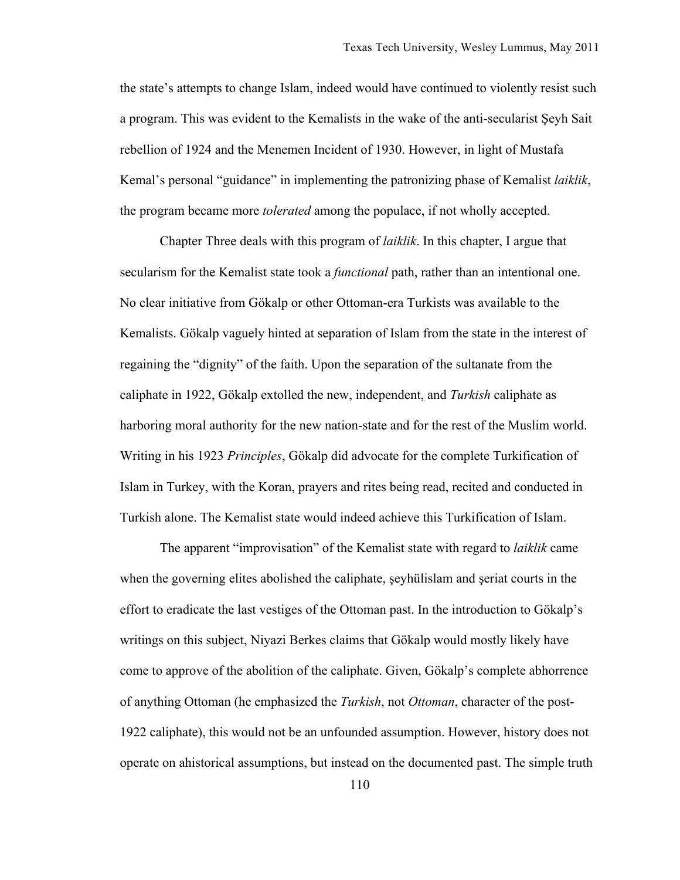the state's attempts to change Islam, indeed would have continued to violently resist such a program. This was evident to the Kemalists in the wake of the anti-secularist Şeyh Sait rebellion of 1924 and the Menemen Incident of 1930. However, in light of Mustafa Kemal's personal "guidance" in implementing the patronizing phase of Kemalist *laiklik*, the program became more *tolerated* among the populace, if not wholly accepted.

Chapter Three deals with this program of *laiklik*. In this chapter, I argue that secularism for the Kemalist state took a *functional* path, rather than an intentional one. No clear initiative from Gökalp or other Ottoman-era Turkists was available to the Kemalists. Gökalp vaguely hinted at separation of Islam from the state in the interest of regaining the "dignity" of the faith. Upon the separation of the sultanate from the caliphate in 1922, Gökalp extolled the new, independent, and *Turkish* caliphate as harboring moral authority for the new nation-state and for the rest of the Muslim world. Writing in his 1923 *Principles*, Gökalp did advocate for the complete Turkification of Islam in Turkey, with the Koran, prayers and rites being read, recited and conducted in Turkish alone. The Kemalist state would indeed achieve this Turkification of Islam.

The apparent "improvisation" of the Kemalist state with regard to *laiklik* came when the governing elites abolished the caliphate, şeyhülislam and şeriat courts in the effort to eradicate the last vestiges of the Ottoman past. In the introduction to Gökalp's writings on this subject, Niyazi Berkes claims that Gökalp would mostly likely have come to approve of the abolition of the caliphate. Given, Gökalp's complete abhorrence of anything Ottoman (he emphasized the *Turkish*, not *Ottoman*, character of the post-1922 caliphate), this would not be an unfounded assumption. However, history does not operate on ahistorical assumptions, but instead on the documented past. The simple truth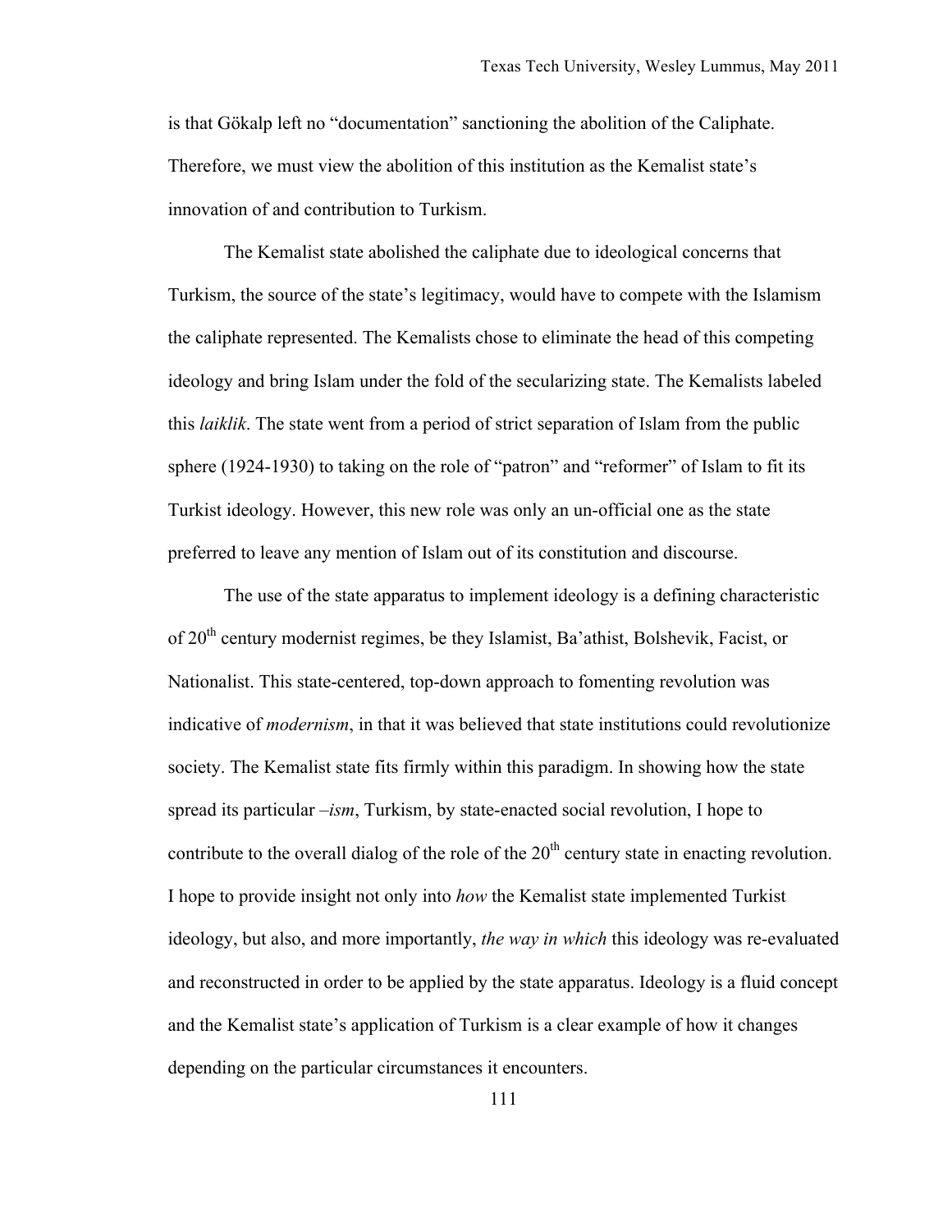is that Gökalp left no "documentation" sanctioning the abolition of the Caliphate. Therefore, we must view the abolition of this institution as the Kemalist state's innovation of and contribution to Turkism.

The Kemalist state abolished the caliphate due to ideological concerns that Turkism, the source of the state's legitimacy, would have to compete with the Islamism the caliphate represented. The Kemalists chose to eliminate the head of this competing ideology and bring Islam under the fold of the secularizing state. The Kemalists labeled this *laiklik*. The state went from a period of strict separation of Islam from the public sphere (1924-1930) to taking on the role of "patron" and "reformer" of Islam to fit its Turkist ideology. However, this new role was only an un-official one as the state preferred to leave any mention of Islam out of its constitution and discourse.

The use of the state apparatus to implement ideology is a defining characteristic of 20th century modernist regimes, be they Islamist, Ba'athist, Bolshevik, Facist, or Nationalist. This state-centered, top-down approach to fomenting revolution was indicative of *modernism*, in that it was believed that state institutions could revolutionize society. The Kemalist state fits firmly within this paradigm. In showing how the state spread its particular *–ism*, Turkism, by state-enacted social revolution, I hope to contribute to the overall dialog of the role of the 20th century state in enacting revolution. I hope to provide insight not only into *how* the Kemalist state implemented Turkist ideology, but also, and more importantly, *the way in which* this ideology was re-evaluated and reconstructed in order to be applied by the state apparatus. Ideology is a fluid concept and the Kemalist state's application of Turkism is a clear example of how it changes depending on the particular circumstances it encounters.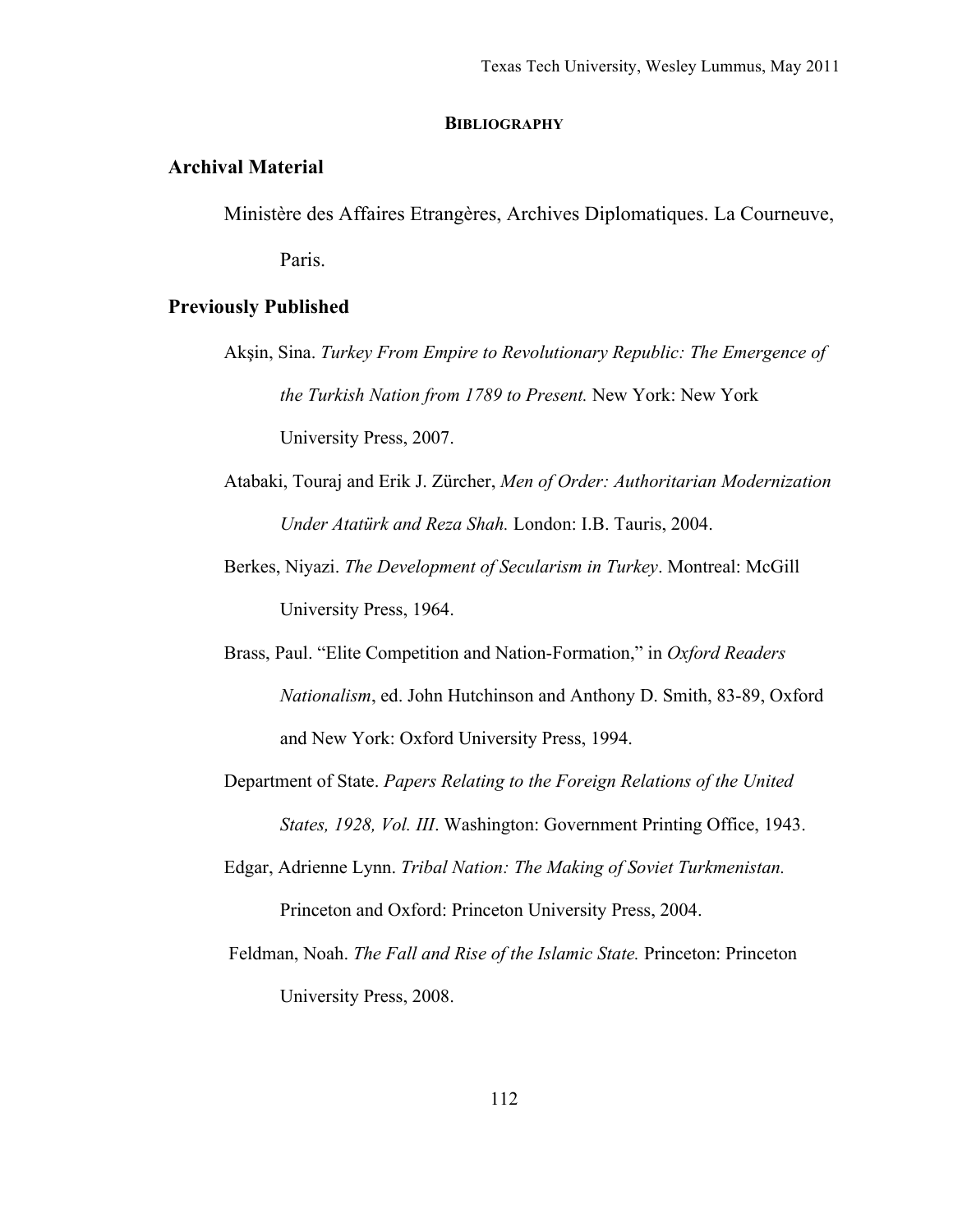# BIBLIOGRAPHY

## Archival Material

Ministère des Affaires Etrangères, Archives Diplomatiques. La Courneuve, Paris.

## Previously Published

Akşin, Sina. *Turkey From Empire to Revolutionary Republic: The Emergence of the Turkish Nation from 1789 to Present.* New York: New York University Press, 2007.

Atabaki, Touraj and Erik J. Zürcher, *Men of Order: Authoritarian Modernization Under Atatürk and Reza Shah.* London: I.B. Tauris, 2004.

Berkes, Niyazi. *The Development of Secularism in Turkey*. Montreal: McGill University Press, 1964.

Brass, Paul. "Elite Competition and Nation-Formation," in *Oxford Readers Nationalism*, ed. John Hutchinson and Anthony D. Smith, 83-89, Oxford and New York: Oxford University Press, 1994.

Department of State. *Papers Relating to the Foreign Relations of the United States, 1928, Vol. III*. Washington: Government Printing Office, 1943.

Edgar, Adrienne Lynn. *Tribal Nation: The Making of Soviet Turkmenistan.* Princeton and Oxford: Princeton University Press, 2004.

Feldman, Noah. *The Fall and Rise of the Islamic State.* Princeton: Princeton University Press, 2008.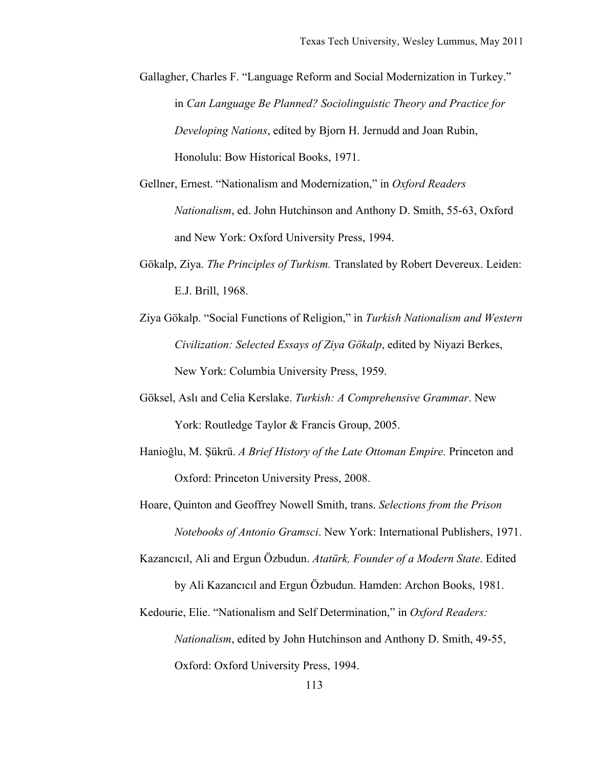Gallagher, Charles F. "Language Reform and Social Modernization in Turkey." in *Can Language Be Planned? Sociolinguistic Theory and Practice for Developing Nations*, edited by Bjorn H. Jernudd and Joan Rubin, Honolulu: Bow Historical Books, 1971.

Gellner, Ernest. "Nationalism and Modernization," in *Oxford Readers Nationalism*, ed. John Hutchinson and Anthony D. Smith, 55-63, Oxford and New York: Oxford University Press, 1994.

Gökalp, Ziya. *The Principles of Turkism.* Translated by Robert Devereux. Leiden: E.J. Brill, 1968.

Ziya Gökalp. "Social Functions of Religion," in *Turkish Nationalism and Western Civilization: Selected Essays of Ziya Gökalp*, edited by Niyazi Berkes, New York: Columbia University Press, 1959.

Göksel, Aslı and Celia Kerslake. *Turkish: A Comprehensive Grammar*. New York: Routledge Taylor & Francis Group, 2005.

Hanioğlu, M. Şükrü. *A Brief History of the Late Ottoman Empire.* Princeton and Oxford: Princeton University Press, 2008.

Hoare, Quinton and Geoffrey Nowell Smith, trans. *Selections from the Prison Notebooks of Antonio Gramsci*. New York: International Publishers, 1971.

Kazancıcıl, Ali and Ergun Özbudun. *Atatürk, Founder of a Modern State*. Edited by Ali Kazancıcıl and Ergun Özbudun. Hamden: Archon Books, 1981.

Kedourie, Elie. "Nationalism and Self Determination," in *Oxford Readers: Nationalism*, edited by John Hutchinson and Anthony D. Smith, 49-55, Oxford: Oxford University Press, 1994.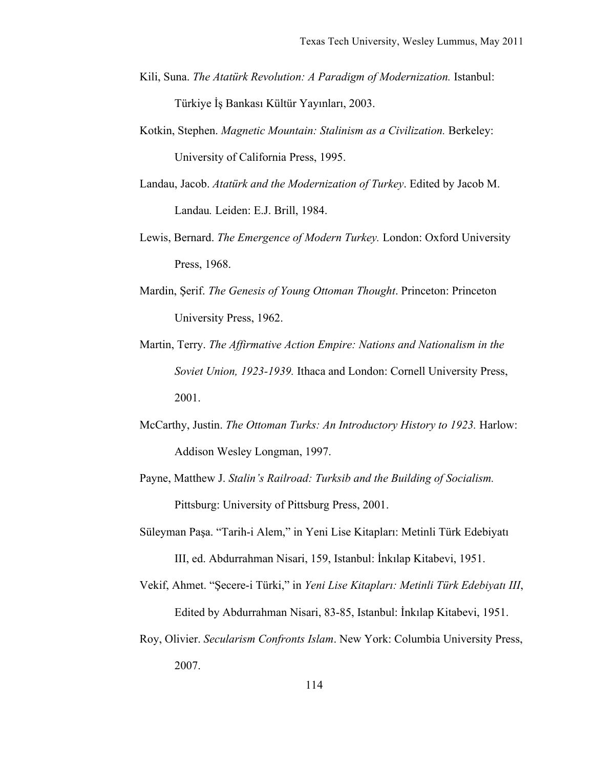Kili, Suna. *The Atatürk Revolution: A Paradigm of Modernization.* Istanbul: Türkiye İş Bankası Kültür Yayınları, 2003.

Kotkin, Stephen. *Magnetic Mountain: Stalinism as a Civilization.* Berkeley: University of California Press, 1995.

Landau, Jacob. *Atatürk and the Modernization of Turkey*. Edited by Jacob M. Landau. Leiden: E.J. Brill, 1984.

Lewis, Bernard. *The Emergence of Modern Turkey.* London: Oxford University Press, 1968.

Mardin, Şerif. *The Genesis of Young Ottoman Thought*. Princeton: Princeton University Press, 1962.

Martin, Terry. *The Affirmative Action Empire: Nations and Nationalism in the Soviet Union, 1923-1939.* Ithaca and London: Cornell University Press, 2001.

McCarthy, Justin. *The Ottoman Turks: An Introductory History to 1923.* Harlow: Addison Wesley Longman, 1997.

Payne, Matthew J. *Stalin's Railroad: Turksib and the Building of Socialism.* Pittsburg: University of Pittsburg Press, 2001.

Süleyman Paşa. "Tarih-i Alem," in Yeni Lise Kitapları: Metinli Türk Edebiyatı III, ed. Abdurrahman Nisari, 159, Istanbul: İnkılap Kitabevi, 1951.

Vekif, Ahmet. "Şecere-i Türki," in *Yeni Lise Kitapları: Metinli Türk Edebiyatı III*, Edited by Abdurrahman Nisari, 83-85, Istanbul: İnkılap Kitabevi, 1951.

Roy, Olivier. *Secularism Confronts Islam*. New York: Columbia University Press, 2007.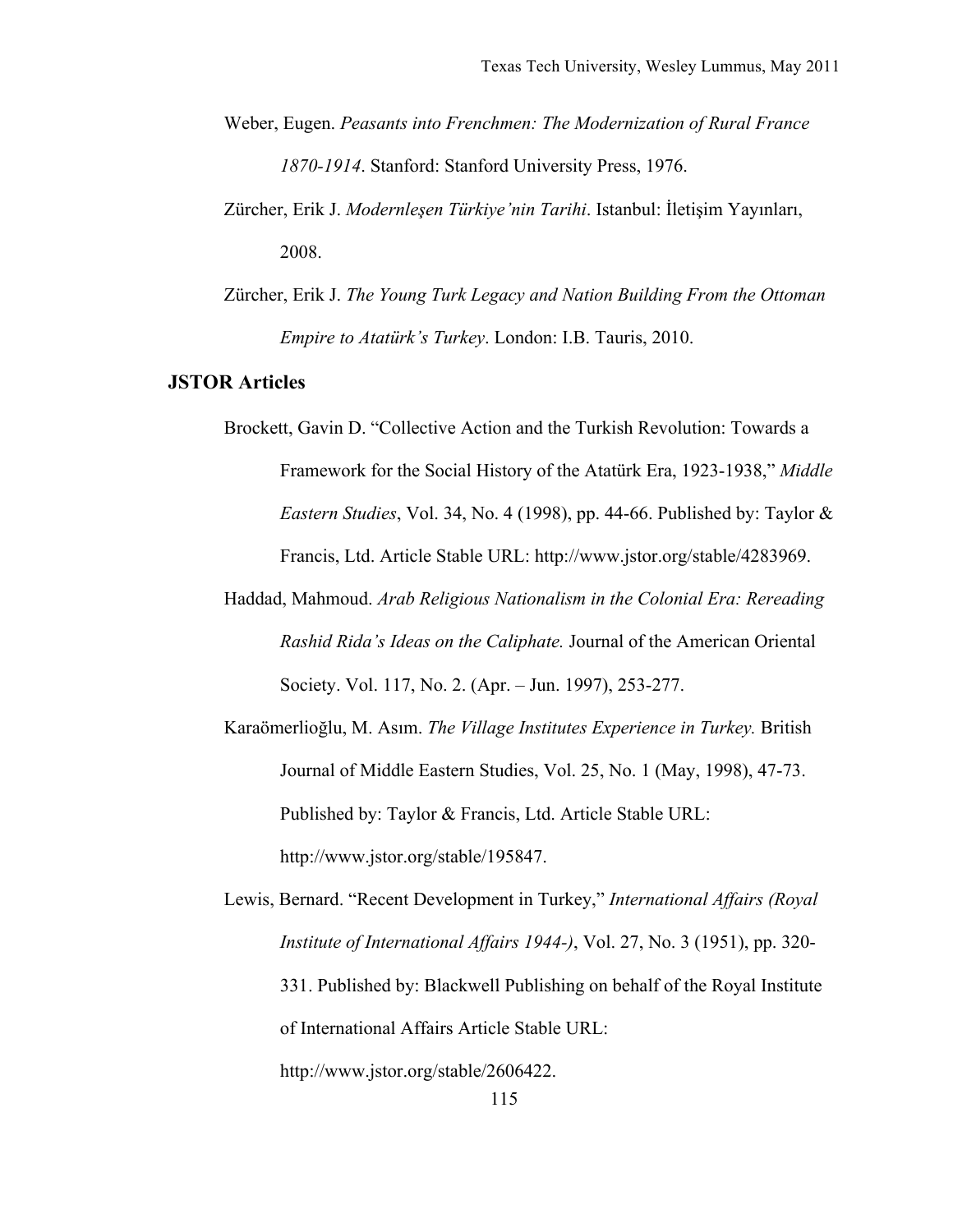Weber, Eugen. *Peasants into Frenchmen: The Modernization of Rural France 1870-1914*. Stanford: Stanford University Press, 1976.

Zürcher, Erik J. *Modernleşen Türkiye'nin Tarihi*. Istanbul: İletişim Yayınları, 2008.

Zürcher, Erik J. *The Young Turk Legacy and Nation Building From the Ottoman Empire to Atatürk's Turkey*. London: I.B. Tauris, 2010.

## JSTOR Articles

Brockett, Gavin D. "Collective Action and the Turkish Revolution: Towards a Framework for the Social History of the Atatürk Era, 1923-1938," *Middle Eastern Studies*, Vol. 34, No. 4 (1998), pp. 44-66. Published by: Taylor & Francis, Ltd. Article Stable URL: http://www.jstor.org/stable/4283969.

Haddad, Mahmoud. *Arab Religious Nationalism in the Colonial Era: Rereading Rashid Rida's Ideas on the Caliphate.* Journal of the American Oriental Society. Vol. 117, No. 2. (Apr. – Jun. 1997), 253-277.

Karaömerlioğlu, M. Asım. *The Village Institutes Experience in Turkey.* British Journal of Middle Eastern Studies, Vol. 25, No. 1 (May, 1998), 47-73. Published by: Taylor & Francis, Ltd. Article Stable URL: http://www.jstor.org/stable/195847.

Lewis, Bernard. "Recent Development in Turkey," *International Affairs (Royal Institute of International Affairs 1944-)*, Vol. 27, No. 3 (1951), pp. 320-331. Published by: Blackwell Publishing on behalf of the Royal Institute of International Affairs Article Stable URL: http://www.jstor.org/stable/2606422.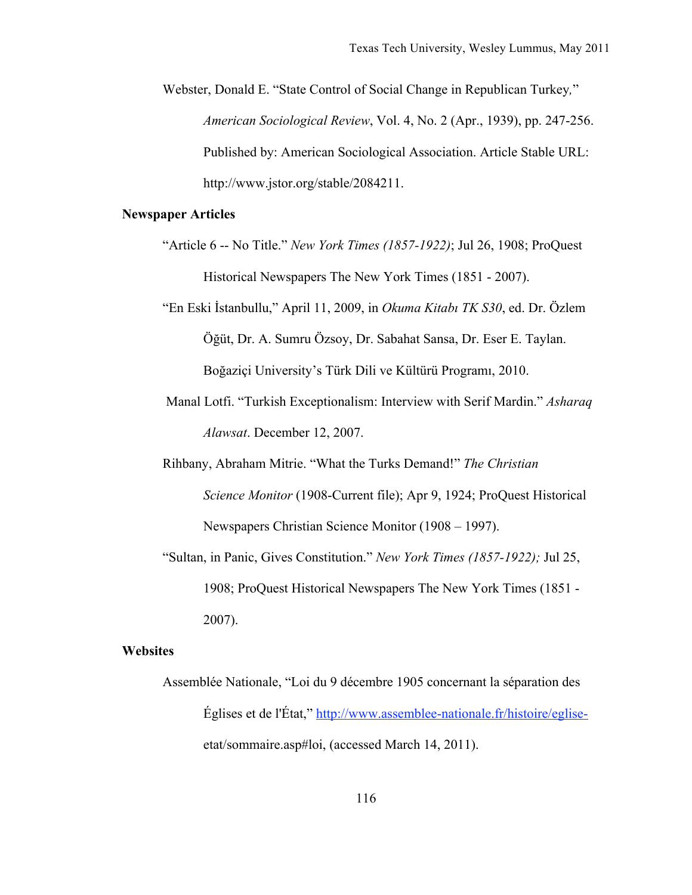Webster, Donald E. "State Control of Social Change in Republican Turkey," *American Sociological Review*, Vol. 4, No. 2 (Apr., 1939), pp. 247-256. Published by: American Sociological Association. Article Stable URL: http://www.jstor.org/stable/2084211.

**Newspaper Articles**

"Article 6 -- No Title." *New York Times (1857-1922)*; Jul 26, 1908; ProQuest Historical Newspapers The New York Times (1851 - 2007).

"En Eski İstanbullu," April 11, 2009, in *Okuma Kitabı TK S30*, ed. Dr. Özlem Öğüt, Dr. A. Sumru Özsoy, Dr. Sabahat Sansa, Dr. Eser E. Taylan. Boğaziçi University's Türk Dili ve Kültürü Programı, 2010.

Manal Lotfi. "Turkish Exceptionalism: Interview with Serif Mardin." *Asharaq Alawsat*. December 12, 2007.

Rihbany, Abraham Mitrie. "What the Turks Demand!" *The Christian Science Monitor* (1908-Current file); Apr 9, 1924; ProQuest Historical Newspapers Christian Science Monitor (1908 – 1997).

"Sultan, in Panic, Gives Constitution." *New York Times (1857-1922);* Jul 25, 1908; ProQuest Historical Newspapers The New York Times (1851 - 2007).

**Websites**

Assemblée Nationale, "Loi du 9 décembre 1905 concernant la séparation des Églises et de l'État," http://www.assemblee-nationale.fr/histoire/eglise-etat/sommaire.asp#loi, (accessed March 14, 2011).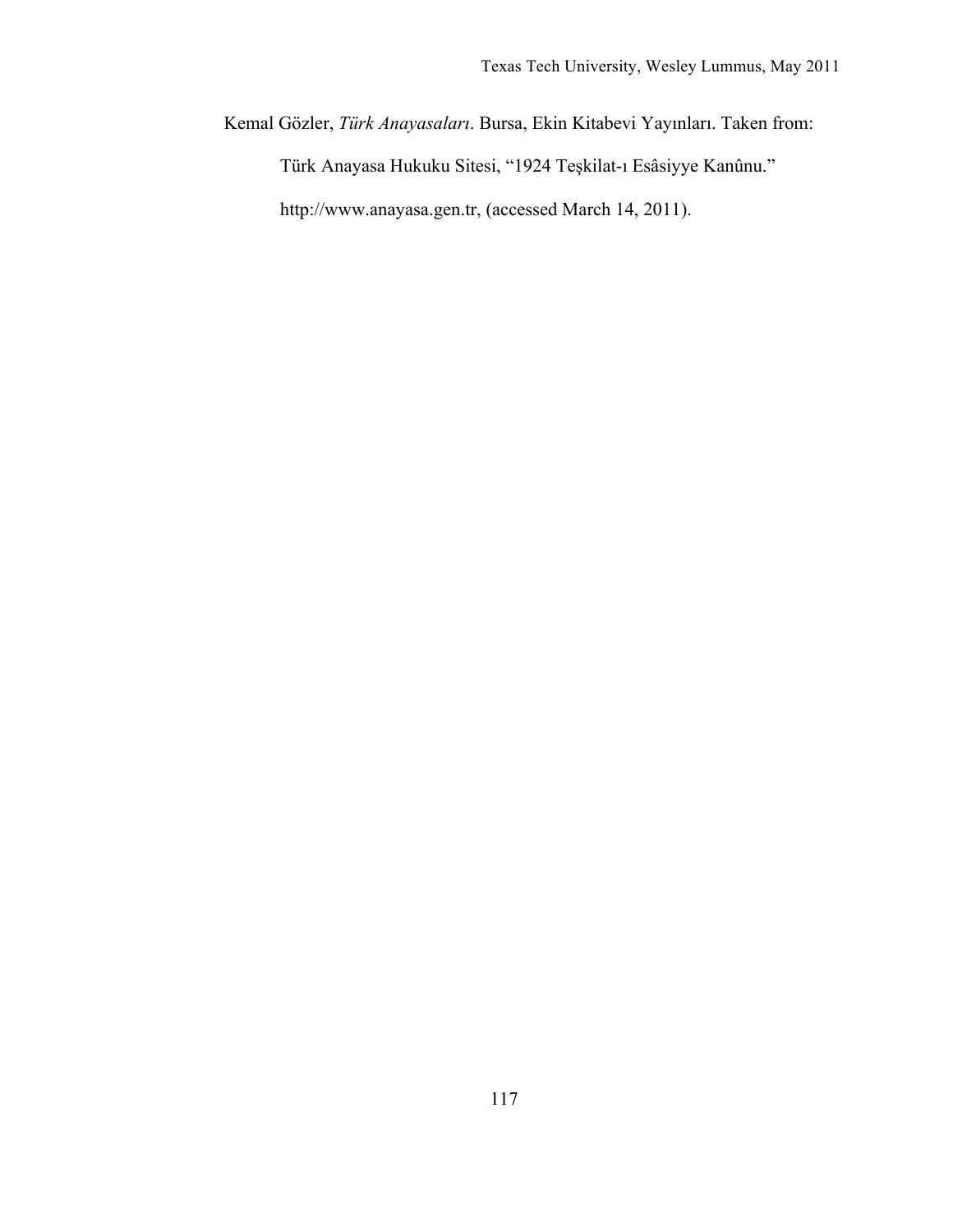Kemal Gözler, *Türk Anayasaları*. Bursa, Ekin Kitabevi Yayınları. Taken from: Türk Anayasa Hukuku Sitesi, "1924 Teşkilat-ı Esâsiyye Kanûnu." http://www.anayasa.gen.tr, (accessed March 14, 2011).